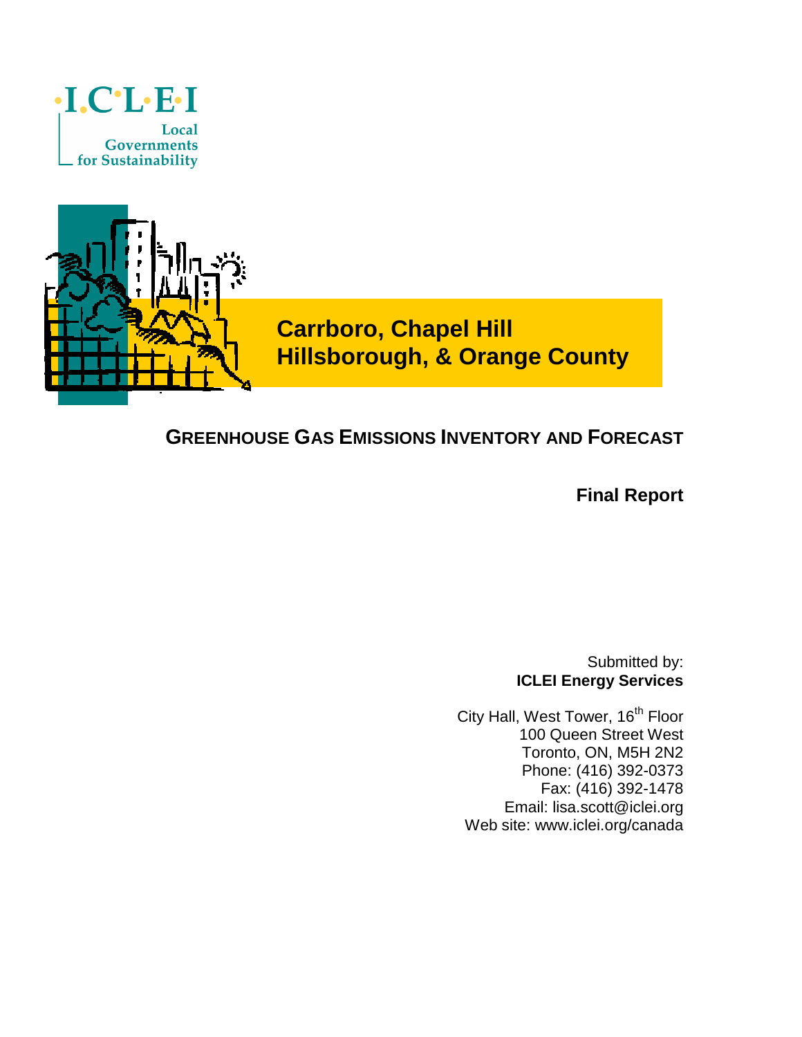·I·C·L·E·I

Local
Governments
for Sustainability

# Carrboro, Chapel Hill Hillsborough, & Orange County

## GREENHOUSE GAS EMISSIONS INVENTORY AND FORECAST

**Final Report**

Submitted by:
**ICLEI Energy Services**

City Hall, West Tower, 16th Floor
100 Queen Street West
Toronto, ON, M5H 2N2
Phone: (416) 392-0373
Fax: (416) 392-1478
Email: lisa.scott@iclei.org
Web site: www.iclei.org/canada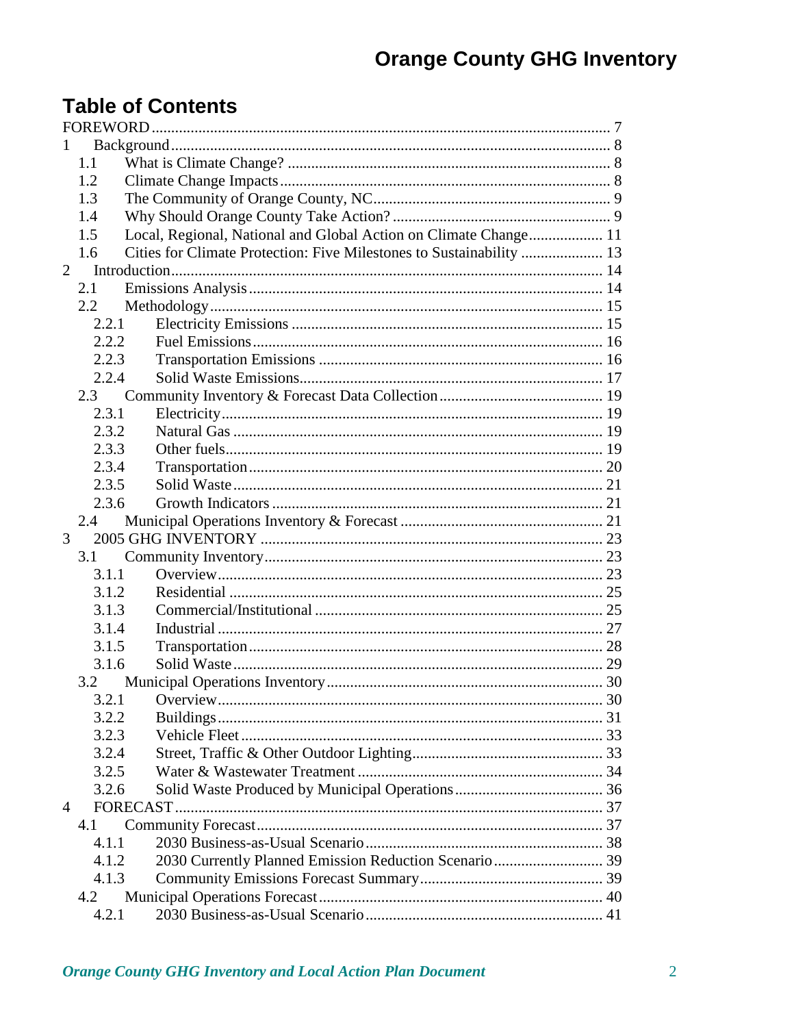## Table of Contents

FOREWORD .................................................. 7
1 Background .................................................. 8
  1.1 What is Climate Change? .................................................. 8
  1.2 Climate Change Impacts .................................................. 8
  1.3 The Community of Orange County, NC .................................................. 9
  1.4 Why Should Orange County Take Action? .................................................. 9
  1.5 Local, Regional, National and Global Action on Climate Change .................................................. 11
  1.6 Cities for Climate Protection: Five Milestones to Sustainability .................................................. 13
2 Introduction .................................................. 14
  2.1 Emissions Analysis .................................................. 14
  2.2 Methodology .................................................. 15
    2.2.1 Electricity Emissions .................................................. 15
    2.2.2 Fuel Emissions .................................................. 16
    2.2.3 Transportation Emissions .................................................. 16
    2.2.4 Solid Waste Emissions .................................................. 17
  2.3 Community Inventory & Forecast Data Collection .................................................. 19
    2.3.1 Electricity .................................................. 19
    2.3.2 Natural Gas .................................................. 19
    2.3.3 Other fuels .................................................. 19
    2.3.4 Transportation .................................................. 20
    2.3.5 Solid Waste .................................................. 21
    2.3.6 Growth Indicators .................................................. 21
  2.4 Municipal Operations Inventory & Forecast .................................................. 21
3 2005 GHG INVENTORY .................................................. 23
  3.1 Community Inventory .................................................. 23
    3.1.1 Overview .................................................. 23
    3.1.2 Residential .................................................. 25
    3.1.3 Commercial/Institutional .................................................. 25
    3.1.4 Industrial .................................................. 27
    3.1.5 Transportation .................................................. 28
    3.1.6 Solid Waste .................................................. 29
  3.2 Municipal Operations Inventory .................................................. 30
    3.2.1 Overview .................................................. 30
    3.2.2 Buildings .................................................. 31
    3.2.3 Vehicle Fleet .................................................. 33
    3.2.4 Street, Traffic & Other Outdoor Lighting .................................................. 33
    3.2.5 Water & Wastewater Treatment .................................................. 34
    3.2.6 Solid Waste Produced by Municipal Operations .................................................. 36
4 FORECAST .................................................. 37
  4.1 Community Forecast .................................................. 37
    4.1.1 2030 Business-as-Usual Scenario .................................................. 38
    4.1.2 2030 Currently Planned Emission Reduction Scenario .................................................. 39
    4.1.3 Community Emissions Forecast Summary .................................................. 39
  4.2 Municipal Operations Forecast .................................................. 40
    4.2.1 2030 Business-as-Usual Scenario .................................................. 41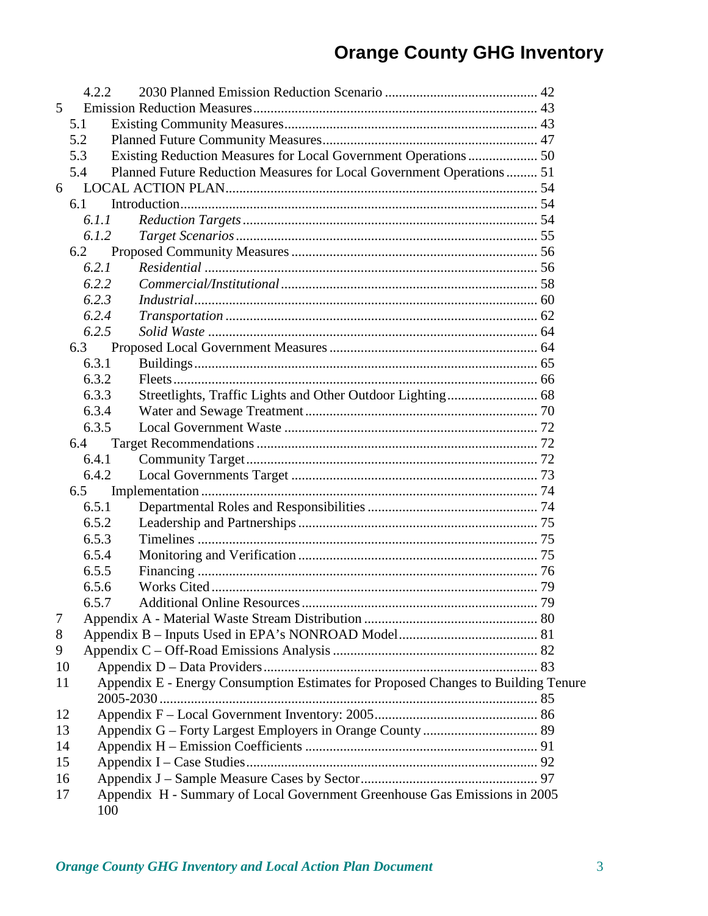4.2.2 2030 Planned Emission Reduction Scenario ........................................... 42
5 Emission Reduction Measures ................................................................................ 43
  5.1 Existing Community Measures ........................................................................ 43
  5.2 Planned Future Community Measures ............................................................. 47
  5.3 Existing Reduction Measures for Local Government Operations .................... 50
  5.4 Planned Future Reduction Measures for Local Government Operations ......... 51
6 LOCAL ACTION PLAN ......................................................................................... 54
  6.1 Introduction ...................................................................................................... 54
    *6.1.1 Reduction Targets* .................................................................................... 54
    *6.1.2 Target Scenarios* ...................................................................................... 55
  6.2 Proposed Community Measures ...................................................................... 56
    *6.2.1 Residential* ............................................................................................... 56
    *6.2.2 Commercial/Institutional* ......................................................................... 58
    *6.2.3 Industrial* ................................................................................................. 60
    *6.2.4 Transportation* ......................................................................................... 62
    *6.2.5 Solid Waste* ............................................................................................. 64
  6.3 Proposed Local Government Measures ........................................................... 64
    6.3.1 Buildings .................................................................................................. 65
    6.3.2 Fleets ........................................................................................................ 66
    6.3.3 Streetlights, Traffic Lights and Other Outdoor Lighting .......................... 68
    6.3.4 Water and Sewage Treatment .................................................................. 70
    6.3.5 Local Government Waste ........................................................................ 72
  6.4 Target Recommendations ................................................................................ 72
    6.4.1 Community Target ................................................................................... 72
    6.4.2 Local Governments Target ...................................................................... 73
  6.5 Implementation ................................................................................................ 74
    6.5.1 Departmental Roles and Responsibilities ................................................ 74
    6.5.2 Leadership and Partnerships .................................................................... 75
    6.5.3 Timelines ................................................................................................. 75
    6.5.4 Monitoring and Verification .................................................................... 75
    6.5.5 Financing ................................................................................................. 76
    6.5.6 Works Cited ............................................................................................. 79
    6.5.7 Additional Online Resources ................................................................... 79
7 Appendix A - Material Waste Stream Distribution .................................................. 80
8 Appendix B – Inputs Used in EPA's NONROAD Model ........................................ 81
9 Appendix C – Off-Road Emissions Analysis ........................................................... 82
10 Appendix D – Data Providers ................................................................................. 83
11 Appendix E - Energy Consumption Estimates for Proposed Changes to Building Tenure 2005-2030 ........................................................................................................ 85
12 Appendix F – Local Government Inventory: 2005 ................................................. 86
13 Appendix G – Forty Largest Employers in Orange County ................................... 89
14 Appendix H – Emission Coefficients ..................................................................... 91
15 Appendix I – Case Studies ..................................................................................... 92
16 Appendix J – Sample Measure Cases by Sector .................................................... 97
17 Appendix H - Summary of Local Government Greenhouse Gas Emissions in 2005 100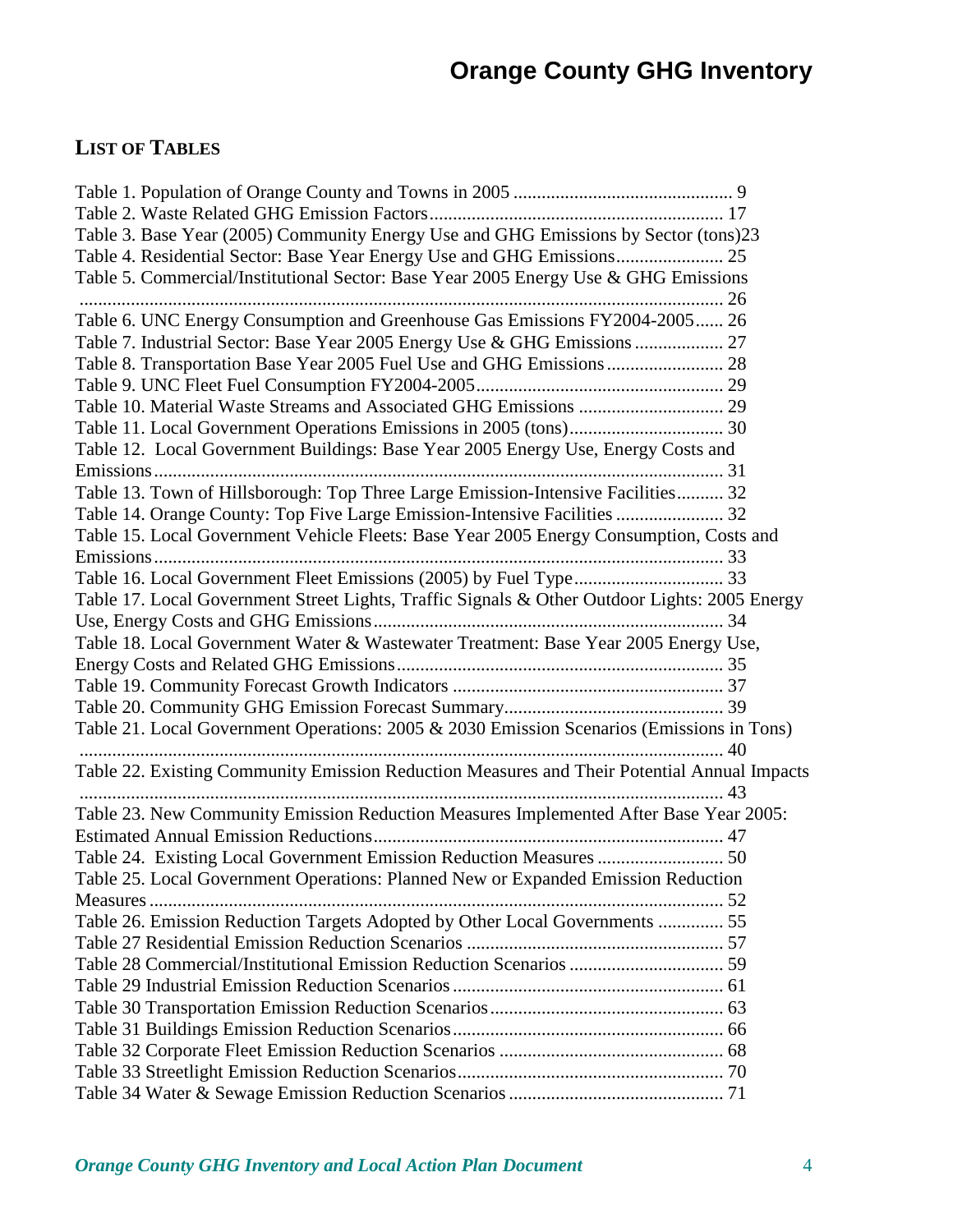## LIST OF TABLES

Table 1. Population of Orange County and Towns in 2005 ... 9
Table 2. Waste Related GHG Emission Factors ... 17
Table 3. Base Year (2005) Community Energy Use and GHG Emissions by Sector (tons) 23
Table 4. Residential Sector: Base Year Energy Use and GHG Emissions ... 25
Table 5. Commercial/Institutional Sector: Base Year 2005 Energy Use & GHG Emissions ... 26
Table 6. UNC Energy Consumption and Greenhouse Gas Emissions FY2004-2005 ... 26
Table 7. Industrial Sector: Base Year 2005 Energy Use & GHG Emissions ... 27
Table 8. Transportation Base Year 2005 Fuel Use and GHG Emissions ... 28
Table 9. UNC Fleet Fuel Consumption FY2004-2005 ... 29
Table 10. Material Waste Streams and Associated GHG Emissions ... 29
Table 11. Local Government Operations Emissions in 2005 (tons) ... 30
Table 12. Local Government Buildings: Base Year 2005 Energy Use, Energy Costs and Emissions ... 31
Table 13. Town of Hillsborough: Top Three Large Emission-Intensive Facilities ... 32
Table 14. Orange County: Top Five Large Emission-Intensive Facilities ... 32
Table 15. Local Government Vehicle Fleets: Base Year 2005 Energy Consumption, Costs and Emissions ... 33
Table 16. Local Government Fleet Emissions (2005) by Fuel Type ... 33
Table 17. Local Government Street Lights, Traffic Signals & Other Outdoor Lights: 2005 Energy Use, Energy Costs and GHG Emissions ... 34
Table 18. Local Government Water & Wastewater Treatment: Base Year 2005 Energy Use, Energy Costs and Related GHG Emissions ... 35
Table 19. Community Forecast Growth Indicators ... 37
Table 20. Community GHG Emission Forecast Summary ... 39
Table 21. Local Government Operations: 2005 & 2030 Emission Scenarios (Emissions in Tons) ... 40
Table 22. Existing Community Emission Reduction Measures and Their Potential Annual Impacts ... 43
Table 23. New Community Emission Reduction Measures Implemented After Base Year 2005: Estimated Annual Emission Reductions ... 47
Table 24. Existing Local Government Emission Reduction Measures ... 50
Table 25. Local Government Operations: Planned New or Expanded Emission Reduction Measures ... 52
Table 26. Emission Reduction Targets Adopted by Other Local Governments ... 55
Table 27 Residential Emission Reduction Scenarios ... 57
Table 28 Commercial/Institutional Emission Reduction Scenarios ... 59
Table 29 Industrial Emission Reduction Scenarios ... 61
Table 30 Transportation Emission Reduction Scenarios ... 63
Table 31 Buildings Emission Reduction Scenarios ... 66
Table 32 Corporate Fleet Emission Reduction Scenarios ... 68
Table 33 Streetlight Emission Reduction Scenarios ... 70
Table 34 Water & Sewage Emission Reduction Scenarios ... 71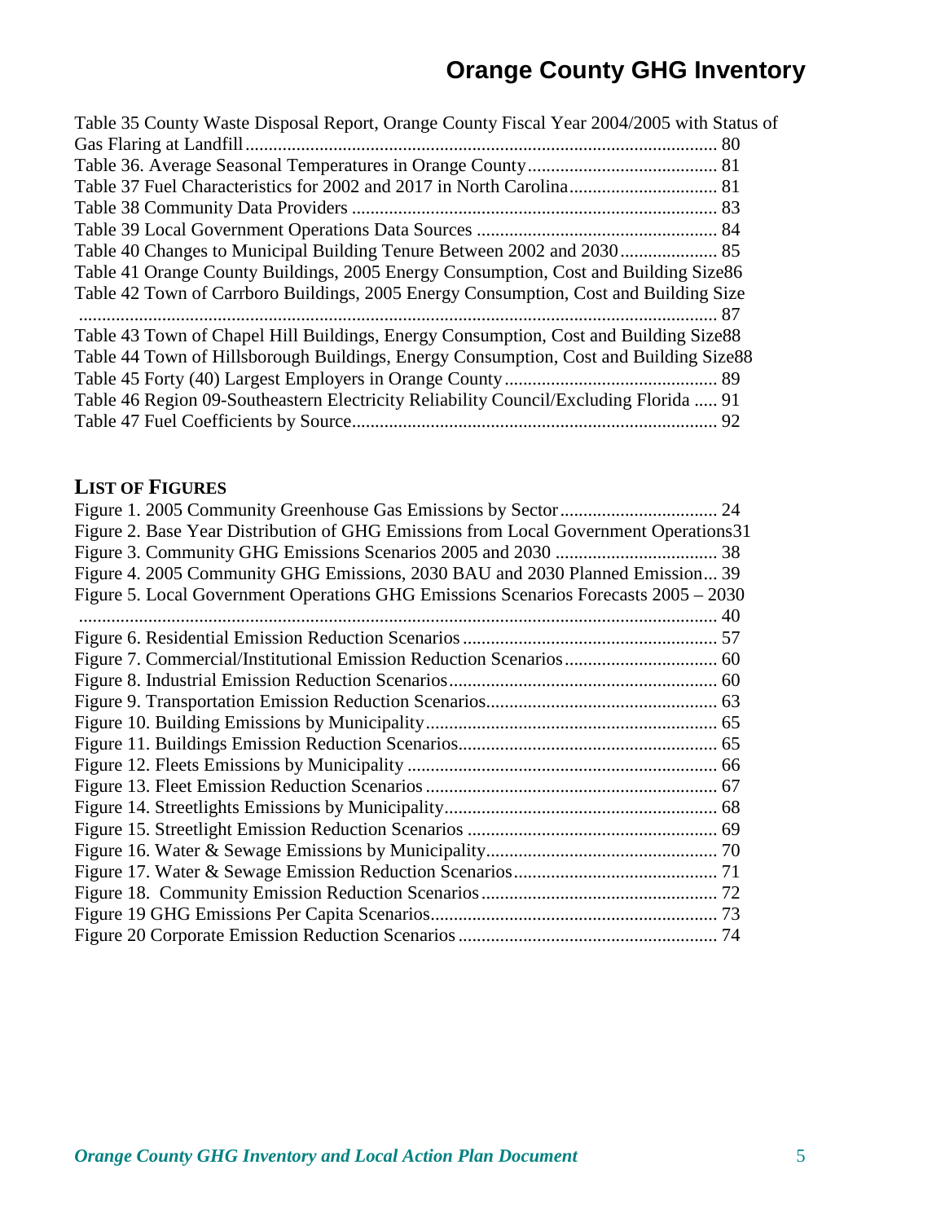Table 35 County Waste Disposal Report, Orange County Fiscal Year 2004/2005 with Status of Gas Flaring at Landfill ..... 80
Table 36. Average Seasonal Temperatures in Orange County ..... 81
Table 37 Fuel Characteristics for 2002 and 2017 in North Carolina ..... 81
Table 38 Community Data Providers ..... 83
Table 39 Local Government Operations Data Sources ..... 84
Table 40 Changes to Municipal Building Tenure Between 2002 and 2030 ..... 85
Table 41 Orange County Buildings, 2005 Energy Consumption, Cost and Building Size 86
Table 42 Town of Carrboro Buildings, 2005 Energy Consumption, Cost and Building Size ..... 87
Table 43 Town of Chapel Hill Buildings, Energy Consumption, Cost and Building Size 88
Table 44 Town of Hillsborough Buildings, Energy Consumption, Cost and Building Size 88
Table 45 Forty (40) Largest Employers in Orange County ..... 89
Table 46 Region 09-Southeastern Electricity Reliability Council/Excluding Florida ..... 91
Table 47 Fuel Coefficients by Source ..... 92

## LIST OF FIGURES

Figure 1. 2005 Community Greenhouse Gas Emissions by Sector ..... 24
Figure 2. Base Year Distribution of GHG Emissions from Local Government Operations 31
Figure 3. Community GHG Emissions Scenarios 2005 and 2030 ..... 38
Figure 4. 2005 Community GHG Emissions, 2030 BAU and 2030 Planned Emission ... 39
Figure 5. Local Government Operations GHG Emissions Scenarios Forecasts 2005 – 2030 ..... 40
Figure 6. Residential Emission Reduction Scenarios ..... 57
Figure 7. Commercial/Institutional Emission Reduction Scenarios ..... 60
Figure 8. Industrial Emission Reduction Scenarios ..... 60
Figure 9. Transportation Emission Reduction Scenarios ..... 63
Figure 10. Building Emissions by Municipality ..... 65
Figure 11. Buildings Emission Reduction Scenarios ..... 65
Figure 12. Fleets Emissions by Municipality ..... 66
Figure 13. Fleet Emission Reduction Scenarios ..... 67
Figure 14. Streetlights Emissions by Municipality ..... 68
Figure 15. Streetlight Emission Reduction Scenarios ..... 69
Figure 16. Water & Sewage Emissions by Municipality ..... 70
Figure 17. Water & Sewage Emission Reduction Scenarios ..... 71
Figure 18. Community Emission Reduction Scenarios ..... 72
Figure 19 GHG Emissions Per Capita Scenarios ..... 73
Figure 20 Corporate Emission Reduction Scenarios ..... 74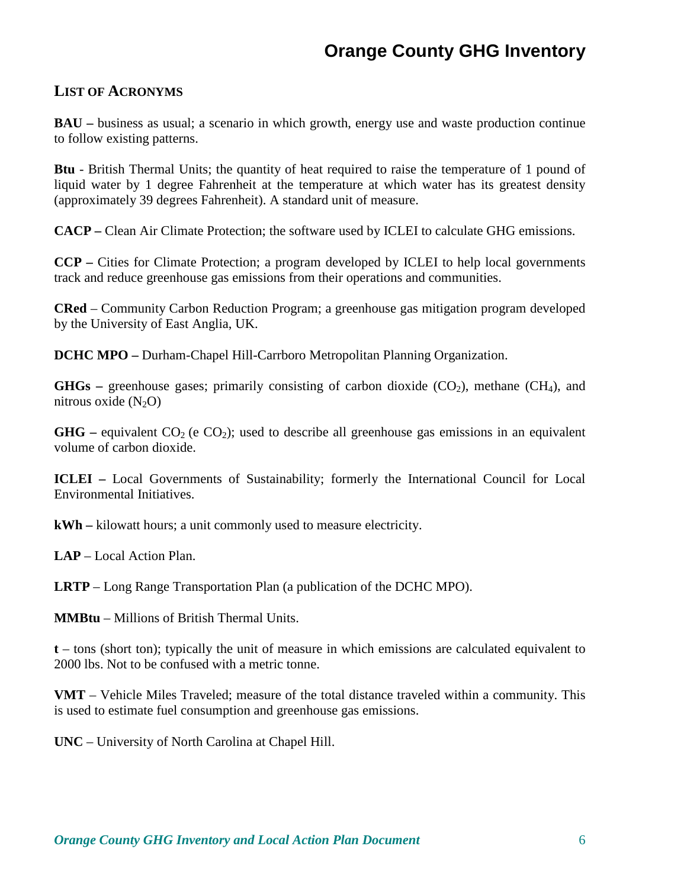## LIST OF ACRONYMS

**BAU –** business as usual; a scenario in which growth, energy use and waste production continue to follow existing patterns.

**Btu** - British Thermal Units; the quantity of heat required to raise the temperature of 1 pound of liquid water by 1 degree Fahrenheit at the temperature at which water has its greatest density (approximately 39 degrees Fahrenheit). A standard unit of measure.

**CACP –** Clean Air Climate Protection; the software used by ICLEI to calculate GHG emissions.

**CCP –** Cities for Climate Protection; a program developed by ICLEI to help local governments track and reduce greenhouse gas emissions from their operations and communities.

**CRed** – Community Carbon Reduction Program; a greenhouse gas mitigation program developed by the University of East Anglia, UK.

**DCHC MPO –** Durham-Chapel Hill-Carrboro Metropolitan Planning Organization.

**GHGs –** greenhouse gases; primarily consisting of carbon dioxide ($CO_2$), methane ($CH_4$), and nitrous oxide ($N_2O$)

**GHG –** equivalent $CO_2$ (e $CO_2$); used to describe all greenhouse gas emissions in an equivalent volume of carbon dioxide.

**ICLEI –** Local Governments of Sustainability; formerly the International Council for Local Environmental Initiatives.

**kWh –** kilowatt hours; a unit commonly used to measure electricity.

**LAP** – Local Action Plan.

**LRTP** – Long Range Transportation Plan (a publication of the DCHC MPO).

**MMBtu** – Millions of British Thermal Units.

**t** – tons (short ton); typically the unit of measure in which emissions are calculated equivalent to 2000 lbs. Not to be confused with a metric tonne.

**VMT** – Vehicle Miles Traveled; measure of the total distance traveled within a community. This is used to estimate fuel consumption and greenhouse gas emissions.

**UNC** – University of North Carolina at Chapel Hill.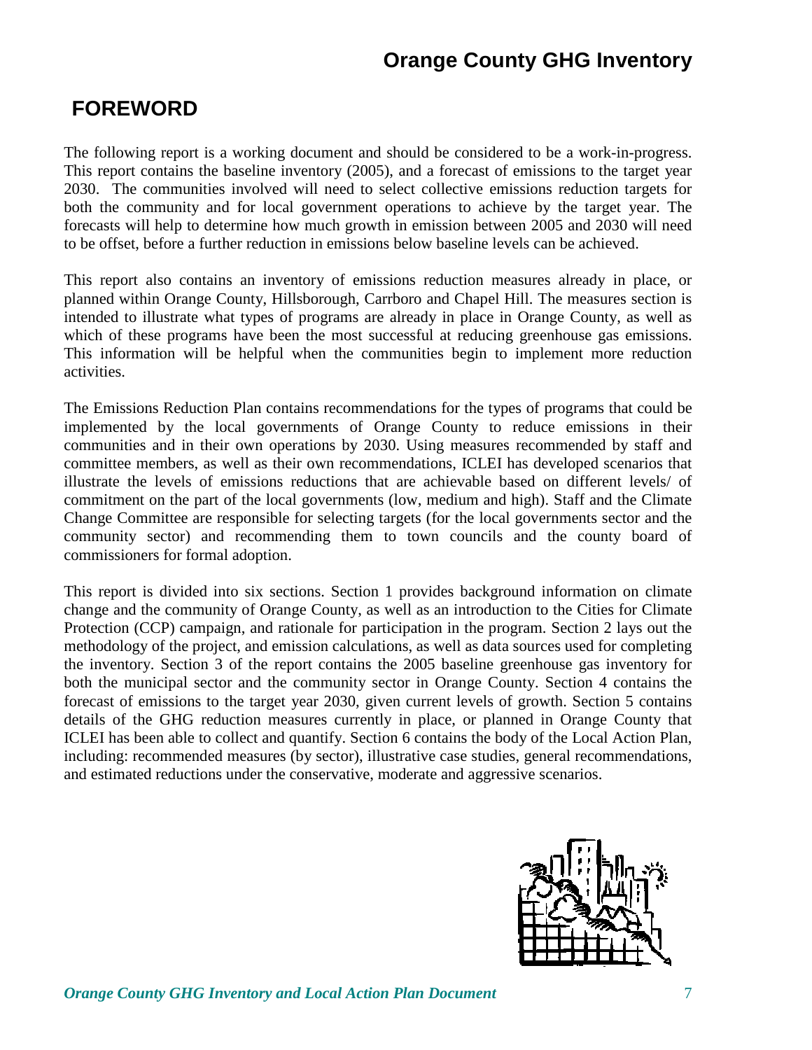# FOREWORD

The following report is a working document and should be considered to be a work-in-progress. This report contains the baseline inventory (2005), and a forecast of emissions to the target year 2030. The communities involved will need to select collective emissions reduction targets for both the community and for local government operations to achieve by the target year. The forecasts will help to determine how much growth in emission between 2005 and 2030 will need to be offset, before a further reduction in emissions below baseline levels can be achieved.

This report also contains an inventory of emissions reduction measures already in place, or planned within Orange County, Hillsborough, Carrboro and Chapel Hill. The measures section is intended to illustrate what types of programs are already in place in Orange County, as well as which of these programs have been the most successful at reducing greenhouse gas emissions. This information will be helpful when the communities begin to implement more reduction activities.

The Emissions Reduction Plan contains recommendations for the types of programs that could be implemented by the local governments of Orange County to reduce emissions in their communities and in their own operations by 2030. Using measures recommended by staff and committee members, as well as their own recommendations, ICLEI has developed scenarios that illustrate the levels of emissions reductions that are achievable based on different levels/ of commitment on the part of the local governments (low, medium and high). Staff and the Climate Change Committee are responsible for selecting targets (for the local governments sector and the community sector) and recommending them to town councils and the county board of commissioners for formal adoption.

This report is divided into six sections. Section 1 provides background information on climate change and the community of Orange County, as well as an introduction to the Cities for Climate Protection (CCP) campaign, and rationale for participation in the program. Section 2 lays out the methodology of the project, and emission calculations, as well as data sources used for completing the inventory. Section 3 of the report contains the 2005 baseline greenhouse gas inventory for both the municipal sector and the community sector in Orange County. Section 4 contains the forecast of emissions to the target year 2030, given current levels of growth. Section 5 contains details of the GHG reduction measures currently in place, or planned in Orange County that ICLEI has been able to collect and quantify. Section 6 contains the body of the Local Action Plan, including: recommended measures (by sector), illustrative case studies, general recommendations, and estimated reductions under the conservative, moderate and aggressive scenarios.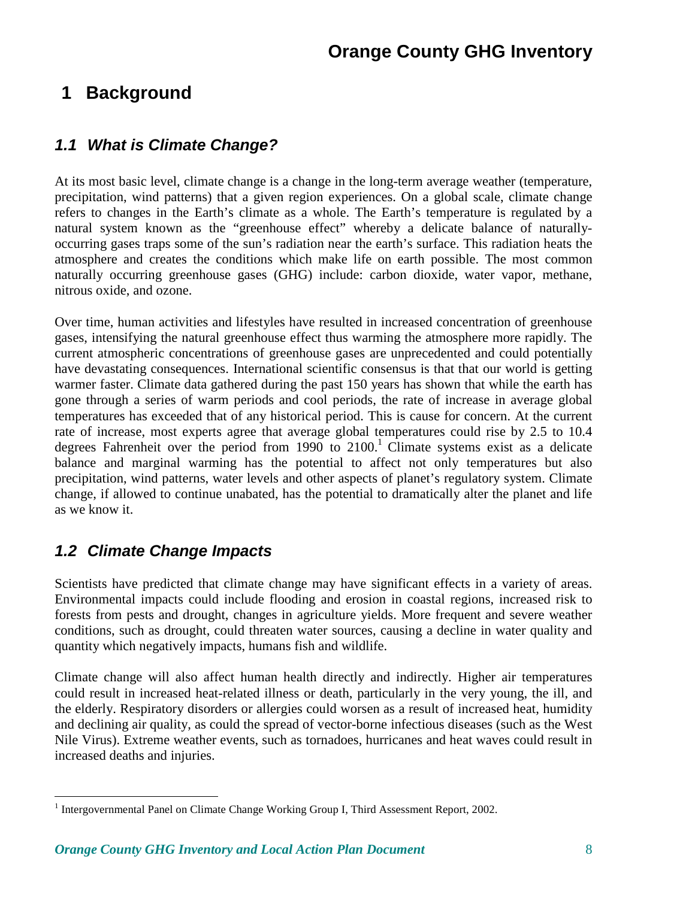# 1 Background

## 1.1 What is Climate Change?

At its most basic level, climate change is a change in the long-term average weather (temperature, precipitation, wind patterns) that a given region experiences. On a global scale, climate change refers to changes in the Earth's climate as a whole. The Earth's temperature is regulated by a natural system known as the "greenhouse effect" whereby a delicate balance of naturally-occurring gases traps some of the sun's radiation near the earth's surface. This radiation heats the atmosphere and creates the conditions which make life on earth possible. The most common naturally occurring greenhouse gases (GHG) include: carbon dioxide, water vapor, methane, nitrous oxide, and ozone.

Over time, human activities and lifestyles have resulted in increased concentration of greenhouse gases, intensifying the natural greenhouse effect thus warming the atmosphere more rapidly. The current atmospheric concentrations of greenhouse gases are unprecedented and could potentially have devastating consequences. International scientific consensus is that that our world is getting warmer faster. Climate data gathered during the past 150 years has shown that while the earth has gone through a series of warm periods and cool periods, the rate of increase in average global temperatures has exceeded that of any historical period. This is cause for concern. At the current rate of increase, most experts agree that average global temperatures could rise by 2.5 to 10.4 degrees Fahrenheit over the period from 1990 to 2100.[1] Climate systems exist as a delicate balance and marginal warming has the potential to affect not only temperatures but also precipitation, wind patterns, water levels and other aspects of planet's regulatory system. Climate change, if allowed to continue unabated, has the potential to dramatically alter the planet and life as we know it.

## 1.2 Climate Change Impacts

Scientists have predicted that climate change may have significant effects in a variety of areas. Environmental impacts could include flooding and erosion in coastal regions, increased risk to forests from pests and drought, changes in agriculture yields. More frequent and severe weather conditions, such as drought, could threaten water sources, causing a decline in water quality and quantity which negatively impacts, humans fish and wildlife.

Climate change will also affect human health directly and indirectly. Higher air temperatures could result in increased heat-related illness or death, particularly in the very young, the ill, and the elderly. Respiratory disorders or allergies could worsen as a result of increased heat, humidity and declining air quality, as could the spread of vector-borne infectious diseases (such as the West Nile Virus). Extreme weather events, such as tornadoes, hurricanes and heat waves could result in increased deaths and injuries.

[1] Intergovernmental Panel on Climate Change Working Group I, Third Assessment Report, 2002.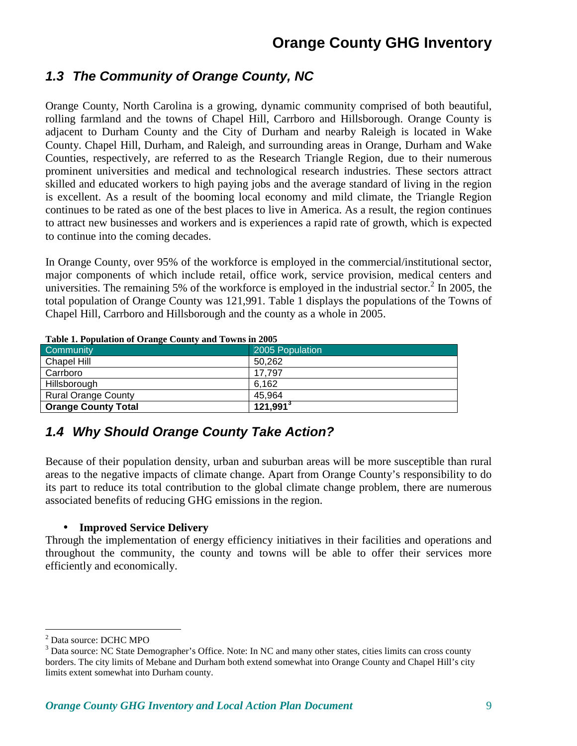## *1.3 The Community of Orange County, NC*

Orange County, North Carolina is a growing, dynamic community comprised of both beautiful, rolling farmland and the towns of Chapel Hill, Carrboro and Hillsborough. Orange County is adjacent to Durham County and the City of Durham and nearby Raleigh is located in Wake County. Chapel Hill, Durham, and Raleigh, and surrounding areas in Orange, Durham and Wake Counties, respectively, are referred to as the Research Triangle Region, due to their numerous prominent universities and medical and technological research industries. These sectors attract skilled and educated workers to high paying jobs and the average standard of living in the region is excellent. As a result of the booming local economy and mild climate, the Triangle Region continues to be rated as one of the best places to live in America. As a result, the region continues to attract new businesses and workers and is experiences a rapid rate of growth, which is expected to continue into the coming decades.

In Orange County, over 95% of the workforce is employed in the commercial/institutional sector, major components of which include retail, office work, service provision, medical centers and universities. The remaining 5% of the workforce is employed in the industrial sector.[2] In 2005, the total population of Orange County was 121,991. Table 1 displays the populations of the Towns of Chapel Hill, Carrboro and Hillsborough and the county as a whole in 2005.

**Table 1. Population of Orange County and Towns in 2005**

| Community | 2005 Population |
|---|---|
| Chapel Hill | 50,262 |
| Carrboro | 17,797 |
| Hillsborough | 6,162 |
| Rural Orange County | 45,964 |
| **Orange County Total** | **121,991**[3] |

## *1.4 Why Should Orange County Take Action?*

Because of their population density, urban and suburban areas will be more susceptible than rural areas to the negative impacts of climate change. Apart from Orange County's responsibility to do its part to reduce its total contribution to the global climate change problem, there are numerous associated benefits of reducing GHG emissions in the region.

- **Improved Service Delivery**

Through the implementation of energy efficiency initiatives in their facilities and operations and throughout the community, the county and towns will be able to offer their services more efficiently and economically.

---

[2] Data source: DCHC MPO

[3] Data source: NC State Demographer's Office. Note: In NC and many other states, cities limits can cross county borders. The city limits of Mebane and Durham both extend somewhat into Orange County and Chapel Hill's city limits extent somewhat into Durham county.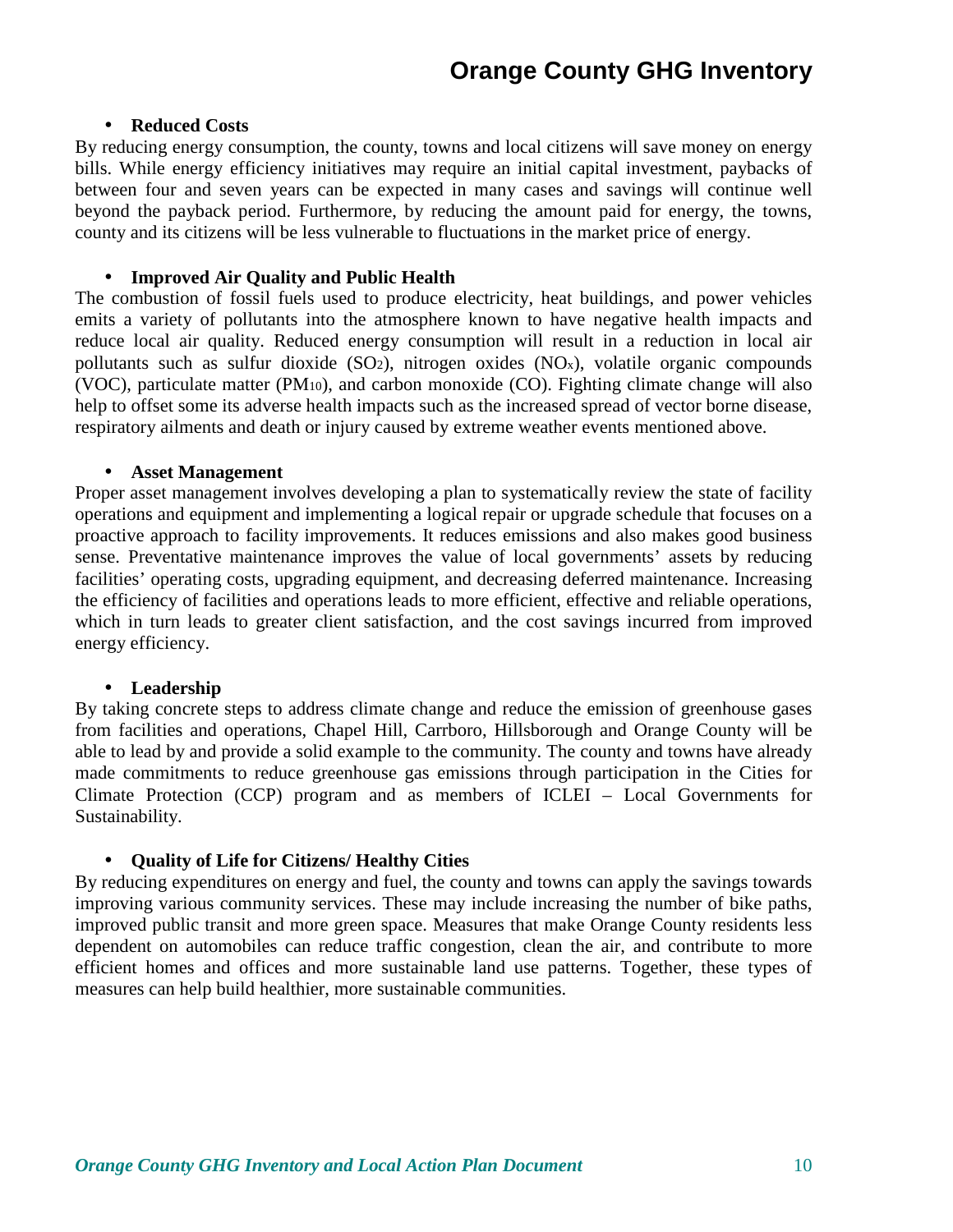- **Reduced Costs**

By reducing energy consumption, the county, towns and local citizens will save money on energy bills. While energy efficiency initiatives may require an initial capital investment, paybacks of between four and seven years can be expected in many cases and savings will continue well beyond the payback period. Furthermore, by reducing the amount paid for energy, the towns, county and its citizens will be less vulnerable to fluctuations in the market price of energy.

- **Improved Air Quality and Public Health**

The combustion of fossil fuels used to produce electricity, heat buildings, and power vehicles emits a variety of pollutants into the atmosphere known to have negative health impacts and reduce local air quality. Reduced energy consumption will result in a reduction in local air pollutants such as sulfur dioxide ($SO_2$), nitrogen oxides ($NO_x$), volatile organic compounds (VOC), particulate matter ($PM_{10}$), and carbon monoxide (CO). Fighting climate change will also help to offset some its adverse health impacts such as the increased spread of vector borne disease, respiratory ailments and death or injury caused by extreme weather events mentioned above.

- **Asset Management**

Proper asset management involves developing a plan to systematically review the state of facility operations and equipment and implementing a logical repair or upgrade schedule that focuses on a proactive approach to facility improvements. It reduces emissions and also makes good business sense. Preventative maintenance improves the value of local governments' assets by reducing facilities' operating costs, upgrading equipment, and decreasing deferred maintenance. Increasing the efficiency of facilities and operations leads to more efficient, effective and reliable operations, which in turn leads to greater client satisfaction, and the cost savings incurred from improved energy efficiency.

- **Leadership**

By taking concrete steps to address climate change and reduce the emission of greenhouse gases from facilities and operations, Chapel Hill, Carrboro, Hillsborough and Orange County will be able to lead by and provide a solid example to the community. The county and towns have already made commitments to reduce greenhouse gas emissions through participation in the Cities for Climate Protection (CCP) program and as members of ICLEI – Local Governments for Sustainability.

- **Quality of Life for Citizens/ Healthy Cities**

By reducing expenditures on energy and fuel, the county and towns can apply the savings towards improving various community services. These may include increasing the number of bike paths, improved public transit and more green space. Measures that make Orange County residents less dependent on automobiles can reduce traffic congestion, clean the air, and contribute to more efficient homes and offices and more sustainable land use patterns. Together, these types of measures can help build healthier, more sustainable communities.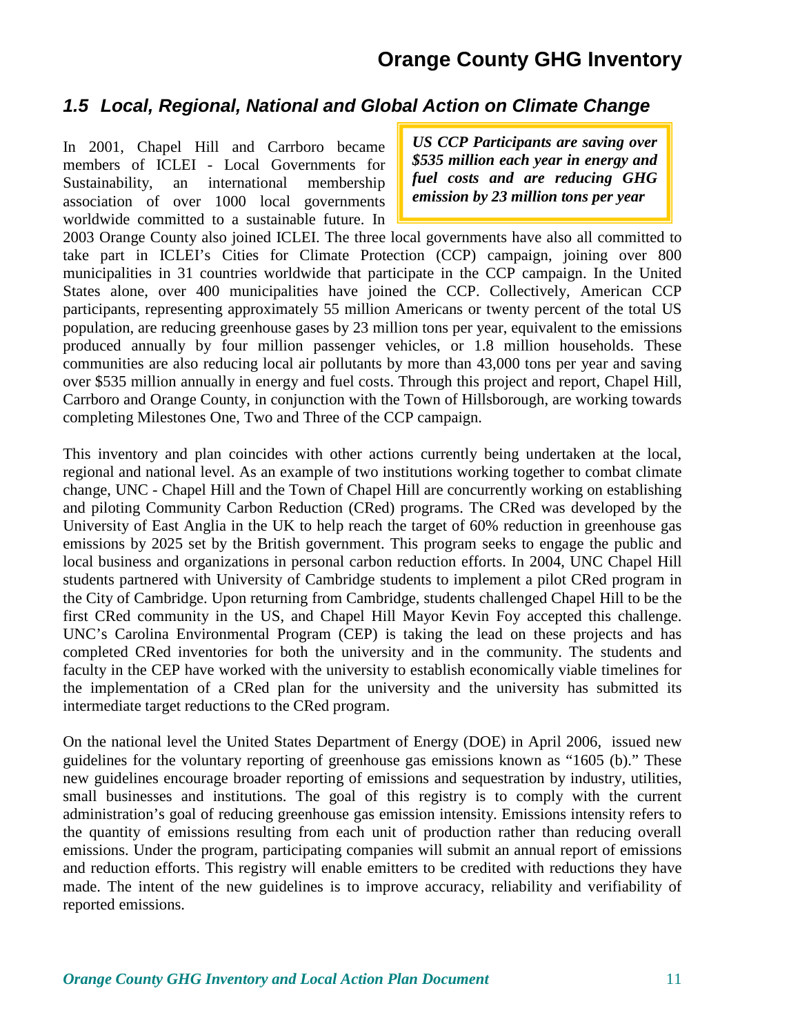## 1.5 *Local, Regional, National and Global Action on Climate Change*

> ***US CCP Participants are saving over $535 million each year in energy and fuel costs and are reducing GHG emission by 23 million tons per year***

In 2001, Chapel Hill and Carrboro became members of ICLEI - Local Governments for Sustainability, an international membership association of over 1000 local governments worldwide committed to a sustainable future. In 2003 Orange County also joined ICLEI. The three local governments have also all committed to take part in ICLEI's Cities for Climate Protection (CCP) campaign, joining over 800 municipalities in 31 countries worldwide that participate in the CCP campaign. In the United States alone, over 400 municipalities have joined the CCP. Collectively, American CCP participants, representing approximately 55 million Americans or twenty percent of the total US population, are reducing greenhouse gases by 23 million tons per year, equivalent to the emissions produced annually by four million passenger vehicles, or 1.8 million households. These communities are also reducing local air pollutants by more than 43,000 tons per year and saving over $535 million annually in energy and fuel costs. Through this project and report, Chapel Hill, Carrboro and Orange County, in conjunction with the Town of Hillsborough, are working towards completing Milestones One, Two and Three of the CCP campaign.

This inventory and plan coincides with other actions currently being undertaken at the local, regional and national level. As an example of two institutions working together to combat climate change, UNC - Chapel Hill and the Town of Chapel Hill are concurrently working on establishing and piloting Community Carbon Reduction (CRed) programs. The CRed was developed by the University of East Anglia in the UK to help reach the target of 60% reduction in greenhouse gas emissions by 2025 set by the British government. This program seeks to engage the public and local business and organizations in personal carbon reduction efforts. In 2004, UNC Chapel Hill students partnered with University of Cambridge students to implement a pilot CRed program in the City of Cambridge. Upon returning from Cambridge, students challenged Chapel Hill to be the first CRed community in the US, and Chapel Hill Mayor Kevin Foy accepted this challenge. UNC's Carolina Environmental Program (CEP) is taking the lead on these projects and has completed CRed inventories for both the university and in the community. The students and faculty in the CEP have worked with the university to establish economically viable timelines for the implementation of a CRed plan for the university and the university has submitted its intermediate target reductions to the CRed program.

On the national level the United States Department of Energy (DOE) in April 2006, issued new guidelines for the voluntary reporting of greenhouse gas emissions known as "1605 (b)." These new guidelines encourage broader reporting of emissions and sequestration by industry, utilities, small businesses and institutions. The goal of this registry is to comply with the current administration's goal of reducing greenhouse gas emission intensity. Emissions intensity refers to the quantity of emissions resulting from each unit of production rather than reducing overall emissions. Under the program, participating companies will submit an annual report of emissions and reduction efforts. This registry will enable emitters to be credited with reductions they have made. The intent of the new guidelines is to improve accuracy, reliability and verifiability of reported emissions.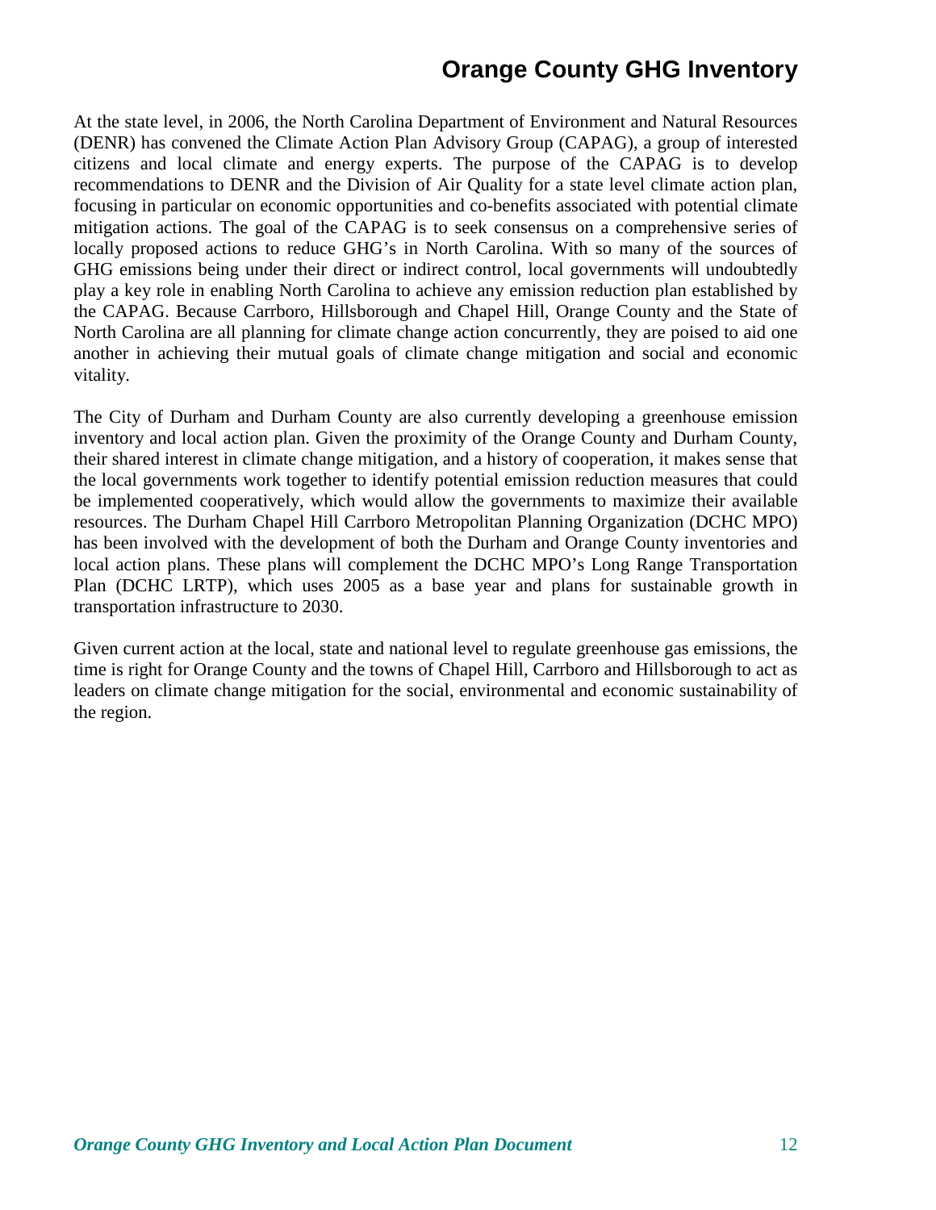At the state level, in 2006, the North Carolina Department of Environment and Natural Resources (DENR) has convened the Climate Action Plan Advisory Group (CAPAG), a group of interested citizens and local climate and energy experts. The purpose of the CAPAG is to develop recommendations to DENR and the Division of Air Quality for a state level climate action plan, focusing in particular on economic opportunities and co-benefits associated with potential climate mitigation actions. The goal of the CAPAG is to seek consensus on a comprehensive series of locally proposed actions to reduce GHG's in North Carolina. With so many of the sources of GHG emissions being under their direct or indirect control, local governments will undoubtedly play a key role in enabling North Carolina to achieve any emission reduction plan established by the CAPAG. Because Carrboro, Hillsborough and Chapel Hill, Orange County and the State of North Carolina are all planning for climate change action concurrently, they are poised to aid one another in achieving their mutual goals of climate change mitigation and social and economic vitality.

The City of Durham and Durham County are also currently developing a greenhouse emission inventory and local action plan. Given the proximity of the Orange County and Durham County, their shared interest in climate change mitigation, and a history of cooperation, it makes sense that the local governments work together to identify potential emission reduction measures that could be implemented cooperatively, which would allow the governments to maximize their available resources. The Durham Chapel Hill Carrboro Metropolitan Planning Organization (DCHC MPO) has been involved with the development of both the Durham and Orange County inventories and local action plans. These plans will complement the DCHC MPO's Long Range Transportation Plan (DCHC LRTP), which uses 2005 as a base year and plans for sustainable growth in transportation infrastructure to 2030.

Given current action at the local, state and national level to regulate greenhouse gas emissions, the time is right for Orange County and the towns of Chapel Hill, Carrboro and Hillsborough to act as leaders on climate change mitigation for the social, environmental and economic sustainability of the region.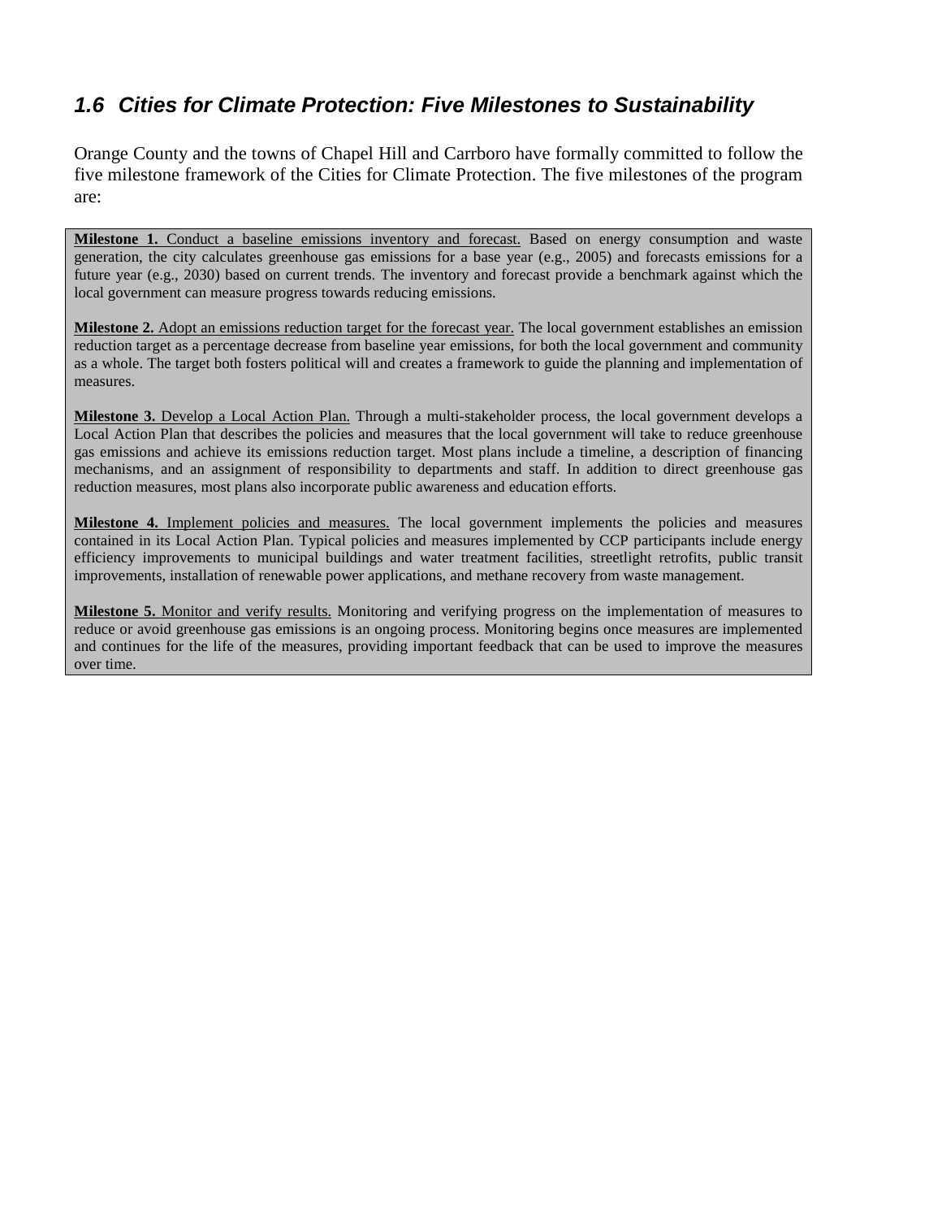## 1.6 Cities for Climate Protection: Five Milestones to Sustainability

Orange County and the towns of Chapel Hill and Carrboro have formally committed to follow the five milestone framework of the Cities for Climate Protection. The five milestones of the program are:

**Milestone 1.** Conduct a baseline emissions inventory and forecast. Based on energy consumption and waste generation, the city calculates greenhouse gas emissions for a base year (e.g., 2005) and forecasts emissions for a future year (e.g., 2030) based on current trends. The inventory and forecast provide a benchmark against which the local government can measure progress towards reducing emissions.

**Milestone 2.** Adopt an emissions reduction target for the forecast year. The local government establishes an emission reduction target as a percentage decrease from baseline year emissions, for both the local government and community as a whole. The target both fosters political will and creates a framework to guide the planning and implementation of measures.

**Milestone 3.** Develop a Local Action Plan. Through a multi-stakeholder process, the local government develops a Local Action Plan that describes the policies and measures that the local government will take to reduce greenhouse gas emissions and achieve its emissions reduction target. Most plans include a timeline, a description of financing mechanisms, and an assignment of responsibility to departments and staff. In addition to direct greenhouse gas reduction measures, most plans also incorporate public awareness and education efforts.

**Milestone 4.** Implement policies and measures. The local government implements the policies and measures contained in its Local Action Plan. Typical policies and measures implemented by CCP participants include energy efficiency improvements to municipal buildings and water treatment facilities, streetlight retrofits, public transit improvements, installation of renewable power applications, and methane recovery from waste management.

**Milestone 5.** Monitor and verify results. Monitoring and verifying progress on the implementation of measures to reduce or avoid greenhouse gas emissions is an ongoing process. Monitoring begins once measures are implemented and continues for the life of the measures, providing important feedback that can be used to improve the measures over time.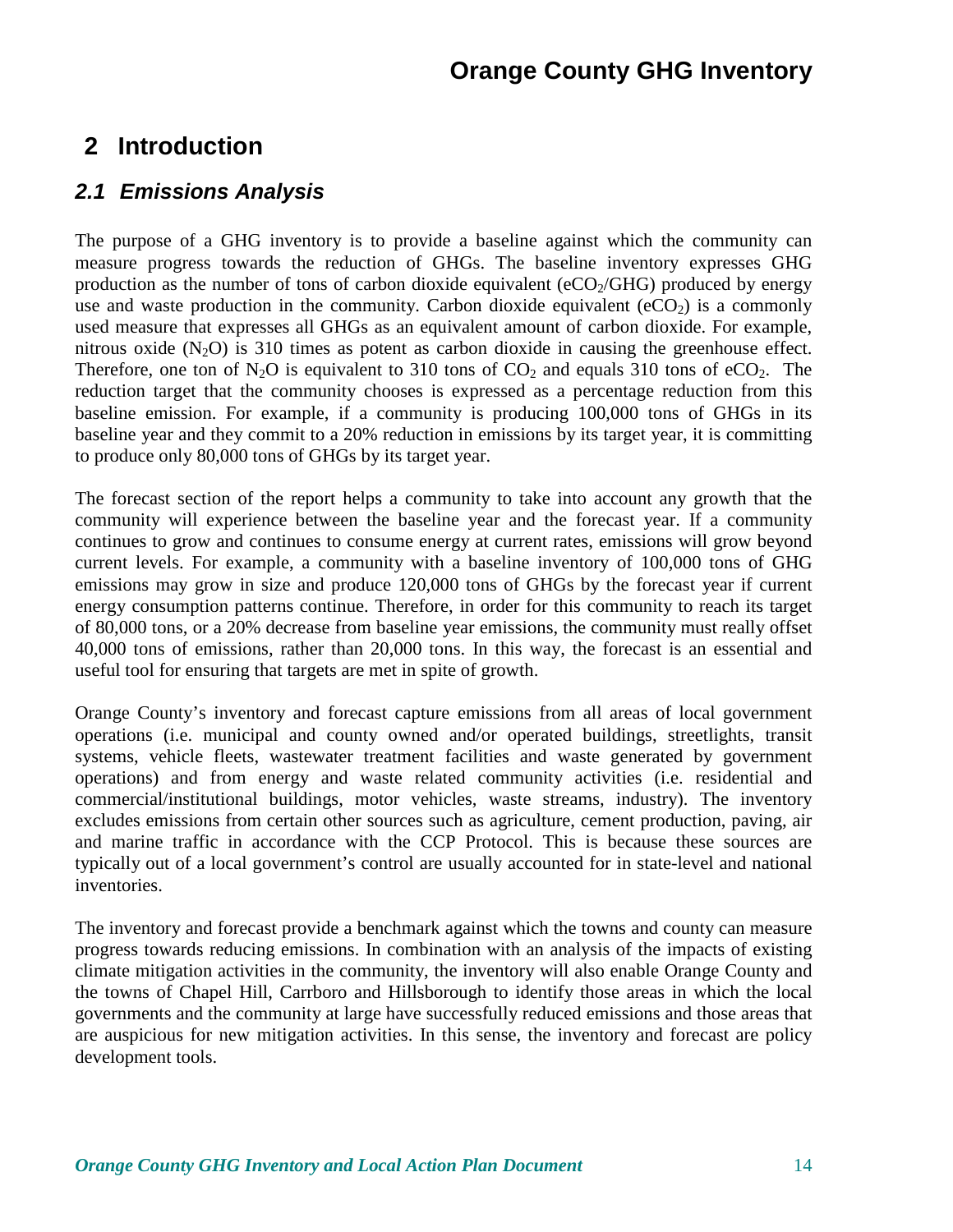# 2 Introduction

## 2.1 Emissions Analysis

The purpose of a GHG inventory is to provide a baseline against which the community can measure progress towards the reduction of GHGs. The baseline inventory expresses GHG production as the number of tons of carbon dioxide equivalent ($eCO_2$/GHG) produced by energy use and waste production in the community. Carbon dioxide equivalent ($eCO_2$) is a commonly used measure that expresses all GHGs as an equivalent amount of carbon dioxide. For example, nitrous oxide ($N_2O$) is 310 times as potent as carbon dioxide in causing the greenhouse effect. Therefore, one ton of $N_2O$ is equivalent to 310 tons of $CO_2$ and equals 310 tons of $eCO_2$. The reduction target that the community chooses is expressed as a percentage reduction from this baseline emission. For example, if a community is producing 100,000 tons of GHGs in its baseline year and they commit to a 20% reduction in emissions by its target year, it is committing to produce only 80,000 tons of GHGs by its target year.

The forecast section of the report helps a community to take into account any growth that the community will experience between the baseline year and the forecast year. If a community continues to grow and continues to consume energy at current rates, emissions will grow beyond current levels. For example, a community with a baseline inventory of 100,000 tons of GHG emissions may grow in size and produce 120,000 tons of GHGs by the forecast year if current energy consumption patterns continue. Therefore, in order for this community to reach its target of 80,000 tons, or a 20% decrease from baseline year emissions, the community must really offset 40,000 tons of emissions, rather than 20,000 tons. In this way, the forecast is an essential and useful tool for ensuring that targets are met in spite of growth.

Orange County's inventory and forecast capture emissions from all areas of local government operations (i.e. municipal and county owned and/or operated buildings, streetlights, transit systems, vehicle fleets, wastewater treatment facilities and waste generated by government operations) and from energy and waste related community activities (i.e. residential and commercial/institutional buildings, motor vehicles, waste streams, industry). The inventory excludes emissions from certain other sources such as agriculture, cement production, paving, air and marine traffic in accordance with the CCP Protocol. This is because these sources are typically out of a local government's control are usually accounted for in state-level and national inventories.

The inventory and forecast provide a benchmark against which the towns and county can measure progress towards reducing emissions. In combination with an analysis of the impacts of existing climate mitigation activities in the community, the inventory will also enable Orange County and the towns of Chapel Hill, Carrboro and Hillsborough to identify those areas in which the local governments and the community at large have successfully reduced emissions and those areas that are auspicious for new mitigation activities. In this sense, the inventory and forecast are policy development tools.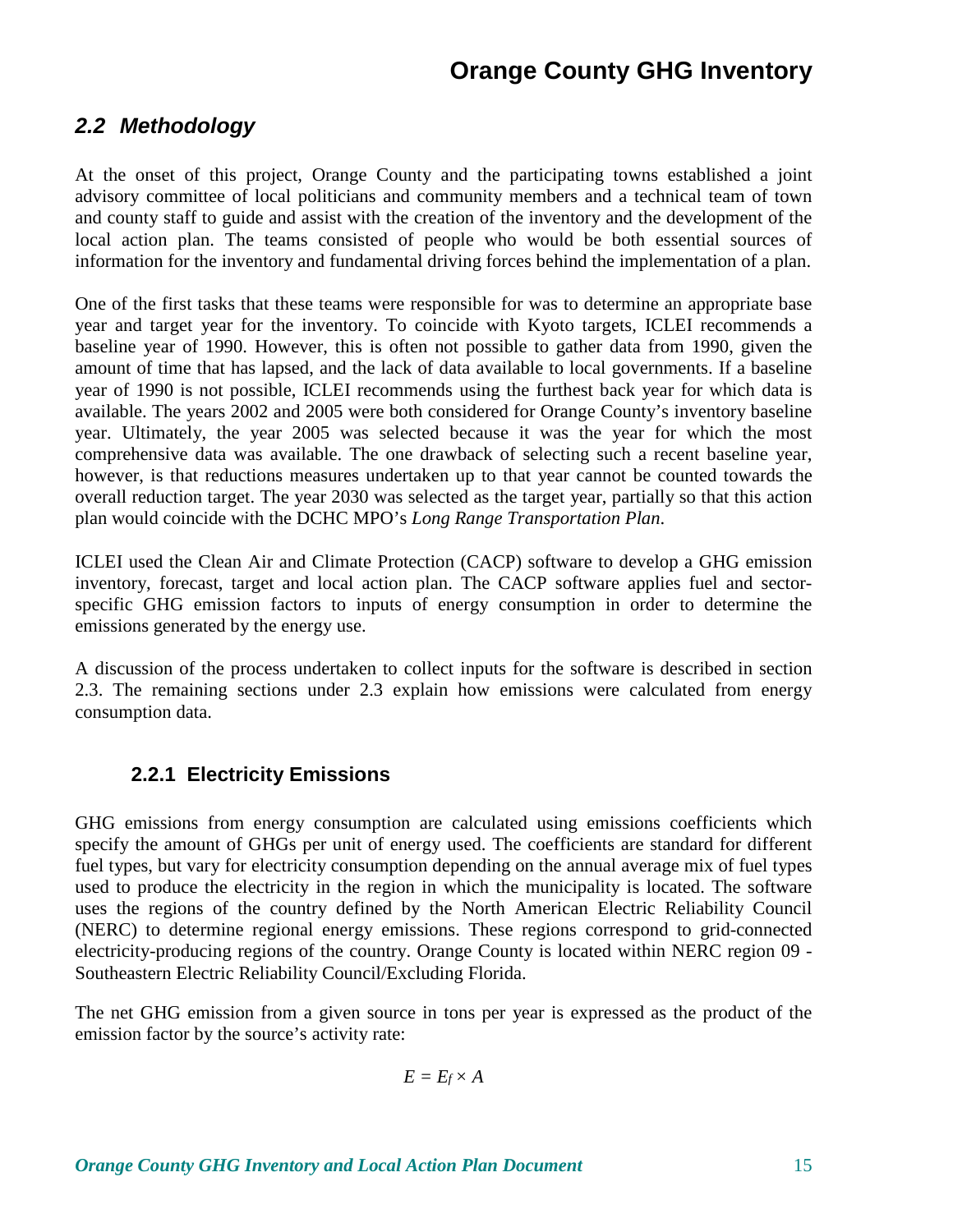## 2.2 Methodology

At the onset of this project, Orange County and the participating towns established a joint advisory committee of local politicians and community members and a technical team of town and county staff to guide and assist with the creation of the inventory and the development of the local action plan. The teams consisted of people who would be both essential sources of information for the inventory and fundamental driving forces behind the implementation of a plan.

One of the first tasks that these teams were responsible for was to determine an appropriate base year and target year for the inventory. To coincide with Kyoto targets, ICLEI recommends a baseline year of 1990. However, this is often not possible to gather data from 1990, given the amount of time that has lapsed, and the lack of data available to local governments. If a baseline year of 1990 is not possible, ICLEI recommends using the furthest back year for which data is available. The years 2002 and 2005 were both considered for Orange County's inventory baseline year. Ultimately, the year 2005 was selected because it was the year for which the most comprehensive data was available. The one drawback of selecting such a recent baseline year, however, is that reductions measures undertaken up to that year cannot be counted towards the overall reduction target. The year 2030 was selected as the target year, partially so that this action plan would coincide with the DCHC MPO's *Long Range Transportation Plan*.

ICLEI used the Clean Air and Climate Protection (CACP) software to develop a GHG emission inventory, forecast, target and local action plan. The CACP software applies fuel and sector-specific GHG emission factors to inputs of energy consumption in order to determine the emissions generated by the energy use.

A discussion of the process undertaken to collect inputs for the software is described in section 2.3. The remaining sections under 2.3 explain how emissions were calculated from energy consumption data.

### 2.2.1 Electricity Emissions

GHG emissions from energy consumption are calculated using emissions coefficients which specify the amount of GHGs per unit of energy used. The coefficients are standard for different fuel types, but vary for electricity consumption depending on the annual average mix of fuel types used to produce the electricity in the region in which the municipality is located. The software uses the regions of the country defined by the North American Electric Reliability Council (NERC) to determine regional energy emissions. These regions correspond to grid-connected electricity-producing regions of the country. Orange County is located within NERC region 09 - Southeastern Electric Reliability Council/Excluding Florida.

The net GHG emission from a given source in tons per year is expressed as the product of the emission factor by the source's activity rate:

$$E = E_f \times A$$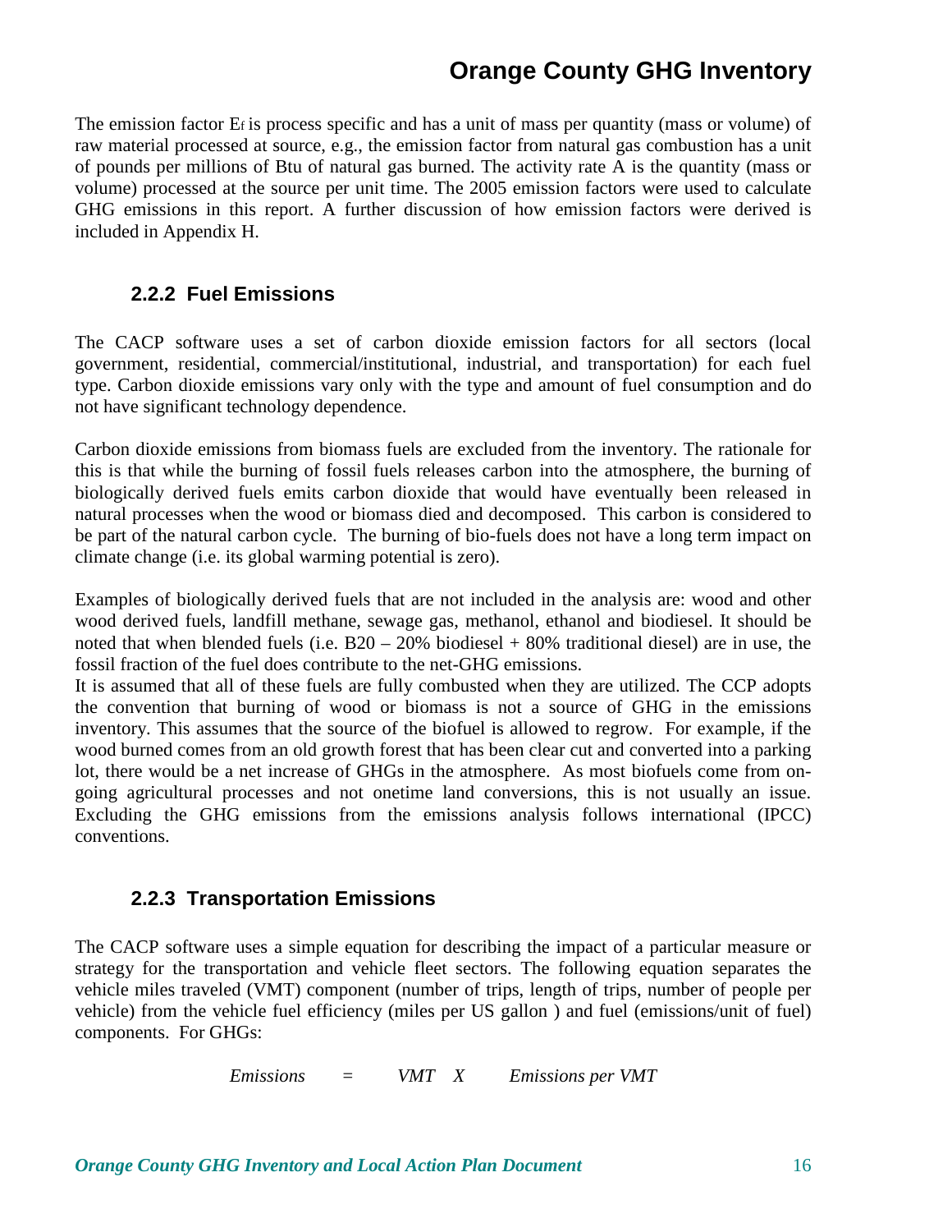The emission factor $E_f$ is process specific and has a unit of mass per quantity (mass or volume) of raw material processed at source, e.g., the emission factor from natural gas combustion has a unit of pounds per millions of Btu of natural gas burned. The activity rate A is the quantity (mass or volume) processed at the source per unit time. The 2005 emission factors were used to calculate GHG emissions in this report. A further discussion of how emission factors were derived is included in Appendix H.

### 2.2.2 Fuel Emissions

The CACP software uses a set of carbon dioxide emission factors for all sectors (local government, residential, commercial/institutional, industrial, and transportation) for each fuel type. Carbon dioxide emissions vary only with the type and amount of fuel consumption and do not have significant technology dependence.

Carbon dioxide emissions from biomass fuels are excluded from the inventory. The rationale for this is that while the burning of fossil fuels releases carbon into the atmosphere, the burning of biologically derived fuels emits carbon dioxide that would have eventually been released in natural processes when the wood or biomass died and decomposed. This carbon is considered to be part of the natural carbon cycle. The burning of bio-fuels does not have a long term impact on climate change (i.e. its global warming potential is zero).

Examples of biologically derived fuels that are not included in the analysis are: wood and other wood derived fuels, landfill methane, sewage gas, methanol, ethanol and biodiesel. It should be noted that when blended fuels (i.e. B20 – 20% biodiesel + 80% traditional diesel) are in use, the fossil fraction of the fuel does contribute to the net-GHG emissions.

It is assumed that all of these fuels are fully combusted when they are utilized. The CCP adopts the convention that burning of wood or biomass is not a source of GHG in the emissions inventory. This assumes that the source of the biofuel is allowed to regrow. For example, if the wood burned comes from an old growth forest that has been clear cut and converted into a parking lot, there would be a net increase of GHGs in the atmosphere. As most biofuels come from on-going agricultural processes and not onetime land conversions, this is not usually an issue. Excluding the GHG emissions from the emissions analysis follows international (IPCC) conventions.

### 2.2.3 Transportation Emissions

The CACP software uses a simple equation for describing the impact of a particular measure or strategy for the transportation and vehicle fleet sectors. The following equation separates the vehicle miles traveled (VMT) component (number of trips, length of trips, number of people per vehicle) from the vehicle fuel efficiency (miles per US gallon ) and fuel (emissions/unit of fuel) components. For GHGs:

$$\textit{Emissions} = \textit{VMT} \times \textit{Emissions per VMT}$$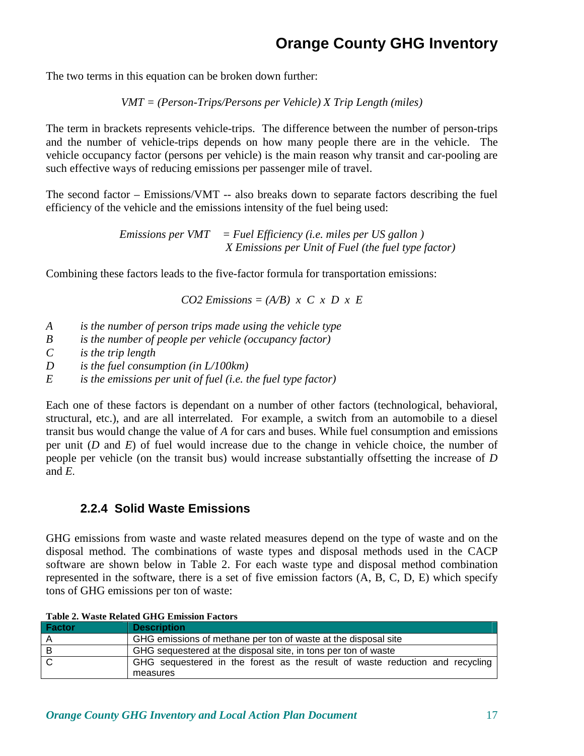The two terms in this equation can be broken down further:

*VMT = (Person-Trips/Persons per Vehicle) X Trip Length (miles)*

The term in brackets represents vehicle-trips. The difference between the number of person-trips and the number of vehicle-trips depends on how many people there are in the vehicle. The vehicle occupancy factor (persons per vehicle) is the main reason why transit and car-pooling are such effective ways of reducing emissions per passenger mile of travel.

The second factor – Emissions/VMT -- also breaks down to separate factors describing the fuel efficiency of the vehicle and the emissions intensity of the fuel being used:

*Emissions per VMT = Fuel Efficiency (i.e. miles per US gallon )*
*X Emissions per Unit of Fuel (the fuel type factor)*

Combining these factors leads to the five-factor formula for transportation emissions:

$$CO_2 \text{ Emissions} = (A/B) \times C \times D \times E$$

- *A* — *is the number of person trips made using the vehicle type*
- *B* — *is the number of people per vehicle (occupancy factor)*
- *C* — *is the trip length*
- *D* — *is the fuel consumption (in L/100km)*
- *E* — *is the emissions per unit of fuel (i.e. the fuel type factor)*

Each one of these factors is dependant on a number of other factors (technological, behavioral, structural, etc.), and are all interrelated. For example, a switch from an automobile to a diesel transit bus would change the value of *A* for cars and buses. While fuel consumption and emissions per unit (*D* and *E*) of fuel would increase due to the change in vehicle choice, the number of people per vehicle (on the transit bus) would increase substantially offsetting the increase of *D* and *E*.

### 2.2.4 Solid Waste Emissions

GHG emissions from waste and waste related measures depend on the type of waste and on the disposal method. The combinations of waste types and disposal methods used in the CACP software are shown below in Table 2. For each waste type and disposal method combination represented in the software, there is a set of five emission factors (A, B, C, D, E) which specify tons of GHG emissions per ton of waste:

**Table 2. Waste Related GHG Emission Factors**

| Factor | Description |
|---|---|
| A | GHG emissions of methane per ton of waste at the disposal site |
| B | GHG sequestered at the disposal site, in tons per ton of waste |
| C | GHG sequestered in the forest as the result of waste reduction and recycling measures |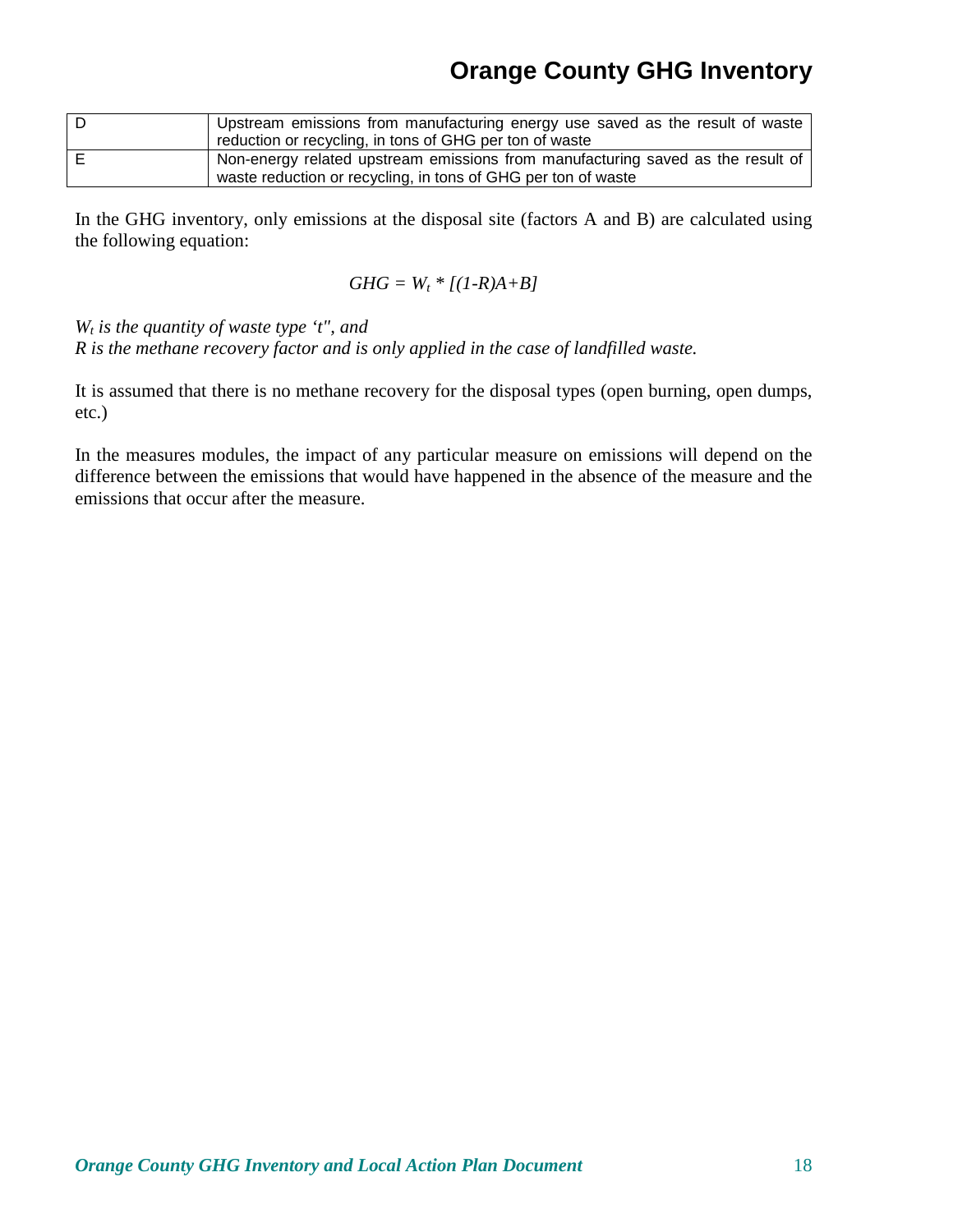| | |
|---|---|
| D | Upstream emissions from manufacturing energy use saved as the result of waste reduction or recycling, in tons of GHG per ton of waste |
| E | Non-energy related upstream emissions from manufacturing saved as the result of waste reduction or recycling, in tons of GHG per ton of waste |

In the GHG inventory, only emissions at the disposal site (factors A and B) are calculated using the following equation:

$$GHG = W_t * [(1-R)A+B]$$

*$W_t$ is the quantity of waste type 't", and*
*R is the methane recovery factor and is only applied in the case of landfilled waste.*

It is assumed that there is no methane recovery for the disposal types (open burning, open dumps, etc.)

In the measures modules, the impact of any particular measure on emissions will depend on the difference between the emissions that would have happened in the absence of the measure and the emissions that occur after the measure.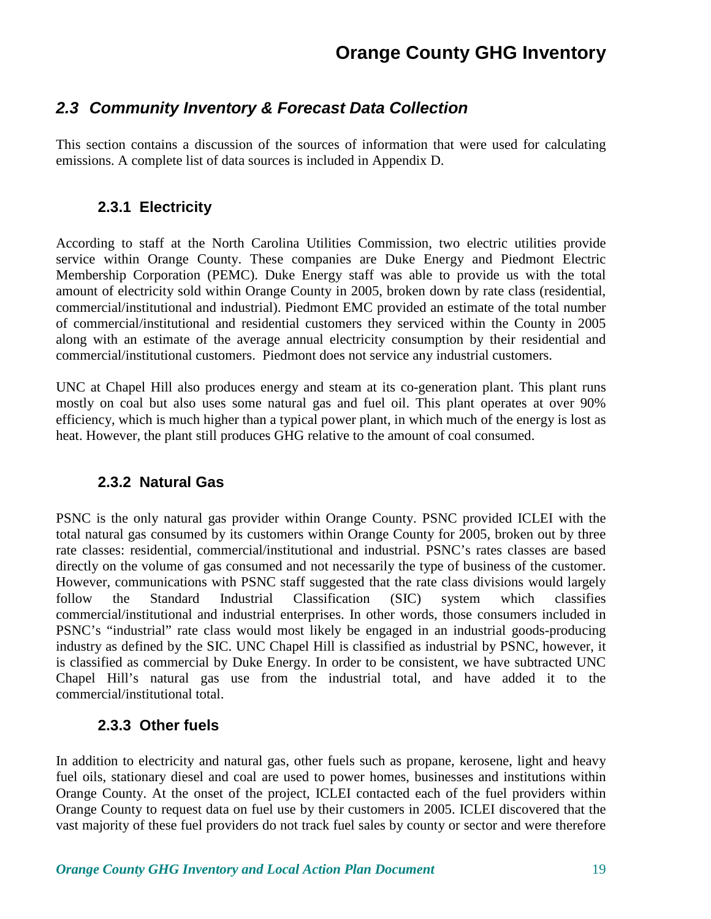## *2.3 Community Inventory & Forecast Data Collection*

This section contains a discussion of the sources of information that were used for calculating emissions. A complete list of data sources is included in Appendix D.

### 2.3.1 Electricity

According to staff at the North Carolina Utilities Commission, two electric utilities provide service within Orange County. These companies are Duke Energy and Piedmont Electric Membership Corporation (PEMC). Duke Energy staff was able to provide us with the total amount of electricity sold within Orange County in 2005, broken down by rate class (residential, commercial/institutional and industrial). Piedmont EMC provided an estimate of the total number of commercial/institutional and residential customers they serviced within the County in 2005 along with an estimate of the average annual electricity consumption by their residential and commercial/institutional customers. Piedmont does not service any industrial customers.

UNC at Chapel Hill also produces energy and steam at its co-generation plant. This plant runs mostly on coal but also uses some natural gas and fuel oil. This plant operates at over 90% efficiency, which is much higher than a typical power plant, in which much of the energy is lost as heat. However, the plant still produces GHG relative to the amount of coal consumed.

### 2.3.2 Natural Gas

PSNC is the only natural gas provider within Orange County. PSNC provided ICLEI with the total natural gas consumed by its customers within Orange County for 2005, broken out by three rate classes: residential, commercial/institutional and industrial. PSNC's rates classes are based directly on the volume of gas consumed and not necessarily the type of business of the customer. However, communications with PSNC staff suggested that the rate class divisions would largely follow the Standard Industrial Classification (SIC) system which classifies commercial/institutional and industrial enterprises. In other words, those consumers included in PSNC's "industrial" rate class would most likely be engaged in an industrial goods-producing industry as defined by the SIC. UNC Chapel Hill is classified as industrial by PSNC, however, it is classified as commercial by Duke Energy. In order to be consistent, we have subtracted UNC Chapel Hill's natural gas use from the industrial total, and have added it to the commercial/institutional total.

### 2.3.3 Other fuels

In addition to electricity and natural gas, other fuels such as propane, kerosene, light and heavy fuel oils, stationary diesel and coal are used to power homes, businesses and institutions within Orange County. At the onset of the project, ICLEI contacted each of the fuel providers within Orange County to request data on fuel use by their customers in 2005. ICLEI discovered that the vast majority of these fuel providers do not track fuel sales by county or sector and were therefore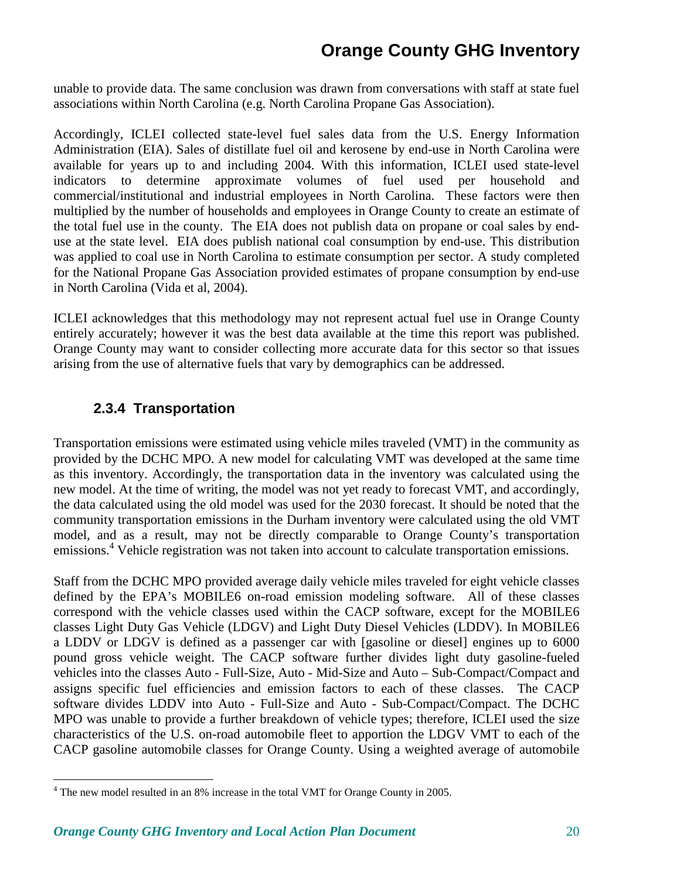unable to provide data. The same conclusion was drawn from conversations with staff at state fuel associations within North Carolina (e.g. North Carolina Propane Gas Association).

Accordingly, ICLEI collected state-level fuel sales data from the U.S. Energy Information Administration (EIA). Sales of distillate fuel oil and kerosene by end-use in North Carolina were available for years up to and including 2004. With this information, ICLEI used state-level indicators to determine approximate volumes of fuel used per household and commercial/institutional and industrial employees in North Carolina. These factors were then multiplied by the number of households and employees in Orange County to create an estimate of the total fuel use in the county. The EIA does not publish data on propane or coal sales by end-use at the state level. EIA does publish national coal consumption by end-use. This distribution was applied to coal use in North Carolina to estimate consumption per sector. A study completed for the National Propane Gas Association provided estimates of propane consumption by end-use in North Carolina (Vida et al, 2004).

ICLEI acknowledges that this methodology may not represent actual fuel use in Orange County entirely accurately; however it was the best data available at the time this report was published. Orange County may want to consider collecting more accurate data for this sector so that issues arising from the use of alternative fuels that vary by demographics can be addressed.

### 2.3.4 Transportation

Transportation emissions were estimated using vehicle miles traveled (VMT) in the community as provided by the DCHC MPO. A new model for calculating VMT was developed at the same time as this inventory. Accordingly, the transportation data in the inventory was calculated using the new model. At the time of writing, the model was not yet ready to forecast VMT, and accordingly, the data calculated using the old model was used for the 2030 forecast. It should be noted that the community transportation emissions in the Durham inventory were calculated using the old VMT model, and as a result, may not be directly comparable to Orange County's transportation emissions.[4] Vehicle registration was not taken into account to calculate transportation emissions.

Staff from the DCHC MPO provided average daily vehicle miles traveled for eight vehicle classes defined by the EPA's MOBILE6 on-road emission modeling software. All of these classes correspond with the vehicle classes used within the CACP software, except for the MOBILE6 classes Light Duty Gas Vehicle (LDGV) and Light Duty Diesel Vehicles (LDDV). In MOBILE6 a LDDV or LDGV is defined as a passenger car with [gasoline or diesel] engines up to 6000 pound gross vehicle weight. The CACP software further divides light duty gasoline-fueled vehicles into the classes Auto - Full-Size, Auto - Mid-Size and Auto – Sub-Compact/Compact and assigns specific fuel efficiencies and emission factors to each of these classes. The CACP software divides LDDV into Auto - Full-Size and Auto - Sub-Compact/Compact. The DCHC MPO was unable to provide a further breakdown of vehicle types; therefore, ICLEI used the size characteristics of the U.S. on-road automobile fleet to apportion the LDGV VMT to each of the CACP gasoline automobile classes for Orange County. Using a weighted average of automobile

[4] The new model resulted in an 8% increase in the total VMT for Orange County in 2005.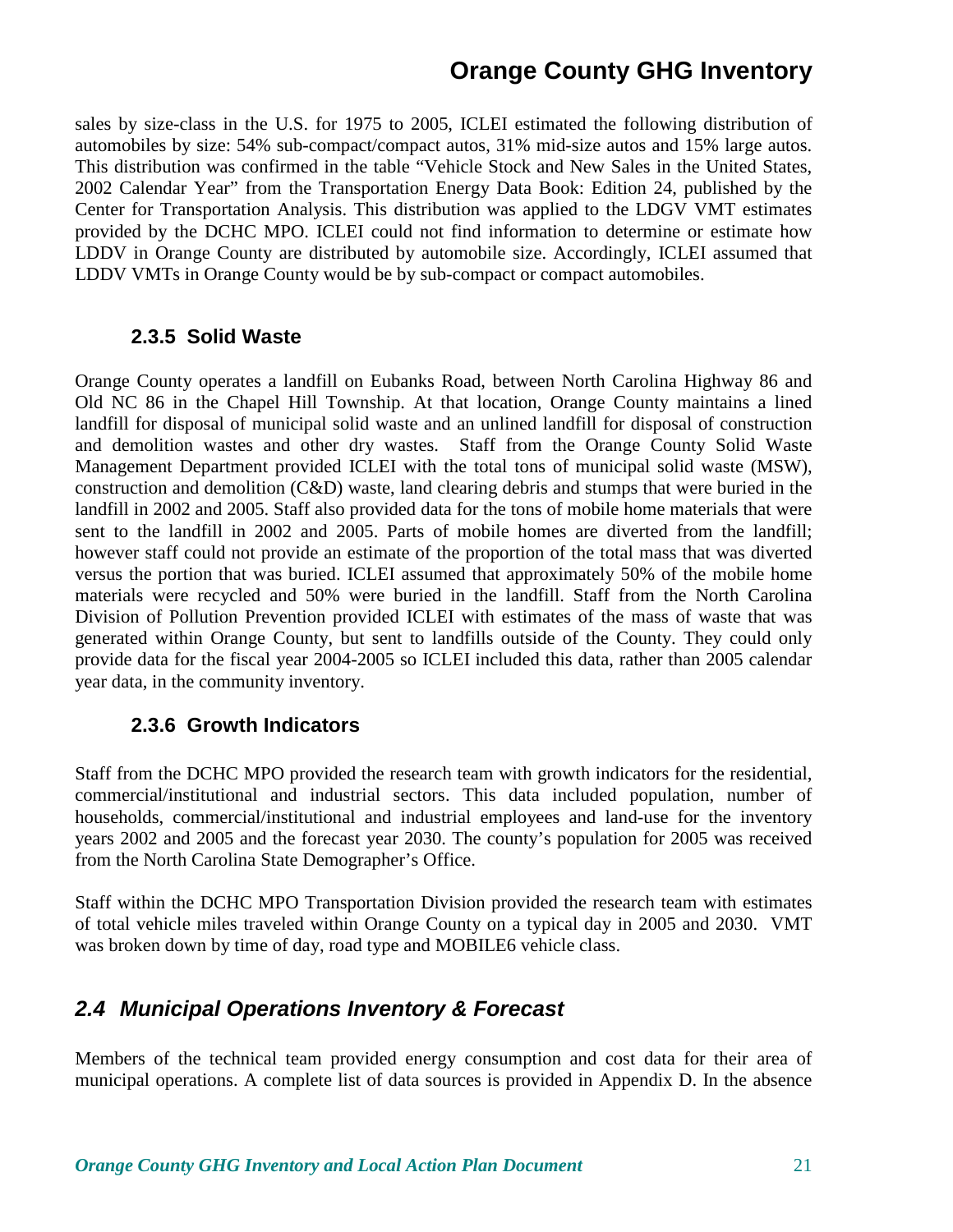sales by size-class in the U.S. for 1975 to 2005, ICLEI estimated the following distribution of automobiles by size: 54% sub-compact/compact autos, 31% mid-size autos and 15% large autos. This distribution was confirmed in the table "Vehicle Stock and New Sales in the United States, 2002 Calendar Year" from the Transportation Energy Data Book: Edition 24, published by the Center for Transportation Analysis. This distribution was applied to the LDGV VMT estimates provided by the DCHC MPO. ICLEI could not find information to determine or estimate how LDDV in Orange County are distributed by automobile size. Accordingly, ICLEI assumed that LDDV VMTs in Orange County would be by sub-compact or compact automobiles.

### 2.3.5 Solid Waste

Orange County operates a landfill on Eubanks Road, between North Carolina Highway 86 and Old NC 86 in the Chapel Hill Township. At that location, Orange County maintains a lined landfill for disposal of municipal solid waste and an unlined landfill for disposal of construction and demolition wastes and other dry wastes. Staff from the Orange County Solid Waste Management Department provided ICLEI with the total tons of municipal solid waste (MSW), construction and demolition (C&D) waste, land clearing debris and stumps that were buried in the landfill in 2002 and 2005. Staff also provided data for the tons of mobile home materials that were sent to the landfill in 2002 and 2005. Parts of mobile homes are diverted from the landfill; however staff could not provide an estimate of the proportion of the total mass that was diverted versus the portion that was buried. ICLEI assumed that approximately 50% of the mobile home materials were recycled and 50% were buried in the landfill. Staff from the North Carolina Division of Pollution Prevention provided ICLEI with estimates of the mass of waste that was generated within Orange County, but sent to landfills outside of the County. They could only provide data for the fiscal year 2004-2005 so ICLEI included this data, rather than 2005 calendar year data, in the community inventory.

### 2.3.6 Growth Indicators

Staff from the DCHC MPO provided the research team with growth indicators for the residential, commercial/institutional and industrial sectors. This data included population, number of households, commercial/institutional and industrial employees and land-use for the inventory years 2002 and 2005 and the forecast year 2030. The county's population for 2005 was received from the North Carolina State Demographer's Office.

Staff within the DCHC MPO Transportation Division provided the research team with estimates of total vehicle miles traveled within Orange County on a typical day in 2005 and 2030. VMT was broken down by time of day, road type and MOBILE6 vehicle class.

## *2.4 Municipal Operations Inventory & Forecast*

Members of the technical team provided energy consumption and cost data for their area of municipal operations. A complete list of data sources is provided in Appendix D. In the absence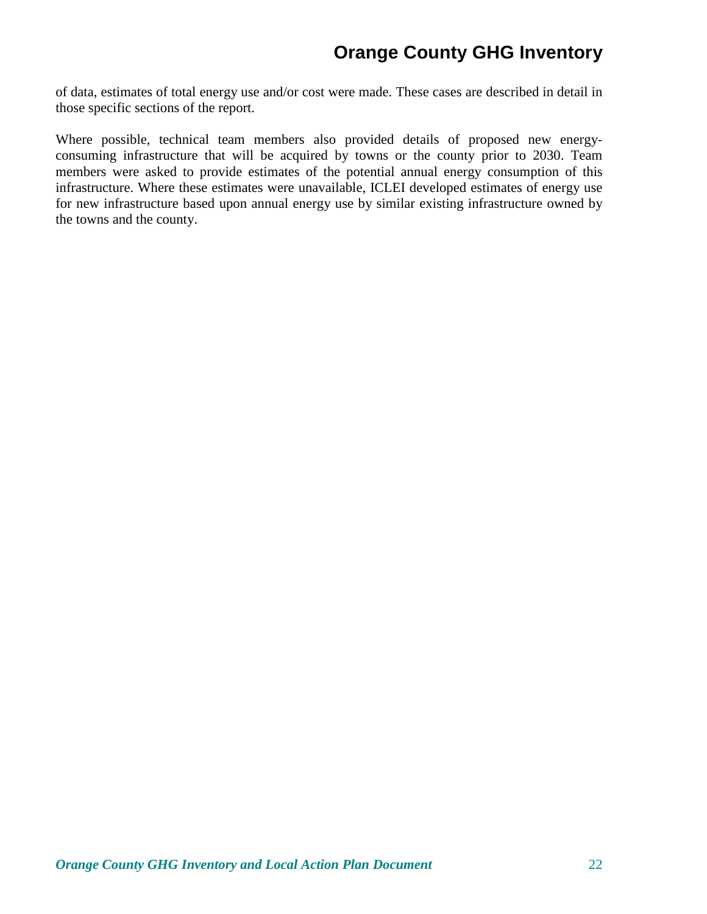of data, estimates of total energy use and/or cost were made. These cases are described in detail in those specific sections of the report.

Where possible, technical team members also provided details of proposed new energy-consuming infrastructure that will be acquired by towns or the county prior to 2030. Team members were asked to provide estimates of the potential annual energy consumption of this infrastructure. Where these estimates were unavailable, ICLEI developed estimates of energy use for new infrastructure based upon annual energy use by similar existing infrastructure owned by the towns and the county.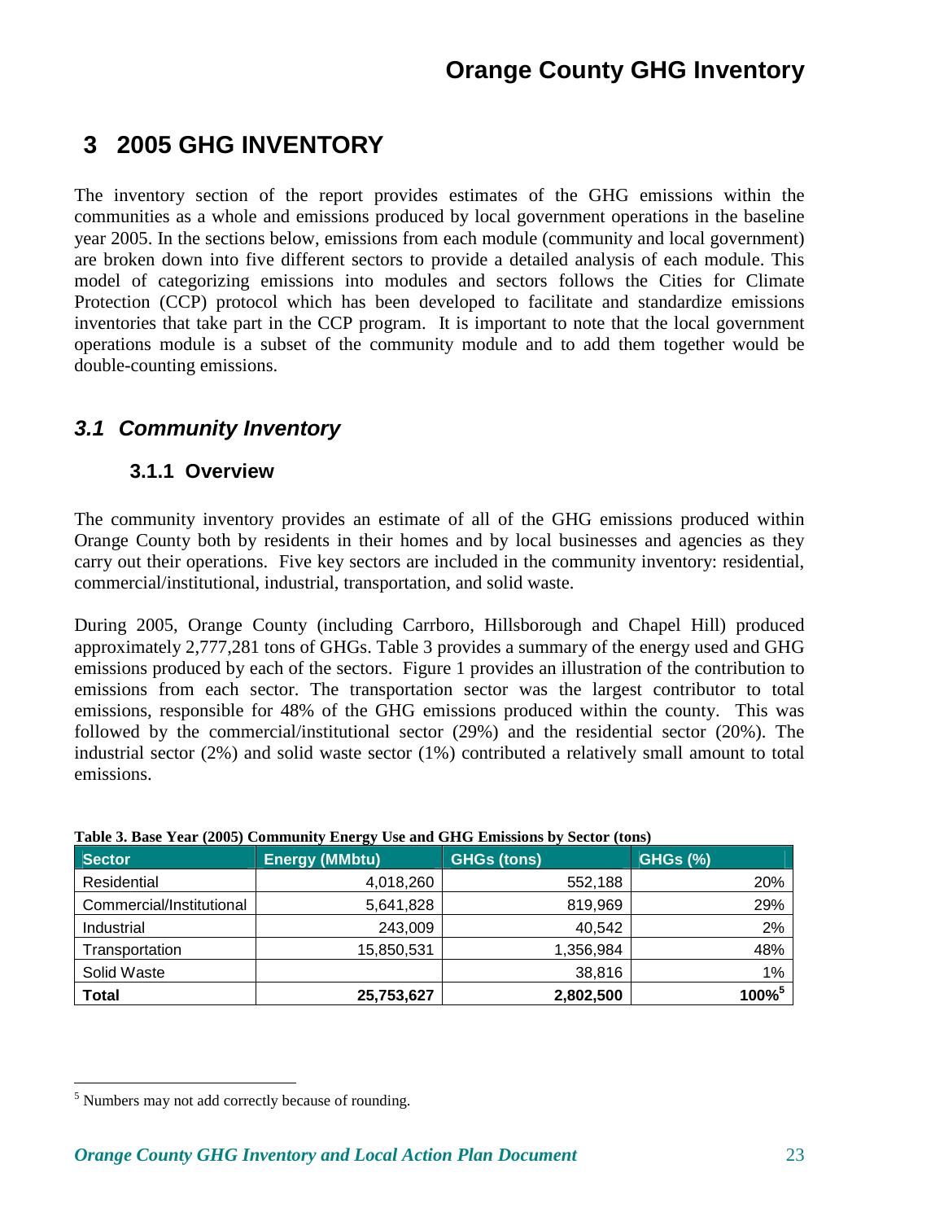# 3 2005 GHG INVENTORY

The inventory section of the report provides estimates of the GHG emissions within the communities as a whole and emissions produced by local government operations in the baseline year 2005. In the sections below, emissions from each module (community and local government) are broken down into five different sectors to provide a detailed analysis of each module. This model of categorizing emissions into modules and sectors follows the Cities for Climate Protection (CCP) protocol which has been developed to facilitate and standardize emissions inventories that take part in the CCP program. It is important to note that the local government operations module is a subset of the community module and to add them together would be double-counting emissions.

## *3.1 Community Inventory*

### 3.1.1 Overview

The community inventory provides an estimate of all of the GHG emissions produced within Orange County both by residents in their homes and by local businesses and agencies as they carry out their operations. Five key sectors are included in the community inventory: residential, commercial/institutional, industrial, transportation, and solid waste.

During 2005, Orange County (including Carrboro, Hillsborough and Chapel Hill) produced approximately 2,777,281 tons of GHGs. Table 3 provides a summary of the energy used and GHG emissions produced by each of the sectors. Figure 1 provides an illustration of the contribution to emissions from each sector. The transportation sector was the largest contributor to total emissions, responsible for 48% of the GHG emissions produced within the county. This was followed by the commercial/institutional sector (29%) and the residential sector (20%). The industrial sector (2%) and solid waste sector (1%) contributed a relatively small amount to total emissions.

**Table 3. Base Year (2005) Community Energy Use and GHG Emissions by Sector (tons)**

| Sector | Energy (MMbtu) | GHGs (tons) | GHGs (%) |
|---|---|---|---|
| Residential | 4,018,260 | 552,188 | 20% |
| Commercial/Institutional | 5,641,828 | 819,969 | 29% |
| Industrial | 243,009 | 40,542 | 2% |
| Transportation | 15,850,531 | 1,356,984 | 48% |
| Solid Waste | | 38,816 | 1% |
| **Total** | **25,753,627** | **2,802,500** | **100%[5]** |

[5] Numbers may not add correctly because of rounding.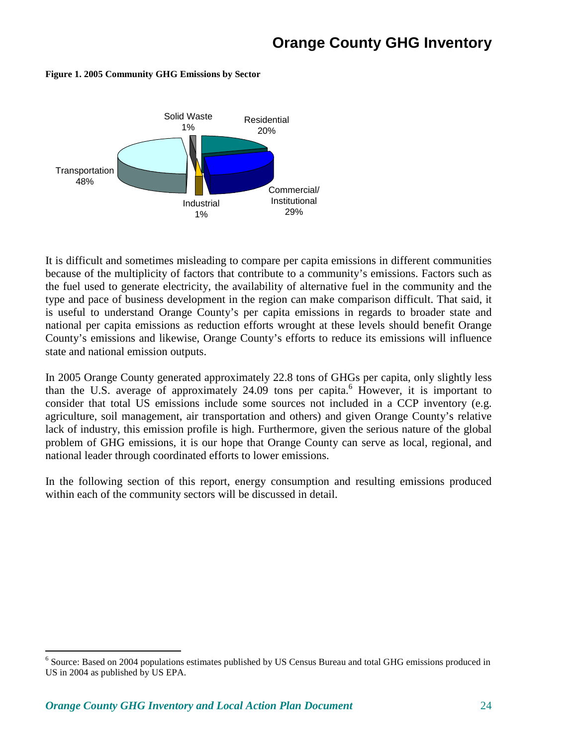**Figure 1. 2005 Community GHG Emissions by Sector**

Solid Waste 1%
Residential 20%
Transportation 48%
Commercial/ Institutional 29%
Industrial 1%

It is difficult and sometimes misleading to compare per capita emissions in different communities because of the multiplicity of factors that contribute to a community's emissions. Factors such as the fuel used to generate electricity, the availability of alternative fuel in the community and the type and pace of business development in the region can make comparison difficult. That said, it is useful to understand Orange County's per capita emissions in regards to broader state and national per capita emissions as reduction efforts wrought at these levels should benefit Orange County's emissions and likewise, Orange County's efforts to reduce its emissions will influence state and national emission outputs.

In 2005 Orange County generated approximately 22.8 tons of GHGs per capita, only slightly less than the U.S. average of approximately 24.09 tons per capita.[6] However, it is important to consider that total US emissions include some sources not included in a CCP inventory (e.g. agriculture, soil management, air transportation and others) and given Orange County's relative lack of industry, this emission profile is high. Furthermore, given the serious nature of the global problem of GHG emissions, it is our hope that Orange County can serve as local, regional, and national leader through coordinated efforts to lower emissions.

In the following section of this report, energy consumption and resulting emissions produced within each of the community sectors will be discussed in detail.

[6] Source: Based on 2004 populations estimates published by US Census Bureau and total GHG emissions produced in US in 2004 as published by US EPA.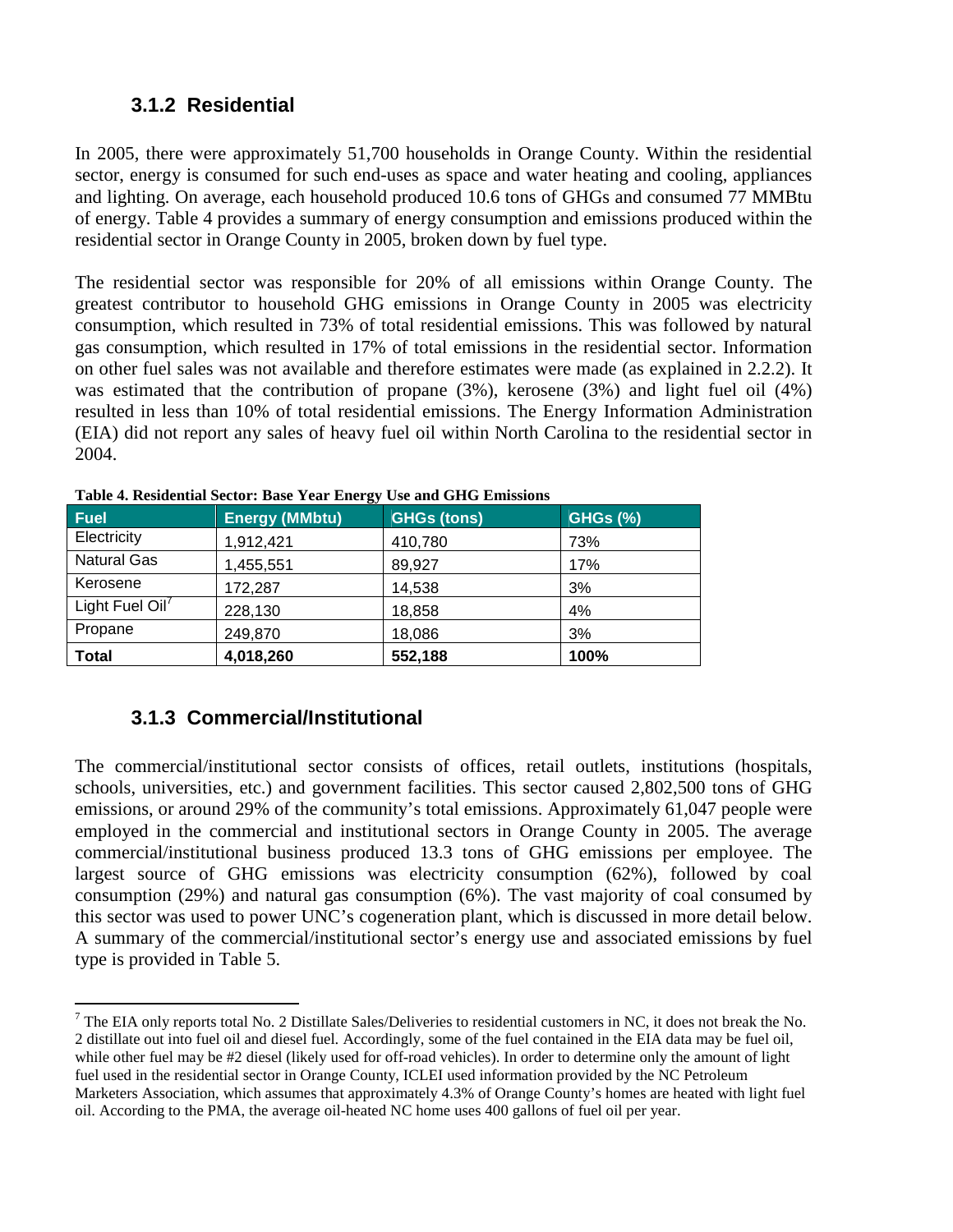### 3.1.2 Residential

In 2005, there were approximately 51,700 households in Orange County. Within the residential sector, energy is consumed for such end-uses as space and water heating and cooling, appliances and lighting. On average, each household produced 10.6 tons of GHGs and consumed 77 MMBtu of energy. Table 4 provides a summary of energy consumption and emissions produced within the residential sector in Orange County in 2005, broken down by fuel type.

The residential sector was responsible for 20% of all emissions within Orange County. The greatest contributor to household GHG emissions in Orange County in 2005 was electricity consumption, which resulted in 73% of total residential emissions. This was followed by natural gas consumption, which resulted in 17% of total emissions in the residential sector. Information on other fuel sales was not available and therefore estimates were made (as explained in 2.2.2). It was estimated that the contribution of propane (3%), kerosene (3%) and light fuel oil (4%) resulted in less than 10% of total residential emissions. The Energy Information Administration (EIA) did not report any sales of heavy fuel oil within North Carolina to the residential sector in 2004.

**Table 4. Residential Sector: Base Year Energy Use and GHG Emissions**

| Fuel | Energy (MMbtu) | GHGs (tons) | GHGs (%) |
|---|---|---|---|
| Electricity | 1,912,421 | 410,780 | 73% |
| Natural Gas | 1,455,551 | 89,927 | 17% |
| Kerosene | 172,287 | 14,538 | 3% |
| Light Fuel Oil[7] | 228,130 | 18,858 | 4% |
| Propane | 249,870 | 18,086 | 3% |
| **Total** | **4,018,260** | **552,188** | **100%** |

### 3.1.3 Commercial/Institutional

The commercial/institutional sector consists of offices, retail outlets, institutions (hospitals, schools, universities, etc.) and government facilities. This sector caused 2,802,500 tons of GHG emissions, or around 29% of the community's total emissions. Approximately 61,047 people were employed in the commercial and institutional sectors in Orange County in 2005. The average commercial/institutional business produced 13.3 tons of GHG emissions per employee. The largest source of GHG emissions was electricity consumption (62%), followed by coal consumption (29%) and natural gas consumption (6%). The vast majority of coal consumed by this sector was used to power UNC's cogeneration plant, which is discussed in more detail below. A summary of the commercial/institutional sector's energy use and associated emissions by fuel type is provided in Table 5.

[7] The EIA only reports total No. 2 Distillate Sales/Deliveries to residential customers in NC, it does not break the No. 2 distillate out into fuel oil and diesel fuel. Accordingly, some of the fuel contained in the EIA data may be fuel oil, while other fuel may be #2 diesel (likely used for off-road vehicles). In order to determine only the amount of light fuel used in the residential sector in Orange County, ICLEI used information provided by the NC Petroleum Marketers Association, which assumes that approximately 4.3% of Orange County's homes are heated with light fuel oil. According to the PMA, the average oil-heated NC home uses 400 gallons of fuel oil per year.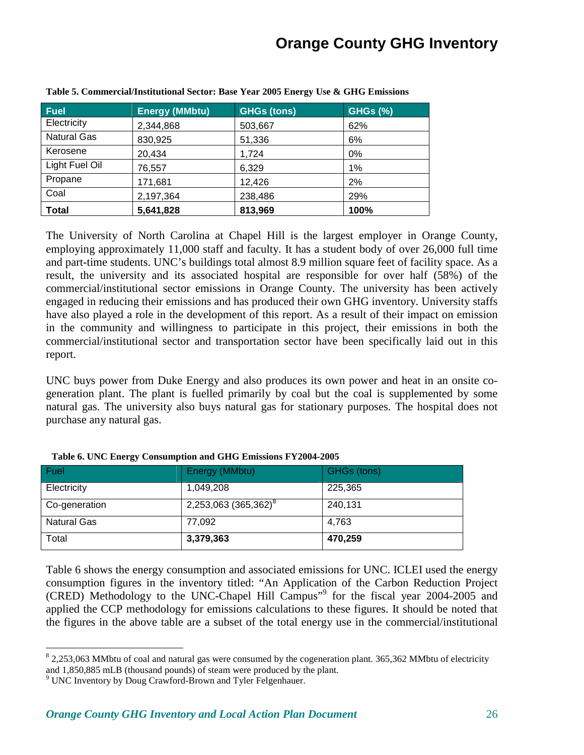**Table 5. Commercial/Institutional Sector: Base Year 2005 Energy Use & GHG Emissions**

| Fuel | Energy (MMbtu) | GHGs (tons) | GHGs (%) |
|---|---|---|---|
| Electricity | 2,344,868 | 503,667 | 62% |
| Natural Gas | 830,925 | 51,336 | 6% |
| Kerosene | 20,434 | 1,724 | 0% |
| Light Fuel Oil | 76,557 | 6,329 | 1% |
| Propane | 171,681 | 12,426 | 2% |
| Coal | 2,197,364 | 238,486 | 29% |
| **Total** | **5,641,828** | **813,969** | **100%** |

The University of North Carolina at Chapel Hill is the largest employer in Orange County, employing approximately 11,000 staff and faculty. It has a student body of over 26,000 full time and part-time students. UNC's buildings total almost 8.9 million square feet of facility space. As a result, the university and its associated hospital are responsible for over half (58%) of the commercial/institutional sector emissions in Orange County. The university has been actively engaged in reducing their emissions and has produced their own GHG inventory. University staffs have also played a role in the development of this report. As a result of their impact on emission in the community and willingness to participate in this project, their emissions in both the commercial/institutional sector and transportation sector have been specifically laid out in this report.

UNC buys power from Duke Energy and also produces its own power and heat in an onsite co-generation plant. The plant is fuelled primarily by coal but the coal is supplemented by some natural gas. The university also buys natural gas for stationary purposes. The hospital does not purchase any natural gas.

**Table 6. UNC Energy Consumption and GHG Emissions FY2004-2005**

| Fuel | Energy (MMbtu) | GHGs (tons) |
|---|---|---|
| Electricity | 1,049,208 | 225,365 |
| Co-generation | 2,253,063 (365,362)[8] | 240,131 |
| Natural Gas | 77,092 | 4,763 |
| Total | **3,379,363** | **470,259** |

Table 6 shows the energy consumption and associated emissions for UNC. ICLEI used the energy consumption figures in the inventory titled: "An Application of the Carbon Reduction Project (CRED) Methodology to the UNC-Chapel Hill Campus"[9] for the fiscal year 2004-2005 and applied the CCP methodology for emissions calculations to these figures. It should be noted that the figures in the above table are a subset of the total energy use in the commercial/institutional

[8] 2,253,063 MMbtu of coal and natural gas were consumed by the cogeneration plant. 365,362 MMbtu of electricity and 1,850,885 mLB (thousand pounds) of steam were produced by the plant.

[9] UNC Inventory by Doug Crawford-Brown and Tyler Felgenhauer.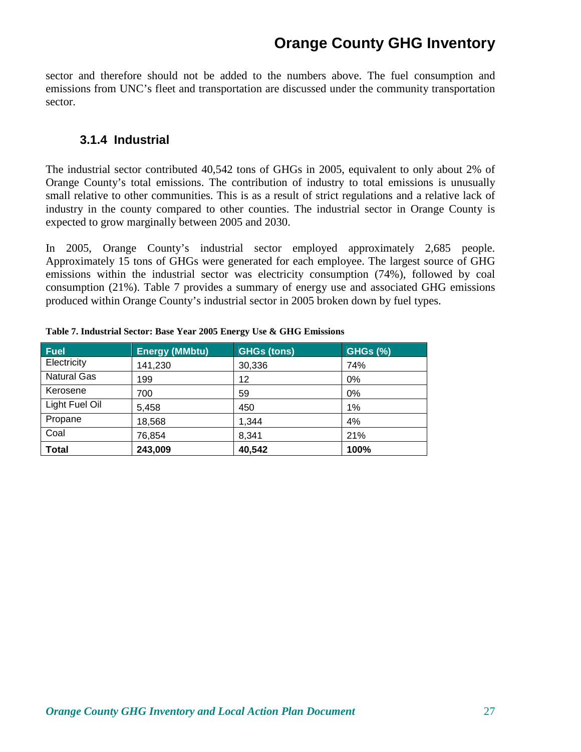sector and therefore should not be added to the numbers above. The fuel consumption and emissions from UNC's fleet and transportation are discussed under the community transportation sector.

### 3.1.4 Industrial

The industrial sector contributed 40,542 tons of GHGs in 2005, equivalent to only about 2% of Orange County's total emissions. The contribution of industry to total emissions is unusually small relative to other communities. This is as a result of strict regulations and a relative lack of industry in the county compared to other counties. The industrial sector in Orange County is expected to grow marginally between 2005 and 2030.

In 2005, Orange County's industrial sector employed approximately 2,685 people. Approximately 15 tons of GHGs were generated for each employee. The largest source of GHG emissions within the industrial sector was electricity consumption (74%), followed by coal consumption (21%). Table 7 provides a summary of energy use and associated GHG emissions produced within Orange County's industrial sector in 2005 broken down by fuel types.

**Table 7. Industrial Sector: Base Year 2005 Energy Use & GHG Emissions**

| Fuel | Energy (MMbtu) | GHGs (tons) | GHGs (%) |
| --- | --- | --- | --- |
| Electricity | 141,230 | 30,336 | 74% |
| Natural Gas | 199 | 12 | 0% |
| Kerosene | 700 | 59 | 0% |
| Light Fuel Oil | 5,458 | 450 | 1% |
| Propane | 18,568 | 1,344 | 4% |
| Coal | 76,854 | 8,341 | 21% |
| **Total** | **243,009** | **40,542** | **100%** |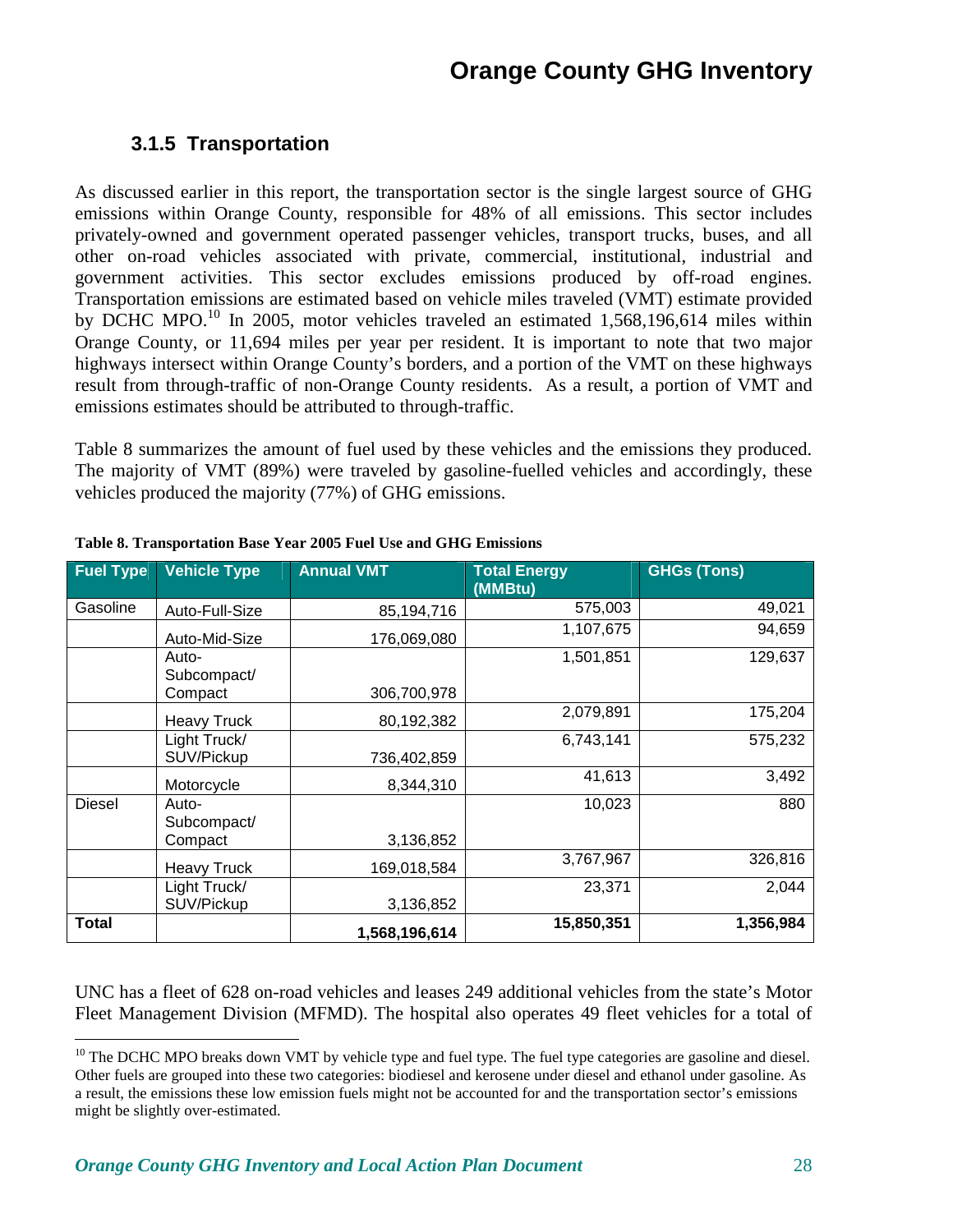### 3.1.5 Transportation

As discussed earlier in this report, the transportation sector is the single largest source of GHG emissions within Orange County, responsible for 48% of all emissions. This sector includes privately-owned and government operated passenger vehicles, transport trucks, buses, and all other on-road vehicles associated with private, commercial, institutional, industrial and government activities. This sector excludes emissions produced by off-road engines. Transportation emissions are estimated based on vehicle miles traveled (VMT) estimate provided by DCHC MPO.[10] In 2005, motor vehicles traveled an estimated 1,568,196,614 miles within Orange County, or 11,694 miles per year per resident. It is important to note that two major highways intersect within Orange County's borders, and a portion of the VMT on these highways result from through-traffic of non-Orange County residents. As a result, a portion of VMT and emissions estimates should be attributed to through-traffic.

Table 8 summarizes the amount of fuel used by these vehicles and the emissions they produced. The majority of VMT (89%) were traveled by gasoline-fuelled vehicles and accordingly, these vehicles produced the majority (77%) of GHG emissions.

**Table 8. Transportation Base Year 2005 Fuel Use and GHG Emissions**

| Fuel Type | Vehicle Type | Annual VMT | Total Energy (MMBtu) | GHGs (Tons) |
|---|---|---|---|---|
| Gasoline | Auto-Full-Size | 85,194,716 | 575,003 | 49,021 |
| | Auto-Mid-Size | 176,069,080 | 1,107,675 | 94,659 |
| | Auto-Subcompact/ Compact | 306,700,978 | 1,501,851 | 129,637 |
| | Heavy Truck | 80,192,382 | 2,079,891 | 175,204 |
| | Light Truck/ SUV/Pickup | 736,402,859 | 6,743,141 | 575,232 |
| | Motorcycle | 8,344,310 | 41,613 | 3,492 |
| Diesel | Auto-Subcompact/ Compact | 3,136,852 | 10,023 | 880 |
| | Heavy Truck | 169,018,584 | 3,767,967 | 326,816 |
| | Light Truck/ SUV/Pickup | 3,136,852 | 23,371 | 2,044 |
| **Total** | | **1,568,196,614** | **15,850,351** | **1,356,984** |

UNC has a fleet of 628 on-road vehicles and leases 249 additional vehicles from the state's Motor Fleet Management Division (MFMD). The hospital also operates 49 fleet vehicles for a total of

[10] The DCHC MPO breaks down VMT by vehicle type and fuel type. The fuel type categories are gasoline and diesel. Other fuels are grouped into these two categories: biodiesel and kerosene under diesel and ethanol under gasoline. As a result, the emissions these low emission fuels might not be accounted for and the transportation sector's emissions might be slightly over-estimated.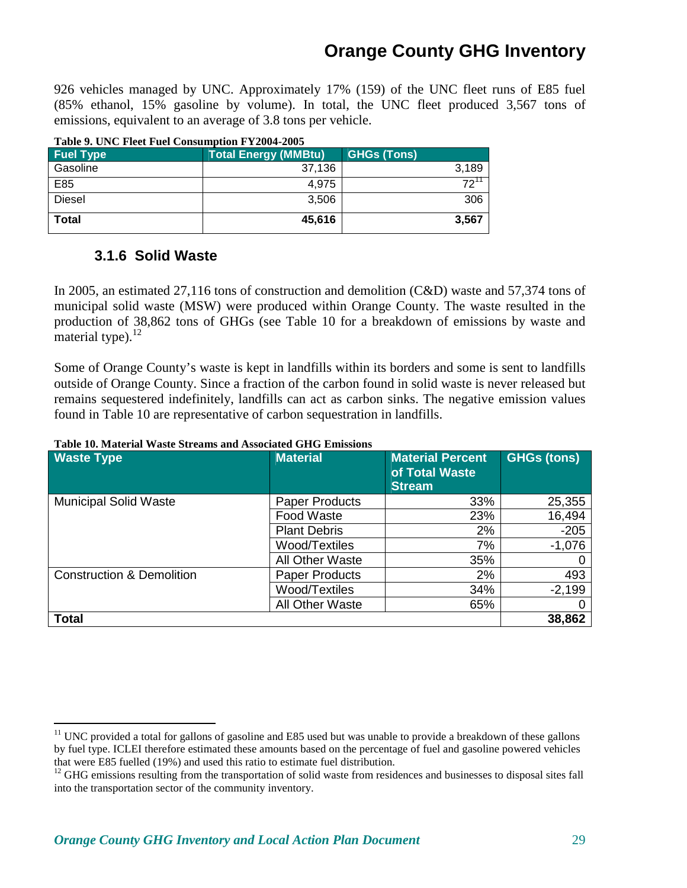926 vehicles managed by UNC. Approximately 17% (159) of the UNC fleet runs of E85 fuel (85% ethanol, 15% gasoline by volume). In total, the UNC fleet produced 3,567 tons of emissions, equivalent to an average of 3.8 tons per vehicle.

**Table 9. UNC Fleet Fuel Consumption FY2004-2005**

| Fuel Type | Total Energy (MMBtu) | GHGs (Tons) |
|---|---|---|
| Gasoline | 37,136 | 3,189 |
| E85 | 4,975 | 72[11] |
| Diesel | 3,506 | 306 |
| **Total** | **45,616** | **3,567** |

### 3.1.6 Solid Waste

In 2005, an estimated 27,116 tons of construction and demolition (C&D) waste and 57,374 tons of municipal solid waste (MSW) were produced within Orange County. The waste resulted in the production of 38,862 tons of GHGs (see Table 10 for a breakdown of emissions by waste and material type).[12]

Some of Orange County's waste is kept in landfills within its borders and some is sent to landfills outside of Orange County. Since a fraction of the carbon found in solid waste is never released but remains sequestered indefinitely, landfills can act as carbon sinks. The negative emission values found in Table 10 are representative of carbon sequestration in landfills.

**Table 10. Material Waste Streams and Associated GHG Emissions**

| Waste Type | Material | Material Percent of Total Waste Stream | GHGs (tons) |
|---|---|---|---|
| Municipal Solid Waste | Paper Products | 33% | 25,355 |
| | Food Waste | 23% | 16,494 |
| | Plant Debris | 2% | -205 |
| | Wood/Textiles | 7% | -1,076 |
| | All Other Waste | 35% | 0 |
| Construction & Demolition | Paper Products | 2% | 493 |
| | Wood/Textiles | 34% | -2,199 |
| | All Other Waste | 65% | 0 |
| **Total** | | | **38,862** |

[11] UNC provided a total for gallons of gasoline and E85 used but was unable to provide a breakdown of these gallons by fuel type. ICLEI therefore estimated these amounts based on the percentage of fuel and gasoline powered vehicles that were E85 fuelled (19%) and used this ratio to estimate fuel distribution.

[12] GHG emissions resulting from the transportation of solid waste from residences and businesses to disposal sites fall into the transportation sector of the community inventory.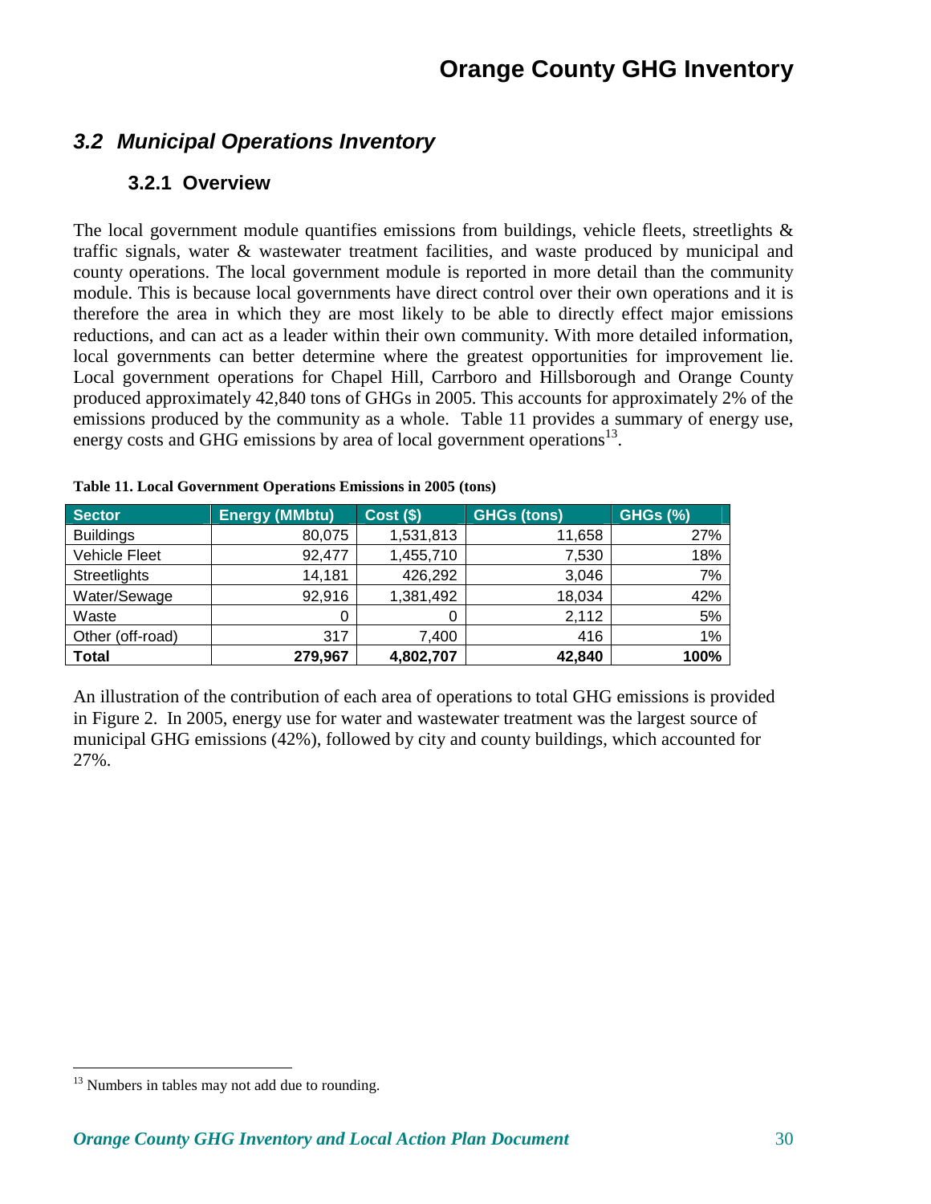## 3.2 Municipal Operations Inventory

### 3.2.1 Overview

The local government module quantifies emissions from buildings, vehicle fleets, streetlights & traffic signals, water & wastewater treatment facilities, and waste produced by municipal and county operations. The local government module is reported in more detail than the community module. This is because local governments have direct control over their own operations and it is therefore the area in which they are most likely to be able to directly effect major emissions reductions, and can act as a leader within their own community. With more detailed information, local governments can better determine where the greatest opportunities for improvement lie. Local government operations for Chapel Hill, Carrboro and Hillsborough and Orange County produced approximately 42,840 tons of GHGs in 2005. This accounts for approximately 2% of the emissions produced by the community as a whole. Table 11 provides a summary of energy use, energy costs and GHG emissions by area of local government operations[13].

**Table 11. Local Government Operations Emissions in 2005 (tons)**

| Sector | Energy (MMbtu) | Cost ($) | GHGs (tons) | GHGs (%) |
|---|---|---|---|---|
| Buildings | 80,075 | 1,531,813 | 11,658 | 27% |
| Vehicle Fleet | 92,477 | 1,455,710 | 7,530 | 18% |
| Streetlights | 14,181 | 426,292 | 3,046 | 7% |
| Water/Sewage | 92,916 | 1,381,492 | 18,034 | 42% |
| Waste | 0 | 0 | 2,112 | 5% |
| Other (off-road) | 317 | 7,400 | 416 | 1% |
| **Total** | **279,967** | **4,802,707** | **42,840** | **100%** |

An illustration of the contribution of each area of operations to total GHG emissions is provided in Figure 2. In 2005, energy use for water and wastewater treatment was the largest source of municipal GHG emissions (42%), followed by city and county buildings, which accounted for 27%.

---

[13] Numbers in tables may not add due to rounding.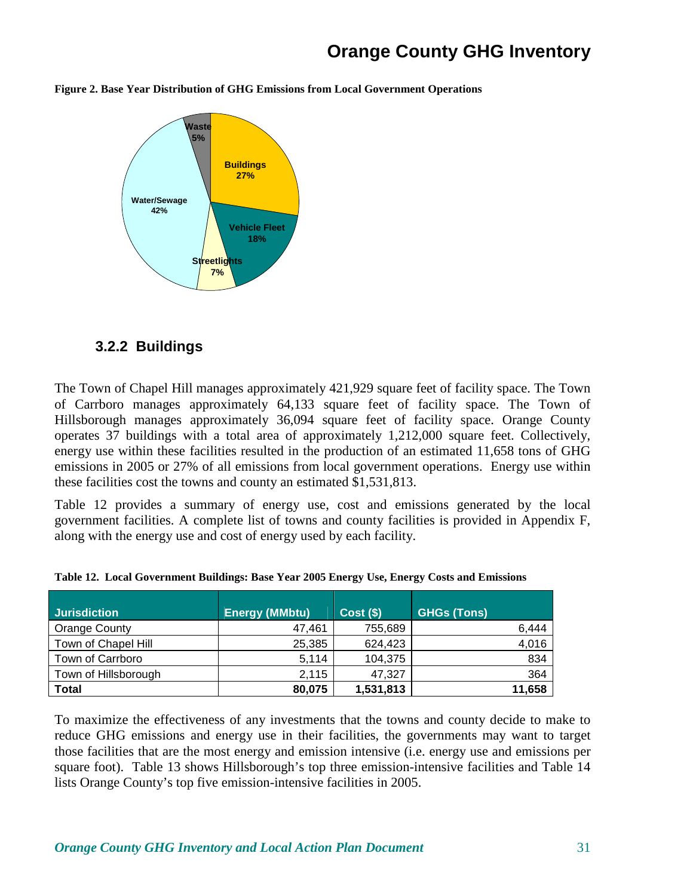**Figure 2. Base Year Distribution of GHG Emissions from Local Government Operations**

### 3.2.2 Buildings

The Town of Chapel Hill manages approximately 421,929 square feet of facility space. The Town of Carrboro manages approximately 64,133 square feet of facility space. The Town of Hillsborough manages approximately 36,094 square feet of facility space. Orange County operates 37 buildings with a total area of approximately 1,212,000 square feet. Collectively, energy use within these facilities resulted in the production of an estimated 11,658 tons of GHG emissions in 2005 or 27% of all emissions from local government operations. Energy use within these facilities cost the towns and county an estimated $1,531,813.

Table 12 provides a summary of energy use, cost and emissions generated by the local government facilities. A complete list of towns and county facilities is provided in Appendix F, along with the energy use and cost of energy used by each facility.

**Table 12. Local Government Buildings: Base Year 2005 Energy Use, Energy Costs and Emissions**

| Jurisdiction | Energy (MMbtu) | Cost ($) | GHGs (Tons) |
|---|---|---|---|
| Orange County | 47,461 | 755,689 | 6,444 |
| Town of Chapel Hill | 25,385 | 624,423 | 4,016 |
| Town of Carrboro | 5,114 | 104,375 | 834 |
| Town of Hillsborough | 2,115 | 47,327 | 364 |
| **Total** | **80,075** | **1,531,813** | **11,658** |

To maximize the effectiveness of any investments that the towns and county decide to make to reduce GHG emissions and energy use in their facilities, the governments may want to target those facilities that are the most energy and emission intensive (i.e. energy use and emissions per square foot). Table 13 shows Hillsborough's top three emission-intensive facilities and Table 14 lists Orange County's top five emission-intensive facilities in 2005.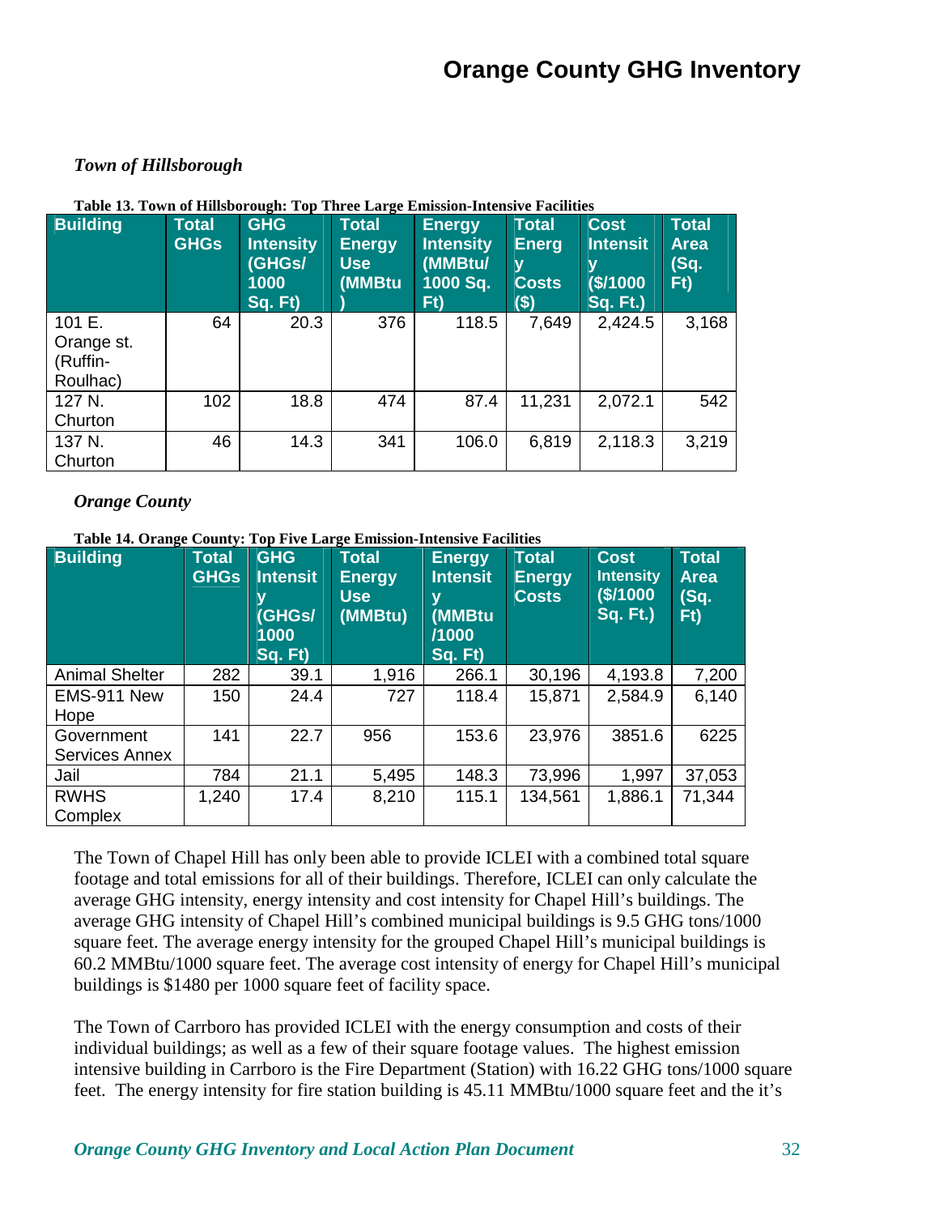### *Town of Hillsborough*

**Table 13. Town of Hillsborough: Top Three Large Emission-Intensive Facilities**

| Building | Total GHGs | GHG Intensity (GHGs/ 1000 Sq. Ft) | Total Energy Use (MMBtu) | Energy Intensity (MMBtu/ 1000 Sq. Ft) | Total Energy Costs ($) | Cost Intensity ($/1000 Sq. Ft.) | Total Area (Sq. Ft) |
|---|---|---|---|---|---|---|---|
| 101 E. Orange st. (Ruffin-Roulhac) | 64 | 20.3 | 376 | 118.5 | 7,649 | 2,424.5 | 3,168 |
| 127 N. Churton | 102 | 18.8 | 474 | 87.4 | 11,231 | 2,072.1 | 542 |
| 137 N. Churton | 46 | 14.3 | 341 | 106.0 | 6,819 | 2,118.3 | 3,219 |

### *Orange County*

**Table 14. Orange County: Top Five Large Emission-Intensive Facilities**

| Building | Total GHGs | GHG Intensity (GHGs/ 1000 Sq. Ft) | Total Energy Use (MMBtu) | Energy Intensity (MMBtu /1000 Sq. Ft) | Total Energy Costs | Cost Intensity ($/1000 Sq. Ft.) | Total Area (Sq. Ft) |
|---|---|---|---|---|---|---|---|
| Animal Shelter | 282 | 39.1 | 1,916 | 266.1 | 30,196 | 4,193.8 | 7,200 |
| EMS-911 New Hope | 150 | 24.4 | 727 | 118.4 | 15,871 | 2,584.9 | 6,140 |
| Government Services Annex | 141 | 22.7 | 956 | 153.6 | 23,976 | 3851.6 | 6225 |
| Jail | 784 | 21.1 | 5,495 | 148.3 | 73,996 | 1,997 | 37,053 |
| RWHS Complex | 1,240 | 17.4 | 8,210 | 115.1 | 134,561 | 1,886.1 | 71,344 |

The Town of Chapel Hill has only been able to provide ICLEI with a combined total square footage and total emissions for all of their buildings. Therefore, ICLEI can only calculate the average GHG intensity, energy intensity and cost intensity for Chapel Hill's buildings. The average GHG intensity of Chapel Hill's combined municipal buildings is 9.5 GHG tons/1000 square feet. The average energy intensity for the grouped Chapel Hill's municipal buildings is 60.2 MMBtu/1000 square feet. The average cost intensity of energy for Chapel Hill's municipal buildings is $1480 per 1000 square feet of facility space.

The Town of Carrboro has provided ICLEI with the energy consumption and costs of their individual buildings; as well as a few of their square footage values. The highest emission intensive building in Carrboro is the Fire Department (Station) with 16.22 GHG tons/1000 square feet. The energy intensity for fire station building is 45.11 MMBtu/1000 square feet and the it's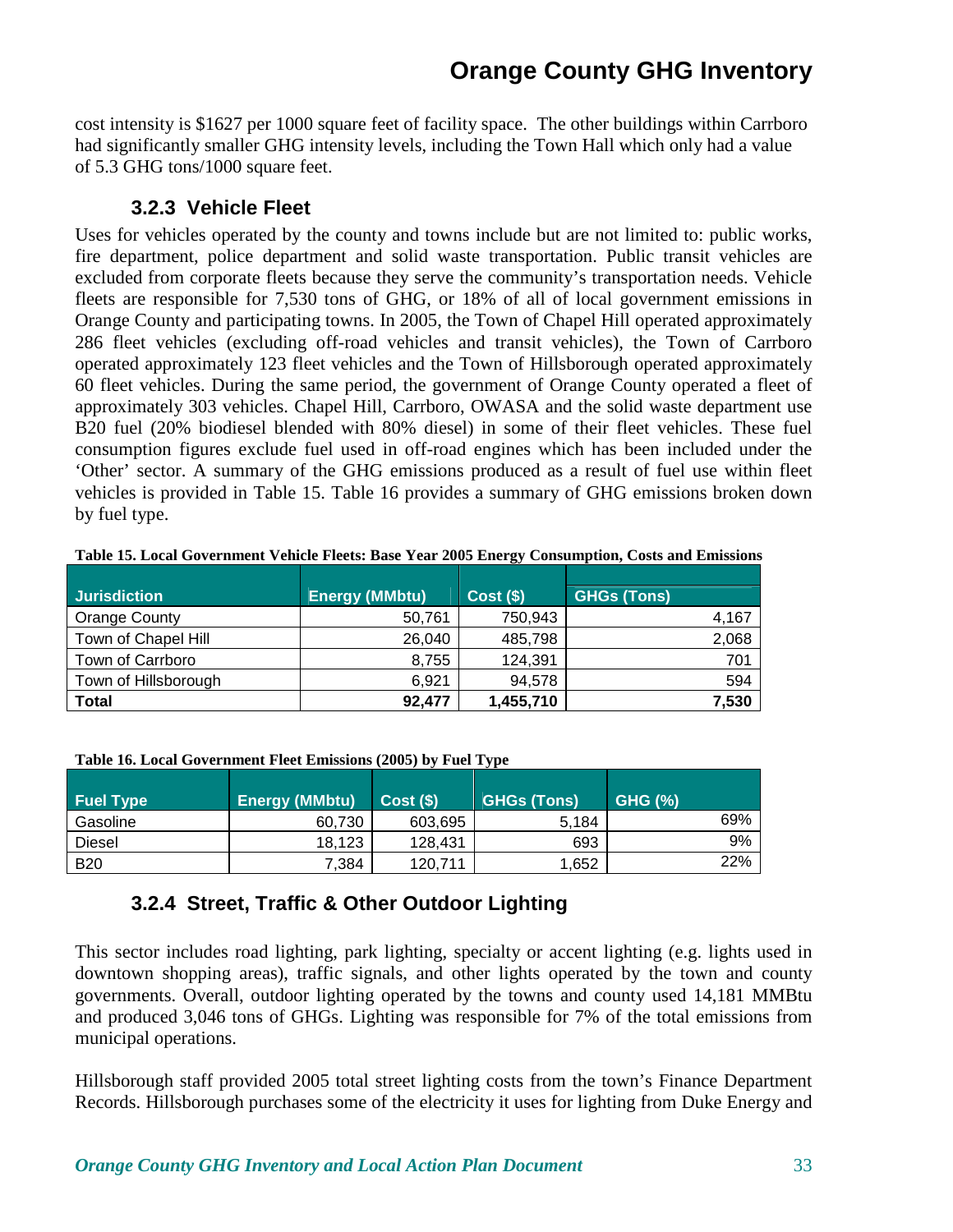cost intensity is $1627 per 1000 square feet of facility space. The other buildings within Carrboro had significantly smaller GHG intensity levels, including the Town Hall which only had a value of 5.3 GHG tons/1000 square feet.

### 3.2.3 Vehicle Fleet

Uses for vehicles operated by the county and towns include but are not limited to: public works, fire department, police department and solid waste transportation. Public transit vehicles are excluded from corporate fleets because they serve the community's transportation needs. Vehicle fleets are responsible for 7,530 tons of GHG, or 18% of all of local government emissions in Orange County and participating towns. In 2005, the Town of Chapel Hill operated approximately 286 fleet vehicles (excluding off-road vehicles and transit vehicles), the Town of Carrboro operated approximately 123 fleet vehicles and the Town of Hillsborough operated approximately 60 fleet vehicles. During the same period, the government of Orange County operated a fleet of approximately 303 vehicles. Chapel Hill, Carrboro, OWASA and the solid waste department use B20 fuel (20% biodiesel blended with 80% diesel) in some of their fleet vehicles. These fuel consumption figures exclude fuel used in off-road engines which has been included under the 'Other' sector. A summary of the GHG emissions produced as a result of fuel use within fleet vehicles is provided in Table 15. Table 16 provides a summary of GHG emissions broken down by fuel type.

**Table 15. Local Government Vehicle Fleets: Base Year 2005 Energy Consumption, Costs and Emissions**

| Jurisdiction | Energy (MMbtu) | Cost ($) | GHGs (Tons) |
|---|---|---|---|
| Orange County | 50,761 | 750,943 | 4,167 |
| Town of Chapel Hill | 26,040 | 485,798 | 2,068 |
| Town of Carrboro | 8,755 | 124,391 | 701 |
| Town of Hillsborough | 6,921 | 94,578 | 594 |
| **Total** | **92,477** | **1,455,710** | **7,530** |

**Table 16. Local Government Fleet Emissions (2005) by Fuel Type**

| Fuel Type | Energy (MMbtu) | Cost ($) | GHGs (Tons) | GHG (%) |
|---|---|---|---|---|
| Gasoline | 60,730 | 603,695 | 5,184 | 69% |
| Diesel | 18,123 | 128,431 | 693 | 9% |
| B20 | 7,384 | 120,711 | 1,652 | 22% |

### 3.2.4 Street, Traffic & Other Outdoor Lighting

This sector includes road lighting, park lighting, specialty or accent lighting (e.g. lights used in downtown shopping areas), traffic signals, and other lights operated by the town and county governments. Overall, outdoor lighting operated by the towns and county used 14,181 MMBtu and produced 3,046 tons of GHGs. Lighting was responsible for 7% of the total emissions from municipal operations.

Hillsborough staff provided 2005 total street lighting costs from the town's Finance Department Records. Hillsborough purchases some of the electricity it uses for lighting from Duke Energy and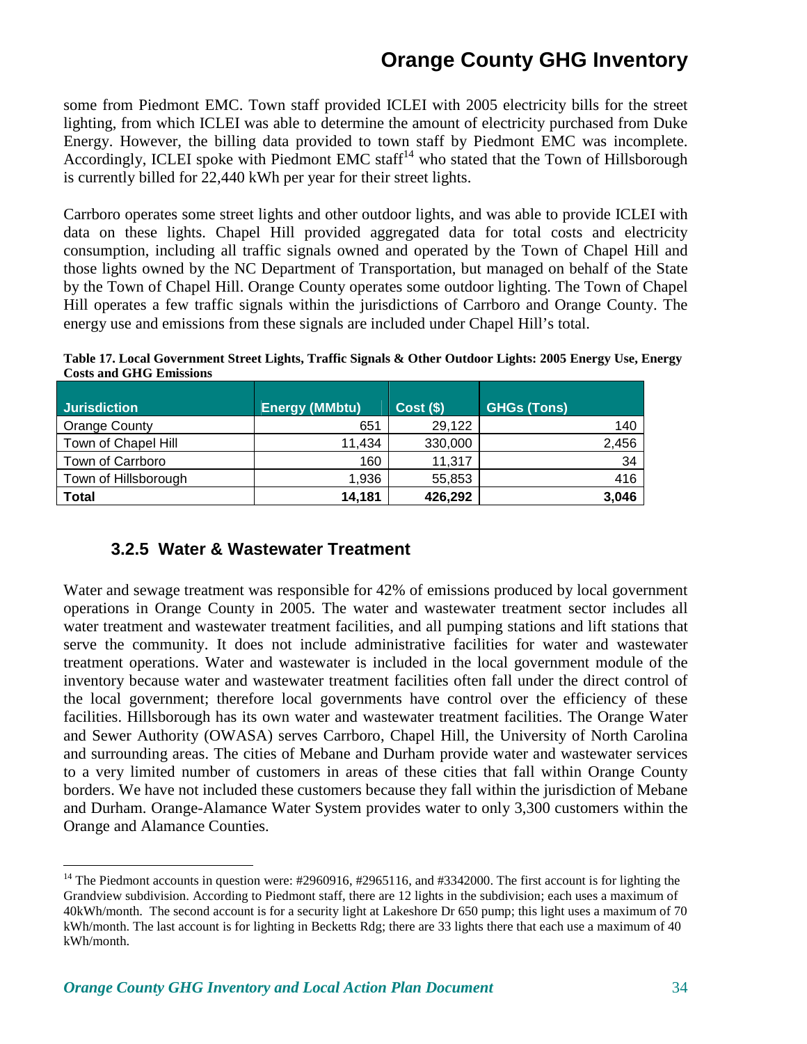some from Piedmont EMC. Town staff provided ICLEI with 2005 electricity bills for the street lighting, from which ICLEI was able to determine the amount of electricity purchased from Duke Energy. However, the billing data provided to town staff by Piedmont EMC was incomplete. Accordingly, ICLEI spoke with Piedmont EMC staff[14] who stated that the Town of Hillsborough is currently billed for 22,440 kWh per year for their street lights.

Carrboro operates some street lights and other outdoor lights, and was able to provide ICLEI with data on these lights. Chapel Hill provided aggregated data for total costs and electricity consumption, including all traffic signals owned and operated by the Town of Chapel Hill and those lights owned by the NC Department of Transportation, but managed on behalf of the State by the Town of Chapel Hill. Orange County operates some outdoor lighting. The Town of Chapel Hill operates a few traffic signals within the jurisdictions of Carrboro and Orange County. The energy use and emissions from these signals are included under Chapel Hill's total.

**Table 17. Local Government Street Lights, Traffic Signals & Other Outdoor Lights: 2005 Energy Use, Energy Costs and GHG Emissions**

| Jurisdiction | Energy (MMbtu) | Cost ($) | GHGs (Tons) |
|---|---|---|---|
| Orange County | 651 | 29,122 | 140 |
| Town of Chapel Hill | 11,434 | 330,000 | 2,456 |
| Town of Carrboro | 160 | 11,317 | 34 |
| Town of Hillsborough | 1,936 | 55,853 | 416 |
| **Total** | **14,181** | **426,292** | **3,046** |

### 3.2.5 Water & Wastewater Treatment

Water and sewage treatment was responsible for 42% of emissions produced by local government operations in Orange County in 2005. The water and wastewater treatment sector includes all water treatment and wastewater treatment facilities, and all pumping stations and lift stations that serve the community. It does not include administrative facilities for water and wastewater treatment operations. Water and wastewater is included in the local government module of the inventory because water and wastewater treatment facilities often fall under the direct control of the local government; therefore local governments have control over the efficiency of these facilities. Hillsborough has its own water and wastewater treatment facilities. The Orange Water and Sewer Authority (OWASA) serves Carrboro, Chapel Hill, the University of North Carolina and surrounding areas. The cities of Mebane and Durham provide water and wastewater services to a very limited number of customers in areas of these cities that fall within Orange County borders. We have not included these customers because they fall within the jurisdiction of Mebane and Durham. Orange-Alamance Water System provides water to only 3,300 customers within the Orange and Alamance Counties.

[14] The Piedmont accounts in question were: #2960916, #2965116, and #3342000. The first account is for lighting the Grandview subdivision. According to Piedmont staff, there are 12 lights in the subdivision; each uses a maximum of 40kWh/month. The second account is for a security light at Lakeshore Dr 650 pump; this light uses a maximum of 70 kWh/month. The last account is for lighting in Becketts Rdg; there are 33 lights there that each use a maximum of 40 kWh/month.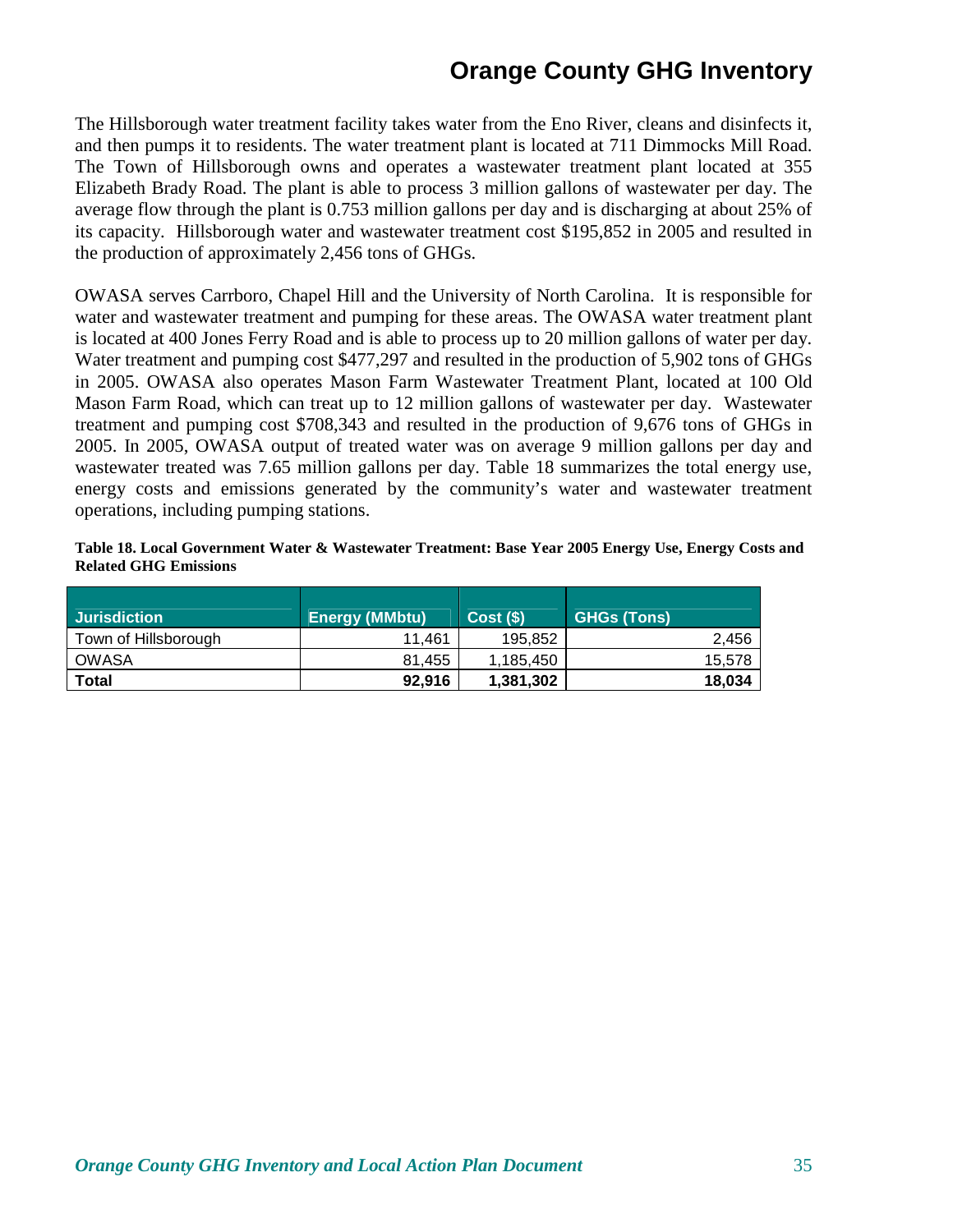The Hillsborough water treatment facility takes water from the Eno River, cleans and disinfects it, and then pumps it to residents. The water treatment plant is located at 711 Dimmocks Mill Road. The Town of Hillsborough owns and operates a wastewater treatment plant located at 355 Elizabeth Brady Road. The plant is able to process 3 million gallons of wastewater per day. The average flow through the plant is 0.753 million gallons per day and is discharging at about 25% of its capacity. Hillsborough water and wastewater treatment cost $195,852 in 2005 and resulted in the production of approximately 2,456 tons of GHGs.

OWASA serves Carrboro, Chapel Hill and the University of North Carolina. It is responsible for water and wastewater treatment and pumping for these areas. The OWASA water treatment plant is located at 400 Jones Ferry Road and is able to process up to 20 million gallons of water per day. Water treatment and pumping cost $477,297 and resulted in the production of 5,902 tons of GHGs in 2005. OWASA also operates Mason Farm Wastewater Treatment Plant, located at 100 Old Mason Farm Road, which can treat up to 12 million gallons of wastewater per day. Wastewater treatment and pumping cost $708,343 and resulted in the production of 9,676 tons of GHGs in 2005. In 2005, OWASA output of treated water was on average 9 million gallons per day and wastewater treated was 7.65 million gallons per day. Table 18 summarizes the total energy use, energy costs and emissions generated by the community's water and wastewater treatment operations, including pumping stations.

**Table 18. Local Government Water & Wastewater Treatment: Base Year 2005 Energy Use, Energy Costs and Related GHG Emissions**

| Jurisdiction | Energy (MMbtu) | Cost ($) | GHGs (Tons) |
|---|---|---|---|
| Town of Hillsborough | 11,461 | 195,852 | 2,456 |
| OWASA | 81,455 | 1,185,450 | 15,578 |
| **Total** | **92,916** | **1,381,302** | **18,034** |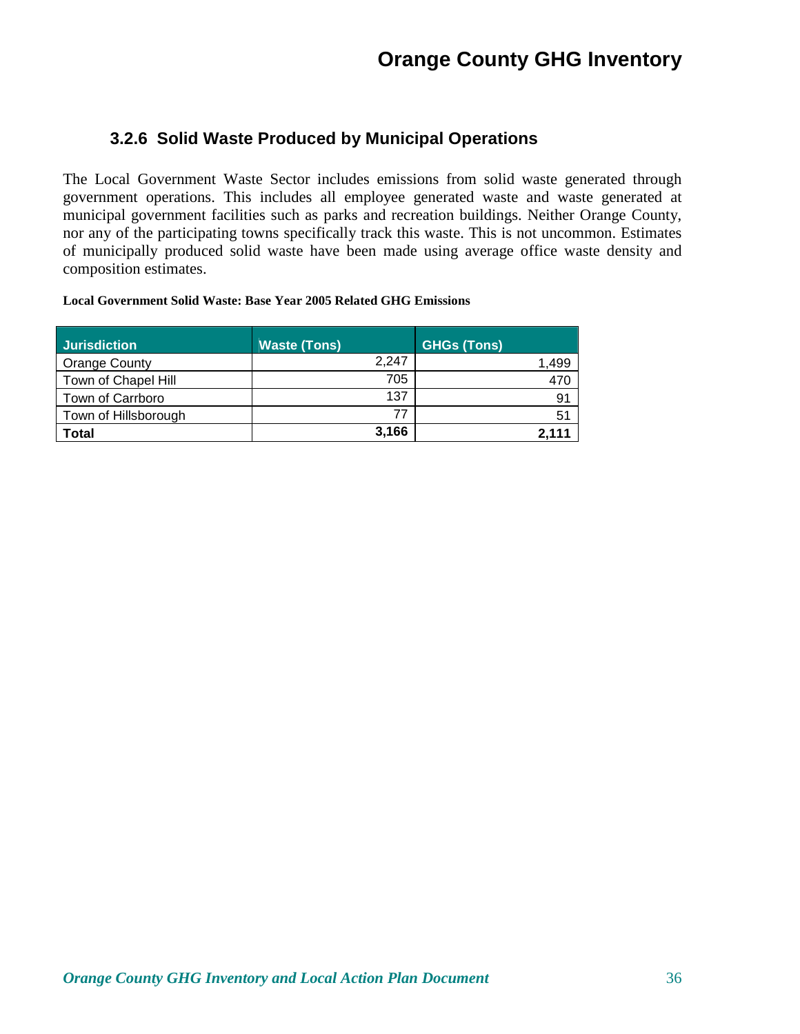### 3.2.6 Solid Waste Produced by Municipal Operations

The Local Government Waste Sector includes emissions from solid waste generated through government operations. This includes all employee generated waste and waste generated at municipal government facilities such as parks and recreation buildings. Neither Orange County, nor any of the participating towns specifically track this waste. This is not uncommon. Estimates of municipally produced solid waste have been made using average office waste density and composition estimates.

**Local Government Solid Waste: Base Year 2005 Related GHG Emissions**

| Jurisdiction | Waste (Tons) | GHGs (Tons) |
|---|---|---|
| Orange County | 2,247 | 1,499 |
| Town of Chapel Hill | 705 | 470 |
| Town of Carrboro | 137 | 91 |
| Town of Hillsborough | 77 | 51 |
| **Total** | **3,166** | **2,111** |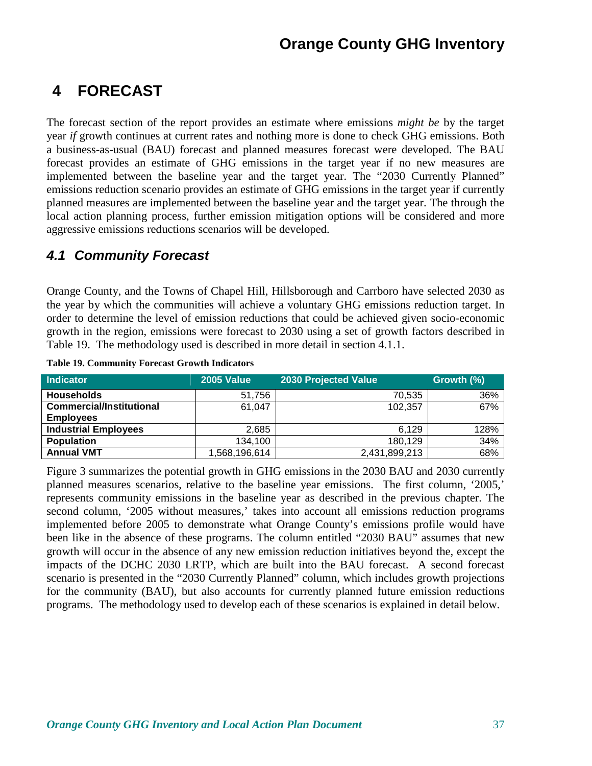# 4 FORECAST

The forecast section of the report provides an estimate where emissions *might be* by the target year *if* growth continues at current rates and nothing more is done to check GHG emissions. Both a business-as-usual (BAU) forecast and planned measures forecast were developed. The BAU forecast provides an estimate of GHG emissions in the target year if no new measures are implemented between the baseline year and the target year. The "2030 Currently Planned" emissions reduction scenario provides an estimate of GHG emissions in the target year if currently planned measures are implemented between the baseline year and the target year. The through the local action planning process, further emission mitigation options will be considered and more aggressive emissions reductions scenarios will be developed.

## *4.1 Community Forecast*

Orange County, and the Towns of Chapel Hill, Hillsborough and Carrboro have selected 2030 as the year by which the communities will achieve a voluntary GHG emissions reduction target. In order to determine the level of emission reductions that could be achieved given socio-economic growth in the region, emissions were forecast to 2030 using a set of growth factors described in Table 19. The methodology used is described in more detail in section 4.1.1.

**Table 19. Community Forecast Growth Indicators**

| Indicator | 2005 Value | 2030 Projected Value | Growth (%) |
|---|---|---|---|
| **Households** | 51,756 | 70,535 | 36% |
| **Commercial/Institutional Employees** | 61,047 | 102,357 | 67% |
| **Industrial Employees** | 2,685 | 6,129 | 128% |
| **Population** | 134,100 | 180,129 | 34% |
| **Annual VMT** | 1,568,196,614 | 2,431,899,213 | 68% |

Figure 3 summarizes the potential growth in GHG emissions in the 2030 BAU and 2030 currently planned measures scenarios, relative to the baseline year emissions. The first column, '2005,' represents community emissions in the baseline year as described in the previous chapter. The second column, '2005 without measures,' takes into account all emissions reduction programs implemented before 2005 to demonstrate what Orange County's emissions profile would have been like in the absence of these programs. The column entitled "2030 BAU" assumes that new growth will occur in the absence of any new emission reduction initiatives beyond the, except the impacts of the DCHC 2030 LRTP, which are built into the BAU forecast. A second forecast scenario is presented in the "2030 Currently Planned" column, which includes growth projections for the community (BAU), but also accounts for currently planned future emission reductions programs. The methodology used to develop each of these scenarios is explained in detail below.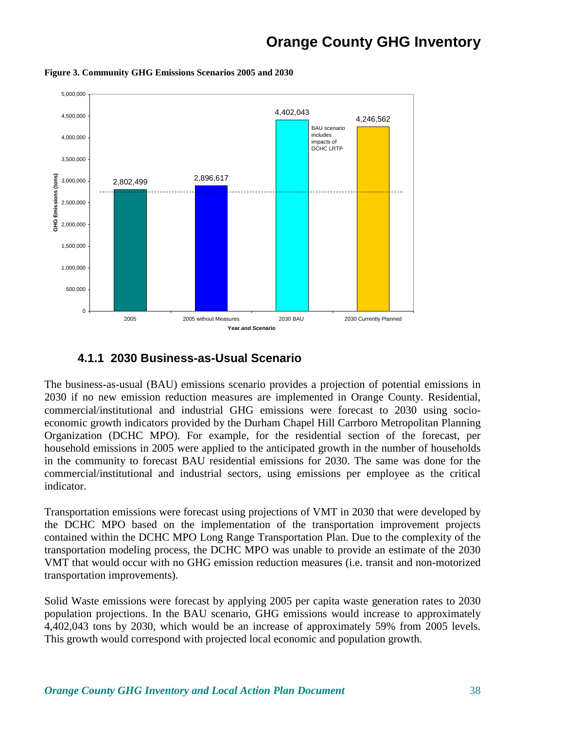**Figure 3. Community GHG Emissions Scenarios 2005 and 2030**

| Year and Scenario | GHG Emissions (tons) |
| --- | --- |
| 2005 | 2,802,499 |
| 2005 without Measures | 2,896,617 |
| 2030 BAU | 4,402,043 |
| 2030 Currently Planned | 4,246,562 |

BAU scenario includes impacts of DCHC LRTP

### 4.1.1 2030 Business-as-Usual Scenario

The business-as-usual (BAU) emissions scenario provides a projection of potential emissions in 2030 if no new emission reduction measures are implemented in Orange County. Residential, commercial/institutional and industrial GHG emissions were forecast to 2030 using socio-economic growth indicators provided by the Durham Chapel Hill Carrboro Metropolitan Planning Organization (DCHC MPO). For example, for the residential section of the forecast, per household emissions in 2005 were applied to the anticipated growth in the number of households in the community to forecast BAU residential emissions for 2030. The same was done for the commercial/institutional and industrial sectors, using emissions per employee as the critical indicator.

Transportation emissions were forecast using projections of VMT in 2030 that were developed by the DCHC MPO based on the implementation of the transportation improvement projects contained within the DCHC MPO Long Range Transportation Plan. Due to the complexity of the transportation modeling process, the DCHC MPO was unable to provide an estimate of the 2030 VMT that would occur with no GHG emission reduction measures (i.e. transit and non-motorized transportation improvements).

Solid Waste emissions were forecast by applying 2005 per capita waste generation rates to 2030 population projections. In the BAU scenario, GHG emissions would increase to approximately 4,402,043 tons by 2030, which would be an increase of approximately 59% from 2005 levels. This growth would correspond with projected local economic and population growth.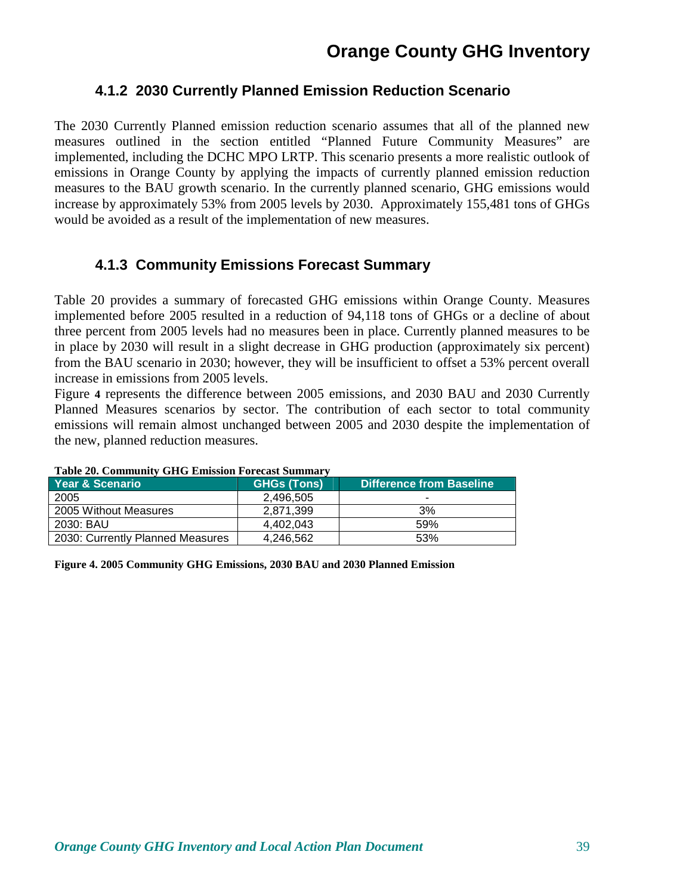### 4.1.2 2030 Currently Planned Emission Reduction Scenario

The 2030 Currently Planned emission reduction scenario assumes that all of the planned new measures outlined in the section entitled "Planned Future Community Measures" are implemented, including the DCHC MPO LRTP. This scenario presents a more realistic outlook of emissions in Orange County by applying the impacts of currently planned emission reduction measures to the BAU growth scenario. In the currently planned scenario, GHG emissions would increase by approximately 53% from 2005 levels by 2030. Approximately 155,481 tons of GHGs would be avoided as a result of the implementation of new measures.

### 4.1.3 Community Emissions Forecast Summary

Table 20 provides a summary of forecasted GHG emissions within Orange County. Measures implemented before 2005 resulted in a reduction of 94,118 tons of GHGs or a decline of about three percent from 2005 levels had no measures been in place. Currently planned measures to be in place by 2030 will result in a slight decrease in GHG production (approximately six percent) from the BAU scenario in 2030; however, they will be insufficient to offset a 53% percent overall increase in emissions from 2005 levels.

Figure **4** represents the difference between 2005 emissions, and 2030 BAU and 2030 Currently Planned Measures scenarios by sector. The contribution of each sector to total community emissions will remain almost unchanged between 2005 and 2030 despite the implementation of the new, planned reduction measures.

**Table 20. Community GHG Emission Forecast Summary**

| Year & Scenario | GHGs (Tons) | Difference from Baseline |
|---|---|---|
| 2005 | 2,496,505 | - |
| 2005 Without Measures | 2,871,399 | 3% |
| 2030: BAU | 4,402,043 | 59% |
| 2030: Currently Planned Measures | 4,246,562 | 53% |

**Figure 4. 2005 Community GHG Emissions, 2030 BAU and 2030 Planned Emission**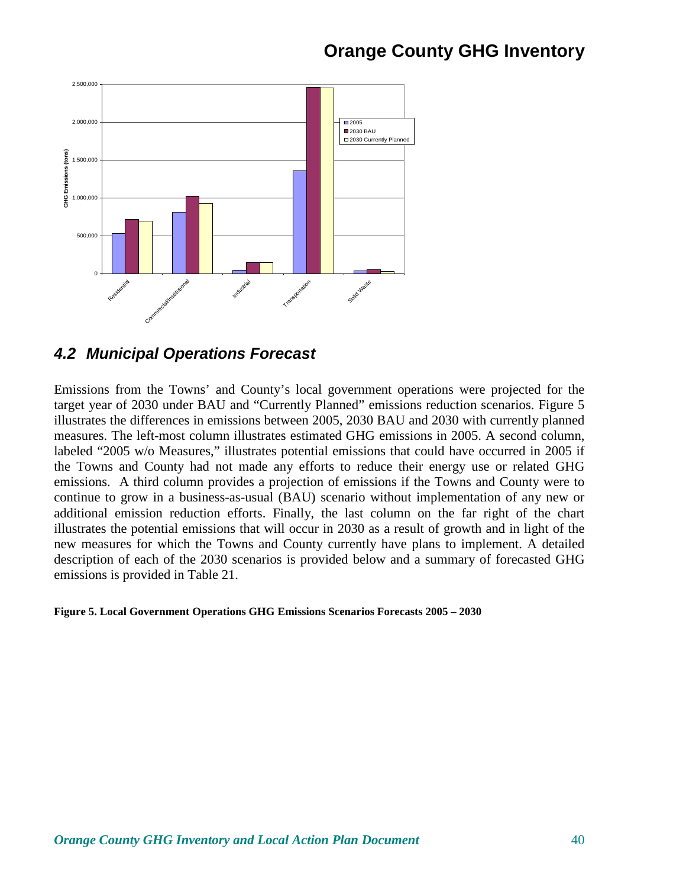## 4.2 Municipal Operations Forecast

Emissions from the Towns' and County's local government operations were projected for the target year of 2030 under BAU and "Currently Planned" emissions reduction scenarios. Figure 5 illustrates the differences in emissions between 2005, 2030 BAU and 2030 with currently planned measures. The left-most column illustrates estimated GHG emissions in 2005. A second column, labeled "2005 w/o Measures," illustrates potential emissions that could have occurred in 2005 if the Towns and County had not made any efforts to reduce their energy use or related GHG emissions. A third column provides a projection of emissions if the Towns and County were to continue to grow in a business-as-usual (BAU) scenario without implementation of any new or additional emission reduction efforts. Finally, the last column on the far right of the chart illustrates the potential emissions that will occur in 2030 as a result of growth and in light of the new measures for which the Towns and County currently have plans to implement. A detailed description of each of the 2030 scenarios is provided below and a summary of forecasted GHG emissions is provided in Table 21.

**Figure 5. Local Government Operations GHG Emissions Scenarios Forecasts 2005 – 2030**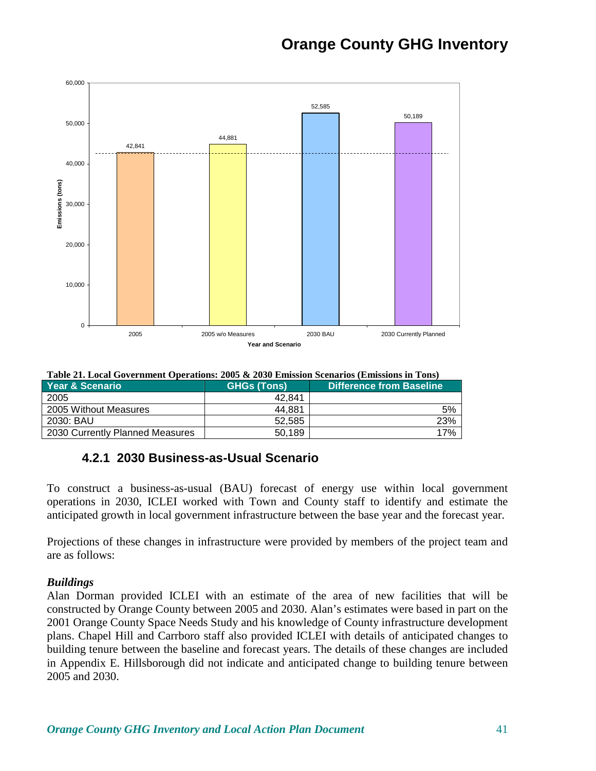**Table 21. Local Government Operations: 2005 & 2030 Emission Scenarios (Emissions in Tons)**

| Year & Scenario | GHGs (Tons) | Difference from Baseline |
|---|---|---|
| 2005 | 42,841 | |
| 2005 Without Measures | 44,881 | 5% |
| 2030: BAU | 52,585 | 23% |
| 2030 Currently Planned Measures | 50,189 | 17% |

### 4.2.1 2030 Business-as-Usual Scenario

To construct a business-as-usual (BAU) forecast of energy use within local government operations in 2030, ICLEI worked with Town and County staff to identify and estimate the anticipated growth in local government infrastructure between the base year and the forecast year.

Projections of these changes in infrastructure were provided by members of the project team and are as follows:

***Buildings***

Alan Dorman provided ICLEI with an estimate of the area of new facilities that will be constructed by Orange County between 2005 and 2030. Alan's estimates were based in part on the 2001 Orange County Space Needs Study and his knowledge of County infrastructure development plans. Chapel Hill and Carrboro staff also provided ICLEI with details of anticipated changes to building tenure between the baseline and forecast years. The details of these changes are included in Appendix E. Hillsborough did not indicate and anticipated change to building tenure between 2005 and 2030.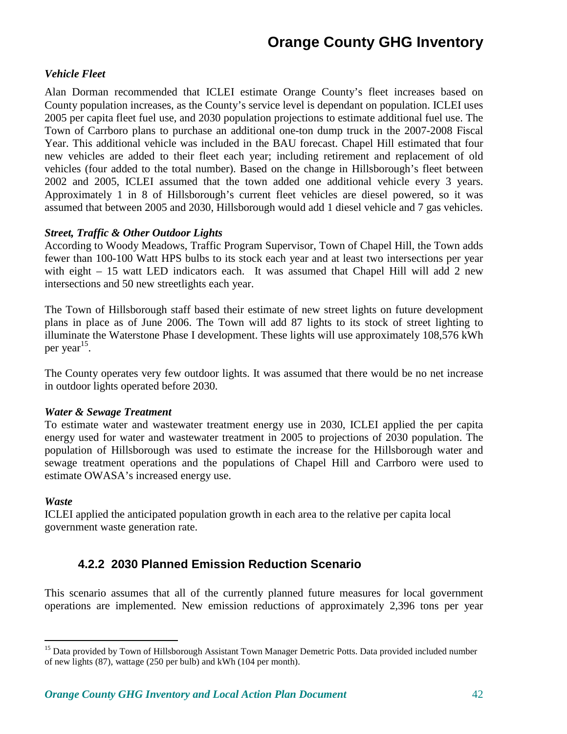#### *Vehicle Fleet*

Alan Dorman recommended that ICLEI estimate Orange County's fleet increases based on County population increases, as the County's service level is dependant on population. ICLEI uses 2005 per capita fleet fuel use, and 2030 population projections to estimate additional fuel use. The Town of Carrboro plans to purchase an additional one-ton dump truck in the 2007-2008 Fiscal Year. This additional vehicle was included in the BAU forecast. Chapel Hill estimated that four new vehicles are added to their fleet each year; including retirement and replacement of old vehicles (four added to the total number). Based on the change in Hillsborough's fleet between 2002 and 2005, ICLEI assumed that the town added one additional vehicle every 3 years. Approximately 1 in 8 of Hillsborough's current fleet vehicles are diesel powered, so it was assumed that between 2005 and 2030, Hillsborough would add 1 diesel vehicle and 7 gas vehicles.

#### *Street, Traffic & Other Outdoor Lights*

According to Woody Meadows, Traffic Program Supervisor, Town of Chapel Hill, the Town adds fewer than 100-100 Watt HPS bulbs to its stock each year and at least two intersections per year with eight – 15 watt LED indicators each. It was assumed that Chapel Hill will add 2 new intersections and 50 new streetlights each year.

The Town of Hillsborough staff based their estimate of new street lights on future development plans in place as of June 2006. The Town will add 87 lights to its stock of street lighting to illuminate the Waterstone Phase I development. These lights will use approximately 108,576 kWh per year[15].

The County operates very few outdoor lights. It was assumed that there would be no net increase in outdoor lights operated before 2030.

#### *Water & Sewage Treatment*

To estimate water and wastewater treatment energy use in 2030, ICLEI applied the per capita energy used for water and wastewater treatment in 2005 to projections of 2030 population. The population of Hillsborough was used to estimate the increase for the Hillsborough water and sewage treatment operations and the populations of Chapel Hill and Carrboro were used to estimate OWASA's increased energy use.

#### *Waste*

ICLEI applied the anticipated population growth in each area to the relative per capita local government waste generation rate.

### 4.2.2 2030 Planned Emission Reduction Scenario

This scenario assumes that all of the currently planned future measures for local government operations are implemented. New emission reductions of approximately 2,396 tons per year

---

[15] Data provided by Town of Hillsborough Assistant Town Manager Demetric Potts. Data provided included number of new lights (87), wattage (250 per bulb) and kWh (104 per month).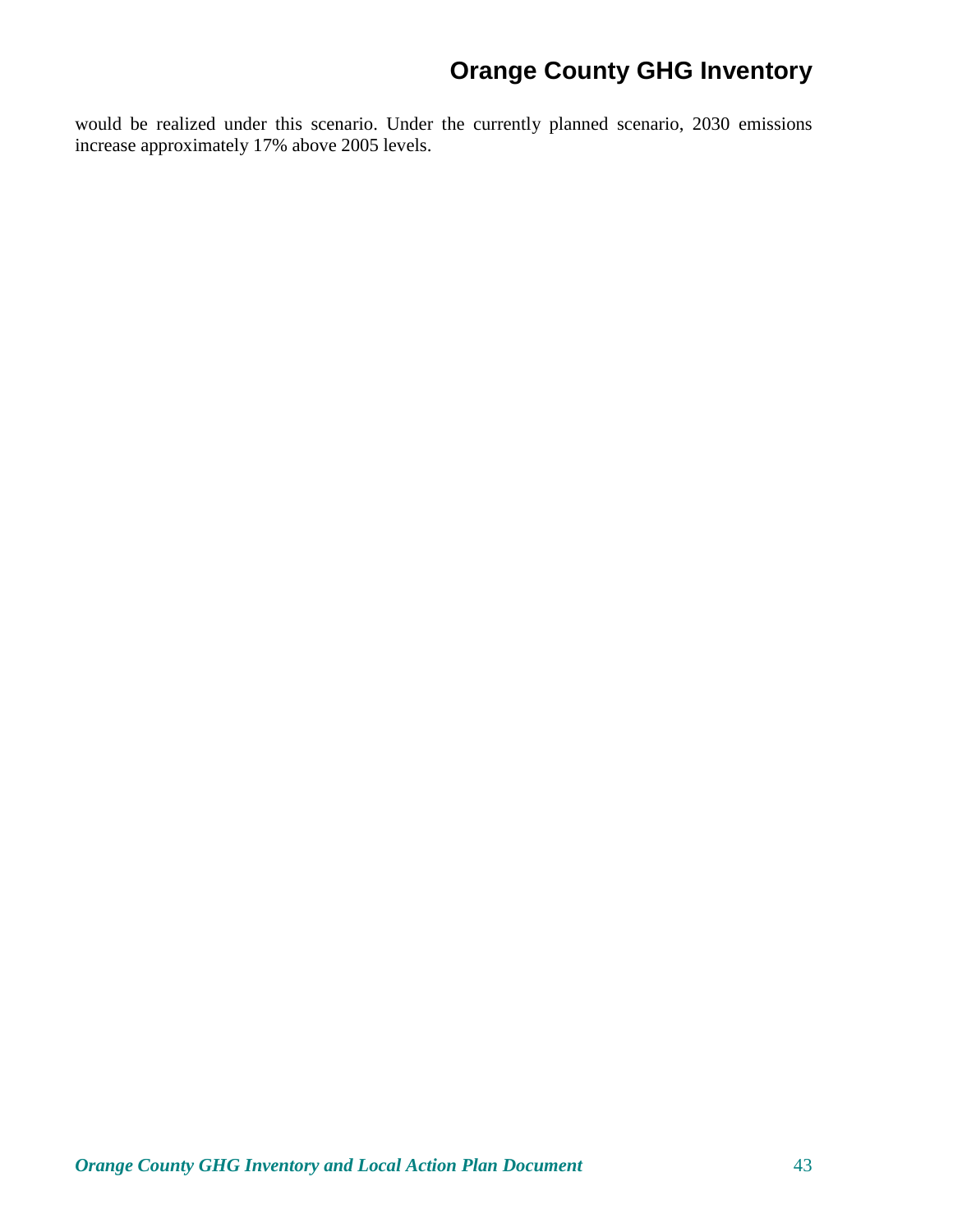would be realized under this scenario. Under the currently planned scenario, 2030 emissions increase approximately 17% above 2005 levels.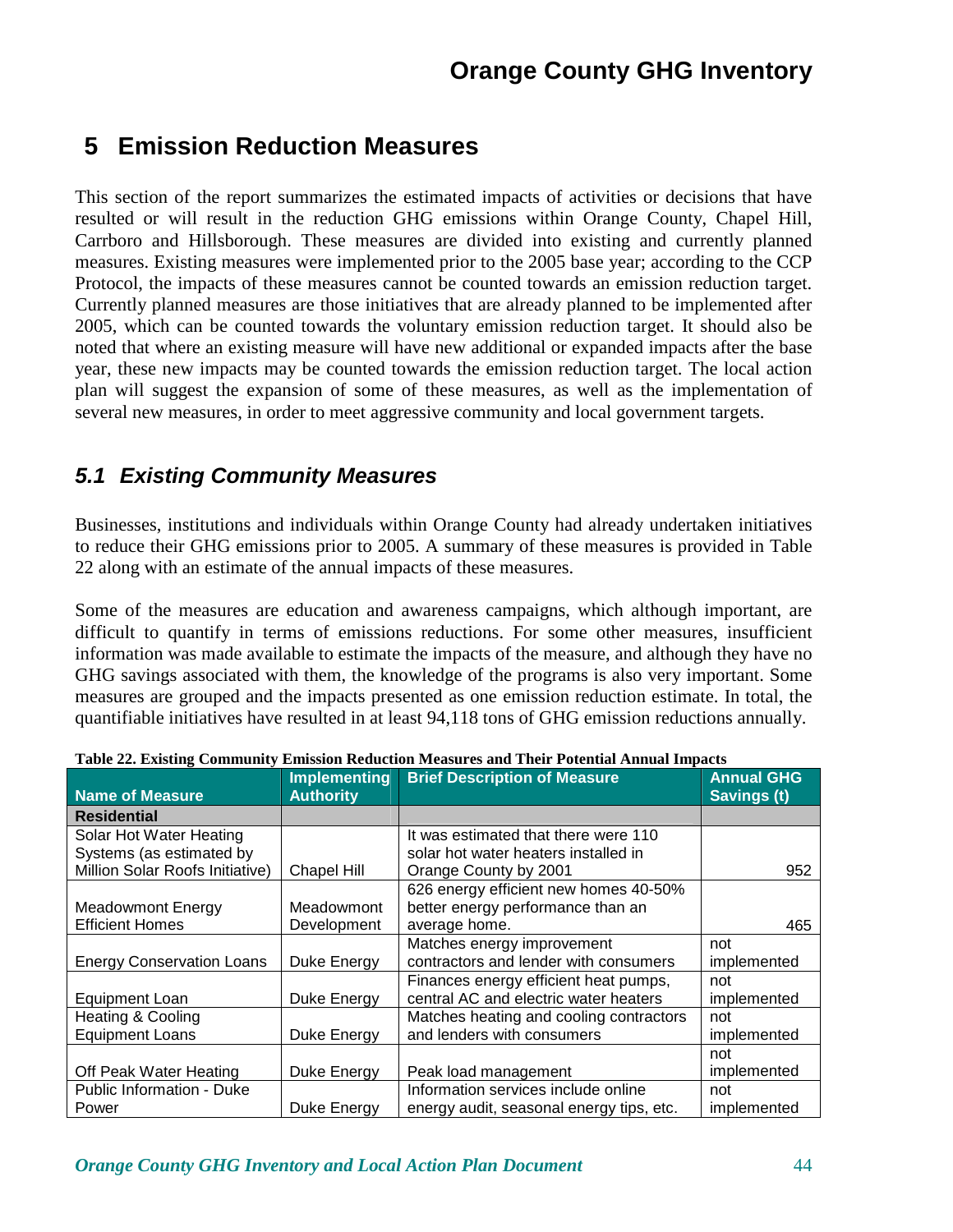# 5 Emission Reduction Measures

This section of the report summarizes the estimated impacts of activities or decisions that have resulted or will result in the reduction GHG emissions within Orange County, Chapel Hill, Carrboro and Hillsborough. These measures are divided into existing and currently planned measures. Existing measures were implemented prior to the 2005 base year; according to the CCP Protocol, the impacts of these measures cannot be counted towards an emission reduction target. Currently planned measures are those initiatives that are already planned to be implemented after 2005, which can be counted towards the voluntary emission reduction target. It should also be noted that where an existing measure will have new additional or expanded impacts after the base year, these new impacts may be counted towards the emission reduction target. The local action plan will suggest the expansion of some of these measures, as well as the implementation of several new measures, in order to meet aggressive community and local government targets.

## *5.1 Existing Community Measures*

Businesses, institutions and individuals within Orange County had already undertaken initiatives to reduce their GHG emissions prior to 2005. A summary of these measures is provided in Table 22 along with an estimate of the annual impacts of these measures.

Some of the measures are education and awareness campaigns, which although important, are difficult to quantify in terms of emissions reductions. For some other measures, insufficient information was made available to estimate the impacts of the measure, and although they have no GHG savings associated with them, the knowledge of the programs is also very important. Some measures are grouped and the impacts presented as one emission reduction estimate. In total, the quantifiable initiatives have resulted in at least 94,118 tons of GHG emission reductions annually.

**Table 22. Existing Community Emission Reduction Measures and Their Potential Annual Impacts**

| Name of Measure | Implementing Authority | Brief Description of Measure | Annual GHG Savings (t) |
|---|---|---|---|
| **Residential** | | | |
| Solar Hot Water Heating Systems (as estimated by Million Solar Roofs Initiative) | Chapel Hill | It was estimated that there were 110 solar hot water heaters installed in Orange County by 2001 | 952 |
| Meadowmont Energy Efficient Homes | Meadowmont Development | 626 energy efficient new homes 40-50% better energy performance than an average home. | 465 |
| Energy Conservation Loans | Duke Energy | Matches energy improvement contractors and lender with consumers | not implemented |
| Equipment Loan | Duke Energy | Finances energy efficient heat pumps, central AC and electric water heaters | not implemented |
| Heating & Cooling Equipment Loans | Duke Energy | Matches heating and cooling contractors and lenders with consumers | not implemented |
| Off Peak Water Heating | Duke Energy | Peak load management | not implemented |
| Public Information - Duke Power | Duke Energy | Information services include online energy audit, seasonal energy tips, etc. | not implemented |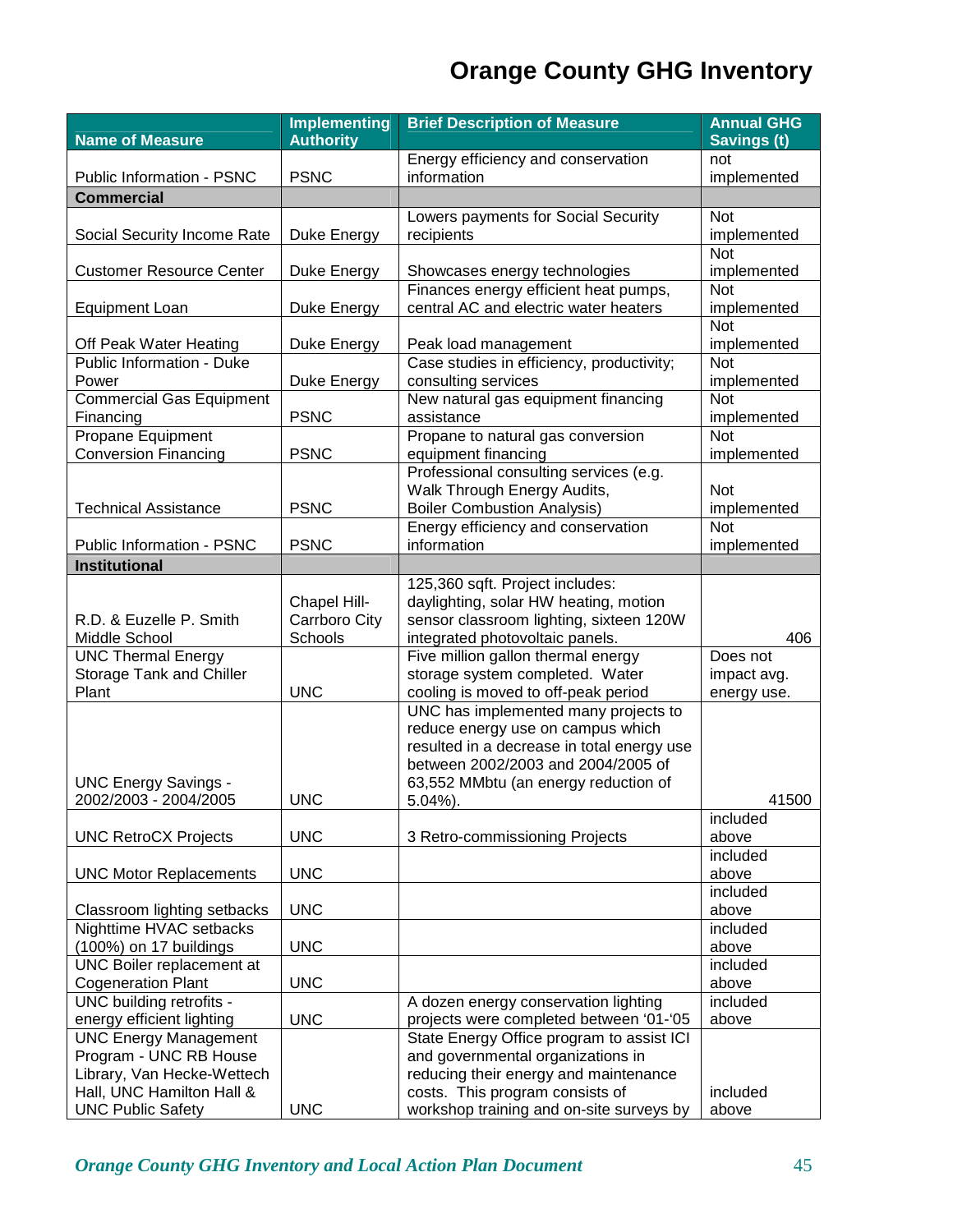| Name of Measure | Implementing Authority | Brief Description of Measure | Annual GHG Savings (t) |
|---|---|---|---|
| Public Information - PSNC | PSNC | Energy efficiency and conservation information | not implemented |
| **Commercial** | | | |
| Social Security Income Rate | Duke Energy | Lowers payments for Social Security recipients | Not implemented |
| Customer Resource Center | Duke Energy | Showcases energy technologies | Not implemented |
| Equipment Loan | Duke Energy | Finances energy efficient heat pumps, central AC and electric water heaters | Not implemented |
| Off Peak Water Heating | Duke Energy | Peak load management | Not implemented |
| Public Information - Duke Power | Duke Energy | Case studies in efficiency, productivity; consulting services | Not implemented |
| Commercial Gas Equipment Financing | PSNC | New natural gas equipment financing assistance | Not implemented |
| Propane Equipment Conversion Financing | PSNC | Propane to natural gas conversion equipment financing | Not implemented |
| Technical Assistance | PSNC | Professional consulting services (e.g. Walk Through Energy Audits, Boiler Combustion Analysis) | Not implemented |
| Public Information - PSNC | PSNC | Energy efficiency and conservation information | Not implemented |
| **Institutional** | | | |
| R.D. & Euzelle P. Smith Middle School | Chapel Hill-Carrboro City Schools | 125,360 sqft. Project includes: daylighting, solar HW heating, motion sensor classroom lighting, sixteen 120W integrated photovoltaic panels. | 406 |
| UNC Thermal Energy Storage Tank and Chiller Plant | UNC | Five million gallon thermal energy storage system completed. Water cooling is moved to off-peak period | Does not impact avg. energy use. |
| UNC Energy Savings - 2002/2003 - 2004/2005 | UNC | UNC has implemented many projects to reduce energy use on campus which resulted in a decrease in total energy use between 2002/2003 and 2004/2005 of 63,552 MMbtu (an energy reduction of 5.04%). | 41500 |
| UNC RetroCX Projects | UNC | 3 Retro-commissioning Projects | included above |
| UNC Motor Replacements | UNC | | included above |
| Classroom lighting setbacks | UNC | | included above |
| Nighttime HVAC setbacks (100%) on 17 buildings | UNC | | included above |
| UNC Boiler replacement at Cogeneration Plant | UNC | | included above |
| UNC building retrofits - energy efficient lighting | UNC | A dozen energy conservation lighting projects were completed between '01-'05 | included above |
| UNC Energy Management Program - UNC RB House Library, Van Hecke-Wettech Hall, UNC Hamilton Hall & UNC Public Safety | UNC | State Energy Office program to assist ICI and governmental organizations in reducing their energy and maintenance costs. This program consists of workshop training and on-site surveys by | included above |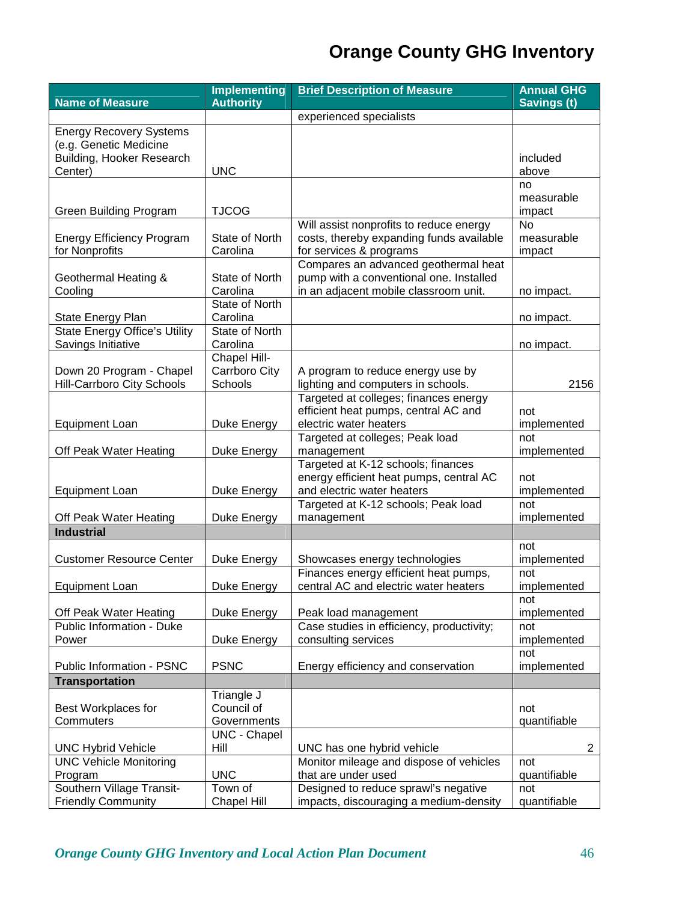| Name of Measure | Implementing Authority | Brief Description of Measure | Annual GHG Savings (t) |
|---|---|---|---|
| | | experienced specialists | |
| Energy Recovery Systems (e.g. Genetic Medicine Building, Hooker Research Center) | UNC | | included above |
| Green Building Program | TJCOG | | no measurable impact |
| Energy Efficiency Program for Nonprofits | State of North Carolina | Will assist nonprofits to reduce energy costs, thereby expanding funds available for services & programs | No measurable impact |
| Geothermal Heating & Cooling | State of North Carolina | Compares an advanced geothermal heat pump with a conventional one. Installed in an adjacent mobile classroom unit. | no impact. |
| State Energy Plan | State of North Carolina | | no impact. |
| State Energy Office's Utility Savings Initiative | State of North Carolina | | no impact. |
| Down 20 Program - Chapel Hill-Carrboro City Schools | Chapel Hill-Carrboro City Schools | A program to reduce energy use by lighting and computers in schools. | 2156 |
| Equipment Loan | Duke Energy | Targeted at colleges; finances energy efficient heat pumps, central AC and electric water heaters | not implemented |
| Off Peak Water Heating | Duke Energy | Targeted at colleges; Peak load management | not implemented |
| Equipment Loan | Duke Energy | Targeted at K-12 schools; finances energy efficient heat pumps, central AC and electric water heaters | not implemented |
| Off Peak Water Heating | Duke Energy | Targeted at K-12 schools; Peak load management | not implemented |
| **Industrial** | | | |
| Customer Resource Center | Duke Energy | Showcases energy technologies | not implemented |
| Equipment Loan | Duke Energy | Finances energy efficient heat pumps, central AC and electric water heaters | not implemented |
| Off Peak Water Heating | Duke Energy | Peak load management | not implemented |
| Public Information - Duke Power | Duke Energy | Case studies in efficiency, productivity; consulting services | not implemented |
| Public Information - PSNC | PSNC | Energy efficiency and conservation | not implemented |
| **Transportation** | | | |
| Best Workplaces for Commuters | Triangle J Council of Governments | | not quantifiable |
| UNC Hybrid Vehicle | UNC - Chapel Hill | UNC has one hybrid vehicle | 2 |
| UNC Vehicle Monitoring Program | UNC | Monitor mileage and dispose of vehicles that are under used | not quantifiable |
| Southern Village Transit-Friendly Community | Town of Chapel Hill | Designed to reduce sprawl's negative impacts, discouraging a medium-density | not quantifiable |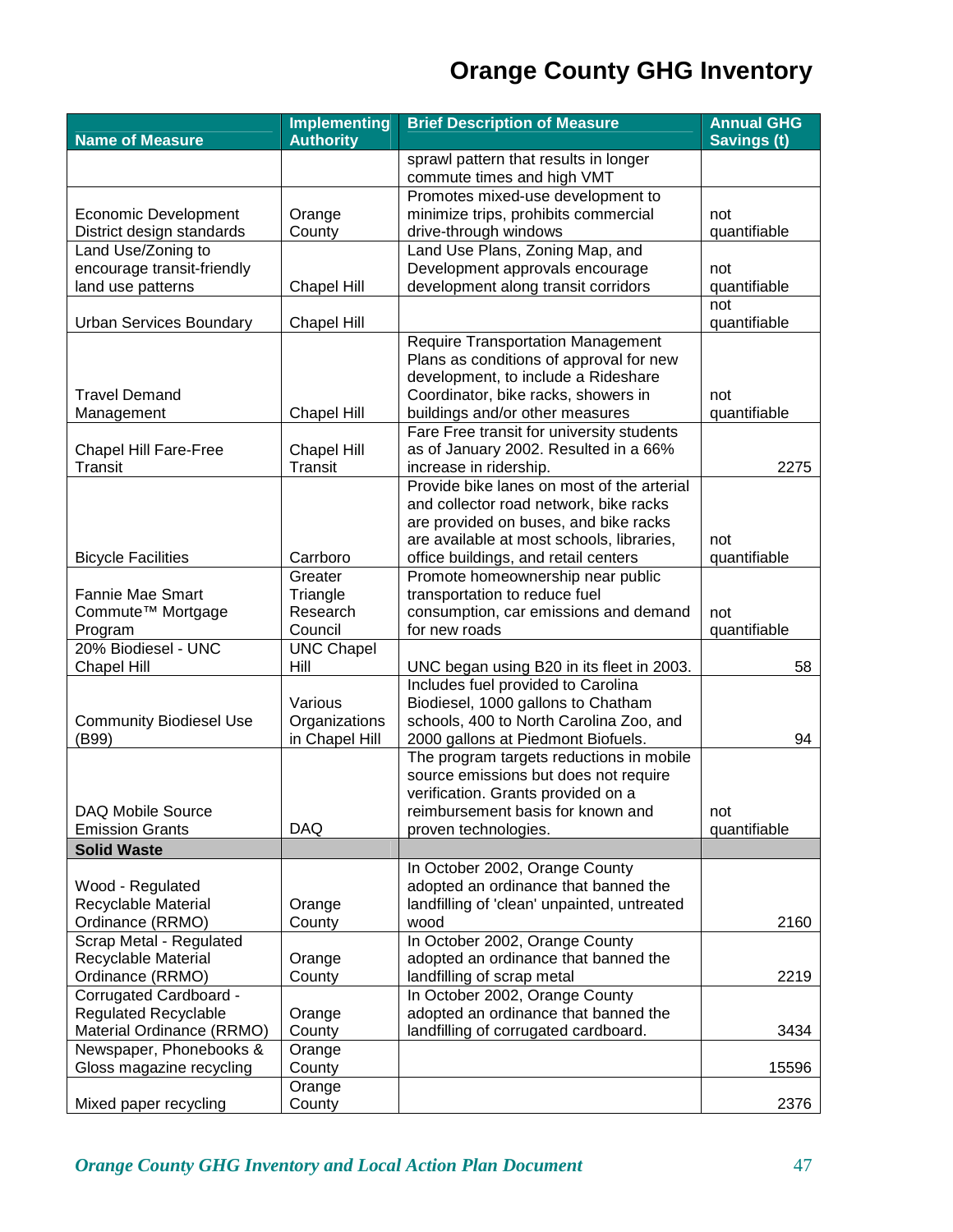# Orange County GHG Inventory

| Name of Measure | Implementing Authority | Brief Description of Measure | Annual GHG Savings (t) |
|---|---|---|---|
| | | sprawl pattern that results in longer commute times and high VMT | |
| Economic Development District design standards | Orange County | Promotes mixed-use development to minimize trips, prohibits commercial drive-through windows | not quantifiable |
| Land Use/Zoning to encourage transit-friendly land use patterns | Chapel Hill | Land Use Plans, Zoning Map, and Development approvals encourage development along transit corridors | not quantifiable |
| Urban Services Boundary | Chapel Hill | | not quantifiable |
| Travel Demand Management | Chapel Hill | Require Transportation Management Plans as conditions of approval for new development, to include a Rideshare Coordinator, bike racks, showers in buildings and/or other measures | not quantifiable |
| Chapel Hill Fare-Free Transit | Chapel Hill Transit | Fare Free transit for university students as of January 2002. Resulted in a 66% increase in ridership. | 2275 |
| Bicycle Facilities | Carrboro | Provide bike lanes on most of the arterial and collector road network, bike racks are provided on buses, and bike racks are available at most schools, libraries, office buildings, and retail centers | not quantifiable |
| Fannie Mae Smart Commute™ Mortgage Program | Greater Triangle Research Council | Promote homeownership near public transportation to reduce fuel consumption, car emissions and demand for new roads | not quantifiable |
| 20% Biodiesel - UNC Chapel Hill | UNC Chapel Hill | UNC began using B20 in its fleet in 2003. | 58 |
| Community Biodiesel Use (B99) | Various Organizations in Chapel Hill | Includes fuel provided to Carolina Biodiesel, 1000 gallons to Chatham schools, 400 to North Carolina Zoo, and 2000 gallons at Piedmont Biofuels. | 94 |
| DAQ Mobile Source Emission Grants | DAQ | The program targets reductions in mobile source emissions but does not require verification. Grants provided on a reimbursement basis for known and proven technologies. | not quantifiable |
| **Solid Waste** | | | |
| Wood - Regulated Recyclable Material Ordinance (RRMO) | Orange County | In October 2002, Orange County adopted an ordinance that banned the landfilling of 'clean' unpainted, untreated wood | 2160 |
| Scrap Metal - Regulated Recyclable Material Ordinance (RRMO) | Orange County | In October 2002, Orange County adopted an ordinance that banned the landfilling of scrap metal | 2219 |
| Corrugated Cardboard - Regulated Recyclable Material Ordinance (RRMO) | Orange County | In October 2002, Orange County adopted an ordinance that banned the landfilling of corrugated cardboard. | 3434 |
| Newspaper, Phonebooks & Gloss magazine recycling | Orange County | | 15596 |
| Mixed paper recycling | Orange County | | 2376 |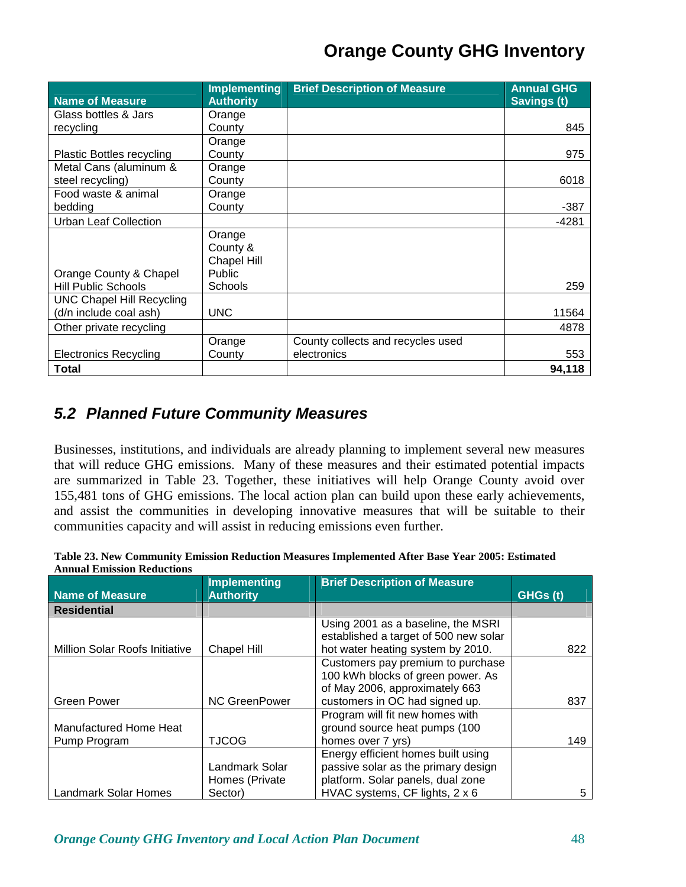| Name of Measure | Implementing Authority | Brief Description of Measure | Annual GHG Savings (t) |
|---|---|---|---|
| Glass bottles & Jars recycling | Orange County | | 845 |
| Plastic Bottles recycling | Orange County | | 975 |
| Metal Cans (aluminum & steel recycling) | Orange County | | 6018 |
| Food waste & animal bedding | Orange County | | -387 |
| Urban Leaf Collection | | | -4281 |
| Orange County & Chapel Hill Public Schools | Orange County & Chapel Hill Public Schools | | 259 |
| UNC Chapel Hill Recycling (d/n include coal ash) | UNC | | 11564 |
| Other private recycling | | | 4878 |
| Electronics Recycling | Orange County | County collects and recycles used electronics | 553 |
| **Total** | | | **94,118** |

## 5.2 Planned Future Community Measures

Businesses, institutions, and individuals are already planning to implement several new measures that will reduce GHG emissions. Many of these measures and their estimated potential impacts are summarized in Table 23. Together, these initiatives will help Orange County avoid over 155,481 tons of GHG emissions. The local action plan can build upon these early achievements, and assist the communities in developing innovative measures that will be suitable to their communities capacity and will assist in reducing emissions even further.

**Table 23. New Community Emission Reduction Measures Implemented After Base Year 2005: Estimated Annual Emission Reductions**

| Name of Measure | Implementing Authority | Brief Description of Measure | GHGs (t) |
|---|---|---|---|
| **Residential** | | | |
| Million Solar Roofs Initiative | Chapel Hill | Using 2001 as a baseline, the MSRI established a target of 500 new solar hot water heating system by 2010. | 822 |
| Green Power | NC GreenPower | Customers pay premium to purchase 100 kWh blocks of green power. As of May 2006, approximately 663 customers in OC had signed up. | 837 |
| Manufactured Home Heat Pump Program | TJCOG | Program will fit new homes with ground source heat pumps (100 homes over 7 yrs) | 149 |
| Landmark Solar Homes | Landmark Solar Homes (Private Sector) | Energy efficient homes built using passive solar as the primary design platform. Solar panels, dual zone HVAC systems, CF lights, 2 x 6 | 5 |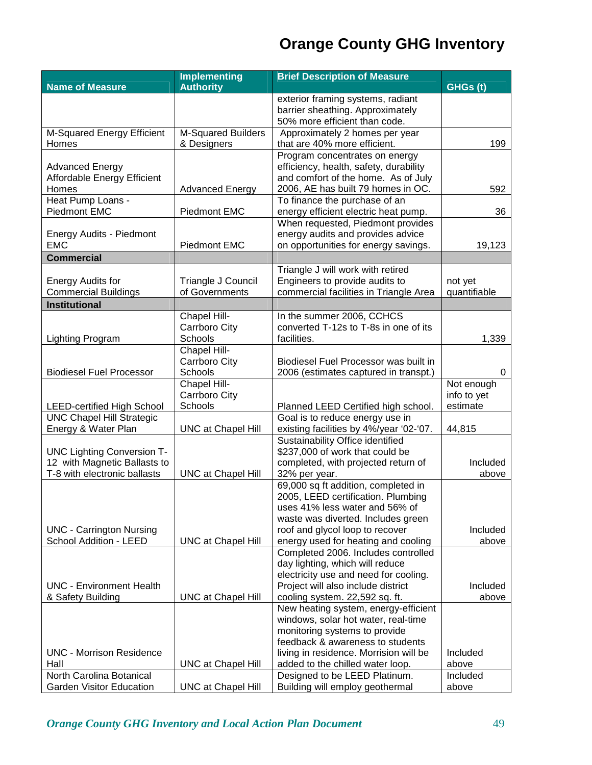# Orange County GHG Inventory

| Name of Measure | Implementing Authority | Brief Description of Measure | GHGs (t) |
|---|---|---|---|
| | | exterior framing systems, radiant barrier sheathing. Approximately 50% more efficient than code. | |
| M-Squared Energy Efficient Homes | M-Squared Builders & Designers | Approximately 2 homes per year that are 40% more efficient. | 199 |
| Advanced Energy Affordable Energy Efficient Homes | Advanced Energy | Program concentrates on energy efficiency, health, safety, durability and comfort of the home. As of July 2006, AE has built 79 homes in OC. | 592 |
| Heat Pump Loans - Piedmont EMC | Piedmont EMC | To finance the purchase of an energy efficient electric heat pump. | 36 |
| Energy Audits - Piedmont EMC | Piedmont EMC | When requested, Piedmont provides energy audits and provides advice on opportunities for energy savings. | 19,123 |
| **Commercial** | | | |
| Energy Audits for Commercial Buildings | Triangle J Council of Governments | Triangle J will work with retired Engineers to provide audits to commercial facilities in Triangle Area | not yet quantifiable |
| **Institutional** | | | |
| Lighting Program | Chapel Hill-Carrboro City Schools | In the summer 2006, CCHCS converted T-12s to T-8s in one of its facilities. | 1,339 |
| Biodiesel Fuel Processor | Chapel Hill-Carrboro City Schools | Biodiesel Fuel Processor was built in 2006 (estimates captured in transpt.) | 0 |
| LEED-certified High School | Chapel Hill-Carrboro City Schools | Planned LEED Certified high school. | Not enough info to yet estimate |
| UNC Chapel Hill Strategic Energy & Water Plan | UNC at Chapel Hill | Goal is to reduce energy use in existing facilities by 4%/year '02-'07. | 44,815 |
| UNC Lighting Conversion T-12 with Magnetic Ballasts to T-8 with electronic ballasts | UNC at Chapel Hill | Sustainability Office identified $237,000 of work that could be completed, with projected return of 32% per year. | Included above |
| UNC - Carrington Nursing School Addition - LEED | UNC at Chapel Hill | 69,000 sq ft addition, completed in 2005, LEED certification. Plumbing uses 41% less water and 56% of waste was diverted. Includes green roof and glycol loop to recover energy used for heating and cooling | Included above |
| UNC - Environment Health & Safety Building | UNC at Chapel Hill | Completed 2006. Includes controlled day lighting, which will reduce electricity use and need for cooling. Project will also include district cooling system. 22,592 sq. ft. | Included above |
| UNC - Morrison Residence Hall | UNC at Chapel Hill | New heating system, energy-efficient windows, solar hot water, real-time monitoring systems to provide feedback & awareness to students living in residence. Morrision will be added to the chilled water loop. | Included above |
| North Carolina Botanical Garden Visitor Education | UNC at Chapel Hill | Designed to be LEED Platinum. Building will employ geothermal | Included above |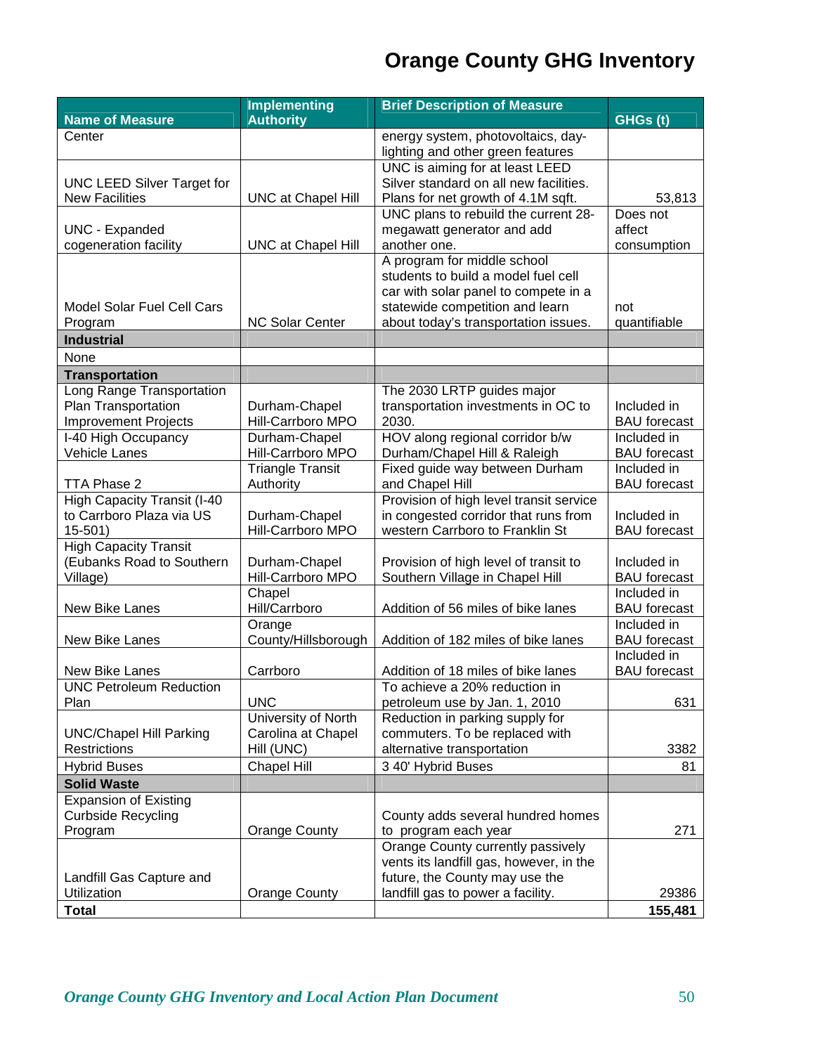# Orange County GHG Inventory

| Name of Measure | Implementing Authority | Brief Description of Measure | GHGs (t) |
|---|---|---|---|
| Center | | energy system, photovoltaics, day-lighting and other green features | |
| UNC LEED Silver Target for New Facilities | UNC at Chapel Hill | UNC is aiming for at least LEED Silver standard on all new facilities. Plans for net growth of 4.1M sqft. | 53,813 |
| UNC - Expanded cogeneration facility | UNC at Chapel Hill | UNC plans to rebuild the current 28-megawatt generator and add another one. | Does not affect consumption |
| Model Solar Fuel Cell Cars Program | NC Solar Center | A program for middle school students to build a model fuel cell car with solar panel to compete in a statewide competition and learn about today's transportation issues. | not quantifiable |
| **Industrial** | | | |
| None | | | |
| **Transportation** | | | |
| Long Range Transportation Plan Transportation Improvement Projects | Durham-Chapel Hill-Carrboro MPO | The 2030 LRTP guides major transportation investments in OC to 2030. | Included in BAU forecast |
| I-40 High Occupancy Vehicle Lanes | Durham-Chapel Hill-Carrboro MPO | HOV along regional corridor b/w Durham/Chapel Hill & Raleigh | Included in BAU forecast |
| TTA Phase 2 | Triangle Transit Authority | Fixed guide way between Durham and Chapel Hill | Included in BAU forecast |
| High Capacity Transit (I-40 to Carrboro Plaza via US 15-501) | Durham-Chapel Hill-Carrboro MPO | Provision of high level transit service in congested corridor that runs from western Carrboro to Franklin St | Included in BAU forecast |
| High Capacity Transit (Eubanks Road to Southern Village) | Durham-Chapel Hill-Carrboro MPO | Provision of high level of transit to Southern Village in Chapel Hill | Included in BAU forecast |
| New Bike Lanes | Chapel Hill/Carrboro | Addition of 56 miles of bike lanes | Included in BAU forecast |
| New Bike Lanes | Orange County/Hillsborough | Addition of 182 miles of bike lanes | Included in BAU forecast |
| New Bike Lanes | Carrboro | Addition of 18 miles of bike lanes | Included in BAU forecast |
| UNC Petroleum Reduction Plan | UNC | To achieve a 20% reduction in petroleum use by Jan. 1, 2010 | 631 |
| UNC/Chapel Hill Parking Restrictions | University of North Carolina at Chapel Hill (UNC) | Reduction in parking supply for commuters. To be replaced with alternative transportation | 3382 |
| Hybrid Buses | Chapel Hill | 3 40' Hybrid Buses | 81 |
| **Solid Waste** | | | |
| Expansion of Existing Curbside Recycling Program | Orange County | County adds several hundred homes to program each year | 271 |
| Landfill Gas Capture and Utilization | Orange County | Orange County currently passively vents its landfill gas, however, in the future, the County may use the landfill gas to power a facility. | 29386 |
| **Total** | | | **155,481** |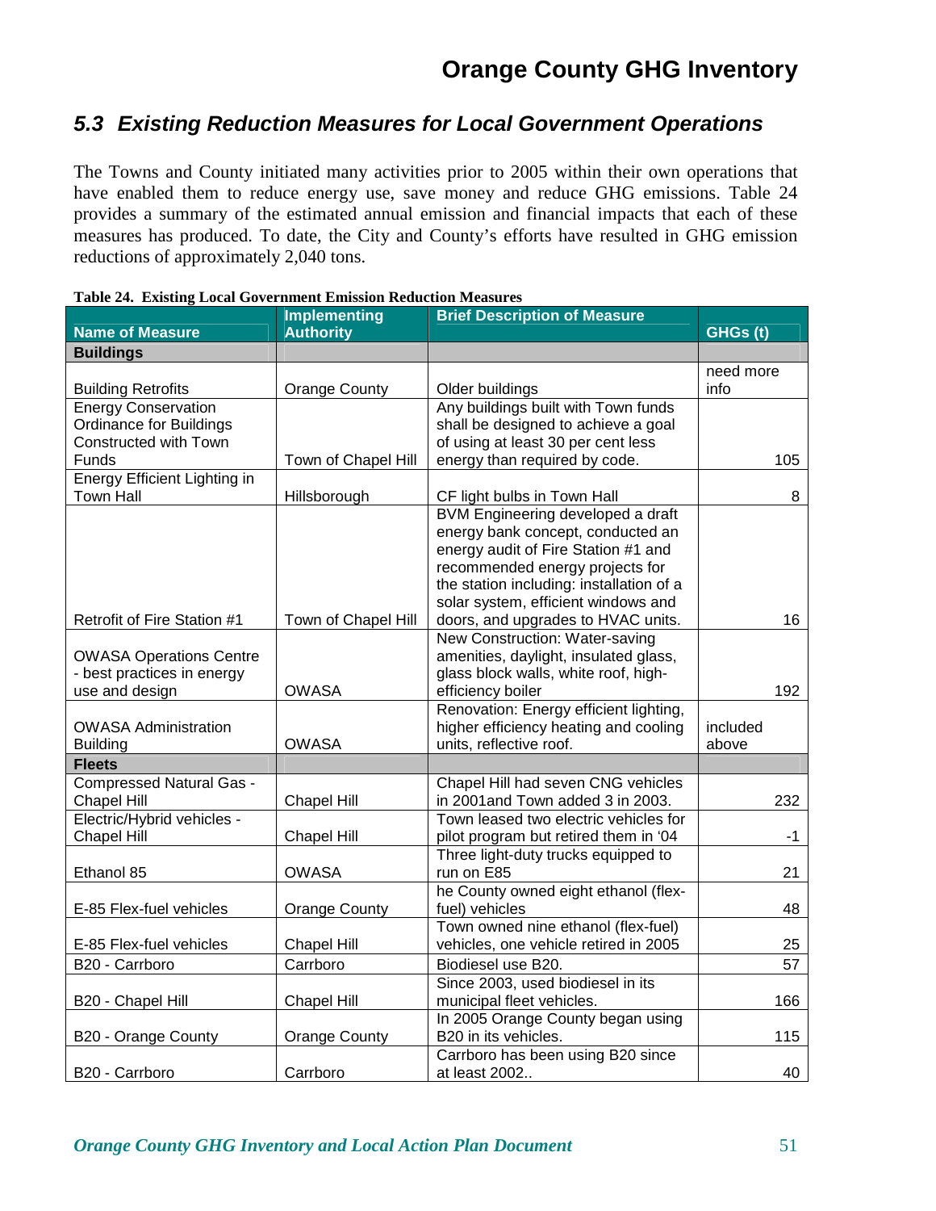## 5.3 Existing Reduction Measures for Local Government Operations

The Towns and County initiated many activities prior to 2005 within their own operations that have enabled them to reduce energy use, save money and reduce GHG emissions. Table 24 provides a summary of the estimated annual emission and financial impacts that each of these measures has produced. To date, the City and County's efforts have resulted in GHG emission reductions of approximately 2,040 tons.

**Table 24. Existing Local Government Emission Reduction Measures**

| Name of Measure | Implementing Authority | Brief Description of Measure | GHGs (t) |
|---|---|---|---|
| **Buildings** | | | |
| Building Retrofits | Orange County | Older buildings | need more info |
| Energy Conservation Ordinance for Buildings Constructed with Town Funds | Town of Chapel Hill | Any buildings built with Town funds shall be designed to achieve a goal of using at least 30 per cent less energy than required by code. | 105 |
| Energy Efficient Lighting in Town Hall | Hillsborough | CF light bulbs in Town Hall | 8 |
| Retrofit of Fire Station #1 | Town of Chapel Hill | BVM Engineering developed a draft energy bank concept, conducted an energy audit of Fire Station #1 and recommended energy projects for the station including: installation of a solar system, efficient windows and doors, and upgrades to HVAC units. | 16 |
| OWASA Operations Centre - best practices in energy use and design | OWASA | New Construction: Water-saving amenities, daylight, insulated glass, glass block walls, white roof, high-efficiency boiler | 192 |
| OWASA Administration Building | OWASA | Renovation: Energy efficient lighting, higher efficiency heating and cooling units, reflective roof. | included above |
| **Fleets** | | | |
| Compressed Natural Gas - Chapel Hill | Chapel Hill | Chapel Hill had seven CNG vehicles in 2001and Town added 3 in 2003. | 232 |
| Electric/Hybrid vehicles - Chapel Hill | Chapel Hill | Town leased two electric vehicles for pilot program but retired them in '04 | -1 |
| Ethanol 85 | OWASA | Three light-duty trucks equipped to run on E85 | 21 |
| E-85 Flex-fuel vehicles | Orange County | he County owned eight ethanol (flex-fuel) vehicles | 48 |
| E-85 Flex-fuel vehicles | Chapel Hill | Town owned nine ethanol (flex-fuel) vehicles, one vehicle retired in 2005 | 25 |
| B20 - Carrboro | Carrboro | Biodiesel use B20. | 57 |
| B20 - Chapel Hill | Chapel Hill | Since 2003, used biodiesel in its municipal fleet vehicles. | 166 |
| B20 - Orange County | Orange County | In 2005 Orange County began using B20 in its vehicles. | 115 |
| B20 - Carrboro | Carrboro | Carrboro has been using B20 since at least 2002.. | 40 |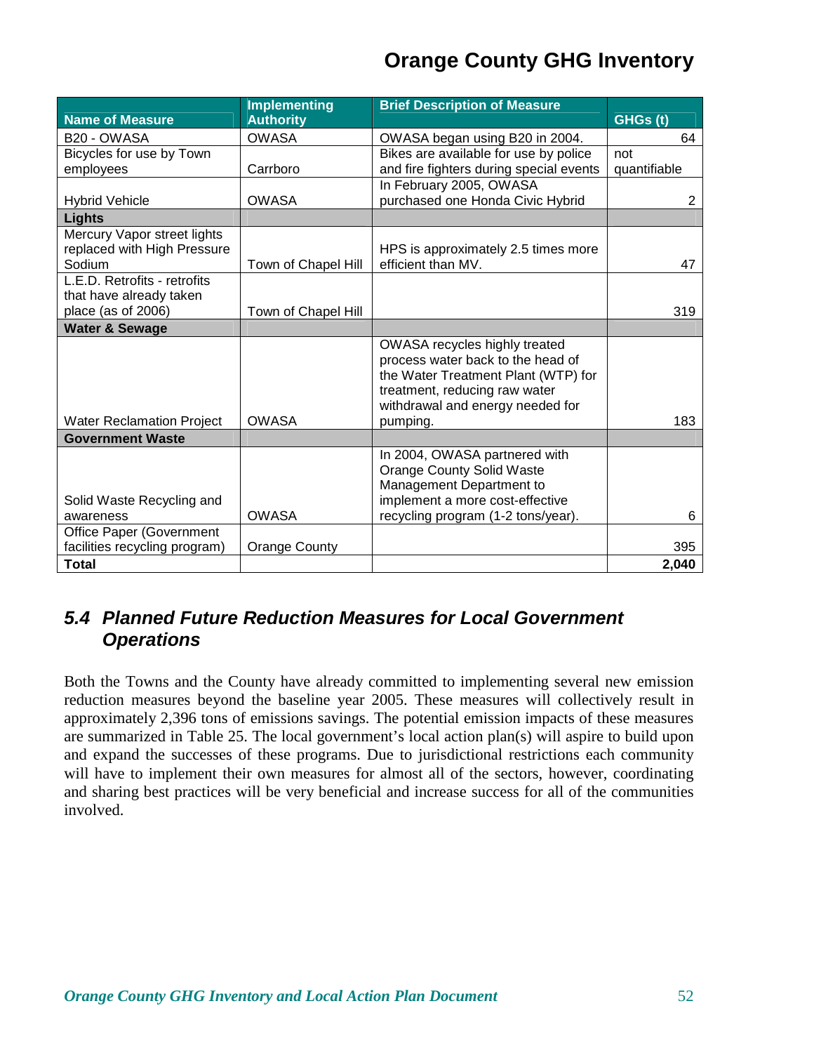| Name of Measure | Implementing Authority | Brief Description of Measure | GHGs (t) |
|---|---|---|---|
| B20 - OWASA | OWASA | OWASA began using B20 in 2004. | 64 |
| Bicycles for use by Town employees | Carrboro | Bikes are available for use by police and fire fighters during special events | not quantifiable |
| Hybrid Vehicle | OWASA | In February 2005, OWASA purchased one Honda Civic Hybrid | 2 |
| **Lights** | | | |
| Mercury Vapor street lights replaced with High Pressure Sodium | Town of Chapel Hill | HPS is approximately 2.5 times more efficient than MV. | 47 |
| L.E.D. Retrofits - retrofits that have already taken place (as of 2006) | Town of Chapel Hill | | 319 |
| **Water & Sewage** | | | |
| Water Reclamation Project | OWASA | OWASA recycles highly treated process water back to the head of the Water Treatment Plant (WTP) for treatment, reducing raw water withdrawal and energy needed for pumping. | 183 |
| **Government Waste** | | | |
| Solid Waste Recycling and awareness | OWASA | In 2004, OWASA partnered with Orange County Solid Waste Management Department to implement a more cost-effective recycling program (1-2 tons/year). | 6 |
| Office Paper (Government facilities recycling program) | Orange County | | 395 |
| **Total** | | | **2,040** |

## *5.4 Planned Future Reduction Measures for Local Government Operations*

Both the Towns and the County have already committed to implementing several new emission reduction measures beyond the baseline year 2005. These measures will collectively result in approximately 2,396 tons of emissions savings. The potential emission impacts of these measures are summarized in Table 25. The local government's local action plan(s) will aspire to build upon and expand the successes of these programs. Due to jurisdictional restrictions each community will have to implement their own measures for almost all of the sectors, however, coordinating and sharing best practices will be very beneficial and increase success for all of the communities involved.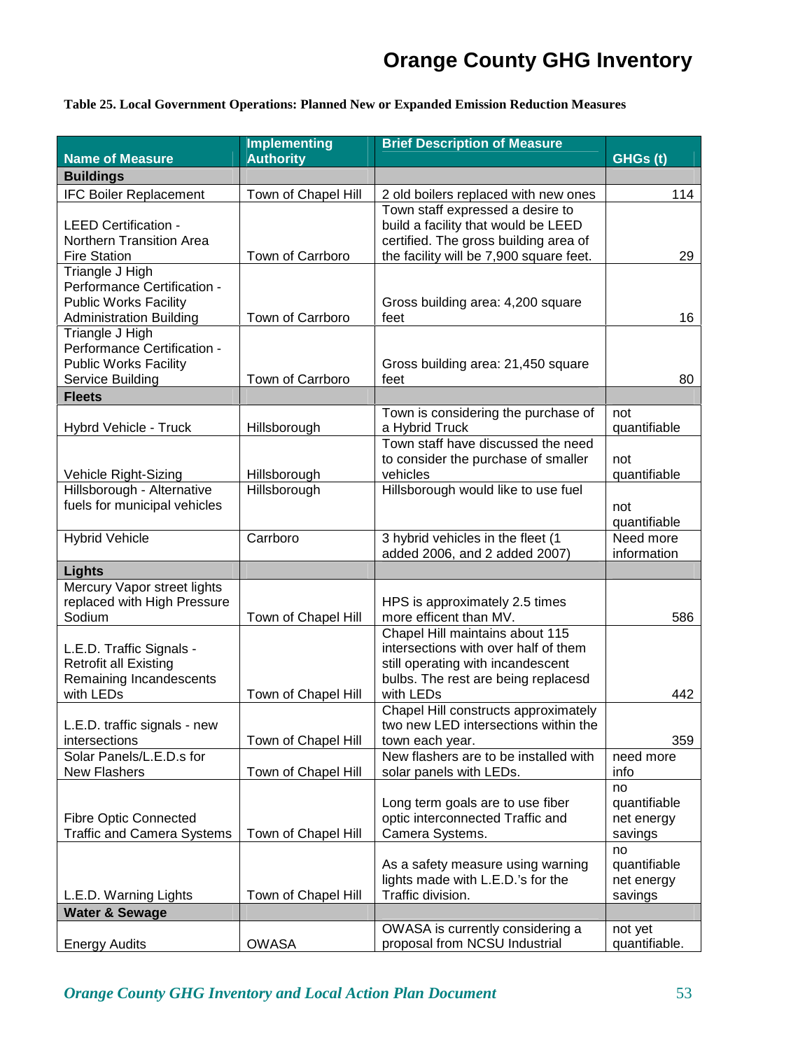**Table 25. Local Government Operations: Planned New or Expanded Emission Reduction Measures**

| Name of Measure | Implementing Authority | Brief Description of Measure | GHGs (t) |
|---|---|---|---|
| **Buildings** | | | |
| IFC Boiler Replacement | Town of Chapel Hill | 2 old boilers replaced with new ones | 114 |
| LEED Certification - Northern Transition Area Fire Station | Town of Carrboro | Town staff expressed a desire to build a facility that would be LEED certified. The gross building area of the facility will be 7,900 square feet. | 29 |
| Triangle J High Performance Certification - Public Works Facility Administration Building | Town of Carrboro | Gross building area: 4,200 square feet | 16 |
| Triangle J High Performance Certification - Public Works Facility Service Building | Town of Carrboro | Gross building area: 21,450 square feet | 80 |
| **Fleets** | | | |
| Hybrd Vehicle - Truck | Hillsborough | Town is considering the purchase of a Hybrid Truck | not quantifiable |
| Vehicle Right-Sizing | Hillsborough | Town staff have discussed the need to consider the purchase of smaller vehicles | not quantifiable |
| Hillsborough - Alternative fuels for municipal vehicles | Hillsborough | Hillsborough would like to use fuel | not quantifiable |
| Hybrid Vehicle | Carrboro | 3 hybrid vehicles in the fleet (1 added 2006, and 2 added 2007) | Need more information |
| **Lights** | | | |
| Mercury Vapor street lights replaced with High Pressure Sodium | Town of Chapel Hill | HPS is approximately 2.5 times more efficent than MV. | 586 |
| L.E.D. Traffic Signals - Retrofit all Existing Remaining Incandescents with LEDs | Town of Chapel Hill | Chapel Hill maintains about 115 intersections with over half of them still operating with incandescent bulbs. The rest are being replacesd with LEDs | 442 |
| L.E.D. traffic signals - new intersections | Town of Chapel Hill | Chapel Hill constructs approximately two new LED intersections within the town each year. | 359 |
| Solar Panels/L.E.D.s for New Flashers | Town of Chapel Hill | New flashers are to be installed with solar panels with LEDs. | need more info |
| Fibre Optic Connected Traffic and Camera Systems | Town of Chapel Hill | Long term goals are to use fiber optic interconnected Traffic and Camera Systems. | no quantifiable net energy savings |
| L.E.D. Warning Lights | Town of Chapel Hill | As a safety measure using warning lights made with L.E.D.'s for the Traffic division. | no quantifiable net energy savings |
| **Water & Sewage** | | | |
| Energy Audits | OWASA | OWASA is currently considering a proposal from NCSU Industrial | not yet quantifiable. |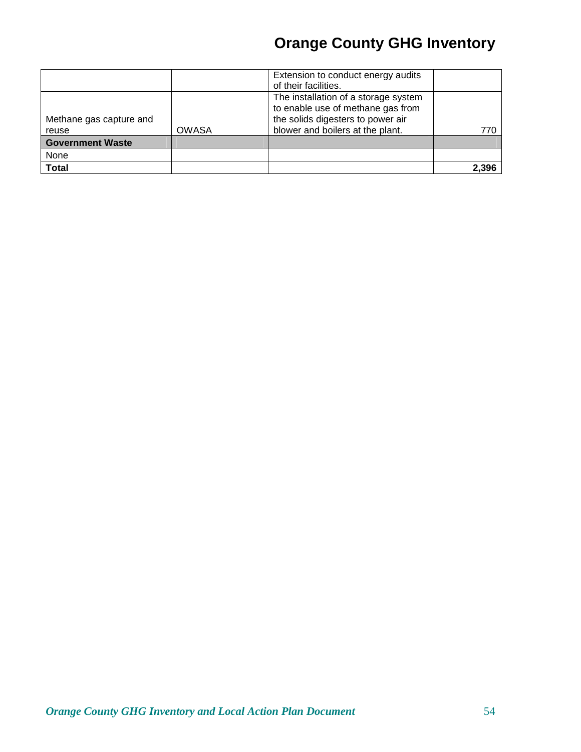| | | | |
|---|---|---|---|
| | | Extension to conduct energy audits of their facilities. | |
| Methane gas capture and reuse | OWASA | The installation of a storage system to enable use of methane gas from the solids digesters to power air blower and boilers at the plant. | 770 |
| **Government Waste** | | | |
| None | | | |
| **Total** | | | **2,396** |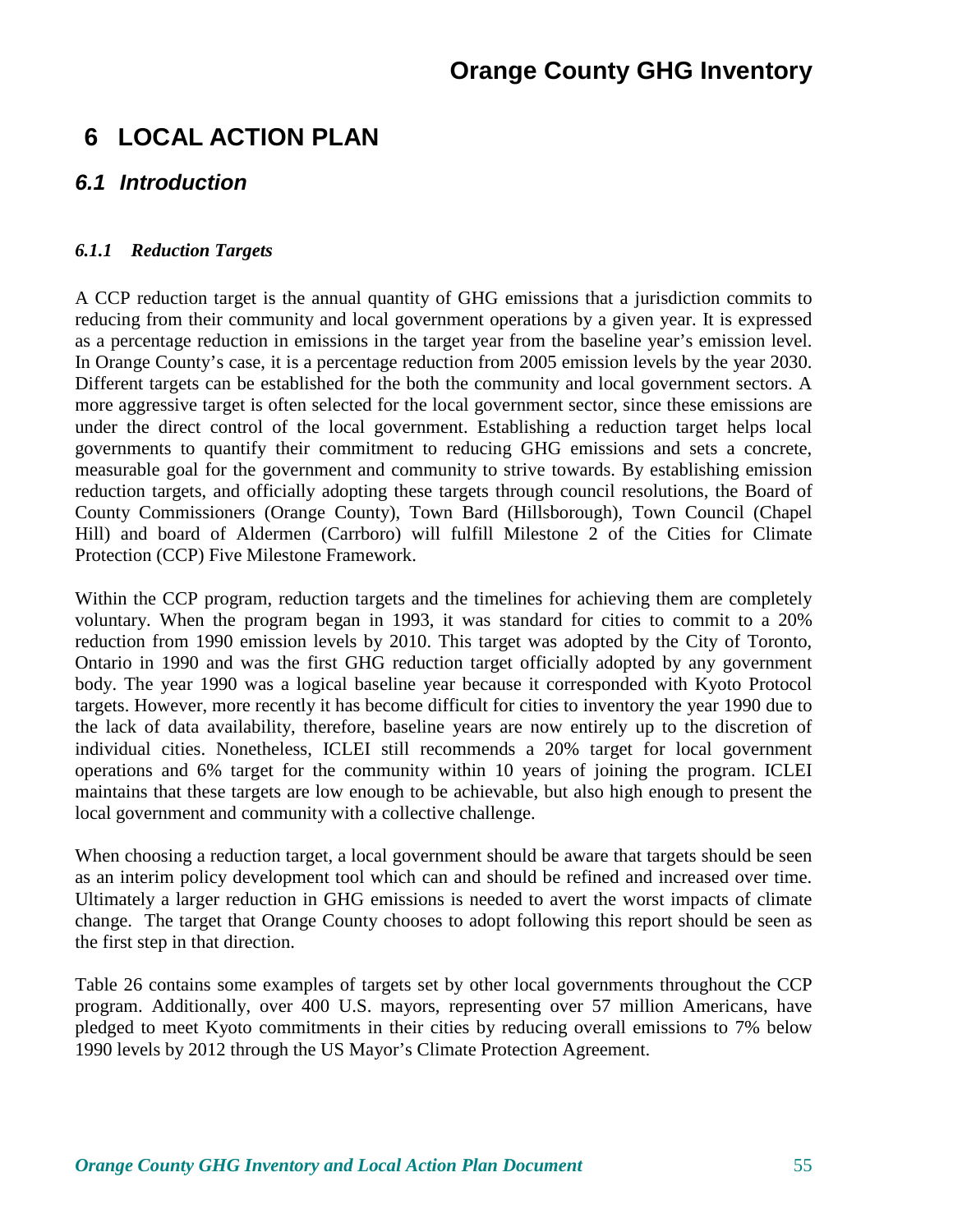# 6 LOCAL ACTION PLAN

## 6.1 Introduction

#### 6.1.1 Reduction Targets

A CCP reduction target is the annual quantity of GHG emissions that a jurisdiction commits to reducing from their community and local government operations by a given year. It is expressed as a percentage reduction in emissions in the target year from the baseline year's emission level. In Orange County's case, it is a percentage reduction from 2005 emission levels by the year 2030. Different targets can be established for the both the community and local government sectors. A more aggressive target is often selected for the local government sector, since these emissions are under the direct control of the local government. Establishing a reduction target helps local governments to quantify their commitment to reducing GHG emissions and sets a concrete, measurable goal for the government and community to strive towards. By establishing emission reduction targets, and officially adopting these targets through council resolutions, the Board of County Commissioners (Orange County), Town Bard (Hillsborough), Town Council (Chapel Hill) and board of Aldermen (Carrboro) will fulfill Milestone 2 of the Cities for Climate Protection (CCP) Five Milestone Framework.

Within the CCP program, reduction targets and the timelines for achieving them are completely voluntary. When the program began in 1993, it was standard for cities to commit to a 20% reduction from 1990 emission levels by 2010. This target was adopted by the City of Toronto, Ontario in 1990 and was the first GHG reduction target officially adopted by any government body. The year 1990 was a logical baseline year because it corresponded with Kyoto Protocol targets. However, more recently it has become difficult for cities to inventory the year 1990 due to the lack of data availability, therefore, baseline years are now entirely up to the discretion of individual cities. Nonetheless, ICLEI still recommends a 20% target for local government operations and 6% target for the community within 10 years of joining the program. ICLEI maintains that these targets are low enough to be achievable, but also high enough to present the local government and community with a collective challenge.

When choosing a reduction target, a local government should be aware that targets should be seen as an interim policy development tool which can and should be refined and increased over time. Ultimately a larger reduction in GHG emissions is needed to avert the worst impacts of climate change. The target that Orange County chooses to adopt following this report should be seen as the first step in that direction.

Table 26 contains some examples of targets set by other local governments throughout the CCP program. Additionally, over 400 U.S. mayors, representing over 57 million Americans, have pledged to meet Kyoto commitments in their cities by reducing overall emissions to 7% below 1990 levels by 2012 through the US Mayor's Climate Protection Agreement.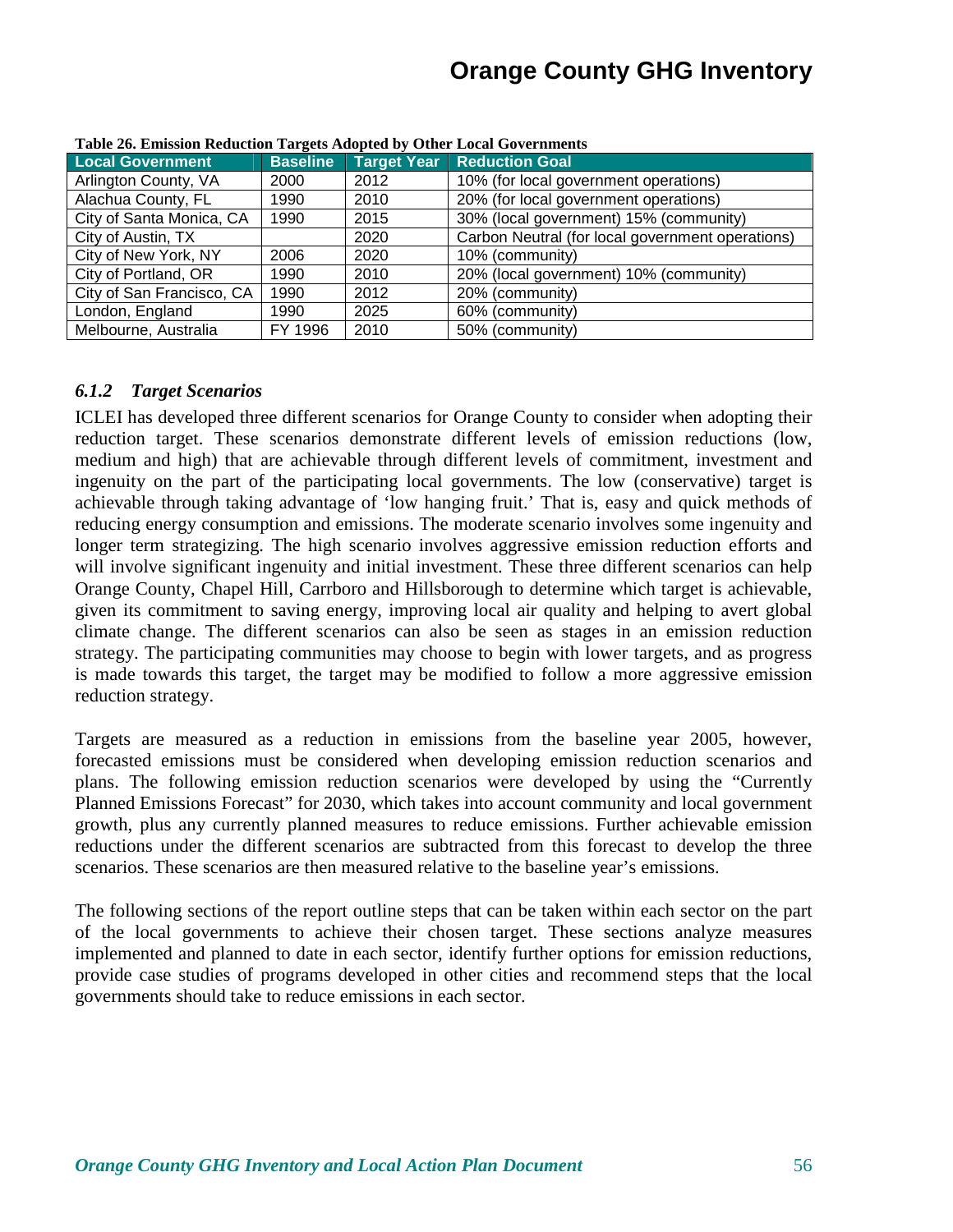**Table 26. Emission Reduction Targets Adopted by Other Local Governments**

| Local Government | Baseline | Target Year | Reduction Goal |
|---|---|---|---|
| Arlington County, VA | 2000 | 2012 | 10% (for local government operations) |
| Alachua County, FL | 1990 | 2010 | 20% (for local government operations) |
| City of Santa Monica, CA | 1990 | 2015 | 30% (local government) 15% (community) |
| City of Austin, TX | | 2020 | Carbon Neutral (for local government operations) |
| City of New York, NY | 2006 | 2020 | 10% (community) |
| City of Portland, OR | 1990 | 2010 | 20% (local government) 10% (community) |
| City of San Francisco, CA | 1990 | 2012 | 20% (community) |
| London, England | 1990 | 2025 | 60% (community) |
| Melbourne, Australia | FY 1996 | 2010 | 50% (community) |

### *6.1.2 Target Scenarios*

ICLEI has developed three different scenarios for Orange County to consider when adopting their reduction target. These scenarios demonstrate different levels of emission reductions (low, medium and high) that are achievable through different levels of commitment, investment and ingenuity on the part of the participating local governments. The low (conservative) target is achievable through taking advantage of 'low hanging fruit.' That is, easy and quick methods of reducing energy consumption and emissions. The moderate scenario involves some ingenuity and longer term strategizing. The high scenario involves aggressive emission reduction efforts and will involve significant ingenuity and initial investment. These three different scenarios can help Orange County, Chapel Hill, Carrboro and Hillsborough to determine which target is achievable, given its commitment to saving energy, improving local air quality and helping to avert global climate change. The different scenarios can also be seen as stages in an emission reduction strategy. The participating communities may choose to begin with lower targets, and as progress is made towards this target, the target may be modified to follow a more aggressive emission reduction strategy.

Targets are measured as a reduction in emissions from the baseline year 2005, however, forecasted emissions must be considered when developing emission reduction scenarios and plans. The following emission reduction scenarios were developed by using the "Currently Planned Emissions Forecast" for 2030, which takes into account community and local government growth, plus any currently planned measures to reduce emissions. Further achievable emission reductions under the different scenarios are subtracted from this forecast to develop the three scenarios. These scenarios are then measured relative to the baseline year's emissions.

The following sections of the report outline steps that can be taken within each sector on the part of the local governments to achieve their chosen target. These sections analyze measures implemented and planned to date in each sector, identify further options for emission reductions, provide case studies of programs developed in other cities and recommend steps that the local governments should take to reduce emissions in each sector.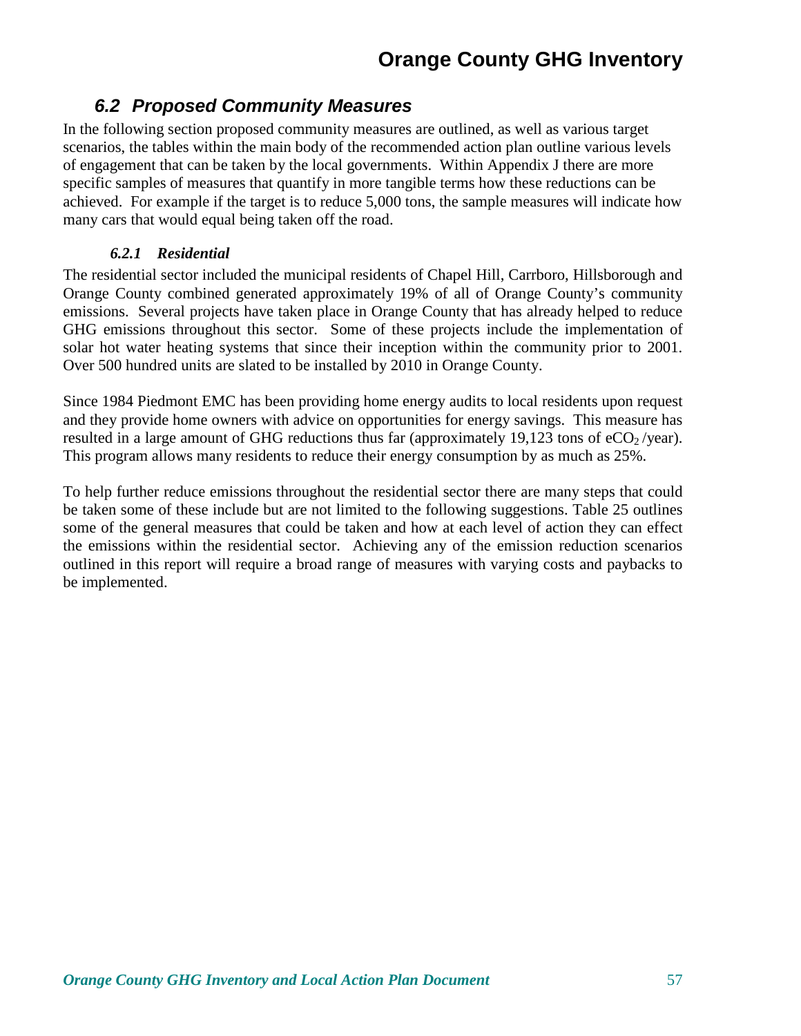## 6.2 Proposed Community Measures

In the following section proposed community measures are outlined, as well as various target scenarios, the tables within the main body of the recommended action plan outline various levels of engagement that can be taken by the local governments. Within Appendix J there are more specific samples of measures that quantify in more tangible terms how these reductions can be achieved. For example if the target is to reduce 5,000 tons, the sample measures will indicate how many cars that would equal being taken off the road.

### 6.2.1 Residential

The residential sector included the municipal residents of Chapel Hill, Carrboro, Hillsborough and Orange County combined generated approximately 19% of all of Orange County's community emissions. Several projects have taken place in Orange County that has already helped to reduce GHG emissions throughout this sector. Some of these projects include the implementation of solar hot water heating systems that since their inception within the community prior to 2001. Over 500 hundred units are slated to be installed by 2010 in Orange County.

Since 1984 Piedmont EMC has been providing home energy audits to local residents upon request and they provide home owners with advice on opportunities for energy savings. This measure has resulted in a large amount of GHG reductions thus far (approximately 19,123 tons of $eCO_2$ /year). This program allows many residents to reduce their energy consumption by as much as 25%.

To help further reduce emissions throughout the residential sector there are many steps that could be taken some of these include but are not limited to the following suggestions. Table 25 outlines some of the general measures that could be taken and how at each level of action they can effect the emissions within the residential sector. Achieving any of the emission reduction scenarios outlined in this report will require a broad range of measures with varying costs and paybacks to be implemented.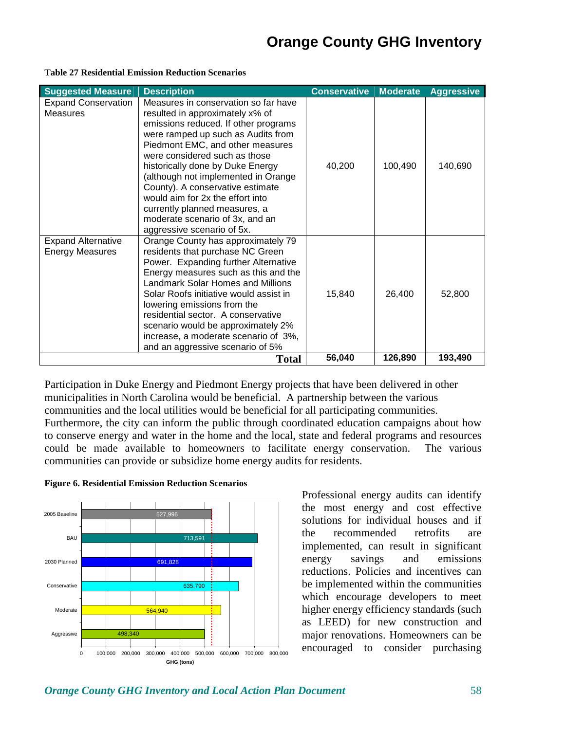**Table 27 Residential Emission Reduction Scenarios**

| Suggested Measure | Description | Conservative | Moderate | Aggressive |
|---|---|---|---|---|
| Expand Conservation Measures | Measures in conservation so far have resulted in approximately x% of emissions reduced. If other programs were ramped up such as Audits from Piedmont EMC, and other measures were considered such as those historically done by Duke Energy (although not implemented in Orange County). A conservative estimate would aim for 2x the effort into currently planned measures, a moderate scenario of 3x, and an aggressive scenario of 5x. | 40,200 | 100,490 | 140,690 |
| Expand Alternative Energy Measures | Orange County has approximately 79 residents that purchase NC Green Power. Expanding further Alternative Energy measures such as this and the Landmark Solar Homes and Millions Solar Roofs initiative would assist in lowering emissions from the residential sector. A conservative scenario would be approximately 2% increase, a moderate scenario of 3%, and an aggressive scenario of 5% | 15,840 | 26,400 | 52,800 |
| | **Total** | **56,040** | **126,890** | **193,490** |

Participation in Duke Energy and Piedmont Energy projects that have been delivered in other municipalities in North Carolina would be beneficial. A partnership between the various communities and the local utilities would be beneficial for all participating communities. Furthermore, the city can inform the public through coordinated education campaigns about how to conserve energy and water in the home and the local, state and federal programs and resources could be made available to homeowners to facilitate energy conservation. The various communities can provide or subsidize home energy audits for residents.

**Figure 6. Residential Emission Reduction Scenarios**

| Scenario | GHG (tons) |
|---|---|
| 2005 Baseline | 527,996 |
| BAU | 713,591 |
| 2030 Planned | 691,828 |
| Conservative | 635,790 |
| Moderate | 564,940 |
| Aggressive | 498,340 |

Professional energy audits can identify the most energy and cost effective solutions for individual houses and if the recommended retrofits are implemented, can result in significant energy savings and emissions reductions. Policies and incentives can be implemented within the communities which encourage developers to meet higher energy efficiency standards (such as LEED) for new construction and major renovations. Homeowners can be encouraged to consider purchasing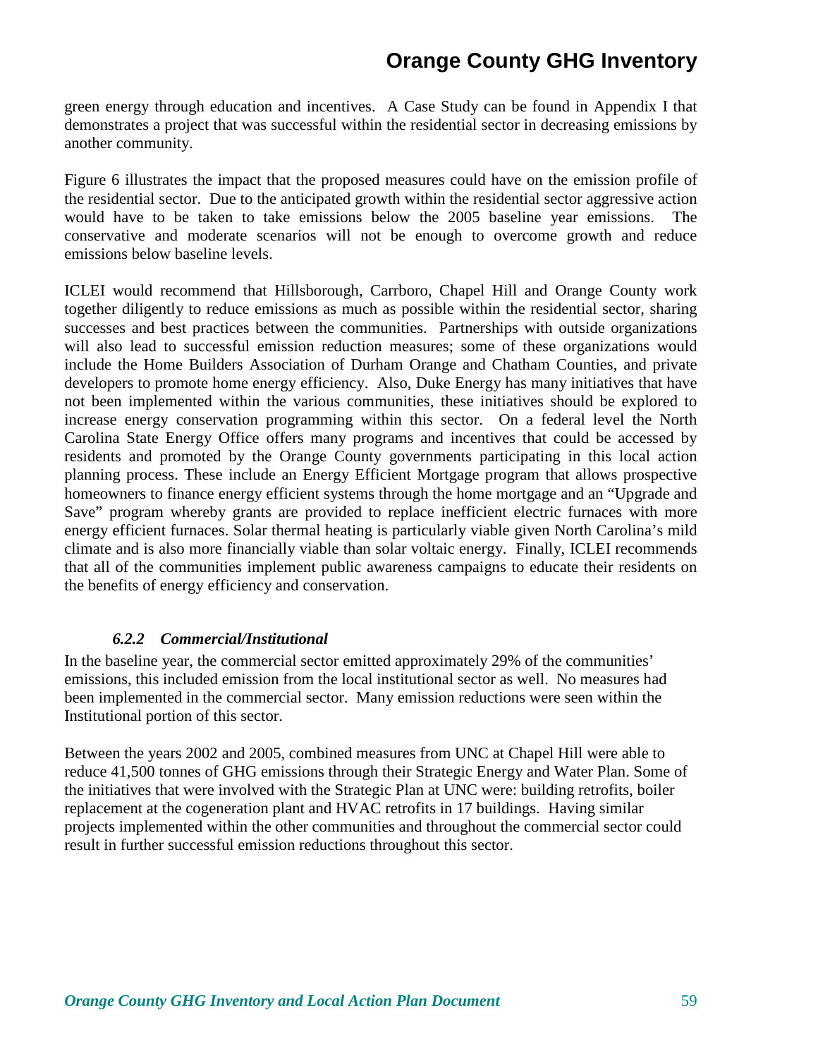green energy through education and incentives. A Case Study can be found in Appendix I that demonstrates a project that was successful within the residential sector in decreasing emissions by another community.

Figure 6 illustrates the impact that the proposed measures could have on the emission profile of the residential sector. Due to the anticipated growth within the residential sector aggressive action would have to be taken to take emissions below the 2005 baseline year emissions. The conservative and moderate scenarios will not be enough to overcome growth and reduce emissions below baseline levels.

ICLEI would recommend that Hillsborough, Carrboro, Chapel Hill and Orange County work together diligently to reduce emissions as much as possible within the residential sector, sharing successes and best practices between the communities. Partnerships with outside organizations will also lead to successful emission reduction measures; some of these organizations would include the Home Builders Association of Durham Orange and Chatham Counties, and private developers to promote home energy efficiency. Also, Duke Energy has many initiatives that have not been implemented within the various communities, these initiatives should be explored to increase energy conservation programming within this sector. On a federal level the North Carolina State Energy Office offers many programs and incentives that could be accessed by residents and promoted by the Orange County governments participating in this local action planning process. These include an Energy Efficient Mortgage program that allows prospective homeowners to finance energy efficient systems through the home mortgage and an "Upgrade and Save" program whereby grants are provided to replace inefficient electric furnaces with more energy efficient furnaces. Solar thermal heating is particularly viable given North Carolina's mild climate and is also more financially viable than solar voltaic energy. Finally, ICLEI recommends that all of the communities implement public awareness campaigns to educate their residents on the benefits of energy efficiency and conservation.

### *6.2.2 Commercial/Institutional*

In the baseline year, the commercial sector emitted approximately 29% of the communities' emissions, this included emission from the local institutional sector as well. No measures had been implemented in the commercial sector. Many emission reductions were seen within the Institutional portion of this sector.

Between the years 2002 and 2005, combined measures from UNC at Chapel Hill were able to reduce 41,500 tonnes of GHG emissions through their Strategic Energy and Water Plan. Some of the initiatives that were involved with the Strategic Plan at UNC were: building retrofits, boiler replacement at the cogeneration plant and HVAC retrofits in 17 buildings. Having similar projects implemented within the other communities and throughout the commercial sector could result in further successful emission reductions throughout this sector.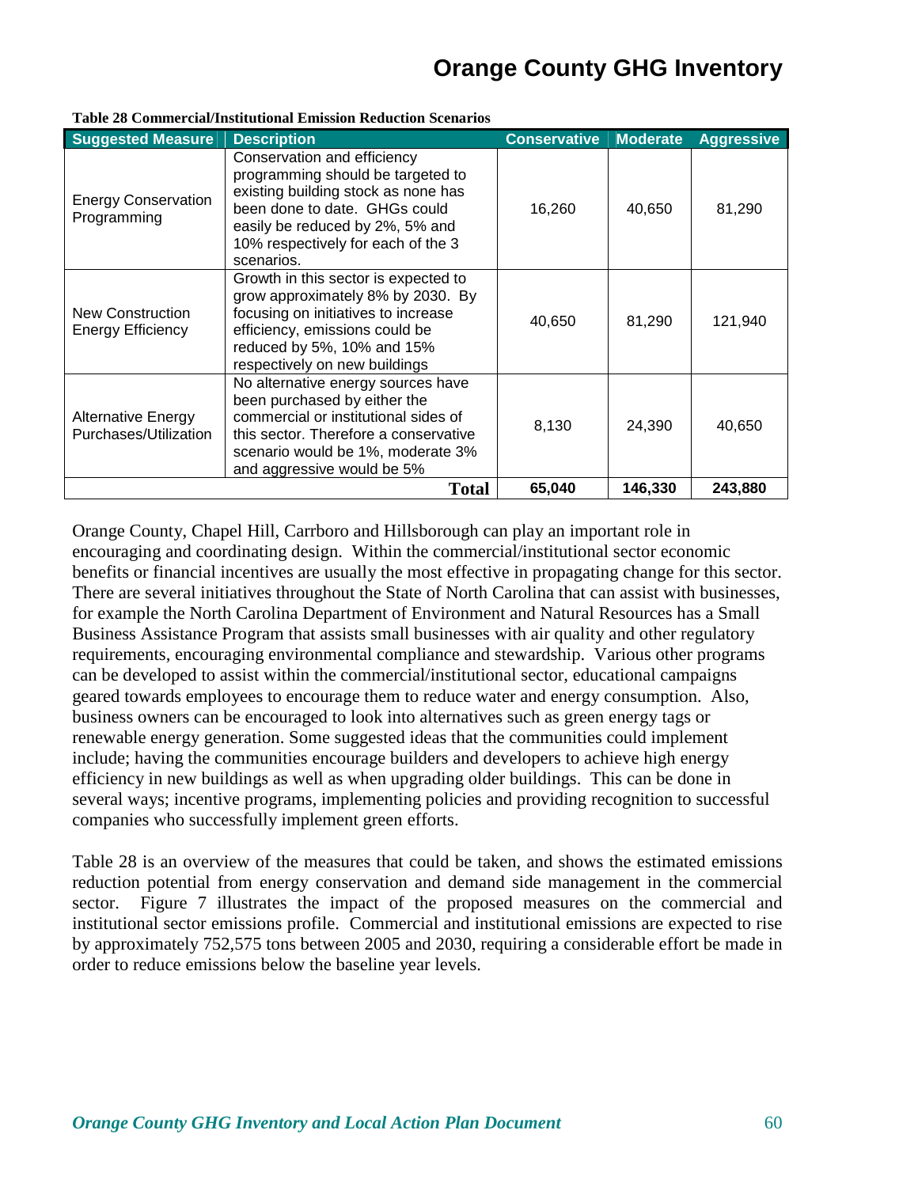**Table 28 Commercial/Institutional Emission Reduction Scenarios**

| Suggested Measure | Description | Conservative | Moderate | Aggressive |
|---|---|---|---|---|
| Energy Conservation Programming | Conservation and efficiency programming should be targeted to existing building stock as none has been done to date. GHGs could easily be reduced by 2%, 5% and 10% respectively for each of the 3 scenarios. | 16,260 | 40,650 | 81,290 |
| New Construction Energy Efficiency | Growth in this sector is expected to grow approximately 8% by 2030. By focusing on initiatives to increase efficiency, emissions could be reduced by 5%, 10% and 15% respectively on new buildings | 40,650 | 81,290 | 121,940 |
| Alternative Energy Purchases/Utilization | No alternative energy sources have been purchased by either the commercial or institutional sides of this sector. Therefore a conservative scenario would be 1%, moderate 3% and aggressive would be 5% | 8,130 | 24,390 | 40,650 |
| | **Total** | **65,040** | **146,330** | **243,880** |

Orange County, Chapel Hill, Carrboro and Hillsborough can play an important role in encouraging and coordinating design. Within the commercial/institutional sector economic benefits or financial incentives are usually the most effective in propagating change for this sector. There are several initiatives throughout the State of North Carolina that can assist with businesses, for example the North Carolina Department of Environment and Natural Resources has a Small Business Assistance Program that assists small businesses with air quality and other regulatory requirements, encouraging environmental compliance and stewardship. Various other programs can be developed to assist within the commercial/institutional sector, educational campaigns geared towards employees to encourage them to reduce water and energy consumption. Also, business owners can be encouraged to look into alternatives such as green energy tags or renewable energy generation. Some suggested ideas that the communities could implement include; having the communities encourage builders and developers to achieve high energy efficiency in new buildings as well as when upgrading older buildings. This can be done in several ways; incentive programs, implementing policies and providing recognition to successful companies who successfully implement green efforts.

Table 28 is an overview of the measures that could be taken, and shows the estimated emissions reduction potential from energy conservation and demand side management in the commercial sector. Figure 7 illustrates the impact of the proposed measures on the commercial and institutional sector emissions profile. Commercial and institutional emissions are expected to rise by approximately 752,575 tons between 2005 and 2030, requiring a considerable effort be made in order to reduce emissions below the baseline year levels.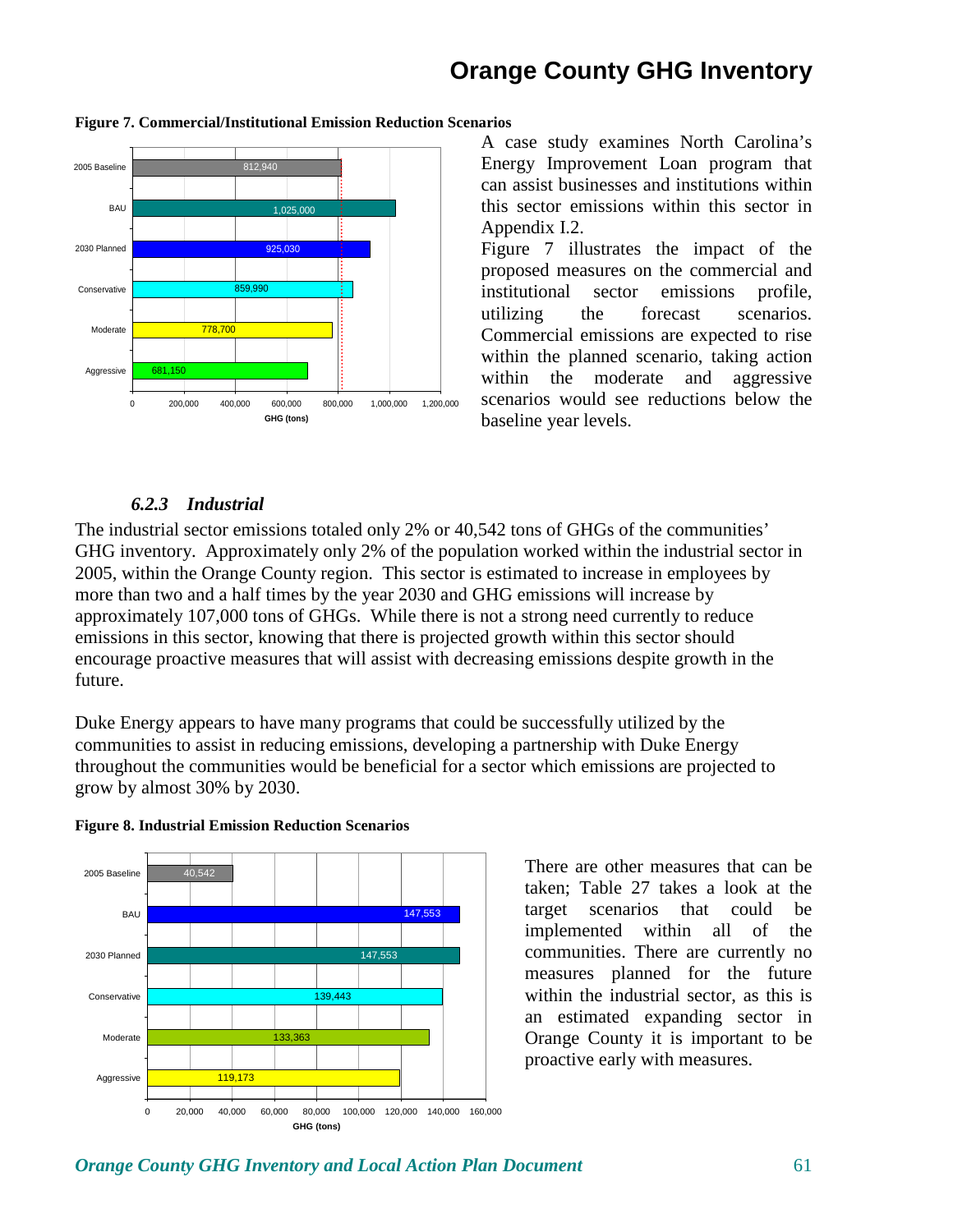**Figure 7. Commercial/Institutional Emission Reduction Scenarios**

| Scenario | GHG (tons) |
|---|---|
| 2005 Baseline | 812,940 |
| BAU | 1,025,000 |
| 2030 Planned | 925,030 |
| Conservative | 859,990 |
| Moderate | 778,700 |
| Aggressive | 681,150 |

A case study examines North Carolina's Energy Improvement Loan program that can assist businesses and institutions within this sector emissions within this sector in Appendix I.2.

Figure 7 illustrates the impact of the proposed measures on the commercial and institutional sector emissions profile, utilizing the forecast scenarios. Commercial emissions are expected to rise within the planned scenario, taking action within the moderate and aggressive scenarios would see reductions below the baseline year levels.

### *6.2.3 Industrial*

The industrial sector emissions totaled only 2% or 40,542 tons of GHGs of the communities' GHG inventory. Approximately only 2% of the population worked within the industrial sector in 2005, within the Orange County region. This sector is estimated to increase in employees by more than two and a half times by the year 2030 and GHG emissions will increase by approximately 107,000 tons of GHGs. While there is not a strong need currently to reduce emissions in this sector, knowing that there is projected growth within this sector should encourage proactive measures that will assist with decreasing emissions despite growth in the future.

Duke Energy appears to have many programs that could be successfully utilized by the communities to assist in reducing emissions, developing a partnership with Duke Energy throughout the communities would be beneficial for a sector which emissions are projected to grow by almost 30% by 2030.

**Figure 8. Industrial Emission Reduction Scenarios**

| Scenario | GHG (tons) |
|---|---|
| 2005 Baseline | 40,542 |
| BAU | 147,553 |
| 2030 Planned | 147,553 |
| Conservative | 139,443 |
| Moderate | 133,363 |
| Aggressive | 119,173 |

There are other measures that can be taken; Table 27 takes a look at the target scenarios that could be implemented within all of the communities. There are currently no measures planned for the future within the industrial sector, as this is an estimated expanding sector in Orange County it is important to be proactive early with measures.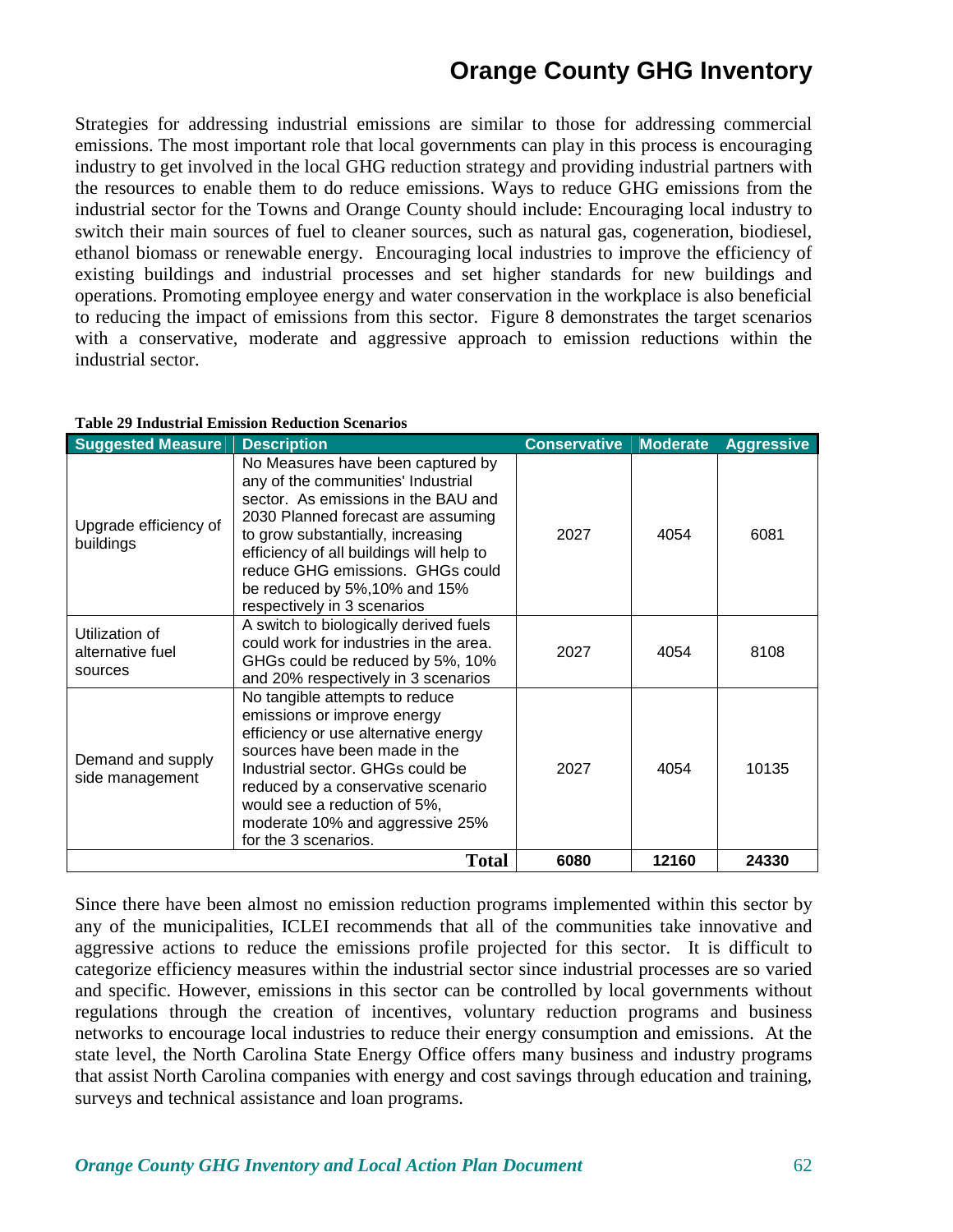Strategies for addressing industrial emissions are similar to those for addressing commercial emissions. The most important role that local governments can play in this process is encouraging industry to get involved in the local GHG reduction strategy and providing industrial partners with the resources to enable them to do reduce emissions. Ways to reduce GHG emissions from the industrial sector for the Towns and Orange County should include: Encouraging local industry to switch their main sources of fuel to cleaner sources, such as natural gas, cogeneration, biodiesel, ethanol biomass or renewable energy. Encouraging local industries to improve the efficiency of existing buildings and industrial processes and set higher standards for new buildings and operations. Promoting employee energy and water conservation in the workplace is also beneficial to reducing the impact of emissions from this sector. Figure 8 demonstrates the target scenarios with a conservative, moderate and aggressive approach to emission reductions within the industrial sector.

**Table 29 Industrial Emission Reduction Scenarios**

| Suggested Measure | Description | Conservative | Moderate | Aggressive |
|---|---|---|---|---|
| Upgrade efficiency of buildings | No Measures have been captured by any of the communities' Industrial sector. As emissions in the BAU and 2030 Planned forecast are assuming to grow substantially, increasing efficiency of all buildings will help to reduce GHG emissions. GHGs could be reduced by 5%,10% and 15% respectively in 3 scenarios | 2027 | 4054 | 6081 |
| Utilization of alternative fuel sources | A switch to biologically derived fuels could work for industries in the area. GHGs could be reduced by 5%, 10% and 20% respectively in 3 scenarios | 2027 | 4054 | 8108 |
| Demand and supply side management | No tangible attempts to reduce emissions or improve energy efficiency or use alternative energy sources have been made in the Industrial sector. GHGs could be reduced by a conservative scenario would see a reduction of 5%, moderate 10% and aggressive 25% for the 3 scenarios. | 2027 | 4054 | 10135 |
| | **Total** | **6080** | **12160** | **24330** |

Since there have been almost no emission reduction programs implemented within this sector by any of the municipalities, ICLEI recommends that all of the communities take innovative and aggressive actions to reduce the emissions profile projected for this sector. It is difficult to categorize efficiency measures within the industrial sector since industrial processes are so varied and specific. However, emissions in this sector can be controlled by local governments without regulations through the creation of incentives, voluntary reduction programs and business networks to encourage local industries to reduce their energy consumption and emissions. At the state level, the North Carolina State Energy Office offers many business and industry programs that assist North Carolina companies with energy and cost savings through education and training, surveys and technical assistance and loan programs.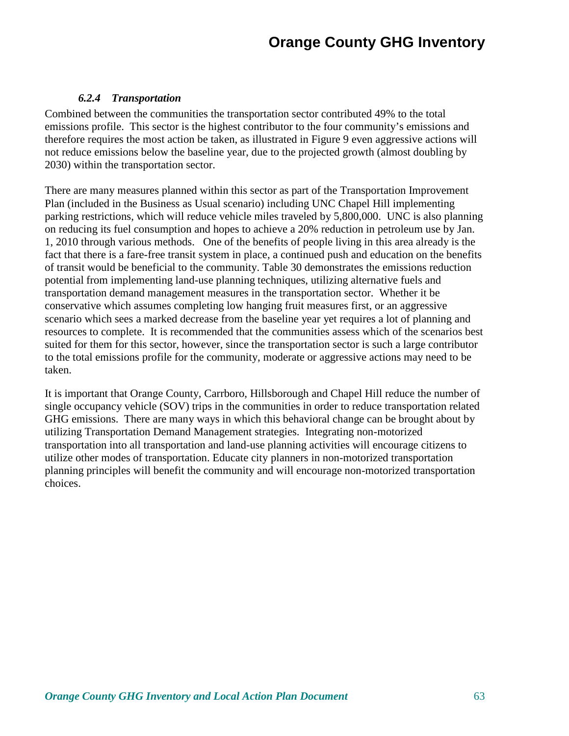#### *6.2.4 Transportation*

Combined between the communities the transportation sector contributed 49% to the total emissions profile. This sector is the highest contributor to the four community's emissions and therefore requires the most action be taken, as illustrated in Figure 9 even aggressive actions will not reduce emissions below the baseline year, due to the projected growth (almost doubling by 2030) within the transportation sector.

There are many measures planned within this sector as part of the Transportation Improvement Plan (included in the Business as Usual scenario) including UNC Chapel Hill implementing parking restrictions, which will reduce vehicle miles traveled by 5,800,000. UNC is also planning on reducing its fuel consumption and hopes to achieve a 20% reduction in petroleum use by Jan. 1, 2010 through various methods. One of the benefits of people living in this area already is the fact that there is a fare-free transit system in place, a continued push and education on the benefits of transit would be beneficial to the community. Table 30 demonstrates the emissions reduction potential from implementing land-use planning techniques, utilizing alternative fuels and transportation demand management measures in the transportation sector. Whether it be conservative which assumes completing low hanging fruit measures first, or an aggressive scenario which sees a marked decrease from the baseline year yet requires a lot of planning and resources to complete. It is recommended that the communities assess which of the scenarios best suited for them for this sector, however, since the transportation sector is such a large contributor to the total emissions profile for the community, moderate or aggressive actions may need to be taken.

It is important that Orange County, Carrboro, Hillsborough and Chapel Hill reduce the number of single occupancy vehicle (SOV) trips in the communities in order to reduce transportation related GHG emissions. There are many ways in which this behavioral change can be brought about by utilizing Transportation Demand Management strategies. Integrating non-motorized transportation into all transportation and land-use planning activities will encourage citizens to utilize other modes of transportation. Educate city planners in non-motorized transportation planning principles will benefit the community and will encourage non-motorized transportation choices.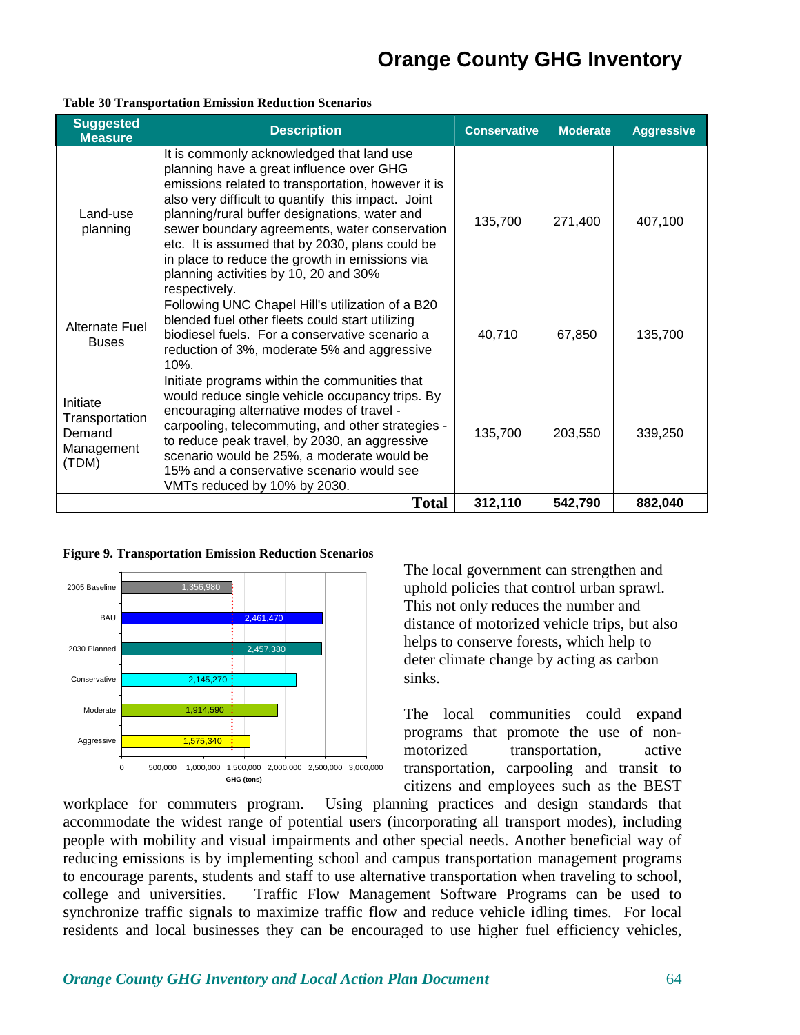**Table 30 Transportation Emission Reduction Scenarios**

| Suggested Measure | Description | Conservative | Moderate | Aggressive |
|---|---|---|---|---|
| Land-use planning | It is commonly acknowledged that land use planning have a great influence over GHG emissions related to transportation, however it is also very difficult to quantify this impact. Joint planning/rural buffer designations, water and sewer boundary agreements, water conservation etc. It is assumed that by 2030, plans could be in place to reduce the growth in emissions via planning activities by 10, 20 and 30% respectively. | 135,700 | 271,400 | 407,100 |
| Alternate Fuel Buses | Following UNC Chapel Hill's utilization of a B20 blended fuel other fleets could start utilizing biodiesel fuels. For a conservative scenario a reduction of 3%, moderate 5% and aggressive 10%. | 40,710 | 67,850 | 135,700 |
| Initiate Transportation Demand Management (TDM) | Initiate programs within the communities that would reduce single vehicle occupancy trips. By encouraging alternative modes of travel - carpooling, telecommuting, and other strategies - to reduce peak travel, by 2030, an aggressive scenario would be 25%, a moderate would be 15% and a conservative scenario would see VMTs reduced by 10% by 2030. | 135,700 | 203,550 | 339,250 |
| | **Total** | **312,110** | **542,790** | **882,040** |

**Figure 9. Transportation Emission Reduction Scenarios**

| Scenario | GHG (tons) |
|---|---|
| 2005 Baseline | 1,356,980 |
| BAU | 2,461,470 |
| 2030 Planned | 2,457,380 |
| Conservative | 2,145,270 |
| Moderate | 1,914,590 |
| Aggressive | 1,575,340 |

The local government can strengthen and uphold policies that control urban sprawl. This not only reduces the number and distance of motorized vehicle trips, but also helps to conserve forests, which help to deter climate change by acting as carbon sinks.

The local communities could expand programs that promote the use of non-motorized transportation, active transportation, carpooling and transit to citizens and employees such as the BEST workplace for commuters program. Using planning practices and design standards that accommodate the widest range of potential users (incorporating all transport modes), including people with mobility and visual impairments and other special needs. Another beneficial way of reducing emissions is by implementing school and campus transportation management programs to encourage parents, students and staff to use alternative transportation when traveling to school, college and universities. Traffic Flow Management Software Programs can be used to synchronize traffic signals to maximize traffic flow and reduce vehicle idling times. For local residents and local businesses they can be encouraged to use higher fuel efficiency vehicles,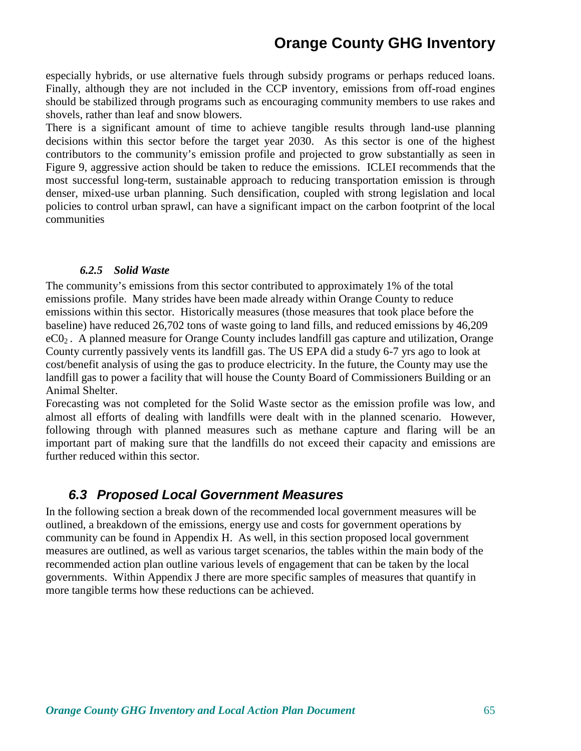especially hybrids, or use alternative fuels through subsidy programs or perhaps reduced loans. Finally, although they are not included in the CCP inventory, emissions from off-road engines should be stabilized through programs such as encouraging community members to use rakes and shovels, rather than leaf and snow blowers.

There is a significant amount of time to achieve tangible results through land-use planning decisions within this sector before the target year 2030. As this sector is one of the highest contributors to the community's emission profile and projected to grow substantially as seen in Figure 9, aggressive action should be taken to reduce the emissions. ICLEI recommends that the most successful long-term, sustainable approach to reducing transportation emission is through denser, mixed-use urban planning. Such densification, coupled with strong legislation and local policies to control urban sprawl, can have a significant impact on the carbon footprint of the local communities

#### *6.2.5 Solid Waste*

The community's emissions from this sector contributed to approximately 1% of the total emissions profile. Many strides have been made already within Orange County to reduce emissions within this sector. Historically measures (those measures that took place before the baseline) have reduced 26,702 tons of waste going to land fills, and reduced emissions by 46,209 $eC0_2$ . A planned measure for Orange County includes landfill gas capture and utilization, Orange County currently passively vents its landfill gas. The US EPA did a study 6-7 yrs ago to look at cost/benefit analysis of using the gas to produce electricity. In the future, the County may use the landfill gas to power a facility that will house the County Board of Commissioners Building or an Animal Shelter.

Forecasting was not completed for the Solid Waste sector as the emission profile was low, and almost all efforts of dealing with landfills were dealt with in the planned scenario. However, following through with planned measures such as methane capture and flaring will be an important part of making sure that the landfills do not exceed their capacity and emissions are further reduced within this sector.

## *6.3 Proposed Local Government Measures*

In the following section a break down of the recommended local government measures will be outlined, a breakdown of the emissions, energy use and costs for government operations by community can be found in Appendix H. As well, in this section proposed local government measures are outlined, as well as various target scenarios, the tables within the main body of the recommended action plan outline various levels of engagement that can be taken by the local governments. Within Appendix J there are more specific samples of measures that quantify in more tangible terms how these reductions can be achieved.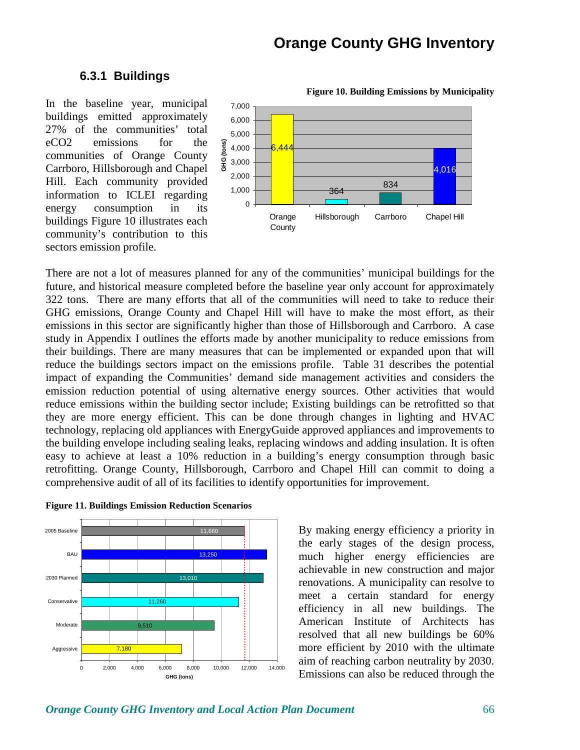### 6.3.1 Buildings

In the baseline year, municipal buildings emitted approximately 27% of the communities' total eCO2 emissions for the communities of Orange County Carrboro, Hillsborough and Chapel Hill. Each community provided information to ICLEI regarding energy consumption in its buildings Figure 10 illustrates each community's contribution to this sectors emission profile.

**Figure 10. Building Emissions by Municipality**

| Municipality | GHG (tons) |
|---|---|
| Orange County | 6,444 |
| Hillsborough | 364 |
| Carrboro | 834 |
| Chapel Hill | 4,016 |

There are not a lot of measures planned for any of the communities' municipal buildings for the future, and historical measure completed before the baseline year only account for approximately 322 tons. There are many efforts that all of the communities will need to take to reduce their GHG emissions, Orange County and Chapel Hill will have to make the most effort, as their emissions in this sector are significantly higher than those of Hillsborough and Carrboro. A case study in Appendix I outlines the efforts made by another municipality to reduce emissions from their buildings. There are many measures that can be implemented or expanded upon that will reduce the buildings sectors impact on the emissions profile. Table 31 describes the potential impact of expanding the Communities' demand side management activities and considers the emission reduction potential of using alternative energy sources. Other activities that would reduce emissions within the building sector include; Existing buildings can be retrofitted so that they are more energy efficient. This can be done through changes in lighting and HVAC technology, replacing old appliances with EnergyGuide approved appliances and improvements to the building envelope including sealing leaks, replacing windows and adding insulation. It is often easy to achieve at least a 10% reduction in a building's energy consumption through basic retrofitting. Orange County, Hillsborough, Carrboro and Chapel Hill can commit to doing a comprehensive audit of all of its facilities to identify opportunities for improvement.

**Figure 11. Buildings Emission Reduction Scenarios**

| Scenario | GHG (tons) |
|---|---|
| 2005 Baseline | 11,660 |
| BAU | 13,250 |
| 2030 Planned | 13,010 |
| Conservative | 11,260 |
| Moderate | 9,510 |
| Aggressive | 7,180 |

By making energy efficiency a priority in the early stages of the design process, much higher energy efficiencies are achievable in new construction and major renovations. A municipality can resolve to meet a certain standard for energy efficiency in all new buildings. The American Institute of Architects has resolved that all new buildings be 60% more efficient by 2010 with the ultimate aim of reaching carbon neutrality by 2030. Emissions can also be reduced through the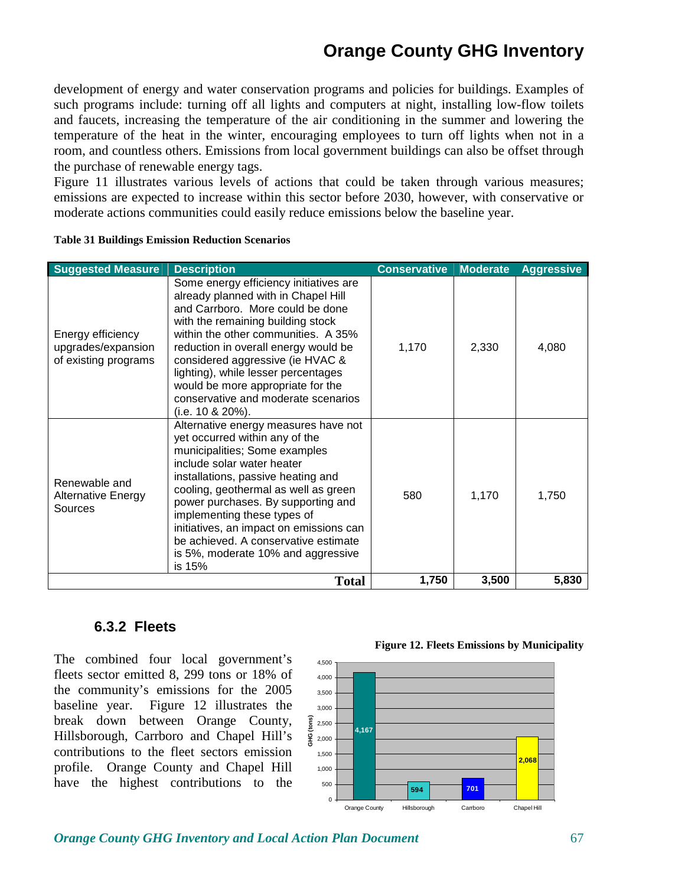development of energy and water conservation programs and policies for buildings. Examples of such programs include: turning off all lights and computers at night, installing low-flow toilets and faucets, increasing the temperature of the air conditioning in the summer and lowering the temperature of the heat in the winter, encouraging employees to turn off lights when not in a room, and countless others. Emissions from local government buildings can also be offset through the purchase of renewable energy tags.

Figure 11 illustrates various levels of actions that could be taken through various measures; emissions are expected to increase within this sector before 2030, however, with conservative or moderate actions communities could easily reduce emissions below the baseline year.

**Table 31 Buildings Emission Reduction Scenarios**

| Suggested Measure | Description | Conservative | Moderate | Aggressive |
|---|---|---|---|---|
| Energy efficiency upgrades/expansion of existing programs | Some energy efficiency initiatives are already planned with in Chapel Hill and Carrboro. More could be done with the remaining building stock within the other communities. A 35% reduction in overall energy would be considered aggressive (ie HVAC & lighting), while lesser percentages would be more appropriate for the conservative and moderate scenarios (i.e. 10 & 20%). | 1,170 | 2,330 | 4,080 |
| Renewable and Alternative Energy Sources | Alternative energy measures have not yet occurred within any of the municipalities; Some examples include solar water heater installations, passive heating and cooling, geothermal as well as green power purchases. By supporting and implementing these types of initiatives, an impact on emissions can be achieved. A conservative estimate is 5%, moderate 10% and aggressive is 15% | 580 | 1,170 | 1,750 |
| | **Total** | **1,750** | **3,500** | **5,830** |

### 6.3.2 Fleets

The combined four local government's fleets sector emitted 8, 299 tons or 18% of the community's emissions for the 2005 baseline year. Figure 12 illustrates the break down between Orange County, Hillsborough, Carrboro and Chapel Hill's contributions to the fleet sectors emission profile. Orange County and Chapel Hill have the highest contributions to the

**Figure 12. Fleets Emissions by Municipality**

| Municipality | GHG (tons) |
|---|---|
| Orange County | 4,167 |
| Hillsborough | 594 |
| Carrboro | 701 |
| Chapel Hill | 2,068 |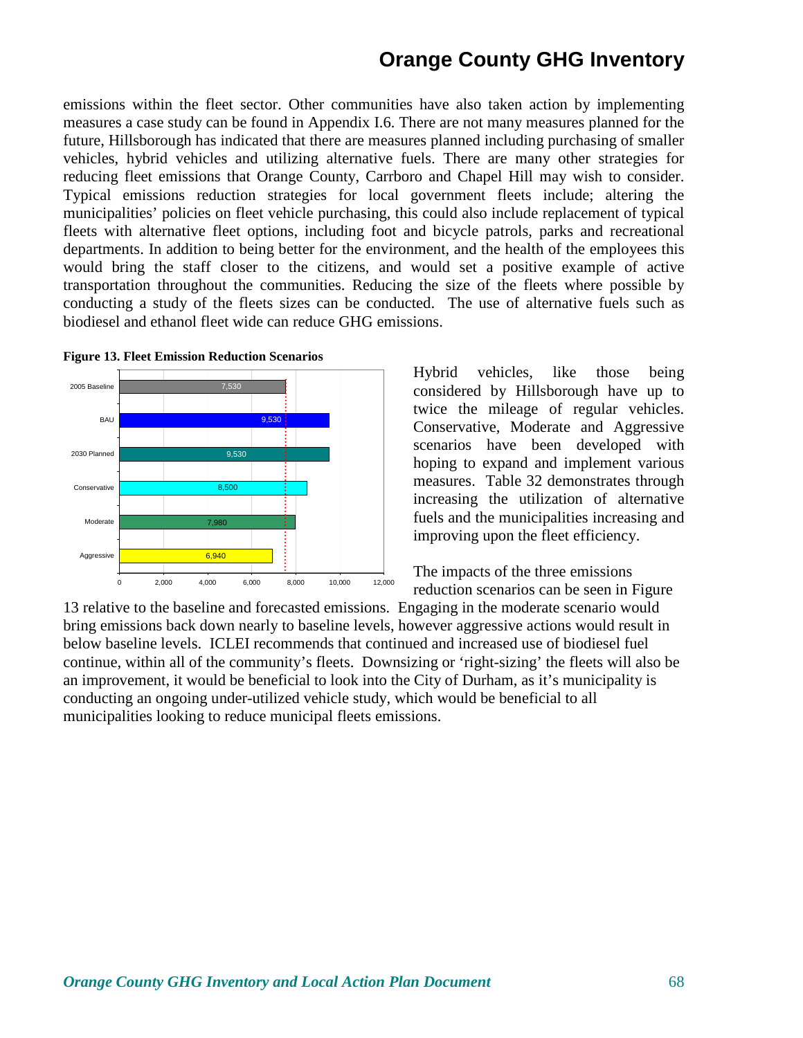emissions within the fleet sector. Other communities have also taken action by implementing measures a case study can be found in Appendix I.6. There are not many measures planned for the future, Hillsborough has indicated that there are measures planned including purchasing of smaller vehicles, hybrid vehicles and utilizing alternative fuels. There are many other strategies for reducing fleet emissions that Orange County, Carrboro and Chapel Hill may wish to consider. Typical emissions reduction strategies for local government fleets include; altering the municipalities' policies on fleet vehicle purchasing, this could also include replacement of typical fleets with alternative fleet options, including foot and bicycle patrols, parks and recreational departments. In addition to being better for the environment, and the health of the employees this would bring the staff closer to the citizens, and would set a positive example of active transportation throughout the communities. Reducing the size of the fleets where possible by conducting a study of the fleets sizes can be conducted. The use of alternative fuels such as biodiesel and ethanol fleet wide can reduce GHG emissions.

**Figure 13. Fleet Emission Reduction Scenarios**

| Scenario | Emissions |
|---|---|
| 2005 Baseline | 7,530 |
| BAU | 9,530 |
| 2030 Planned | 9,530 |
| Conservative | 8,500 |
| Moderate | 7,980 |
| Aggressive | 6,940 |

Hybrid vehicles, like those being considered by Hillsborough have up to twice the mileage of regular vehicles. Conservative, Moderate and Aggressive scenarios have been developed with hoping to expand and implement various measures. Table 32 demonstrates through increasing the utilization of alternative fuels and the municipalities increasing and improving upon the fleet efficiency.

The impacts of the three emissions reduction scenarios can be seen in Figure 13 relative to the baseline and forecasted emissions. Engaging in the moderate scenario would bring emissions back down nearly to baseline levels, however aggressive actions would result in below baseline levels. ICLEI recommends that continued and increased use of biodiesel fuel continue, within all of the community's fleets. Downsizing or 'right-sizing' the fleets will also be an improvement, it would be beneficial to look into the City of Durham, as it's municipality is conducting an ongoing under-utilized vehicle study, which would be beneficial to all municipalities looking to reduce municipal fleets emissions.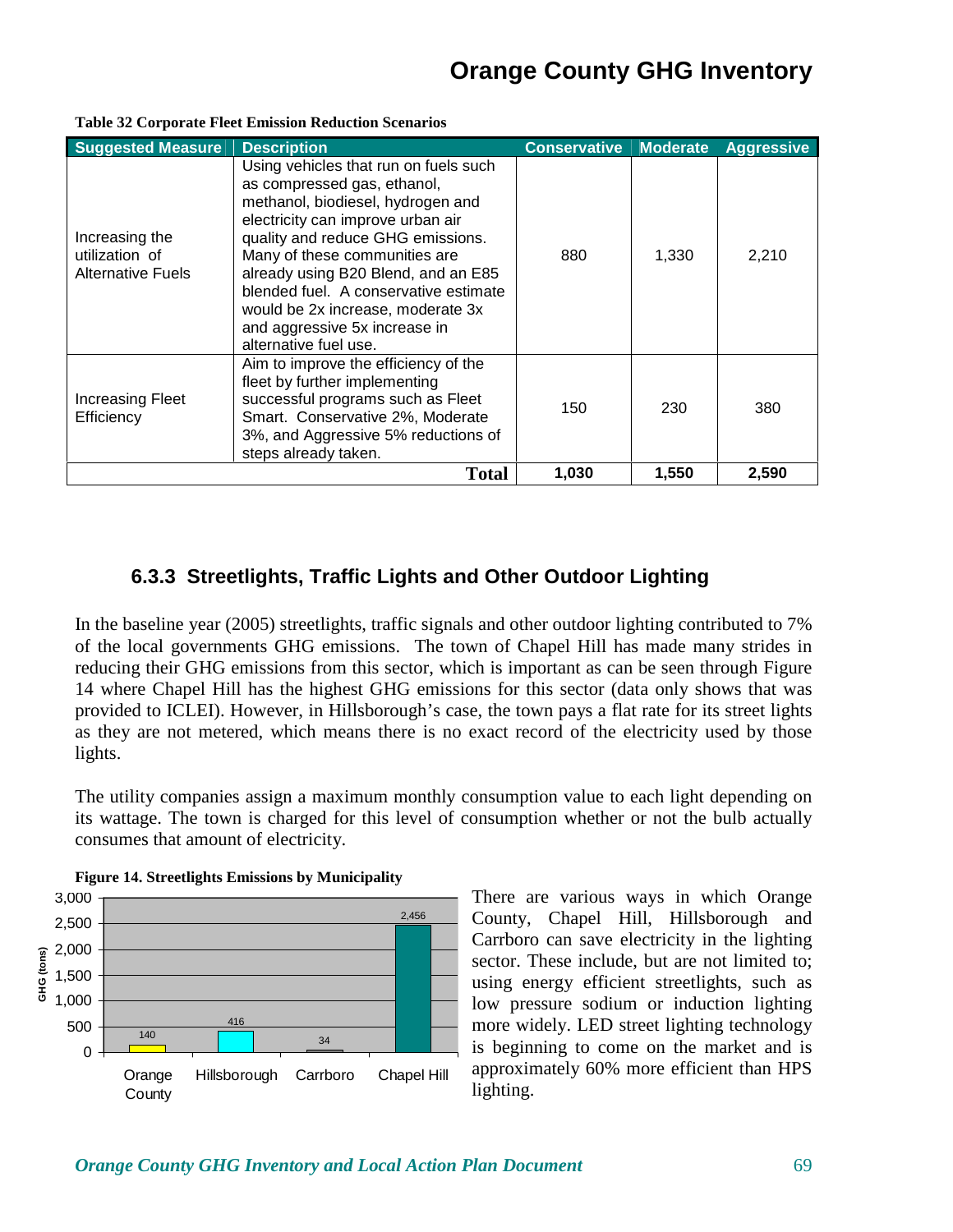**Table 32 Corporate Fleet Emission Reduction Scenarios**

| Suggested Measure | Description | Conservative | Moderate | Aggressive |
|---|---|---|---|---|
| Increasing the utilization of Alternative Fuels | Using vehicles that run on fuels such as compressed gas, ethanol, methanol, biodiesel, hydrogen and electricity can improve urban air quality and reduce GHG emissions. Many of these communities are already using B20 Blend, and an E85 blended fuel. A conservative estimate would be 2x increase, moderate 3x and aggressive 5x increase in alternative fuel use. | 880 | 1,330 | 2,210 |
| Increasing Fleet Efficiency | Aim to improve the efficiency of the fleet by further implementing successful programs such as Fleet Smart. Conservative 2%, Moderate 3%, and Aggressive 5% reductions of steps already taken. | 150 | 230 | 380 |
| | **Total** | **1,030** | **1,550** | **2,590** |

### 6.3.3 Streetlights, Traffic Lights and Other Outdoor Lighting

In the baseline year (2005) streetlights, traffic signals and other outdoor lighting contributed to 7% of the local governments GHG emissions. The town of Chapel Hill has made many strides in reducing their GHG emissions from this sector, which is important as can be seen through Figure 14 where Chapel Hill has the highest GHG emissions for this sector (data only shows that was provided to ICLEI). However, in Hillsborough's case, the town pays a flat rate for its street lights as they are not metered, which means there is no exact record of the electricity used by those lights.

The utility companies assign a maximum monthly consumption value to each light depending on its wattage. The town is charged for this level of consumption whether or not the bulb actually consumes that amount of electricity.

**Figure 14. Streetlights Emissions by Municipality**

| Municipality | GHG (tons) |
|---|---|
| Orange County | 140 |
| Hillsborough | 416 |
| Carrboro | 34 |
| Chapel Hill | 2,456 |

There are various ways in which Orange County, Chapel Hill, Hillsborough and Carrboro can save electricity in the lighting sector. These include, but are not limited to; using energy efficient streetlights, such as low pressure sodium or induction lighting more widely. LED street lighting technology is beginning to come on the market and is approximately 60% more efficient than HPS lighting.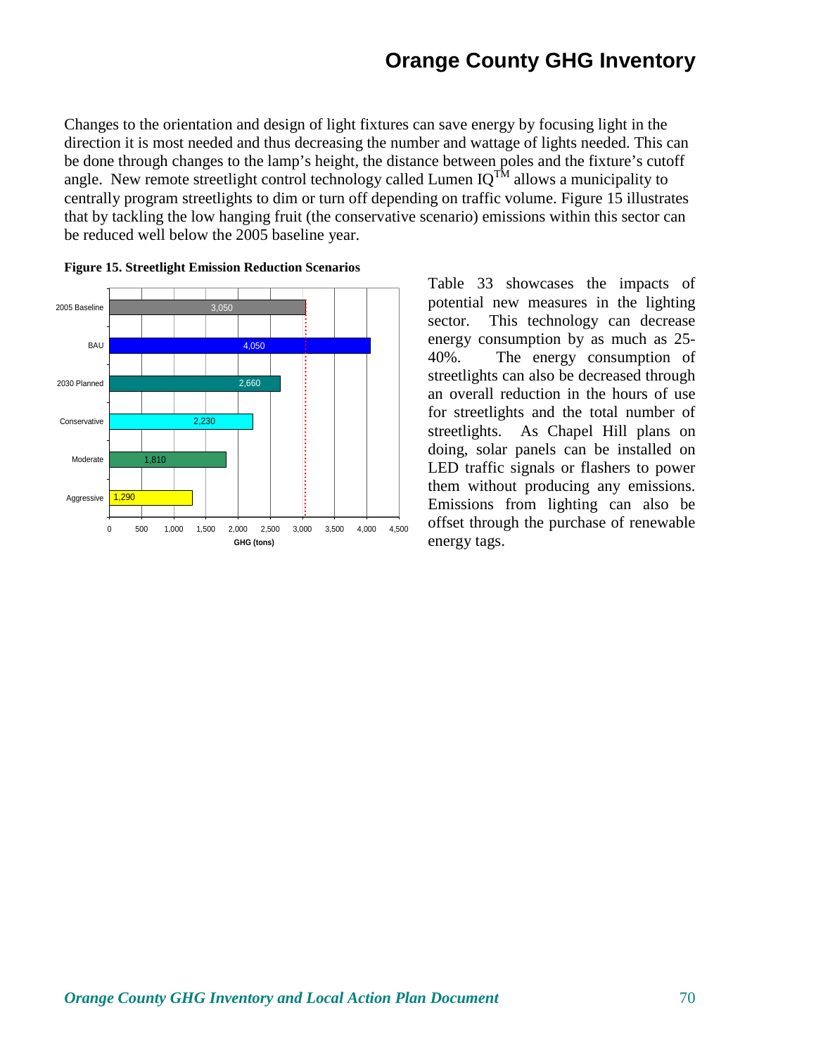Changes to the orientation and design of light fixtures can save energy by focusing light in the direction it is most needed and thus decreasing the number and wattage of lights needed. This can be done through changes to the lamp's height, the distance between poles and the fixture's cutoff angle. New remote streetlight control technology called Lumen IQ™ allows a municipality to centrally program streetlights to dim or turn off depending on traffic volume. Figure 15 illustrates that by tackling the low hanging fruit (the conservative scenario) emissions within this sector can be reduced well below the 2005 baseline year.

**Figure 15. Streetlight Emission Reduction Scenarios**

| Scenario | GHG (tons) |
|---|---|
| 2005 Baseline | 3,050 |
| BAU | 4,050 |
| 2030 Planned | 2,660 |
| Conservative | 2,230 |
| Moderate | 1,810 |
| Aggressive | 1,290 |

Table 33 showcases the impacts of potential new measures in the lighting sector. This technology can decrease energy consumption by as much as 25-40%. The energy consumption of streetlights can also be decreased through an overall reduction in the hours of use for streetlights and the total number of streetlights. As Chapel Hill plans on doing, solar panels can be installed on LED traffic signals or flashers to power them without producing any emissions. Emissions from lighting can also be offset through the purchase of renewable energy tags.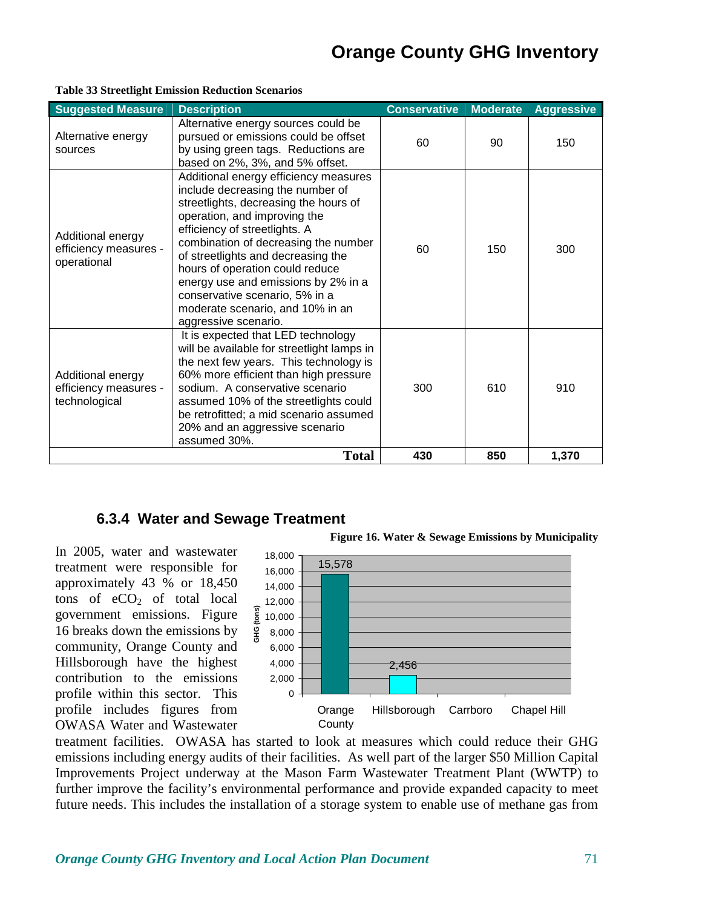**Table 33 Streetlight Emission Reduction Scenarios**

| Suggested Measure | Description | Conservative | Moderate | Aggressive |
|---|---|---|---|---|
| Alternative energy sources | Alternative energy sources could be pursued or emissions could be offset by using green tags. Reductions are based on 2%, 3%, and 5% offset. | 60 | 90 | 150 |
| Additional energy efficiency measures - operational | Additional energy efficiency measures include decreasing the number of streetlights, decreasing the hours of operation, and improving the efficiency of streetlights. A combination of decreasing the number of streetlights and decreasing the hours of operation could reduce energy use and emissions by 2% in a conservative scenario, 5% in a moderate scenario, and 10% in an aggressive scenario. | 60 | 150 | 300 |
| Additional energy efficiency measures - technological | It is expected that LED technology will be available for streetlight lamps in the next few years. This technology is 60% more efficient than high pressure sodium. A conservative scenario assumed 10% of the streetlights could be retrofitted; a mid scenario assumed 20% and an aggressive scenario assumed 30%. | 300 | 610 | 910 |
| | **Total** | **430** | **850** | **1,370** |

### 6.3.4 Water and Sewage Treatment

In 2005, water and wastewater treatment were responsible for approximately 43 % or 18,450 tons of $eCO_2$ of total local government emissions. Figure 16 breaks down the emissions by community, Orange County and Hillsborough have the highest contribution to the emissions profile within this sector. This profile includes figures from OWASA Water and Wastewater treatment facilities. OWASA has started to look at measures which could reduce their GHG emissions including energy audits of their facilities. As well part of the larger $50 Million Capital Improvements Project underway at the Mason Farm Wastewater Treatment Plant (WWTP) to further improve the facility's environmental performance and provide expanded capacity to meet future needs. This includes the installation of a storage system to enable use of methane gas from

**Figure 16. Water & Sewage Emissions by Municipality**

| Municipality | GHG (tons) |
|---|---|
| Orange County | 15,578 |
| Hillsborough | 2,456 |
| Carrboro | |
| Chapel Hill | |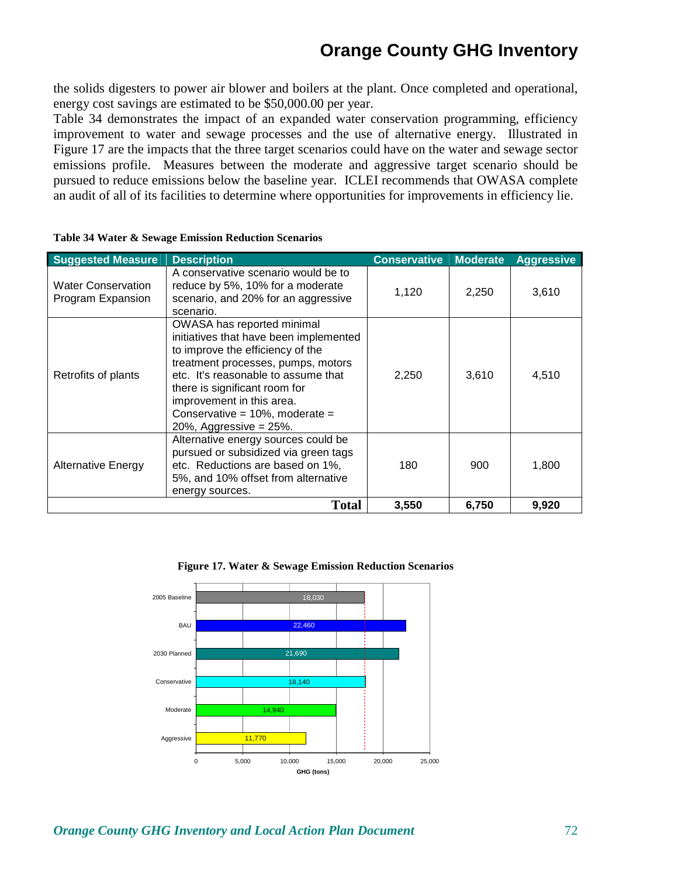the solids digesters to power air blower and boilers at the plant. Once completed and operational, energy cost savings are estimated to be $50,000.00 per year.

Table 34 demonstrates the impact of an expanded water conservation programming, efficiency improvement to water and sewage processes and the use of alternative energy. Illustrated in Figure 17 are the impacts that the three target scenarios could have on the water and sewage sector emissions profile. Measures between the moderate and aggressive target scenario should be pursued to reduce emissions below the baseline year. ICLEI recommends that OWASA complete an audit of all of its facilities to determine where opportunities for improvements in efficiency lie.

**Table 34 Water & Sewage Emission Reduction Scenarios**

| Suggested Measure | Description | Conservative | Moderate | Aggressive |
|---|---|---|---|---|
| Water Conservation Program Expansion | A conservative scenario would be to reduce by 5%, 10% for a moderate scenario, and 20% for an aggressive scenario. | 1,120 | 2,250 | 3,610 |
| Retrofits of plants | OWASA has reported minimal initiatives that have been implemented to improve the efficiency of the treatment processes, pumps, motors etc. It's reasonable to assume that there is significant room for improvement in this area. Conservative = 10%, moderate = 20%, Aggressive = 25%. | 2,250 | 3,610 | 4,510 |
| Alternative Energy | Alternative energy sources could be pursued or subsidized via green tags etc. Reductions are based on 1%, 5%, and 10% offset from alternative energy sources. | 180 | 900 | 1,800 |
| | **Total** | **3,550** | **6,750** | **9,920** |

**Figure 17. Water & Sewage Emission Reduction Scenarios**

| Scenario | GHG (tons) |
|---|---|
| 2005 Baseline | 18,030 |
| BAU | 22,460 |
| 2030 Planned | 21,690 |
| Conservative | 18,140 |
| Moderate | 14,940 |
| Aggressive | 11,770 |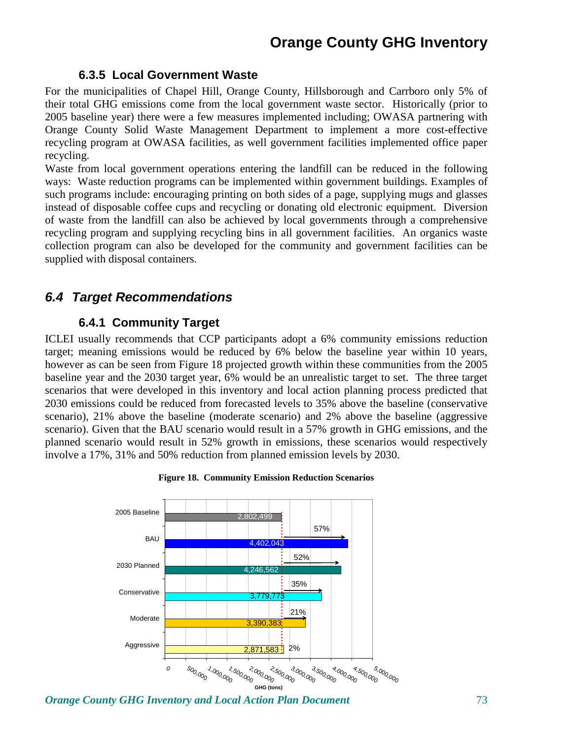### 6.3.5 Local Government Waste

For the municipalities of Chapel Hill, Orange County, Hillsborough and Carrboro only 5% of their total GHG emissions come from the local government waste sector. Historically (prior to 2005 baseline year) there were a few measures implemented including; OWASA partnering with Orange County Solid Waste Management Department to implement a more cost-effective recycling program at OWASA facilities, as well government facilities implemented office paper recycling.

Waste from local government operations entering the landfill can be reduced in the following ways: Waste reduction programs can be implemented within government buildings. Examples of such programs include: encouraging printing on both sides of a page, supplying mugs and glasses instead of disposable coffee cups and recycling or donating old electronic equipment. Diversion of waste from the landfill can also be achieved by local governments through a comprehensive recycling program and supplying recycling bins in all government facilities. An organics waste collection program can also be developed for the community and government facilities can be supplied with disposal containers.

## *6.4 Target Recommendations*

### 6.4.1 Community Target

ICLEI usually recommends that CCP participants adopt a 6% community emissions reduction target; meaning emissions would be reduced by 6% below the baseline year within 10 years, however as can be seen from Figure 18 projected growth within these communities from the 2005 baseline year and the 2030 target year, 6% would be an unrealistic target to set. The three target scenarios that were developed in this inventory and local action planning process predicted that 2030 emissions could be reduced from forecasted levels to 35% above the baseline (conservative scenario), 21% above the baseline (moderate scenario) and 2% above the baseline (aggressive scenario). Given that the BAU scenario would result in a 57% growth in GHG emissions, and the planned scenario would result in 52% growth in emissions, these scenarios would respectively involve a 17%, 31% and 50% reduction from planned emission levels by 2030.

**Figure 18. Community Emission Reduction Scenarios**

| Scenario | GHG (tons) | Change from baseline |
|---|---|---|
| 2005 Baseline | 2,802,499 | |
| BAU | 4,402,043 | 57% |
| 2030 Planned | 4,246,562 | 52% |
| Conservative | 3,779,773 | 35% |
| Moderate | 3,390,383 | 21% |
| Aggressive | 2,871,583 | 2% |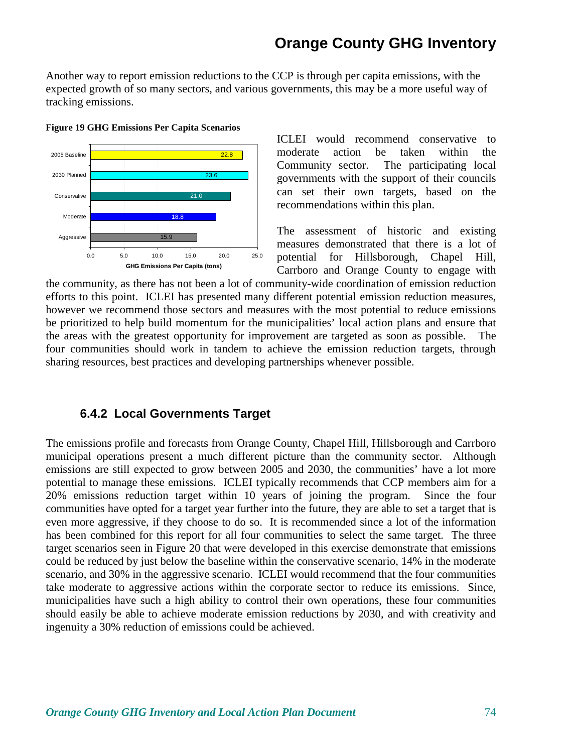Another way to report emission reductions to the CCP is through per capita emissions, with the expected growth of so many sectors, and various governments, this may be a more useful way of tracking emissions.

**Figure 19 GHG Emissions Per Capita Scenarios**

| Scenario | GHG Emissions Per Capita (tons) |
|---|---|
| 2005 Baseline | 22.8 |
| 2030 Planned | 23.6 |
| Conservative | 21.0 |
| Moderate | 18.8 |
| Aggressive | 15.9 |

ICLEI would recommend conservative to moderate action be taken within the Community sector. The participating local governments with the support of their councils can set their own targets, based on the recommendations within this plan.

The assessment of historic and existing measures demonstrated that there is a lot of potential for Hillsborough, Chapel Hill, Carrboro and Orange County to engage with the community, as there has not been a lot of community-wide coordination of emission reduction efforts to this point. ICLEI has presented many different potential emission reduction measures, however we recommend those sectors and measures with the most potential to reduce emissions be prioritized to help build momentum for the municipalities' local action plans and ensure that the areas with the greatest opportunity for improvement are targeted as soon as possible. The four communities should work in tandem to achieve the emission reduction targets, through sharing resources, best practices and developing partnerships whenever possible.

### 6.4.2 Local Governments Target

The emissions profile and forecasts from Orange County, Chapel Hill, Hillsborough and Carrboro municipal operations present a much different picture than the community sector. Although emissions are still expected to grow between 2005 and 2030, the communities' have a lot more potential to manage these emissions. ICLEI typically recommends that CCP members aim for a 20% emissions reduction target within 10 years of joining the program. Since the four communities have opted for a target year further into the future, they are able to set a target that is even more aggressive, if they choose to do so. It is recommended since a lot of the information has been combined for this report for all four communities to select the same target. The three target scenarios seen in Figure 20 that were developed in this exercise demonstrate that emissions could be reduced by just below the baseline within the conservative scenario, 14% in the moderate scenario, and 30% in the aggressive scenario. ICLEI would recommend that the four communities take moderate to aggressive actions within the corporate sector to reduce its emissions. Since, municipalities have such a high ability to control their own operations, these four communities should easily be able to achieve moderate emission reductions by 2030, and with creativity and ingenuity a 30% reduction of emissions could be achieved.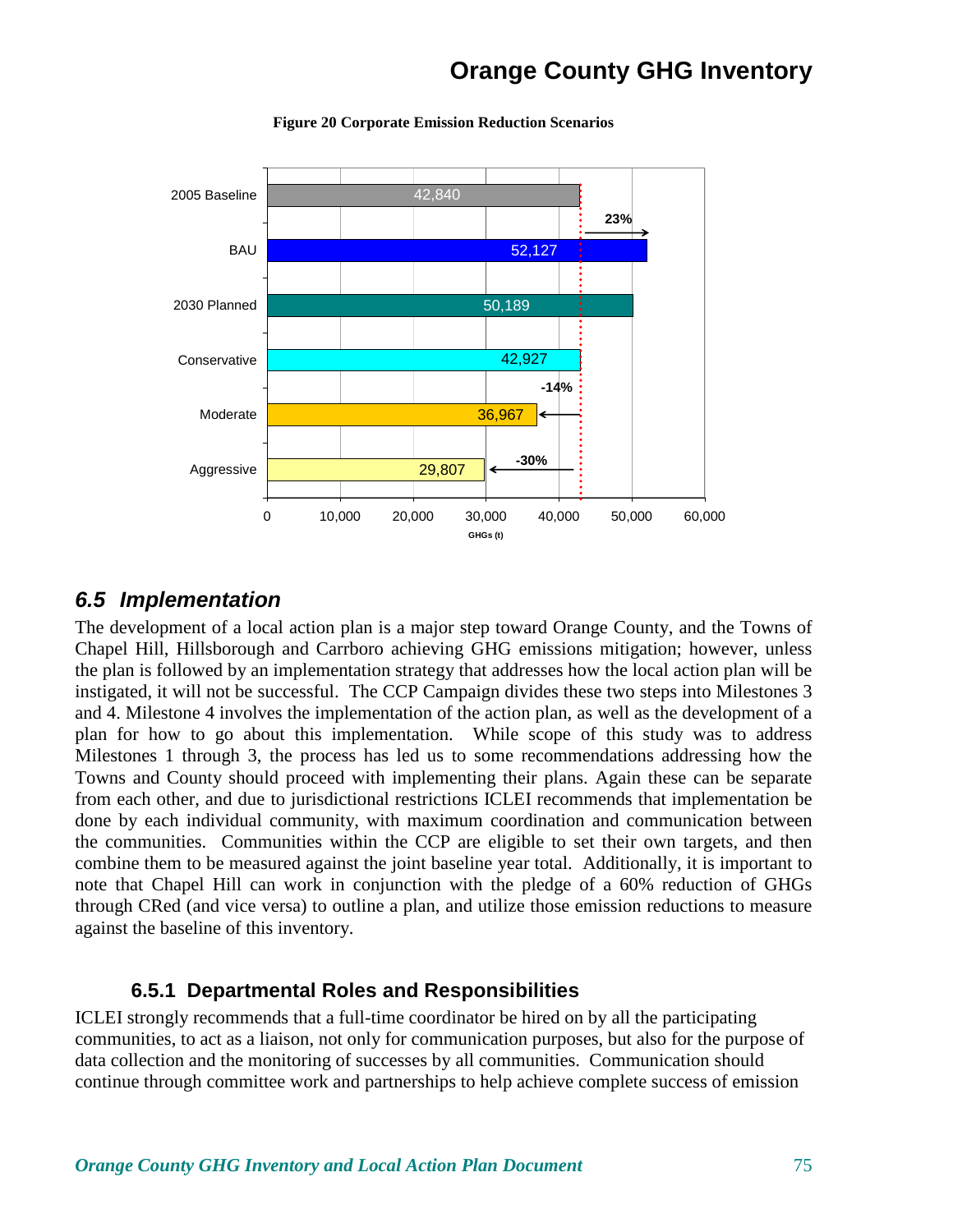**Figure 20 Corporate Emission Reduction Scenarios**

| Scenario | GHGs (t) |
| --- | --- |
| 2005 Baseline | 42,840 |
| BAU | 52,127 |
| 2030 Planned | 50,189 |
| Conservative | 42,927 |
| Moderate | 36,967 |
| Aggressive | 29,807 |

23%

-14%

-30%

## 6.5 Implementation

The development of a local action plan is a major step toward Orange County, and the Towns of Chapel Hill, Hillsborough and Carrboro achieving GHG emissions mitigation; however, unless the plan is followed by an implementation strategy that addresses how the local action plan will be instigated, it will not be successful. The CCP Campaign divides these two steps into Milestones 3 and 4. Milestone 4 involves the implementation of the action plan, as well as the development of a plan for how to go about this implementation. While scope of this study was to address Milestones 1 through 3, the process has led us to some recommendations addressing how the Towns and County should proceed with implementing their plans. Again these can be separate from each other, and due to jurisdictional restrictions ICLEI recommends that implementation be done by each individual community, with maximum coordination and communication between the communities. Communities within the CCP are eligible to set their own targets, and then combine them to be measured against the joint baseline year total. Additionally, it is important to note that Chapel Hill can work in conjunction with the pledge of a 60% reduction of GHGs through CRed (and vice versa) to outline a plan, and utilize those emission reductions to measure against the baseline of this inventory.

### 6.5.1 Departmental Roles and Responsibilities

ICLEI strongly recommends that a full-time coordinator be hired on by all the participating communities, to act as a liaison, not only for communication purposes, but also for the purpose of data collection and the monitoring of successes by all communities. Communication should continue through committee work and partnerships to help achieve complete success of emission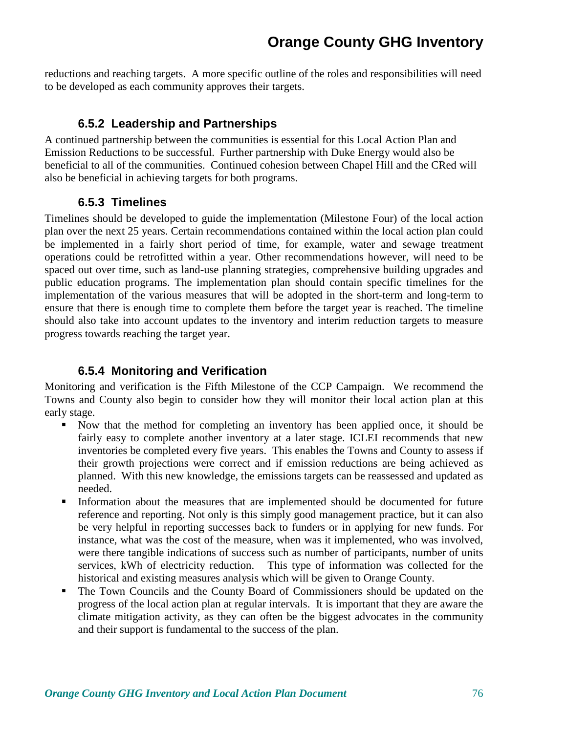reductions and reaching targets. A more specific outline of the roles and responsibilities will need to be developed as each community approves their targets.

### 6.5.2 Leadership and Partnerships

A continued partnership between the communities is essential for this Local Action Plan and Emission Reductions to be successful. Further partnership with Duke Energy would also be beneficial to all of the communities. Continued cohesion between Chapel Hill and the CRed will also be beneficial in achieving targets for both programs.

### 6.5.3 Timelines

Timelines should be developed to guide the implementation (Milestone Four) of the local action plan over the next 25 years. Certain recommendations contained within the local action plan could be implemented in a fairly short period of time, for example, water and sewage treatment operations could be retrofitted within a year. Other recommendations however, will need to be spaced out over time, such as land-use planning strategies, comprehensive building upgrades and public education programs. The implementation plan should contain specific timelines for the implementation of the various measures that will be adopted in the short-term and long-term to ensure that there is enough time to complete them before the target year is reached. The timeline should also take into account updates to the inventory and interim reduction targets to measure progress towards reaching the target year.

### 6.5.4 Monitoring and Verification

Monitoring and verification is the Fifth Milestone of the CCP Campaign. We recommend the Towns and County also begin to consider how they will monitor their local action plan at this early stage.

- Now that the method for completing an inventory has been applied once, it should be fairly easy to complete another inventory at a later stage. ICLEI recommends that new inventories be completed every five years. This enables the Towns and County to assess if their growth projections were correct and if emission reductions are being achieved as planned. With this new knowledge, the emissions targets can be reassessed and updated as needed.
- Information about the measures that are implemented should be documented for future reference and reporting. Not only is this simply good management practice, but it can also be very helpful in reporting successes back to funders or in applying for new funds. For instance, what was the cost of the measure, when was it implemented, who was involved, were there tangible indications of success such as number of participants, number of units services, kWh of electricity reduction. This type of information was collected for the historical and existing measures analysis which will be given to Orange County.
- The Town Councils and the County Board of Commissioners should be updated on the progress of the local action plan at regular intervals. It is important that they are aware the climate mitigation activity, as they can often be the biggest advocates in the community and their support is fundamental to the success of the plan.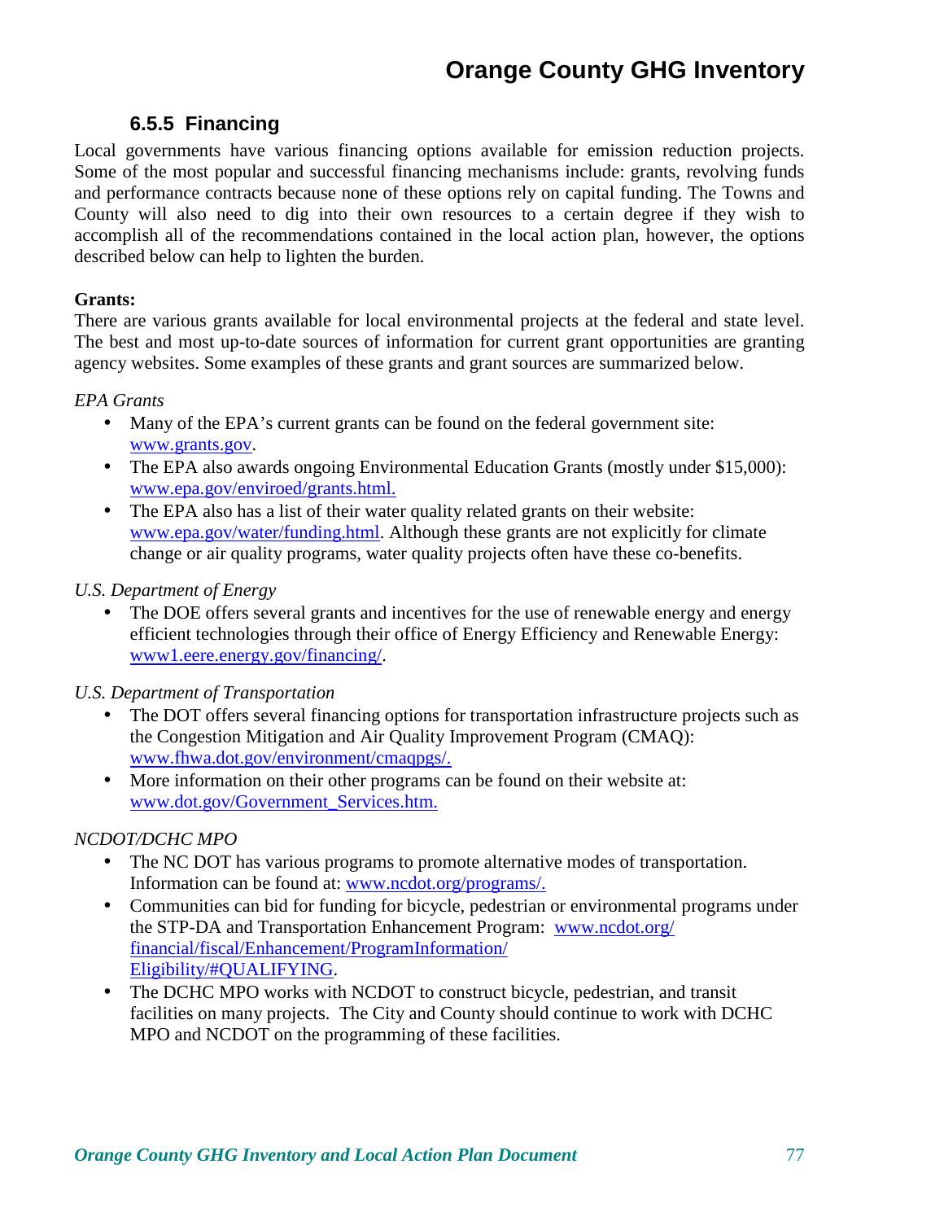### 6.5.5 Financing

Local governments have various financing options available for emission reduction projects. Some of the most popular and successful financing mechanisms include: grants, revolving funds and performance contracts because none of these options rely on capital funding. The Towns and County will also need to dig into their own resources to a certain degree if they wish to accomplish all of the recommendations contained in the local action plan, however, the options described below can help to lighten the burden.

**Grants:**

There are various grants available for local environmental projects at the federal and state level. The best and most up-to-date sources of information for current grant opportunities are granting agency websites. Some examples of these grants and grant sources are summarized below.

*EPA Grants*

- Many of the EPA's current grants can be found on the federal government site: www.grants.gov.
- The EPA also awards ongoing Environmental Education Grants (mostly under $15,000): www.epa.gov/enviroed/grants.html.
- The EPA also has a list of their water quality related grants on their website: www.epa.gov/water/funding.html. Although these grants are not explicitly for climate change or air quality programs, water quality projects often have these co-benefits.

*U.S. Department of Energy*

- The DOE offers several grants and incentives for the use of renewable energy and energy efficient technologies through their office of Energy Efficiency and Renewable Energy: www1.eere.energy.gov/financing/.

*U.S. Department of Transportation*

- The DOT offers several financing options for transportation infrastructure projects such as the Congestion Mitigation and Air Quality Improvement Program (CMAQ): www.fhwa.dot.gov/environment/cmaqpgs/.
- More information on their other programs can be found on their website at: www.dot.gov/Government_Services.htm.

*NCDOT/DCHC MPO*

- The NC DOT has various programs to promote alternative modes of transportation. Information can be found at: www.ncdot.org/programs/.
- Communities can bid for funding for bicycle, pedestrian or environmental programs under the STP-DA and Transportation Enhancement Program: www.ncdot.org/financial/fiscal/Enhancement/ProgramInformation/Eligibility/#QUALIFYING.
- The DCHC MPO works with NCDOT to construct bicycle, pedestrian, and transit facilities on many projects. The City and County should continue to work with DCHC MPO and NCDOT on the programming of these facilities.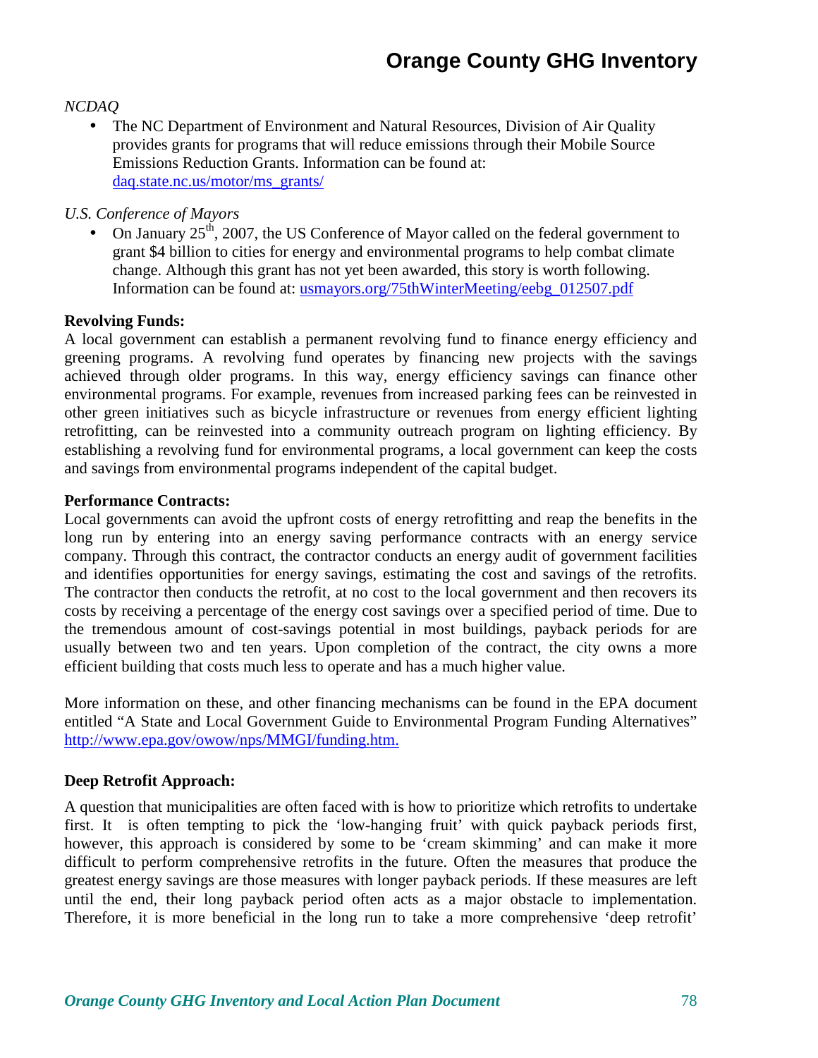*NCDAQ*

- The NC Department of Environment and Natural Resources, Division of Air Quality provides grants for programs that will reduce emissions through their Mobile Source Emissions Reduction Grants. Information can be found at: daq.state.nc.us/motor/ms_grants/

*U.S. Conference of Mayors*

- On January 25th, 2007, the US Conference of Mayor called on the federal government to grant $4 billion to cities for energy and environmental programs to help combat climate change. Although this grant has not yet been awarded, this story is worth following. Information can be found at: usmayors.org/75thWinterMeeting/eebg_012507.pdf

**Revolving Funds:**

A local government can establish a permanent revolving fund to finance energy efficiency and greening programs. A revolving fund operates by financing new projects with the savings achieved through older programs. In this way, energy efficiency savings can finance other environmental programs. For example, revenues from increased parking fees can be reinvested in other green initiatives such as bicycle infrastructure or revenues from energy efficient lighting retrofitting, can be reinvested into a community outreach program on lighting efficiency. By establishing a revolving fund for environmental programs, a local government can keep the costs and savings from environmental programs independent of the capital budget.

**Performance Contracts:**

Local governments can avoid the upfront costs of energy retrofitting and reap the benefits in the long run by entering into an energy saving performance contracts with an energy service company. Through this contract, the contractor conducts an energy audit of government facilities and identifies opportunities for energy savings, estimating the cost and savings of the retrofits. The contractor then conducts the retrofit, at no cost to the local government and then recovers its costs by receiving a percentage of the energy cost savings over a specified period of time. Due to the tremendous amount of cost-savings potential in most buildings, payback periods for are usually between two and ten years. Upon completion of the contract, the city owns a more efficient building that costs much less to operate and has a much higher value.

More information on these, and other financing mechanisms can be found in the EPA document entitled "A State and Local Government Guide to Environmental Program Funding Alternatives" http://www.epa.gov/owow/nps/MMGI/funding.htm.

**Deep Retrofit Approach:**

A question that municipalities are often faced with is how to prioritize which retrofits to undertake first. It is often tempting to pick the 'low-hanging fruit' with quick payback periods first, however, this approach is considered by some to be 'cream skimming' and can make it more difficult to perform comprehensive retrofits in the future. Often the measures that produce the greatest energy savings are those measures with longer payback periods. If these measures are left until the end, their long payback period often acts as a major obstacle to implementation. Therefore, it is more beneficial in the long run to take a more comprehensive 'deep retrofit'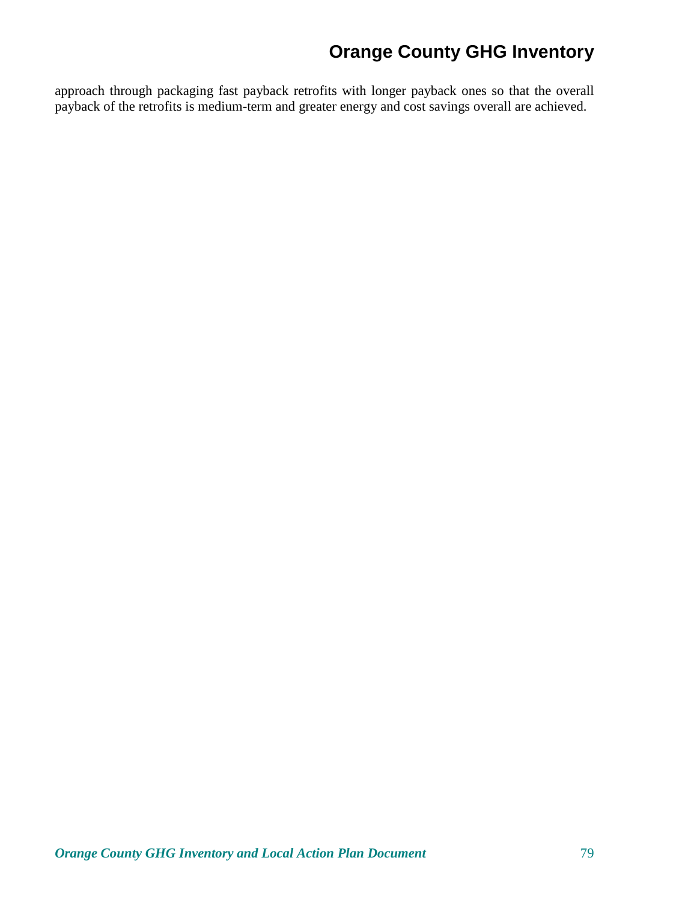approach through packaging fast payback retrofits with longer payback ones so that the overall payback of the retrofits is medium-term and greater energy and cost savings overall are achieved.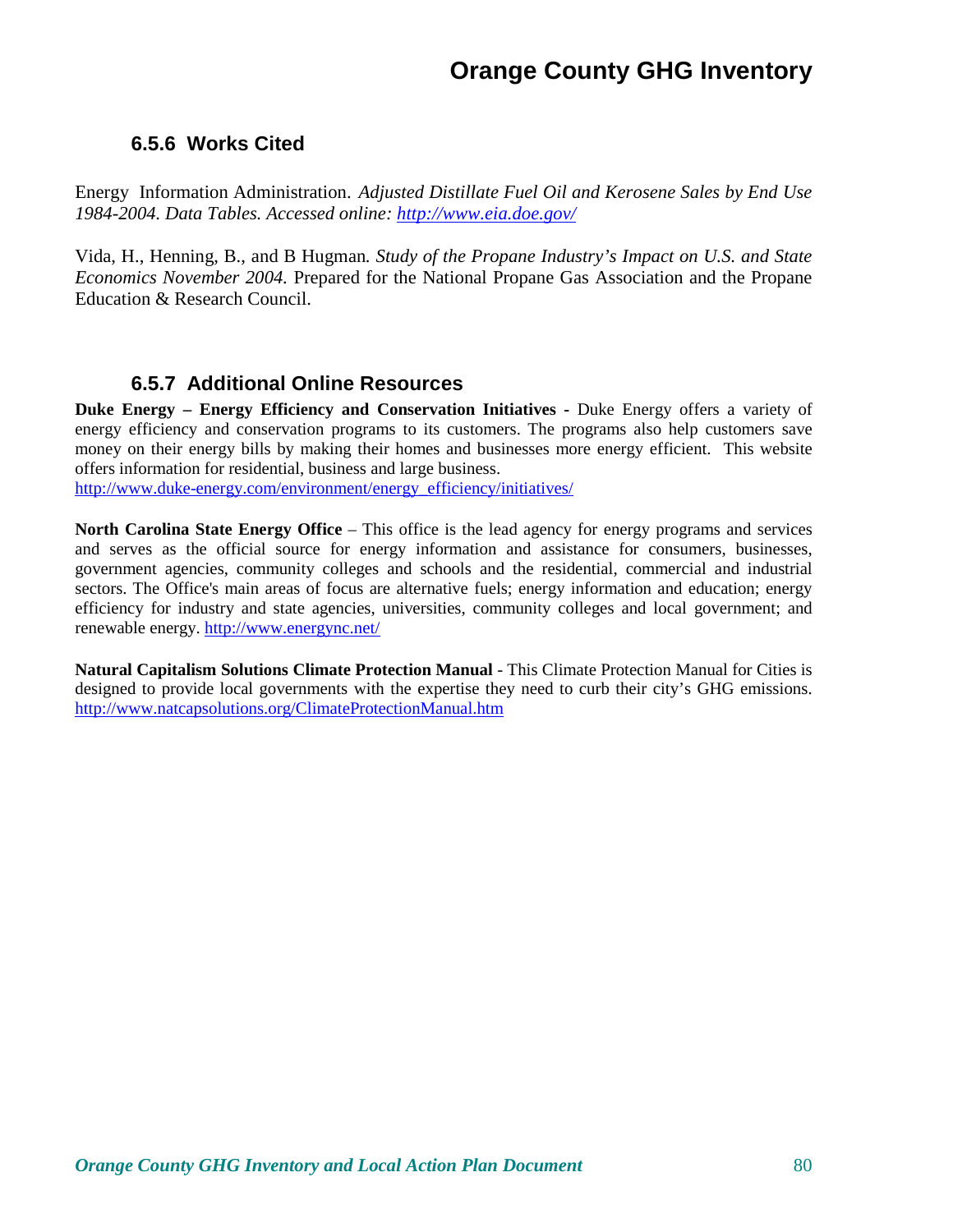### 6.5.6 Works Cited

Energy Information Administration. *Adjusted Distillate Fuel Oil and Kerosene Sales by End Use 1984-2004. Data Tables. Accessed online: http://www.eia.doe.gov/*

Vida, H., Henning, B., and B Hugman. *Study of the Propane Industry's Impact on U.S. and State Economics November 2004.* Prepared for the National Propane Gas Association and the Propane Education & Research Council.

### 6.5.7 Additional Online Resources

**Duke Energy – Energy Efficiency and Conservation Initiatives -** Duke Energy offers a variety of energy efficiency and conservation programs to its customers. The programs also help customers save money on their energy bills by making their homes and businesses more energy efficient. This website offers information for residential, business and large business.
http://www.duke-energy.com/environment/energy_efficiency/initiatives/

**North Carolina State Energy Office** – This office is the lead agency for energy programs and services and serves as the official source for energy information and assistance for consumers, businesses, government agencies, community colleges and schools and the residential, commercial and industrial sectors. The Office's main areas of focus are alternative fuels; energy information and education; energy efficiency for industry and state agencies, universities, community colleges and local government; and renewable energy. http://www.energync.net/

**Natural Capitalism Solutions Climate Protection Manual** - This Climate Protection Manual for Cities is designed to provide local governments with the expertise they need to curb their city's GHG emissions. http://www.natcapsolutions.org/ClimateProtectionManual.htm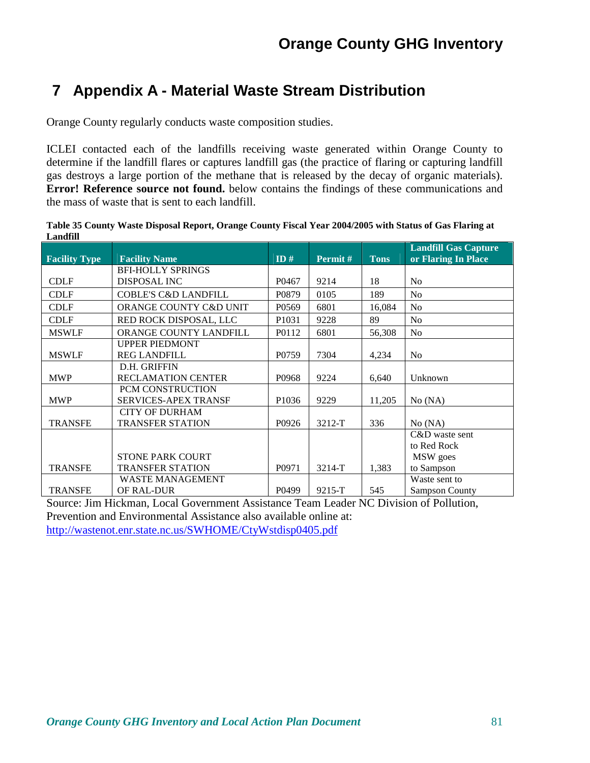# 7 Appendix A - Material Waste Stream Distribution

Orange County regularly conducts waste composition studies.

ICLEI contacted each of the landfills receiving waste generated within Orange County to determine if the landfill flares or captures landfill gas (the practice of flaring or capturing landfill gas destroys a large portion of the methane that is released by the decay of organic materials). **Error! Reference source not found.** below contains the findings of these communications and the mass of waste that is sent to each landfill.

**Table 35 County Waste Disposal Report, Orange County Fiscal Year 2004/2005 with Status of Gas Flaring at Landfill**

| Facility Type | Facility Name | ID # | Permit # | Tons | Landfill Gas Capture or Flaring In Place |
|---|---|---|---|---|---|
| CDLF | BFI-HOLLY SPRINGS DISPOSAL INC | P0467 | 9214 | 18 | No |
| CDLF | COBLE'S C&D LANDFILL | P0879 | 0105 | 189 | No |
| CDLF | ORANGE COUNTY C&D UNIT | P0569 | 6801 | 16,084 | No |
| CDLF | RED ROCK DISPOSAL, LLC | P1031 | 9228 | 89 | No |
| MSWLF | ORANGE COUNTY LANDFILL | P0112 | 6801 | 56,308 | No |
| MSWLF | UPPER PIEDMONT REG LANDFILL | P0759 | 7304 | 4,234 | No |
| MWP | D.H. GRIFFIN RECLAMATION CENTER | P0968 | 9224 | 6,640 | Unknown |
| MWP | PCM CONSTRUCTION SERVICES-APEX TRANSF | P1036 | 9229 | 11,205 | No (NA) |
| TRANSFE | CITY OF DURHAM TRANSFER STATION | P0926 | 3212-T | 336 | No (NA) |
| TRANSFE | STONE PARK COURT TRANSFER STATION | P0971 | 3214-T | 1,383 | C&D waste sent to Red Rock MSW goes to Sampson |
| TRANSFE | WASTE MANAGEMENT OF RAL-DUR | P0499 | 9215-T | 545 | Waste sent to Sampson County |

Source: Jim Hickman, Local Government Assistance Team Leader NC Division of Pollution, Prevention and Environmental Assistance also available online at: http://wastenot.enr.state.nc.us/SWHOME/CtyWstdisp0405.pdf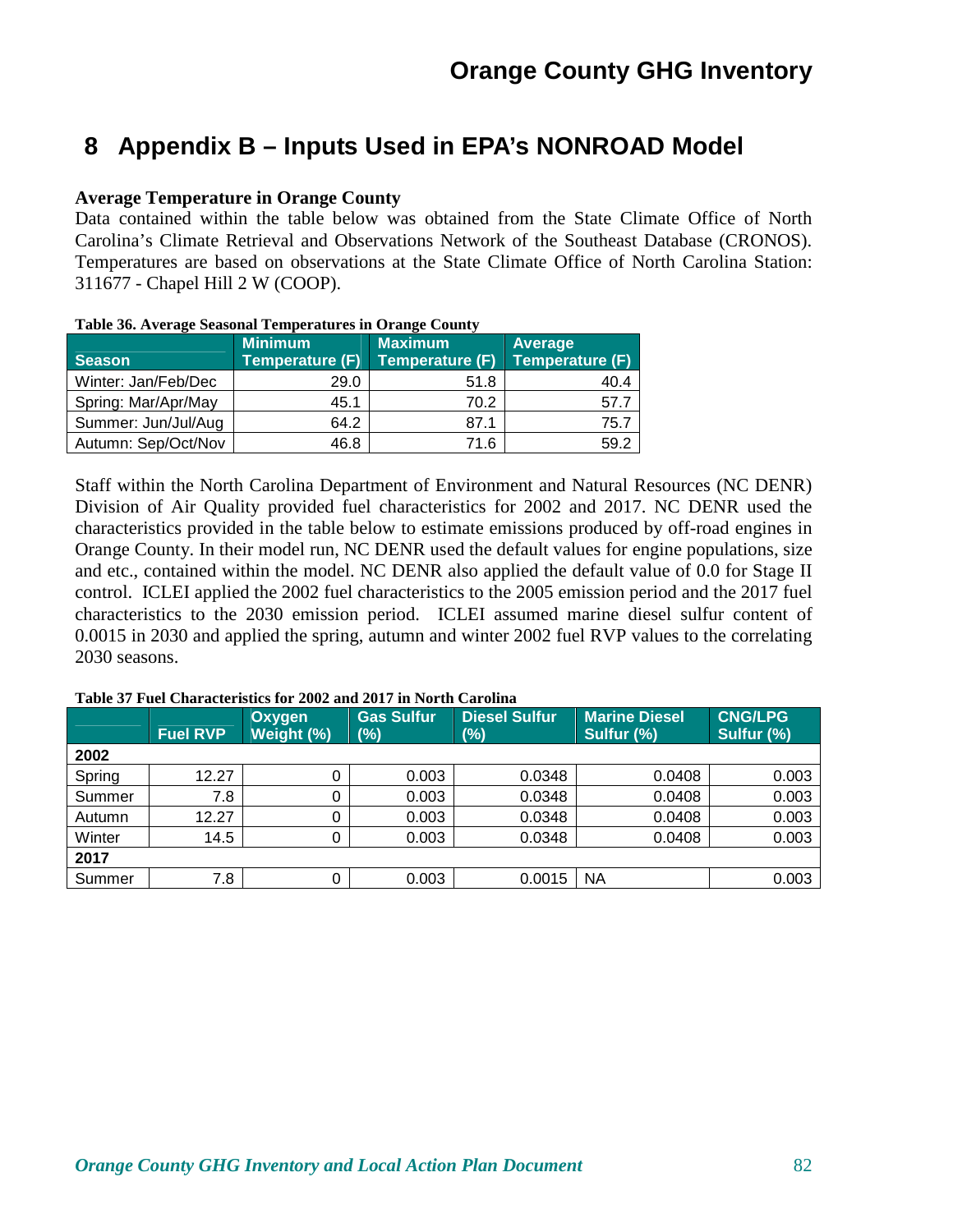# 8 Appendix B – Inputs Used in EPA's NONROAD Model

**Average Temperature in Orange County**

Data contained within the table below was obtained from the State Climate Office of North Carolina's Climate Retrieval and Observations Network of the Southeast Database (CRONOS). Temperatures are based on observations at the State Climate Office of North Carolina Station: 311677 - Chapel Hill 2 W (COOP).

**Table 36. Average Seasonal Temperatures in Orange County**

| Season | Minimum Temperature (F) | Maximum Temperature (F) | Average Temperature (F) |
|---|---|---|---|
| Winter: Jan/Feb/Dec | 29.0 | 51.8 | 40.4 |
| Spring: Mar/Apr/May | 45.1 | 70.2 | 57.7 |
| Summer: Jun/Jul/Aug | 64.2 | 87.1 | 75.7 |
| Autumn: Sep/Oct/Nov | 46.8 | 71.6 | 59.2 |

Staff within the North Carolina Department of Environment and Natural Resources (NC DENR) Division of Air Quality provided fuel characteristics for 2002 and 2017. NC DENR used the characteristics provided in the table below to estimate emissions produced by off-road engines in Orange County. In their model run, NC DENR used the default values for engine populations, size and etc., contained within the model. NC DENR also applied the default value of 0.0 for Stage II control. ICLEI applied the 2002 fuel characteristics to the 2005 emission period and the 2017 fuel characteristics to the 2030 emission period. ICLEI assumed marine diesel sulfur content of 0.0015 in 2030 and applied the spring, autumn and winter 2002 fuel RVP values to the correlating 2030 seasons.

**Table 37 Fuel Characteristics for 2002 and 2017 in North Carolina**

| | Fuel RVP | Oxygen Weight (%) | Gas Sulfur (%) | Diesel Sulfur (%) | Marine Diesel Sulfur (%) | CNG/LPG Sulfur (%) |
|---|---|---|---|---|---|---|
| **2002** | | | | | | |
| Spring | 12.27 | 0 | 0.003 | 0.0348 | 0.0408 | 0.003 |
| Summer | 7.8 | 0 | 0.003 | 0.0348 | 0.0408 | 0.003 |
| Autumn | 12.27 | 0 | 0.003 | 0.0348 | 0.0408 | 0.003 |
| Winter | 14.5 | 0 | 0.003 | 0.0348 | 0.0408 | 0.003 |
| **2017** | | | | | | |
| Summer | 7.8 | 0 | 0.003 | 0.0015 | NA | 0.003 |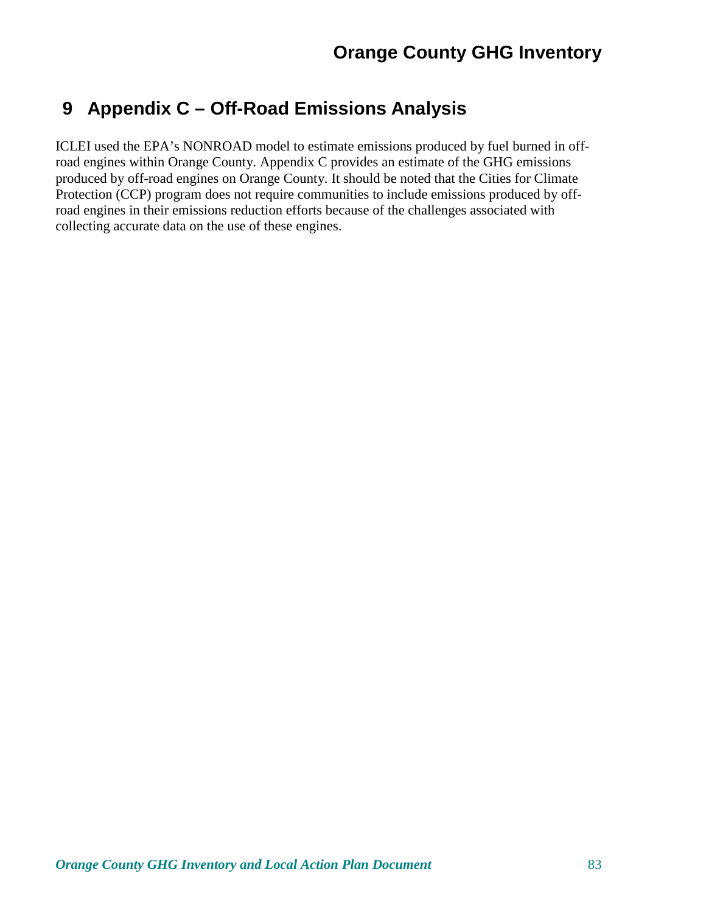# 9 Appendix C – Off-Road Emissions Analysis

ICLEI used the EPA's NONROAD model to estimate emissions produced by fuel burned in off-road engines within Orange County. Appendix C provides an estimate of the GHG emissions produced by off-road engines on Orange County. It should be noted that the Cities for Climate Protection (CCP) program does not require communities to include emissions produced by off-road engines in their emissions reduction efforts because of the challenges associated with collecting accurate data on the use of these engines.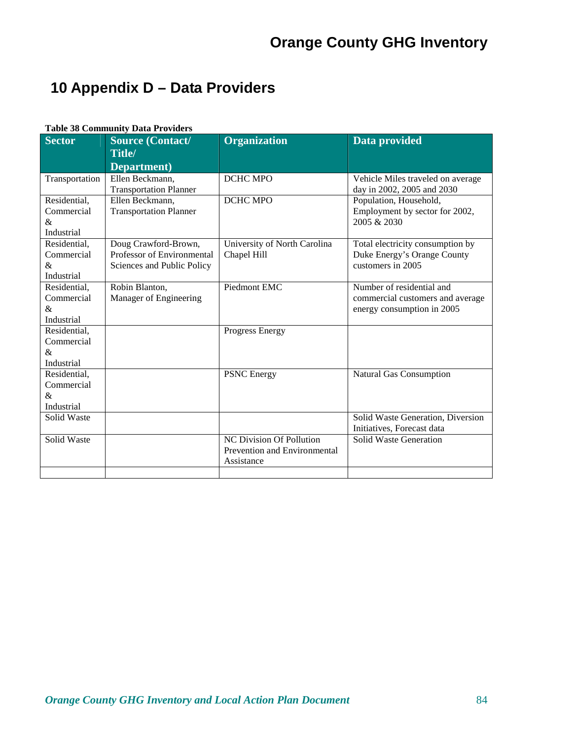# 10 Appendix D – Data Providers

**Table 38 Community Data Providers**

| Sector | Source (Contact/ Title/ Department) | Organization | Data provided |
|---|---|---|---|
| Transportation | Ellen Beckmann, Transportation Planner | DCHC MPO | Vehicle Miles traveled on average day in 2002, 2005 and 2030 |
| Residential, Commercial & Industrial | Ellen Beckmann, Transportation Planner | DCHC MPO | Population, Household, Employment by sector for 2002, 2005 & 2030 |
| Residential, Commercial & Industrial | Doug Crawford-Brown, Professor of Environmental Sciences and Public Policy | University of North Carolina Chapel Hill | Total electricity consumption by Duke Energy's Orange County customers in 2005 |
| Residential, Commercial & Industrial | Robin Blanton, Manager of Engineering | Piedmont EMC | Number of residential and commercial customers and average energy consumption in 2005 |
| Residential, Commercial & Industrial | | Progress Energy | |
| Residential, Commercial & Industrial | | PSNC Energy | Natural Gas Consumption |
| Solid Waste | | | Solid Waste Generation, Diversion Initiatives, Forecast data |
| Solid Waste | | NC Division Of Pollution Prevention and Environmental Assistance | Solid Waste Generation |
| | | | |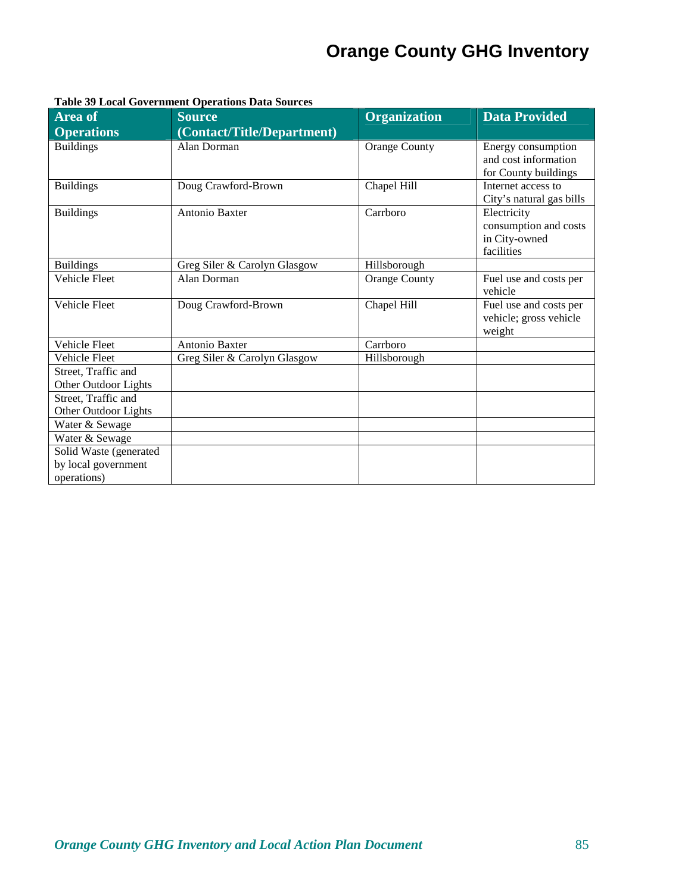**Table 39 Local Government Operations Data Sources**

| Area of Operations | Source (Contact/Title/Department) | Organization | Data Provided |
|---|---|---|---|
| Buildings | Alan Dorman | Orange County | Energy consumption and cost information for County buildings |
| Buildings | Doug Crawford-Brown | Chapel Hill | Internet access to City's natural gas bills |
| Buildings | Antonio Baxter | Carrboro | Electricity consumption and costs in City-owned facilities |
| Buildings | Greg Siler & Carolyn Glasgow | Hillsborough | |
| Vehicle Fleet | Alan Dorman | Orange County | Fuel use and costs per vehicle |
| Vehicle Fleet | Doug Crawford-Brown | Chapel Hill | Fuel use and costs per vehicle; gross vehicle weight |
| Vehicle Fleet | Antonio Baxter | Carrboro | |
| Vehicle Fleet | Greg Siler & Carolyn Glasgow | Hillsborough | |
| Street, Traffic and Other Outdoor Lights | | | |
| Street, Traffic and Other Outdoor Lights | | | |
| Water & Sewage | | | |
| Water & Sewage | | | |
| Solid Waste (generated by local government operations) | | | |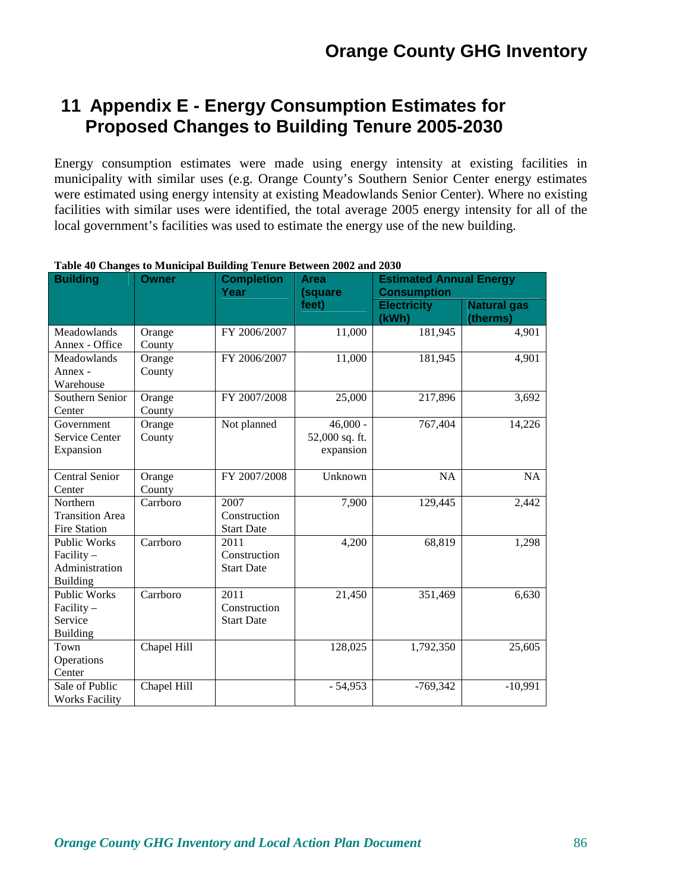# 11 Appendix E - Energy Consumption Estimates for Proposed Changes to Building Tenure 2005-2030

Energy consumption estimates were made using energy intensity at existing facilities in municipality with similar uses (e.g. Orange County's Southern Senior Center energy estimates were estimated using energy intensity at existing Meadowlands Senior Center). Where no existing facilities with similar uses were identified, the total average 2005 energy intensity for all of the local government's facilities was used to estimate the energy use of the new building.

**Table 40 Changes to Municipal Building Tenure Between 2002 and 2030**

| Building | Owner | Completion Year | Area (square feet) | Estimated Annual Energy Consumption | |
|---|---|---|---|---|---|
| | | | | Electricity (kWh) | Natural gas (therms) |
| Meadowlands Annex - Office | Orange County | FY 2006/2007 | 11,000 | 181,945 | 4,901 |
| Meadowlands Annex - Warehouse | Orange County | FY 2006/2007 | 11,000 | 181,945 | 4,901 |
| Southern Senior Center | Orange County | FY 2007/2008 | 25,000 | 217,896 | 3,692 |
| Government Service Center Expansion | Orange County | Not planned | 46,000 - 52,000 sq. ft. expansion | 767,404 | 14,226 |
| Central Senior Center | Orange County | FY 2007/2008 | Unknown | NA | NA |
| Northern Transition Area Fire Station | Carrboro | 2007 Construction Start Date | 7,900 | 129,445 | 2,442 |
| Public Works Facility – Administration Building | Carrboro | 2011 Construction Start Date | 4,200 | 68,819 | 1,298 |
| Public Works Facility – Service Building | Carrboro | 2011 Construction Start Date | 21,450 | 351,469 | 6,630 |
| Town Operations Center | Chapel Hill | | 128,025 | 1,792,350 | 25,605 |
| Sale of Public Works Facility | Chapel Hill | | - 54,953 | -769,342 | -10,991 |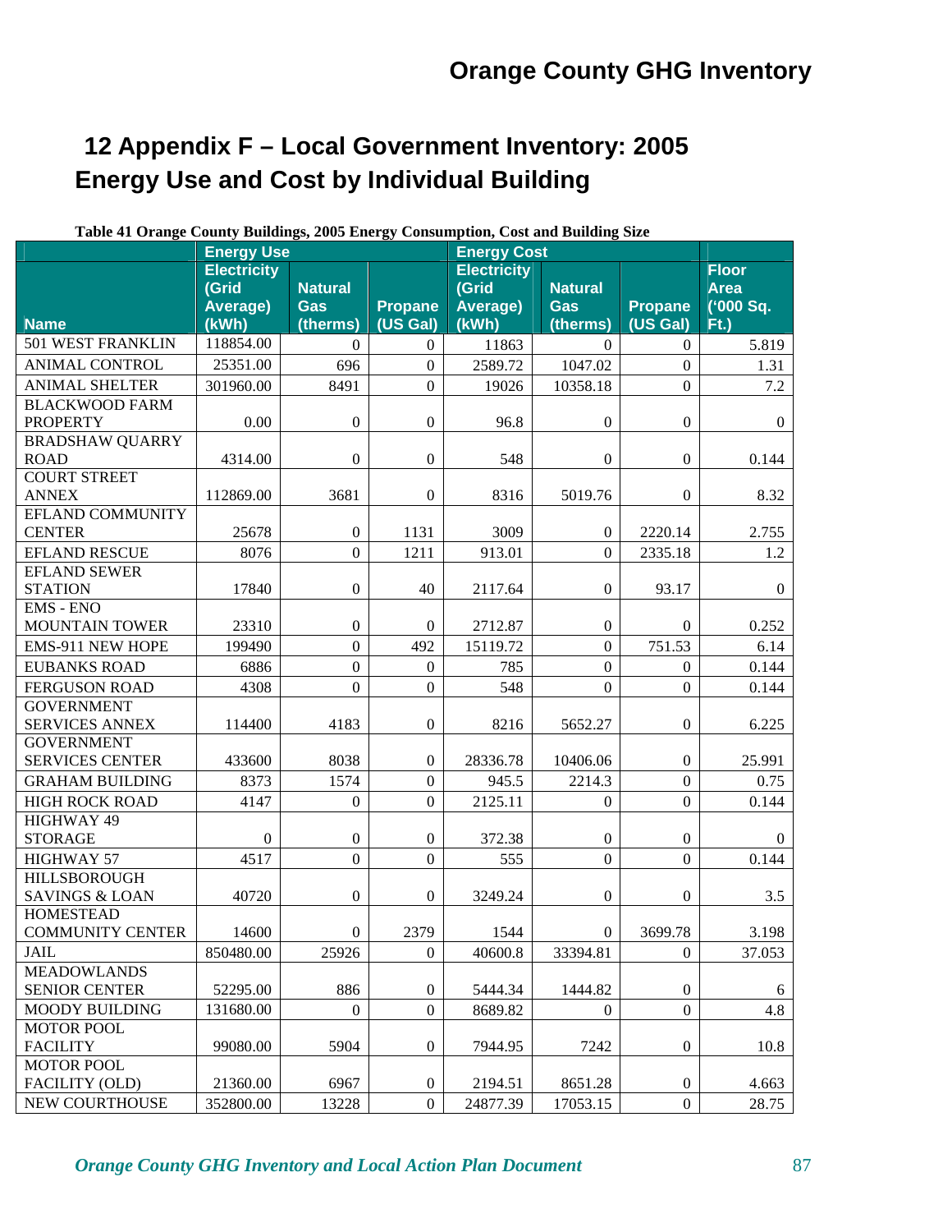# 12 Appendix F – Local Government Inventory: 2005 Energy Use and Cost by Individual Building

**Table 41 Orange County Buildings, 2005 Energy Consumption, Cost and Building Size**

| | Energy Use | | | Energy Cost | | | |
|---|---|---|---|---|---|---|---|
| Name | Electricity (Grid Average) (kWh) | Natural Gas (therms) | Propane (US Gal) | Electricity (Grid Average) (kWh) | Natural Gas (therms) | Propane (US Gal) | Floor Area ('000 Sq. Ft.) |
| 501 WEST FRANKLIN | 118854.00 | 0 | 0 | 11863 | 0 | 0 | 5.819 |
| ANIMAL CONTROL | 25351.00 | 696 | 0 | 2589.72 | 1047.02 | 0 | 1.31 |
| ANIMAL SHELTER | 301960.00 | 8491 | 0 | 19026 | 10358.18 | 0 | 7.2 |
| BLACKWOOD FARM PROPERTY | 0.00 | 0 | 0 | 96.8 | 0 | 0 | 0 |
| BRADSHAW QUARRY ROAD | 4314.00 | 0 | 0 | 548 | 0 | 0 | 0.144 |
| COURT STREET ANNEX | 112869.00 | 3681 | 0 | 8316 | 5019.76 | 0 | 8.32 |
| EFLAND COMMUNITY CENTER | 25678 | 0 | 1131 | 3009 | 0 | 2220.14 | 2.755 |
| EFLAND RESCUE | 8076 | 0 | 1211 | 913.01 | 0 | 2335.18 | 1.2 |
| EFLAND SEWER STATION | 17840 | 0 | 40 | 2117.64 | 0 | 93.17 | 0 |
| EMS - ENO MOUNTAIN TOWER | 23310 | 0 | 0 | 2712.87 | 0 | 0 | 0.252 |
| EMS-911 NEW HOPE | 199490 | 0 | 492 | 15119.72 | 0 | 751.53 | 6.14 |
| EUBANKS ROAD | 6886 | 0 | 0 | 785 | 0 | 0 | 0.144 |
| FERGUSON ROAD | 4308 | 0 | 0 | 548 | 0 | 0 | 0.144 |
| GOVERNMENT SERVICES ANNEX | 114400 | 4183 | 0 | 8216 | 5652.27 | 0 | 6.225 |
| GOVERNMENT SERVICES CENTER | 433600 | 8038 | 0 | 28336.78 | 10406.06 | 0 | 25.991 |
| GRAHAM BUILDING | 8373 | 1574 | 0 | 945.5 | 2214.3 | 0 | 0.75 |
| HIGH ROCK ROAD | 4147 | 0 | 0 | 2125.11 | 0 | 0 | 0.144 |
| HIGHWAY 49 STORAGE | 0 | 0 | 0 | 372.38 | 0 | 0 | 0 |
| HIGHWAY 57 | 4517 | 0 | 0 | 555 | 0 | 0 | 0.144 |
| HILLSBOROUGH SAVINGS & LOAN | 40720 | 0 | 0 | 3249.24 | 0 | 0 | 3.5 |
| HOMESTEAD COMMUNITY CENTER | 14600 | 0 | 2379 | 1544 | 0 | 3699.78 | 3.198 |
| JAIL | 850480.00 | 25926 | 0 | 40600.8 | 33394.81 | 0 | 37.053 |
| MEADOWLANDS SENIOR CENTER | 52295.00 | 886 | 0 | 5444.34 | 1444.82 | 0 | 6 |
| MOODY BUILDING | 131680.00 | 0 | 0 | 8689.82 | 0 | 0 | 4.8 |
| MOTOR POOL FACILITY | 99080.00 | 5904 | 0 | 7944.95 | 7242 | 0 | 10.8 |
| MOTOR POOL FACILITY (OLD) | 21360.00 | 6967 | 0 | 2194.51 | 8651.28 | 0 | 4.663 |
| NEW COURTHOUSE | 352800.00 | 13228 | 0 | 24877.39 | 17053.15 | 0 | 28.75 |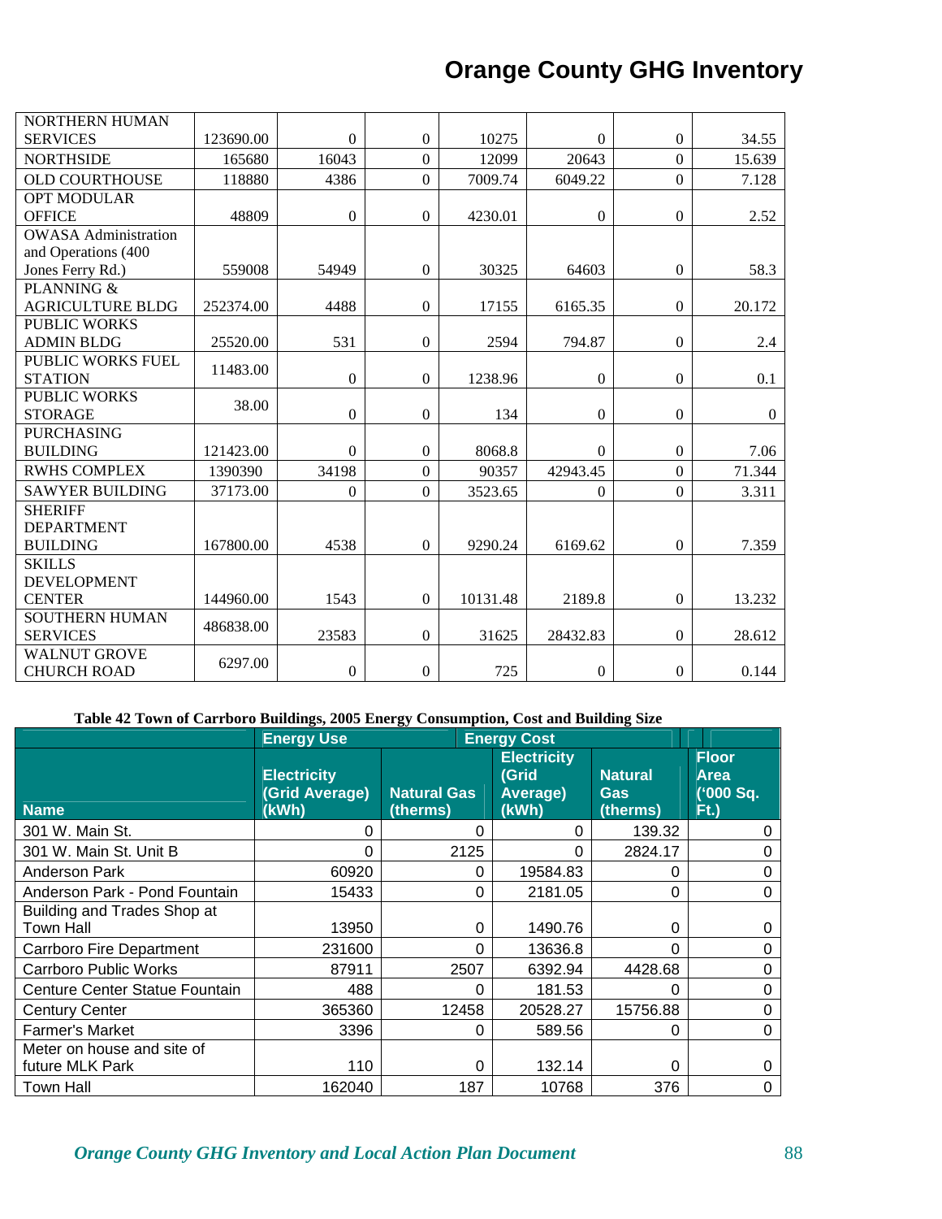| | | | | | | | |
|---|---|---|---|---|---|---|---|
| NORTHERN HUMAN SERVICES | 123690.00 | 0 | 0 | 10275 | 0 | 0 | 34.55 |
| NORTHSIDE | 165680 | 16043 | 0 | 12099 | 20643 | 0 | 15.639 |
| OLD COURTHOUSE | 118880 | 4386 | 0 | 7009.74 | 6049.22 | 0 | 7.128 |
| OPT MODULAR OFFICE | 48809 | 0 | 0 | 4230.01 | 0 | 0 | 2.52 |
| OWASA Administration and Operations (400 Jones Ferry Rd.) | 559008 | 54949 | 0 | 30325 | 64603 | 0 | 58.3 |
| PLANNING & AGRICULTURE BLDG | 252374.00 | 4488 | 0 | 17155 | 6165.35 | 0 | 20.172 |
| PUBLIC WORKS ADMIN BLDG | 25520.00 | 531 | 0 | 2594 | 794.87 | 0 | 2.4 |
| PUBLIC WORKS FUEL STATION | 11483.00 | 0 | 0 | 1238.96 | 0 | 0 | 0.1 |
| PUBLIC WORKS STORAGE | 38.00 | 0 | 0 | 134 | 0 | 0 | 0 |
| PURCHASING BUILDING | 121423.00 | 0 | 0 | 8068.8 | 0 | 0 | 7.06 |
| RWHS COMPLEX | 1390390 | 34198 | 0 | 90357 | 42943.45 | 0 | 71.344 |
| SAWYER BUILDING | 37173.00 | 0 | 0 | 3523.65 | 0 | 0 | 3.311 |
| SHERIFF DEPARTMENT BUILDING | 167800.00 | 4538 | 0 | 9290.24 | 6169.62 | 0 | 7.359 |
| SKILLS DEVELOPMENT CENTER | 144960.00 | 1543 | 0 | 10131.48 | 2189.8 | 0 | 13.232 |
| SOUTHERN HUMAN SERVICES | 486838.00 | 23583 | 0 | 31625 | 28432.83 | 0 | 28.612 |
| WALNUT GROVE CHURCH ROAD | 6297.00 | 0 | 0 | 725 | 0 | 0 | 0.144 |

**Table 42 Town of Carrboro Buildings, 2005 Energy Consumption, Cost and Building Size**

| | Energy Use | | Energy Cost | | |
|---|---|---|---|---|---|
| **Name** | **Electricity (Grid Average) (kWh)** | **Natural Gas (therms)** | **Electricity (Grid Average) (kWh)** | **Natural Gas (therms)** | **Floor Area ('000 Sq. Ft.)** |
| 301 W. Main St. | 0 | 0 | 0 | 139.32 | 0 |
| 301 W. Main St. Unit B | 0 | 2125 | 0 | 2824.17 | 0 |
| Anderson Park | 60920 | 0 | 19584.83 | 0 | 0 |
| Anderson Park - Pond Fountain | 15433 | 0 | 2181.05 | 0 | 0 |
| Building and Trades Shop at Town Hall | 13950 | 0 | 1490.76 | 0 | 0 |
| Carrboro Fire Department | 231600 | 0 | 13636.8 | 0 | 0 |
| Carrboro Public Works | 87911 | 2507 | 6392.94 | 4428.68 | 0 |
| Centure Center Statue Fountain | 488 | 0 | 181.53 | 0 | 0 |
| Century Center | 365360 | 12458 | 20528.27 | 15756.88 | 0 |
| Farmer's Market | 3396 | 0 | 589.56 | 0 | 0 |
| Meter on house and site of future MLK Park | 110 | 0 | 132.14 | 0 | 0 |
| Town Hall | 162040 | 187 | 10768 | 376 | 0 |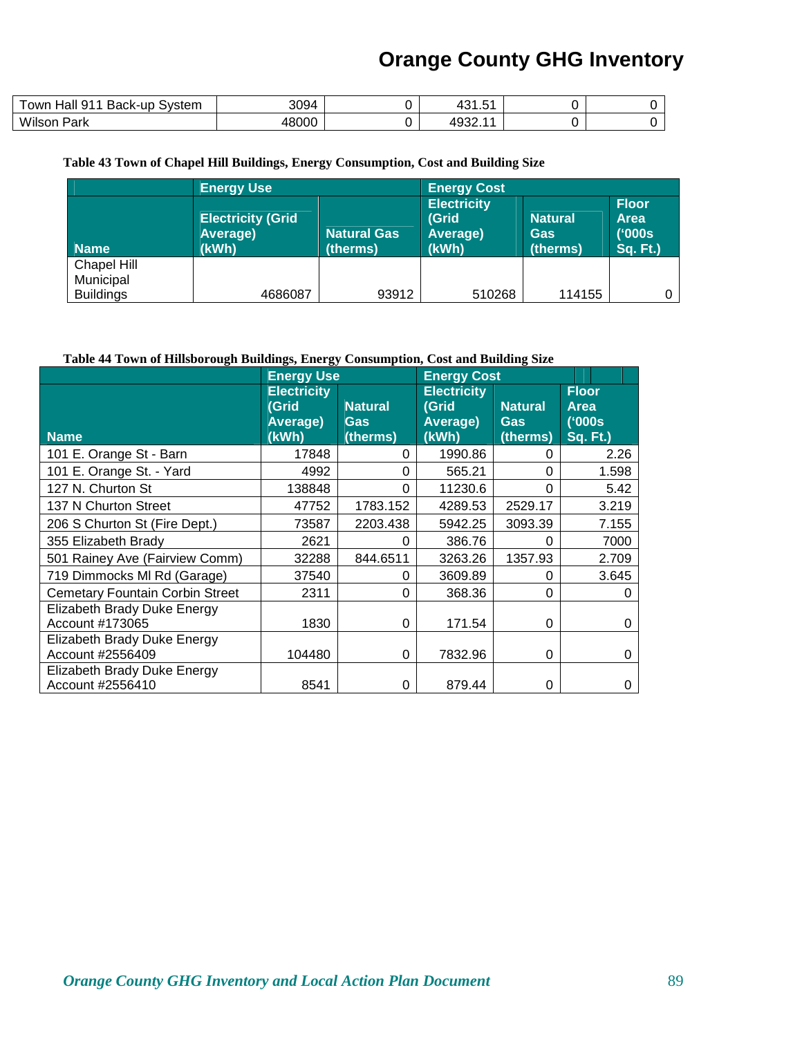| Town Hall 911 Back-up System | 3094 | 0 | 431.51 | 0 | 0 |
|---|---|---|---|---|---|
| Wilson Park | 48000 | 0 | 4932.11 | 0 | 0 |

**Table 43 Town of Chapel Hill Buildings, Energy Consumption, Cost and Building Size**

| | Energy Use | | Energy Cost | | |
|---|---|---|---|---|---|
| Name | Electricity (Grid Average) (kWh) | Natural Gas (therms) | Electricity (Grid Average) (kWh) | Natural Gas (therms) | Floor Area ('000s Sq. Ft.) |
| Chapel Hill Municipal Buildings | 4686087 | 93912 | 510268 | 114155 | 0 |

**Table 44 Town of Hillsborough Buildings, Energy Consumption, Cost and Building Size**

| | Energy Use | | Energy Cost | | |
|---|---|---|---|---|---|
| Name | Electricity (Grid Average) (kWh) | Natural Gas (therms) | Electricity (Grid Average) (kWh) | Natural Gas (therms) | Floor Area ('000s Sq. Ft.) |
| 101 E. Orange St - Barn | 17848 | 0 | 1990.86 | 0 | 2.26 |
| 101 E. Orange St. - Yard | 4992 | 0 | 565.21 | 0 | 1.598 |
| 127 N. Churton St | 138848 | 0 | 11230.6 | 0 | 5.42 |
| 137 N Churton Street | 47752 | 1783.152 | 4289.53 | 2529.17 | 3.219 |
| 206 S Churton St (Fire Dept.) | 73587 | 2203.438 | 5942.25 | 3093.39 | 7.155 |
| 355 Elizabeth Brady | 2621 | 0 | 386.76 | 0 | 7000 |
| 501 Rainey Ave (Fairview Comm) | 32288 | 844.6511 | 3263.26 | 1357.93 | 2.709 |
| 719 Dimmocks Ml Rd (Garage) | 37540 | 0 | 3609.89 | 0 | 3.645 |
| Cemetary Fountain Corbin Street | 2311 | 0 | 368.36 | 0 | 0 |
| Elizabeth Brady Duke Energy Account #173065 | 1830 | 0 | 171.54 | 0 | 0 |
| Elizabeth Brady Duke Energy Account #2556409 | 104480 | 0 | 7832.96 | 0 | 0 |
| Elizabeth Brady Duke Energy Account #2556410 | 8541 | 0 | 879.44 | 0 | 0 |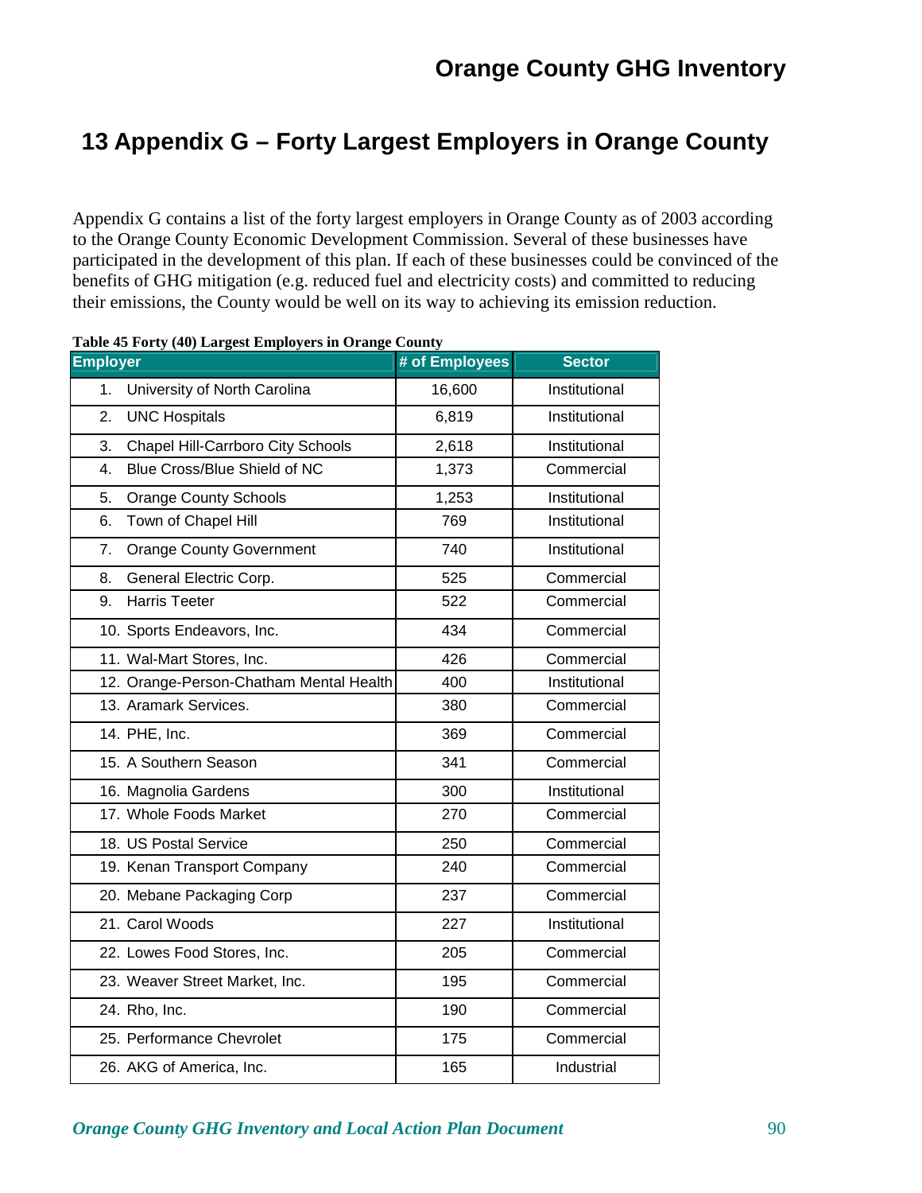# 13 Appendix G – Forty Largest Employers in Orange County

Appendix G contains a list of the forty largest employers in Orange County as of 2003 according to the Orange County Economic Development Commission. Several of these businesses have participated in the development of this plan. If each of these businesses could be convinced of the benefits of GHG mitigation (e.g. reduced fuel and electricity costs) and committed to reducing their emissions, the County would be well on its way to achieving its emission reduction.

**Table 45 Forty (40) Largest Employers in Orange County**

| Employer | # of Employees | Sector |
|---|---|---|
| 1. University of North Carolina | 16,600 | Institutional |
| 2. UNC Hospitals | 6,819 | Institutional |
| 3. Chapel Hill-Carrboro City Schools | 2,618 | Institutional |
| 4. Blue Cross/Blue Shield of NC | 1,373 | Commercial |
| 5. Orange County Schools | 1,253 | Institutional |
| 6. Town of Chapel Hill | 769 | Institutional |
| 7. Orange County Government | 740 | Institutional |
| 8. General Electric Corp. | 525 | Commercial |
| 9. Harris Teeter | 522 | Commercial |
| 10. Sports Endeavors, Inc. | 434 | Commercial |
| 11. Wal-Mart Stores, Inc. | 426 | Commercial |
| 12. Orange-Person-Chatham Mental Health | 400 | Institutional |
| 13. Aramark Services. | 380 | Commercial |
| 14. PHE, Inc. | 369 | Commercial |
| 15. A Southern Season | 341 | Commercial |
| 16. Magnolia Gardens | 300 | Institutional |
| 17. Whole Foods Market | 270 | Commercial |
| 18. US Postal Service | 250 | Commercial |
| 19. Kenan Transport Company | 240 | Commercial |
| 20. Mebane Packaging Corp | 237 | Commercial |
| 21. Carol Woods | 227 | Institutional |
| 22. Lowes Food Stores, Inc. | 205 | Commercial |
| 23. Weaver Street Market, Inc. | 195 | Commercial |
| 24. Rho, Inc. | 190 | Commercial |
| 25. Performance Chevrolet | 175 | Commercial |
| 26. AKG of America, Inc. | 165 | Industrial |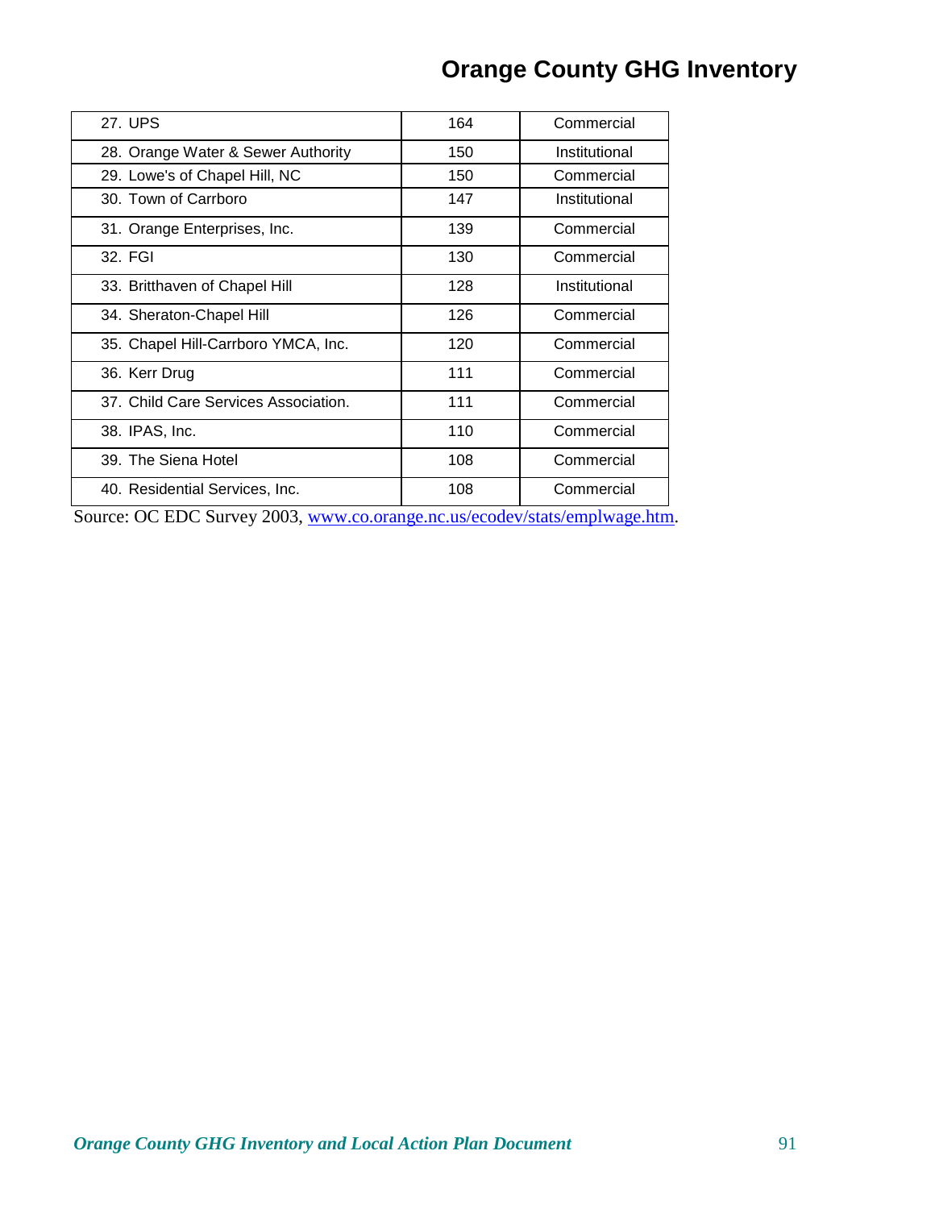| | | |
|---|---|---|
| 27. UPS | 164 | Commercial |
| 28. Orange Water & Sewer Authority | 150 | Institutional |
| 29. Lowe's of Chapel Hill, NC | 150 | Commercial |
| 30. Town of Carrboro | 147 | Institutional |
| 31. Orange Enterprises, Inc. | 139 | Commercial |
| 32. FGI | 130 | Commercial |
| 33. Britthaven of Chapel Hill | 128 | Institutional |
| 34. Sheraton-Chapel Hill | 126 | Commercial |
| 35. Chapel Hill-Carrboro YMCA, Inc. | 120 | Commercial |
| 36. Kerr Drug | 111 | Commercial |
| 37. Child Care Services Association. | 111 | Commercial |
| 38. IPAS, Inc. | 110 | Commercial |
| 39. The Siena Hotel | 108 | Commercial |
| 40. Residential Services, Inc. | 108 | Commercial |

Source: OC EDC Survey 2003, www.co.orange.nc.us/ecodev/stats/emplwage.htm.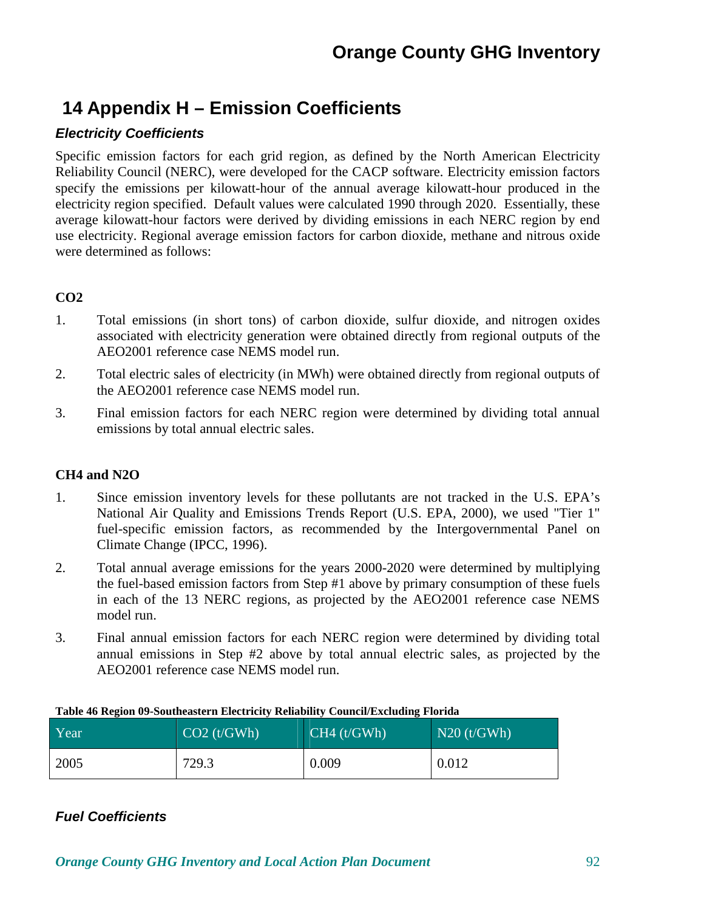# 14 Appendix H – Emission Coefficients

### *Electricity Coefficients*

Specific emission factors for each grid region, as defined by the North American Electricity Reliability Council (NERC), were developed for the CACP software. Electricity emission factors specify the emissions per kilowatt-hour of the annual average kilowatt-hour produced in the electricity region specified. Default values were calculated 1990 through 2020. Essentially, these average kilowatt-hour factors were derived by dividing emissions in each NERC region by end use electricity. Regional average emission factors for carbon dioxide, methane and nitrous oxide were determined as follows:

**CO2**

1. Total emissions (in short tons) of carbon dioxide, sulfur dioxide, and nitrogen oxides associated with electricity generation were obtained directly from regional outputs of the AEO2001 reference case NEMS model run.
2. Total electric sales of electricity (in MWh) were obtained directly from regional outputs of the AEO2001 reference case NEMS model run.
3. Final emission factors for each NERC region were determined by dividing total annual emissions by total annual electric sales.

**CH4 and N2O**

1. Since emission inventory levels for these pollutants are not tracked in the U.S. EPA's National Air Quality and Emissions Trends Report (U.S. EPA, 2000), we used "Tier 1" fuel-specific emission factors, as recommended by the Intergovernmental Panel on Climate Change (IPCC, 1996).
2. Total annual average emissions for the years 2000-2020 were determined by multiplying the fuel-based emission factors from Step #1 above by primary consumption of these fuels in each of the 13 NERC regions, as projected by the AEO2001 reference case NEMS model run.
3. Final annual emission factors for each NERC region were determined by dividing total annual emissions in Step #2 above by total annual electric sales, as projected by the AEO2001 reference case NEMS model run.

**Table 46 Region 09-Southeastern Electricity Reliability Council/Excluding Florida**

| Year | CO2 (t/GWh) | CH4 (t/GWh) | N20 (t/GWh) |
|---|---|---|---|
| 2005 | 729.3 | 0.009 | 0.012 |

### *Fuel Coefficients*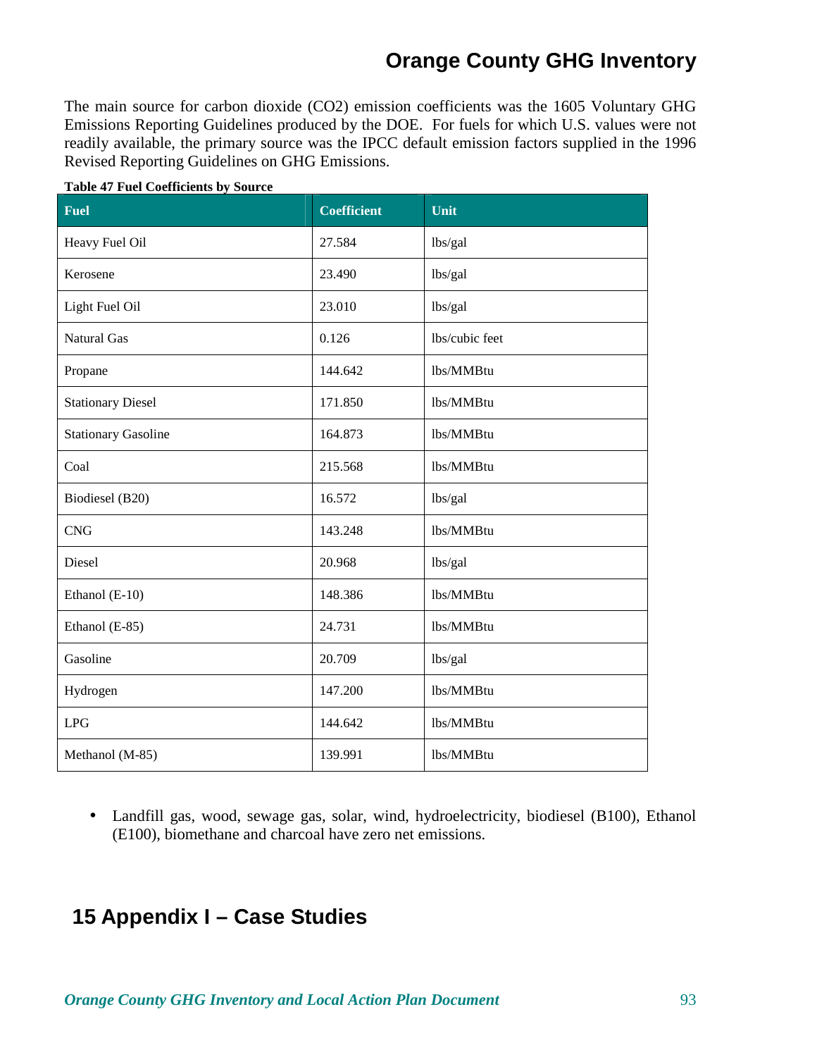The main source for carbon dioxide ($CO_2$) emission coefficients was the 1605 Voluntary GHG Emissions Reporting Guidelines produced by the DOE. For fuels for which U.S. values were not readily available, the primary source was the IPCC default emission factors supplied in the 1996 Revised Reporting Guidelines on GHG Emissions.

**Table 47 Fuel Coefficients by Source**

| Fuel | Coefficient | Unit |
|---|---|---|
| Heavy Fuel Oil | 27.584 | lbs/gal |
| Kerosene | 23.490 | lbs/gal |
| Light Fuel Oil | 23.010 | lbs/gal |
| Natural Gas | 0.126 | lbs/cubic feet |
| Propane | 144.642 | lbs/MMBtu |
| Stationary Diesel | 171.850 | lbs/MMBtu |
| Stationary Gasoline | 164.873 | lbs/MMBtu |
| Coal | 215.568 | lbs/MMBtu |
| Biodiesel (B20) | 16.572 | lbs/gal |
| CNG | 143.248 | lbs/MMBtu |
| Diesel | 20.968 | lbs/gal |
| Ethanol (E-10) | 148.386 | lbs/MMBtu |
| Ethanol (E-85) | 24.731 | lbs/MMBtu |
| Gasoline | 20.709 | lbs/gal |
| Hydrogen | 147.200 | lbs/MMBtu |
| LPG | 144.642 | lbs/MMBtu |
| Methanol (M-85) | 139.991 | lbs/MMBtu |

- Landfill gas, wood, sewage gas, solar, wind, hydroelectricity, biodiesel (B100), Ethanol (E100), biomethane and charcoal have zero net emissions.

# 15 Appendix I – Case Studies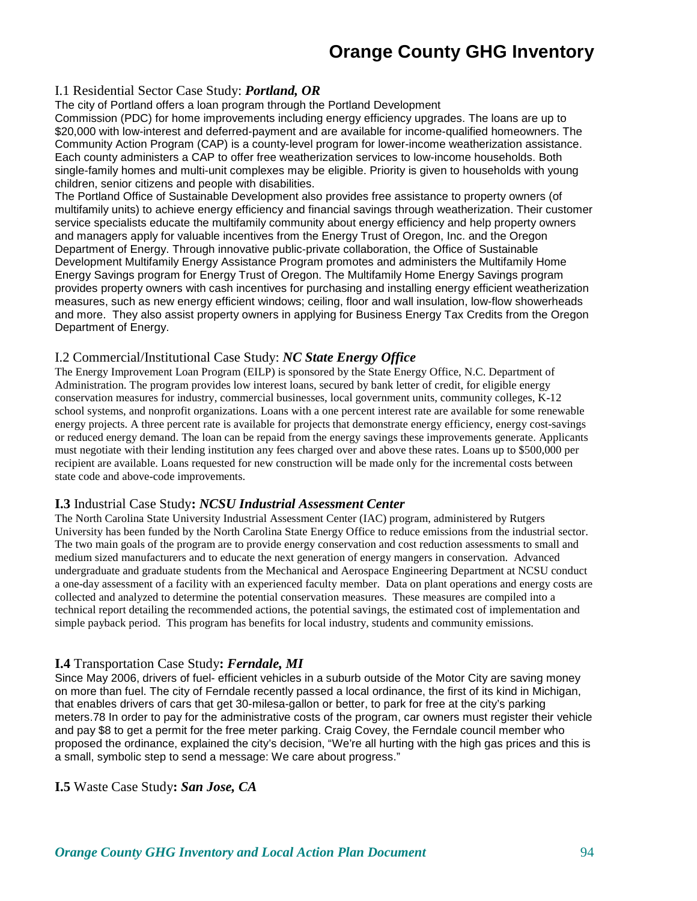### I.1 Residential Sector Case Study: ***Portland, OR***

The city of Portland offers a loan program through the Portland Development Commission (PDC) for home improvements including energy efficiency upgrades. The loans are up to $20,000 with low-interest and deferred-payment and are available for income-qualified homeowners. The Community Action Program (CAP) is a county-level program for lower-income weatherization assistance. Each county administers a CAP to offer free weatherization services to low-income households. Both single-family homes and multi-unit complexes may be eligible. Priority is given to households with young children, senior citizens and people with disabilities.

The Portland Office of Sustainable Development also provides free assistance to property owners (of multifamily units) to achieve energy efficiency and financial savings through weatherization. Their customer service specialists educate the multifamily community about energy efficiency and help property owners and managers apply for valuable incentives from the Energy Trust of Oregon, Inc. and the Oregon Department of Energy. Through innovative public-private collaboration, the Office of Sustainable Development Multifamily Energy Assistance Program promotes and administers the Multifamily Home Energy Savings program for Energy Trust of Oregon. The Multifamily Home Energy Savings program provides property owners with cash incentives for purchasing and installing energy efficient weatherization measures, such as new energy efficient windows; ceiling, floor and wall insulation, low-flow showerheads and more. They also assist property owners in applying for Business Energy Tax Credits from the Oregon Department of Energy.

### I.2 Commercial/Institutional Case Study: ***NC State Energy Office***

The Energy Improvement Loan Program (EILP) is sponsored by the State Energy Office, N.C. Department of Administration. The program provides low interest loans, secured by bank letter of credit, for eligible energy conservation measures for industry, commercial businesses, local government units, community colleges, K-12 school systems, and nonprofit organizations. Loans with a one percent interest rate are available for some renewable energy projects. A three percent rate is available for projects that demonstrate energy efficiency, energy cost-savings or reduced energy demand. The loan can be repaid from the energy savings these improvements generate. Applicants must negotiate with their lending institution any fees charged over and above these rates. Loans up to $500,000 per recipient are available. Loans requested for new construction will be made only for the incremental costs between state code and above-code improvements.

### **I.3** Industrial Case Study**: *NCSU Industrial Assessment Center***

The North Carolina State University Industrial Assessment Center (IAC) program, administered by Rutgers University has been funded by the North Carolina State Energy Office to reduce emissions from the industrial sector. The two main goals of the program are to provide energy conservation and cost reduction assessments to small and medium sized manufacturers and to educate the next generation of energy mangers in conservation. Advanced undergraduate and graduate students from the Mechanical and Aerospace Engineering Department at NCSU conduct a one-day assessment of a facility with an experienced faculty member. Data on plant operations and energy costs are collected and analyzed to determine the potential conservation measures. These measures are compiled into a technical report detailing the recommended actions, the potential savings, the estimated cost of implementation and simple payback period. This program has benefits for local industry, students and community emissions.

### **I.4** Transportation Case Study**: *Ferndale, MI***

Since May 2006, drivers of fuel- efficient vehicles in a suburb outside of the Motor City are saving money on more than fuel. The city of Ferndale recently passed a local ordinance, the first of its kind in Michigan, that enables drivers of cars that get 30-milesa-gallon or better, to park for free at the city's parking meters.78 In order to pay for the administrative costs of the program, car owners must register their vehicle and pay $8 to get a permit for the free meter parking. Craig Covey, the Ferndale council member who proposed the ordinance, explained the city's decision, "We're all hurting with the high gas prices and this is a small, symbolic step to send a message: We care about progress."

### **I.5** Waste Case Study**: *San Jose, CA***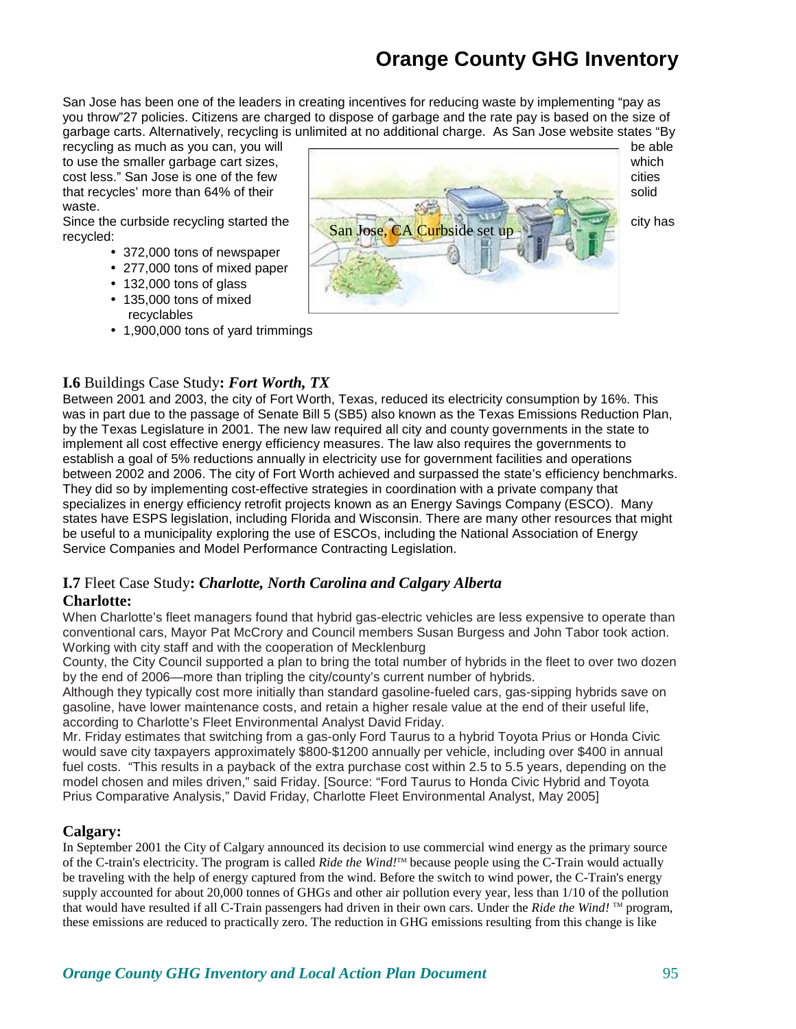San Jose has been one of the leaders in creating incentives for reducing waste by implementing "pay as you throw"27 policies. Citizens are charged to dispose of garbage and the rate pay is based on the size of garbage carts. Alternatively, recycling is unlimited at no additional charge. As San Jose website states "By recycling as much as you can, you will be able to use the smaller garbage cart sizes, which cost less." San Jose is one of the few cities that recycles' more than 64% of their solid waste.

Since the curbside recycling started the city has recycled:

- 372,000 tons of newspaper
- 277,000 tons of mixed paper
- 132,000 tons of glass
- 135,000 tons of mixed recyclables
- 1,900,000 tons of yard trimmings

San Jose, CA Curbside set up

### **I.6** Buildings Case Study: ***Fort Worth, TX***

Between 2001 and 2003, the city of Fort Worth, Texas, reduced its electricity consumption by 16%. This was in part due to the passage of Senate Bill 5 (SB5) also known as the Texas Emissions Reduction Plan, by the Texas Legislature in 2001. The new law required all city and county governments in the state to implement all cost effective energy efficiency measures. The law also requires the governments to establish a goal of 5% reductions annually in electricity use for government facilities and operations between 2002 and 2006. The city of Fort Worth achieved and surpassed the state's efficiency benchmarks. They did so by implementing cost-effective strategies in coordination with a private company that specializes in energy efficiency retrofit projects known as an Energy Savings Company (ESCO). Many states have ESPS legislation, including Florida and Wisconsin. There are many other resources that might be useful to a municipality exploring the use of ESCOs, including the National Association of Energy Service Companies and Model Performance Contracting Legislation.

### **I.7** Fleet Case Study: ***Charlotte, North Carolina and Calgary Alberta***

#### Charlotte:

When Charlotte's fleet managers found that hybrid gas-electric vehicles are less expensive to operate than conventional cars, Mayor Pat McCrory and Council members Susan Burgess and John Tabor took action. Working with city staff and with the cooperation of Mecklenburg County, the City Council supported a plan to bring the total number of hybrids in the fleet to over two dozen by the end of 2006—more than tripling the city/county's current number of hybrids.

Although they typically cost more initially than standard gasoline-fueled cars, gas-sipping hybrids save on gasoline, have lower maintenance costs, and retain a higher resale value at the end of their useful life, according to Charlotte's Fleet Environmental Analyst David Friday.

Mr. Friday estimates that switching from a gas-only Ford Taurus to a hybrid Toyota Prius or Honda Civic would save city taxpayers approximately $800-$1200 annually per vehicle, including over $400 in annual fuel costs. "This results in a payback of the extra purchase cost within 2.5 to 5.5 years, depending on the model chosen and miles driven," said Friday. [Source: "Ford Taurus to Honda Civic Hybrid and Toyota Prius Comparative Analysis," David Friday, Charlotte Fleet Environmental Analyst, May 2005]

#### Calgary:

In September 2001 the City of Calgary announced its decision to use commercial wind energy as the primary source of the C-train's electricity. The program is called *Ride the Wind!*™ because people using the C-Train would actually be traveling with the help of energy captured from the wind. Before the switch to wind power, the C-Train's energy supply accounted for about 20,000 tonnes of GHGs and other air pollution every year, less than 1/10 of the pollution that would have resulted if all C-Train passengers had driven in their own cars. Under the *Ride the Wind!* ™ program, these emissions are reduced to practically zero. The reduction in GHG emissions resulting from this change is like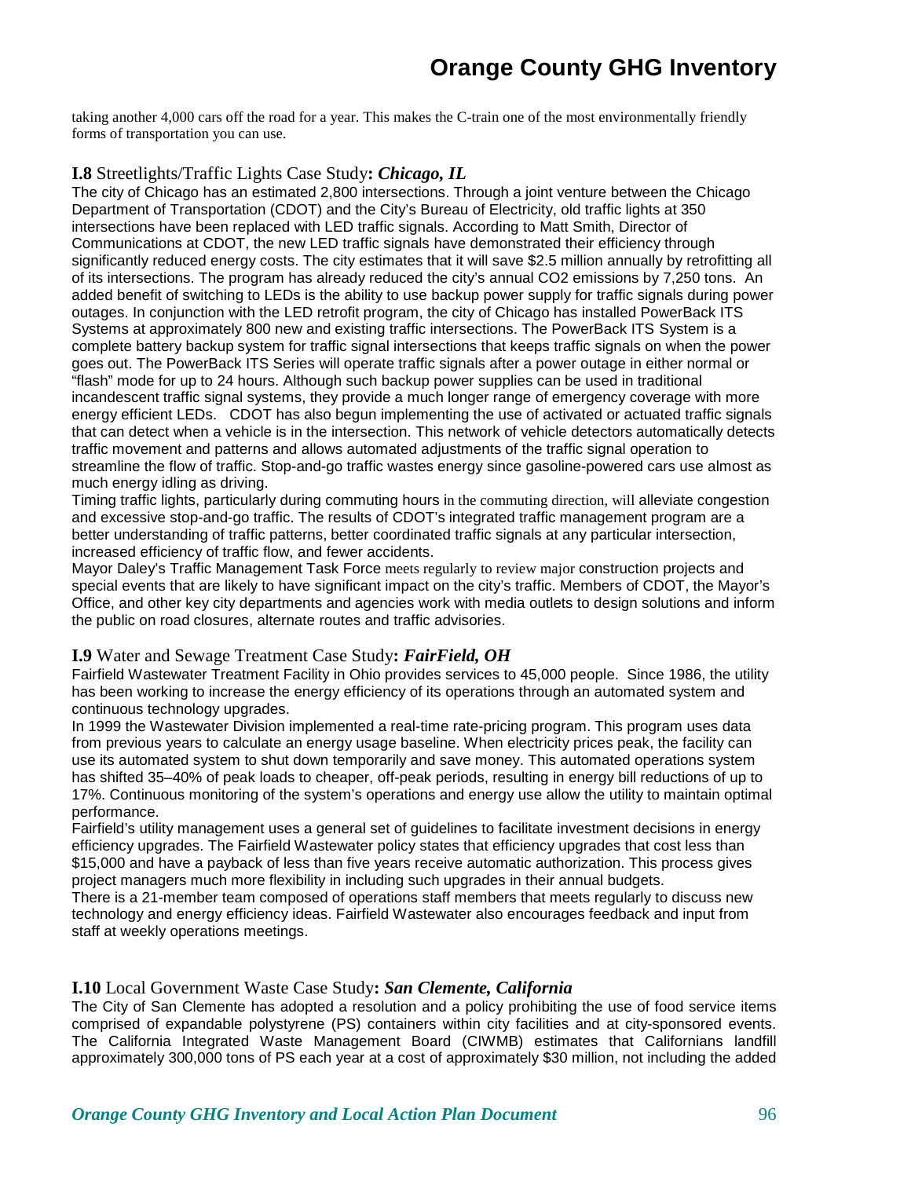taking another 4,000 cars off the road for a year. This makes the C-train one of the most environmentally friendly forms of transportation you can use.

### **I.8** Streetlights/Traffic Lights Case Study: ***Chicago, IL***

The city of Chicago has an estimated 2,800 intersections. Through a joint venture between the Chicago Department of Transportation (CDOT) and the City's Bureau of Electricity, old traffic lights at 350 intersections have been replaced with LED traffic signals. According to Matt Smith, Director of Communications at CDOT, the new LED traffic signals have demonstrated their efficiency through significantly reduced energy costs. The city estimates that it will save $2.5 million annually by retrofitting all of its intersections. The program has already reduced the city's annual $CO_2$ emissions by 7,250 tons. An added benefit of switching to LEDs is the ability to use backup power supply for traffic signals during power outages. In conjunction with the LED retrofit program, the city of Chicago has installed PowerBack ITS Systems at approximately 800 new and existing traffic intersections. The PowerBack ITS System is a complete battery backup system for traffic signal intersections that keeps traffic signals on when the power goes out. The PowerBack ITS Series will operate traffic signals after a power outage in either normal or "flash" mode for up to 24 hours. Although such backup power supplies can be used in traditional incandescent traffic signal systems, they provide a much longer range of emergency coverage with more energy efficient LEDs. CDOT has also begun implementing the use of activated or actuated traffic signals that can detect when a vehicle is in the intersection. This network of vehicle detectors automatically detects traffic movement and patterns and allows automated adjustments of the traffic signal operation to streamline the flow of traffic. Stop-and-go traffic wastes energy since gasoline-powered cars use almost as much energy idling as driving.

Timing traffic lights, particularly during commuting hours in the commuting direction, will alleviate congestion and excessive stop-and-go traffic. The results of CDOT's integrated traffic management program are a better understanding of traffic patterns, better coordinated traffic signals at any particular intersection, increased efficiency of traffic flow, and fewer accidents.

Mayor Daley's Traffic Management Task Force meets regularly to review major construction projects and special events that are likely to have significant impact on the city's traffic. Members of CDOT, the Mayor's Office, and other key city departments and agencies work with media outlets to design solutions and inform the public on road closures, alternate routes and traffic advisories.

### **I.9** Water and Sewage Treatment Case Study: ***FairField, OH***

Fairfield Wastewater Treatment Facility in Ohio provides services to 45,000 people. Since 1986, the utility has been working to increase the energy efficiency of its operations through an automated system and continuous technology upgrades.

In 1999 the Wastewater Division implemented a real-time rate-pricing program. This program uses data from previous years to calculate an energy usage baseline. When electricity prices peak, the facility can use its automated system to shut down temporarily and save money. This automated operations system has shifted 35–40% of peak loads to cheaper, off-peak periods, resulting in energy bill reductions of up to 17%. Continuous monitoring of the system's operations and energy use allow the utility to maintain optimal performance.

Fairfield's utility management uses a general set of guidelines to facilitate investment decisions in energy efficiency upgrades. The Fairfield Wastewater policy states that efficiency upgrades that cost less than $15,000 and have a payback of less than five years receive automatic authorization. This process gives project managers much more flexibility in including such upgrades in their annual budgets.

There is a 21-member team composed of operations staff members that meets regularly to discuss new technology and energy efficiency ideas. Fairfield Wastewater also encourages feedback and input from staff at weekly operations meetings.

### **I.10** Local Government Waste Case Study: ***San Clemente, California***

The City of San Clemente has adopted a resolution and a policy prohibiting the use of food service items comprised of expandable polystyrene (PS) containers within city facilities and at city-sponsored events. The California Integrated Waste Management Board (CIWMB) estimates that Californians landfill approximately 300,000 tons of PS each year at a cost of approximately $30 million, not including the added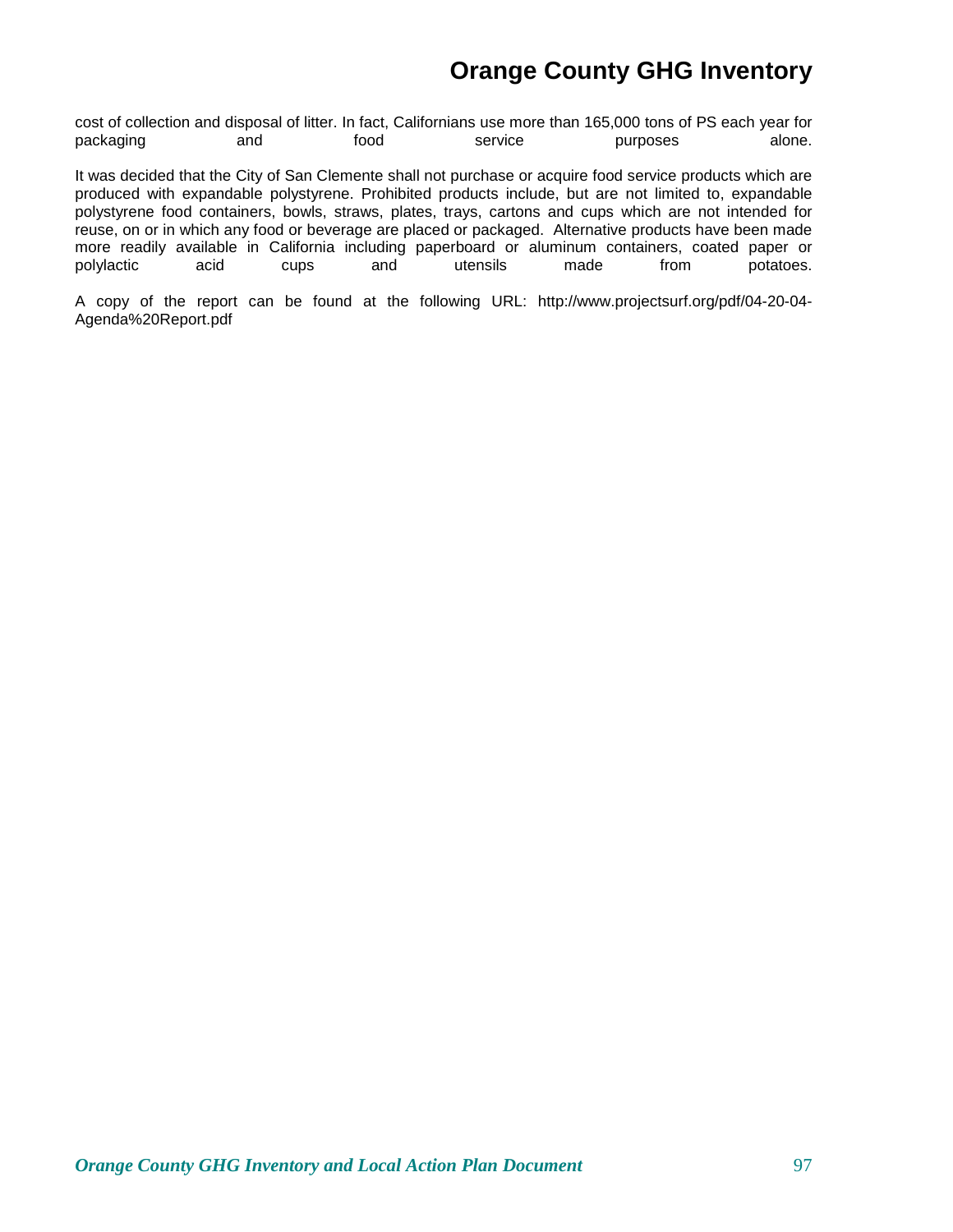cost of collection and disposal of litter. In fact, Californians use more than 165,000 tons of PS each year for packaging and food service purposes alone.

It was decided that the City of San Clemente shall not purchase or acquire food service products which are produced with expandable polystyrene. Prohibited products include, but are not limited to, expandable polystyrene food containers, bowls, straws, plates, trays, cartons and cups which are not intended for reuse, on or in which any food or beverage are placed or packaged. Alternative products have been made more readily available in California including paperboard or aluminum containers, coated paper or polylactic acid cups and utensils made from potatoes.

A copy of the report can be found at the following URL: http://www.projectsurf.org/pdf/04-20-04-Agenda%20Report.pdf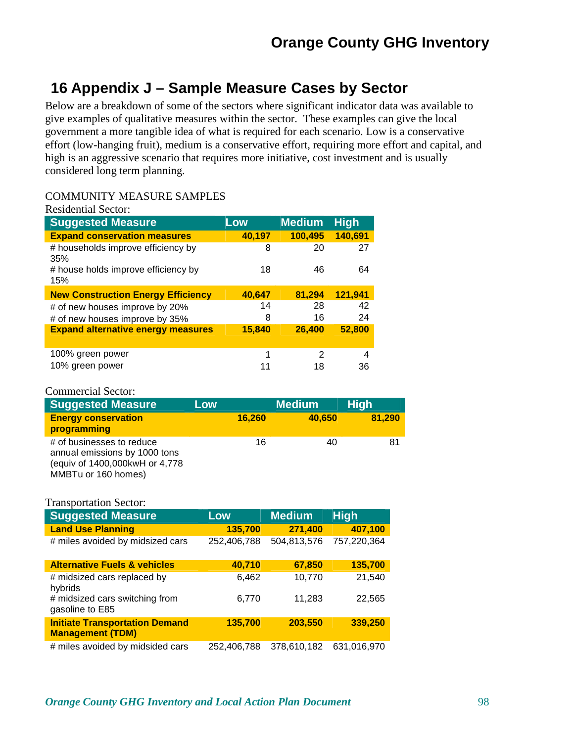# 16 Appendix J – Sample Measure Cases by Sector

Below are a breakdown of some of the sectors where significant indicator data was available to give examples of qualitative measures within the sector. These examples can give the local government a more tangible idea of what is required for each scenario. Low is a conservative effort (low-hanging fruit), medium is a conservative effort, requiring more effort and capital, and high is an aggressive scenario that requires more initiative, cost investment and is usually considered long term planning.

COMMUNITY MEASURE SAMPLES

Residential Sector:

| Suggested Measure | Low | Medium | High |
|---|---|---|---|
| **Expand conservation measures** | **40,197** | **100,495** | **140,691** |
| # households improve efficiency by 35% | 8 | 20 | 27 |
| # house holds improve efficiency by 15% | 18 | 46 | 64 |
| **New Construction Energy Efficiency** | **40,647** | **81,294** | **121,941** |
| # of new houses improve by 20% | 14 | 28 | 42 |
| # of new houses improve by 35% | 8 | 16 | 24 |
| **Expand alternative energy measures** | **15,840** | **26,400** | **52,800** |
| 100% green power | 1 | 2 | 4 |
| 10% green power | 11 | 18 | 36 |

Commercial Sector:

| Suggested Measure | Low | Medium | High |
|---|---|---|---|
| **Energy conservation programming** | **16,260** | **40,650** | **81,290** |
| # of businesses to reduce annual emissions by 1000 tons (equiv of 1400,000kwH or 4,778 MMBTu or 160 homes) | 16 | 40 | 81 |

Transportation Sector:

| Suggested Measure | Low | Medium | High |
|---|---|---|---|
| **Land Use Planning** | **135,700** | **271,400** | **407,100** |
| # miles avoided by midsized cars | 252,406,788 | 504,813,576 | 757,220,364 |
| **Alternative Fuels & vehicles** | **40,710** | **67,850** | **135,700** |
| # midsized cars replaced by hybrids | 6,462 | 10,770 | 21,540 |
| # midsized cars switching from gasoline to E85 | 6,770 | 11,283 | 22,565 |
| **Initiate Transportation Demand Management (TDM)** | **135,700** | **203,550** | **339,250** |
| # miles avoided by midsided cars | 252,406,788 | 378,610,182 | 631,016,970 |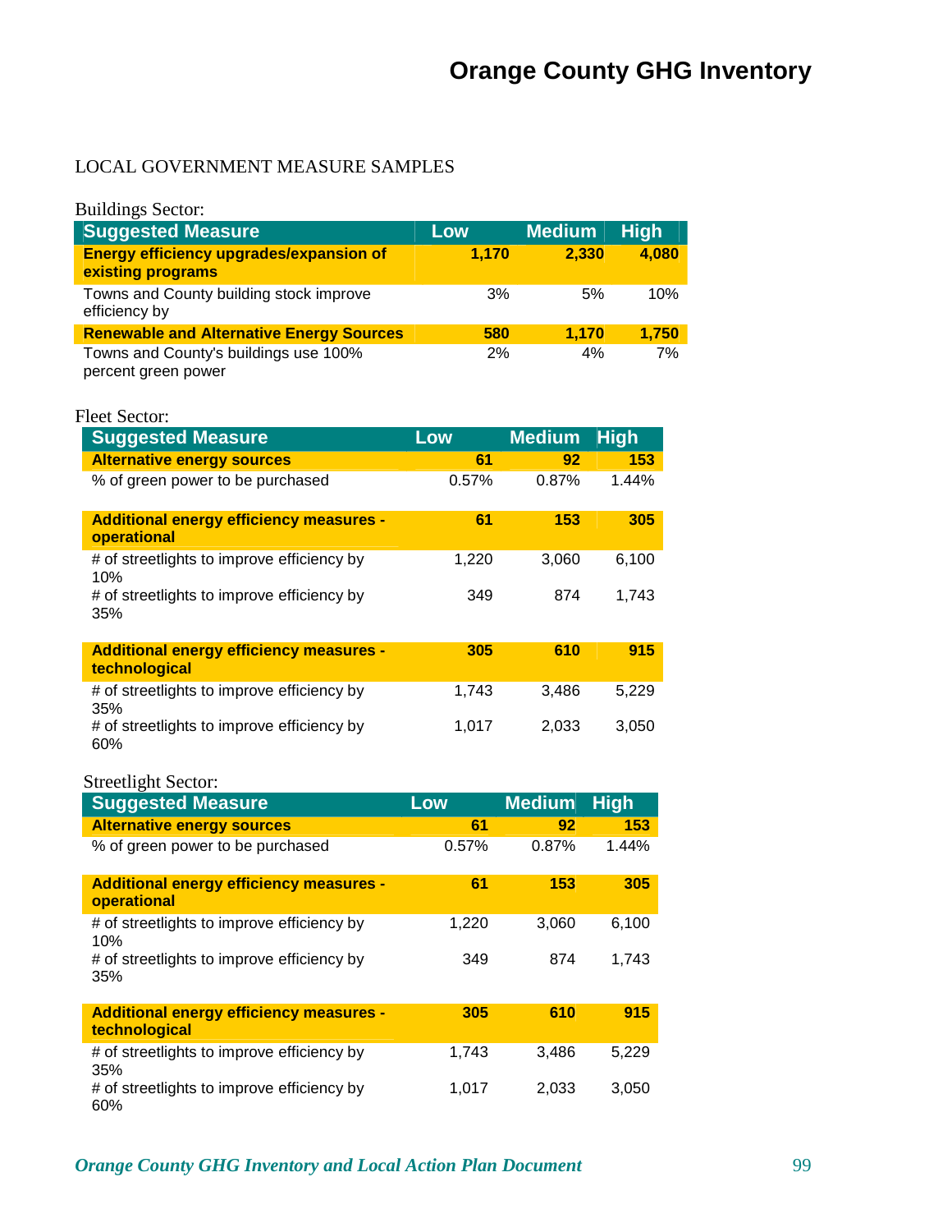LOCAL GOVERNMENT MEASURE SAMPLES

Buildings Sector:

| Suggested Measure | Low | Medium | High |
|---|---|---|---|
| **Energy efficiency upgrades/expansion of existing programs** | **1,170** | **2,330** | **4,080** |
| Towns and County building stock improve efficiency by | 3% | 5% | 10% |
| **Renewable and Alternative Energy Sources** | **580** | **1,170** | **1,750** |
| Towns and County's buildings use 100% percent green power | 2% | 4% | 7% |

Fleet Sector:

| Suggested Measure | Low | Medium | High |
|---|---|---|---|
| **Alternative energy sources** | **61** | **92** | **153** |
| % of green power to be purchased | 0.57% | 0.87% | 1.44% |
| **Additional energy efficiency measures - operational** | **61** | **153** | **305** |
| # of streetlights to improve efficiency by 10% | 1,220 | 3,060 | 6,100 |
| # of streetlights to improve efficiency by 35% | 349 | 874 | 1,743 |
| **Additional energy efficiency measures - technological** | **305** | **610** | **915** |
| # of streetlights to improve efficiency by 35% | 1,743 | 3,486 | 5,229 |
| # of streetlights to improve efficiency by 60% | 1,017 | 2,033 | 3,050 |

Streetlight Sector:

| Suggested Measure | Low | Medium | High |
|---|---|---|---|
| **Alternative energy sources** | **61** | **92** | **153** |
| % of green power to be purchased | 0.57% | 0.87% | 1.44% |
| **Additional energy efficiency measures - operational** | **61** | **153** | **305** |
| # of streetlights to improve efficiency by 10% | 1,220 | 3,060 | 6,100 |
| # of streetlights to improve efficiency by 35% | 349 | 874 | 1,743 |
| **Additional energy efficiency measures - technological** | **305** | **610** | **915** |
| # of streetlights to improve efficiency by 35% | 1,743 | 3,486 | 5,229 |
| # of streetlights to improve efficiency by 60% | 1,017 | 2,033 | 3,050 |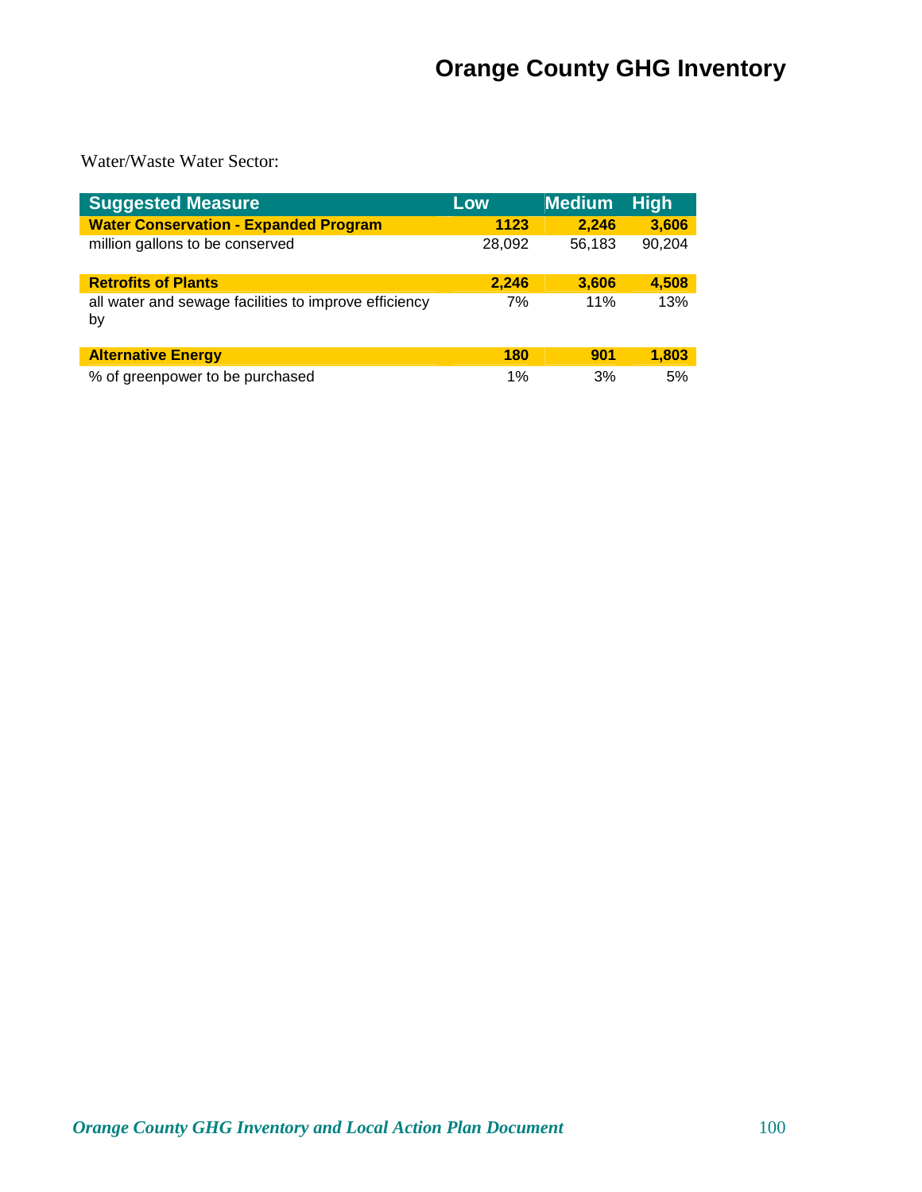Water/Waste Water Sector:

| Suggested Measure | Low | Medium | High |
|---|---|---|---|
| **Water Conservation - Expanded Program** | **1123** | **2,246** | **3,606** |
| million gallons to be conserved | 28,092 | 56,183 | 90,204 |
| **Retrofits of Plants** | **2,246** | **3,606** | **4,508** |
| all water and sewage facilities to improve efficiency by | 7% | 11% | 13% |
| **Alternative Energy** | **180** | **901** | **1,803** |
| % of greenpower to be purchased | 1% | 3% | 5% |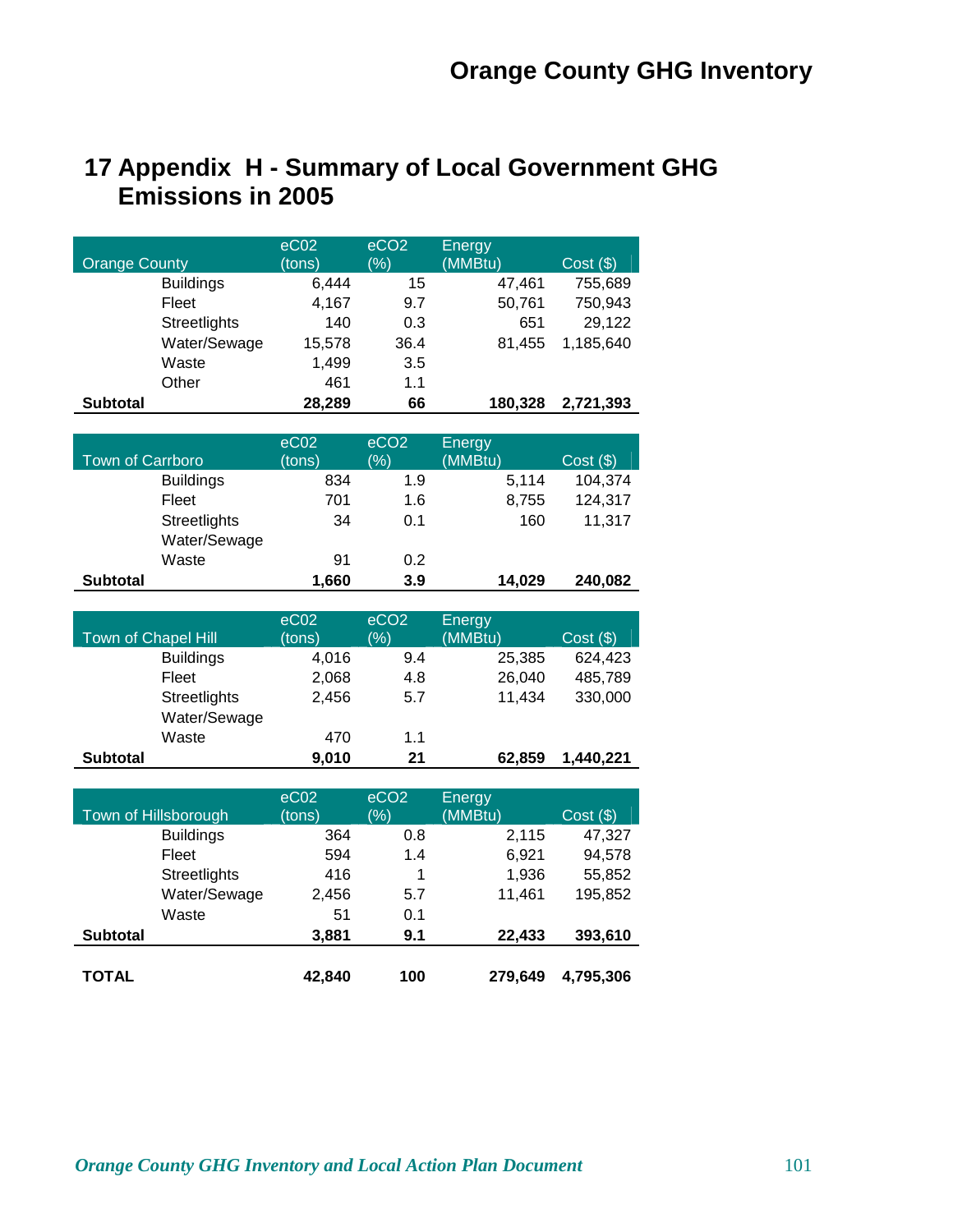## 17 Appendix H - Summary of Local Government GHG Emissions in 2005

| Orange County | | eC02 (tons) | eCO2 (%) | Energy (MMBtu) | Cost ($) |
|---|---|---|---|---|---|
| | Buildings | 6,444 | 15 | 47,461 | 755,689 |
| | Fleet | 4,167 | 9.7 | 50,761 | 750,943 |
| | Streetlights | 140 | 0.3 | 651 | 29,122 |
| | Water/Sewage | 15,578 | 36.4 | 81,455 | 1,185,640 |
| | Waste | 1,499 | 3.5 | | |
| | Other | 461 | 1.1 | | |
| **Subtotal** | | **28,289** | **66** | **180,328** | **2,721,393** |

| Town of Carrboro | | eC02 (tons) | eCO2 (%) | Energy (MMBtu) | Cost ($) |
|---|---|---|---|---|---|
| | Buildings | 834 | 1.9 | 5,114 | 104,374 |
| | Fleet | 701 | 1.6 | 8,755 | 124,317 |
| | Streetlights | 34 | 0.1 | 160 | 11,317 |
| | Water/Sewage | | | | |
| | Waste | 91 | 0.2 | | |
| **Subtotal** | | **1,660** | **3.9** | **14,029** | **240,082** |

| Town of Chapel Hill | | eC02 (tons) | eCO2 (%) | Energy (MMBtu) | Cost ($) |
|---|---|---|---|---|---|
| | Buildings | 4,016 | 9.4 | 25,385 | 624,423 |
| | Fleet | 2,068 | 4.8 | 26,040 | 485,789 |
| | Streetlights | 2,456 | 5.7 | 11,434 | 330,000 |
| | Water/Sewage | | | | |
| | Waste | 470 | 1.1 | | |
| **Subtotal** | | **9,010** | **21** | **62,859** | **1,440,221** |

| Town of Hillsborough | | eC02 (tons) | eCO2 (%) | Energy (MMBtu) | Cost ($) |
|---|---|---|---|---|---|
| | Buildings | 364 | 0.8 | 2,115 | 47,327 |
| | Fleet | 594 | 1.4 | 6,921 | 94,578 |
| | Streetlights | 416 | 1 | 1,936 | 55,852 |
| | Water/Sewage | 2,456 | 5.7 | 11,461 | 195,852 |
| | Waste | 51 | 0.1 | | |
| **Subtotal** | | **3,881** | **9.1** | **22,433** | **393,610** |
| | | | | | |
| **TOTAL** | | **42,840** | **100** | **279,649** | **4,795,306** |